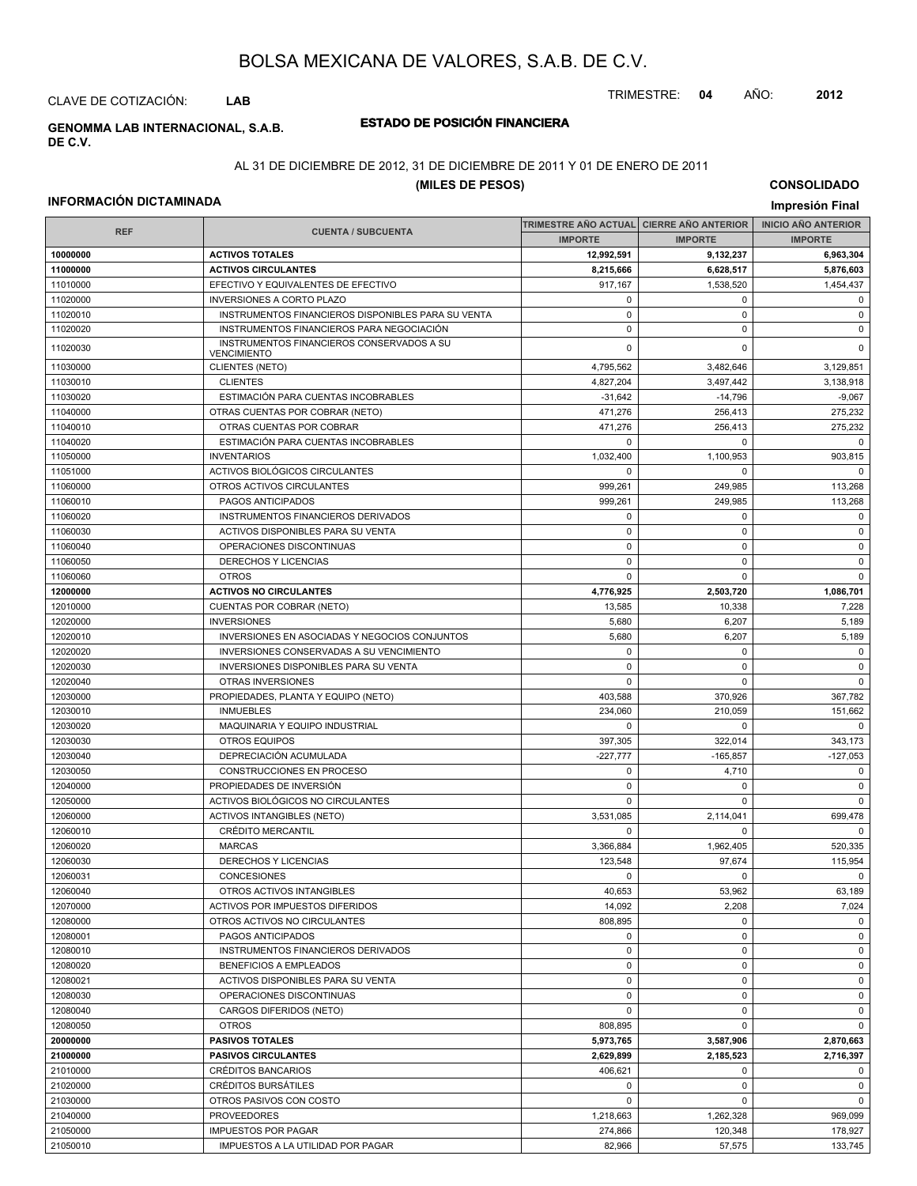# BOLSA MEXICANA DE VALORES, S.A.B. DE C.V.

CLAVE DE COTIZACIÓN: **LAB**

TRIMESTRE: **04** AÑO: **2012**

**GENOMMA LAB INTERNACIONAL, S.A.B. DE C.V.**

## ESTADO DE POSICIÓN FINANCIERA

AL 31 DE DICIEMBRE DE 2012, 31 DE DICIEMBRE DE 2011 Y 01 DE ENERO DE 2011

**(MILES DE PESOS)**

**CONSOLIDADO**

**INFORMACIÓN DICTAMINADA**

**Impresión Final**

| REF | CUENTA / SUBCUENTA | TRIMESTRE AÑO ACTUAL | CIERRE AÑO ANTERIOR | INICIO AÑO ANTERIOR |
|---|---|---|---|---|
| | | IMPORTE | IMPORTE | IMPORTE |
| **10000000** | **ACTIVOS TOTALES** | **12,992,591** | **9,132,237** | **6,963,304** |
| **11000000** | **ACTIVOS CIRCULANTES** | **8,215,666** | **6,628,517** | **5,876,603** |
| 11010000 | EFECTIVO Y EQUIVALENTES DE EFECTIVO | 917,167 | 1,538,520 | 1,454,437 |
| 11020000 | INVERSIONES A CORTO PLAZO | 0 | 0 | 0 |
| 11020010 | INSTRUMENTOS FINANCIEROS DISPONIBLES PARA SU VENTA | 0 | 0 | 0 |
| 11020020 | INSTRUMENTOS FINANCIEROS PARA NEGOCIACIÓN | 0 | 0 | 0 |
| 11020030 | INSTRUMENTOS FINANCIEROS CONSERVADOS A SU VENCIMIENTO | 0 | 0 | 0 |
| 11030000 | CLIENTES (NETO) | 4,795,562 | 3,482,646 | 3,129,851 |
| 11030010 | CLIENTES | 4,827,204 | 3,497,442 | 3,138,918 |
| 11030020 | ESTIMACIÓN PARA CUENTAS INCOBRABLES | -31,642 | -14,796 | -9,067 |
| 11040000 | OTRAS CUENTAS POR COBRAR (NETO) | 471,276 | 256,413 | 275,232 |
| 11040010 | OTRAS CUENTAS POR COBRAR | 471,276 | 256,413 | 275,232 |
| 11040020 | ESTIMACIÓN PARA CUENTAS INCOBRABLES | 0 | 0 | 0 |
| 11050000 | INVENTARIOS | 1,032,400 | 1,100,953 | 903,815 |
| 11051000 | ACTIVOS BIOLÓGICOS CIRCULANTES | 0 | 0 | 0 |
| 11060000 | OTROS ACTIVOS CIRCULANTES | 999,261 | 249,985 | 113,268 |
| 11060010 | PAGOS ANTICIPADOS | 999,261 | 249,985 | 113,268 |
| 11060020 | INSTRUMENTOS FINANCIEROS DERIVADOS | 0 | 0 | 0 |
| 11060030 | ACTIVOS DISPONIBLES PARA SU VENTA | 0 | 0 | 0 |
| 11060040 | OPERACIONES DISCONTINUAS | 0 | 0 | 0 |
| 11060050 | DERECHOS Y LICENCIAS | 0 | 0 | 0 |
| 11060060 | OTROS | 0 | 0 | 0 |
| **12000000** | **ACTIVOS NO CIRCULANTES** | **4,776,925** | **2,503,720** | **1,086,701** |
| 12010000 | CUENTAS POR COBRAR (NETO) | 13,585 | 10,338 | 7,228 |
| 12020000 | INVERSIONES | 5,680 | 6,207 | 5,189 |
| 12020010 | INVERSIONES EN ASOCIADAS Y NEGOCIOS CONJUNTOS | 5,680 | 6,207 | 5,189 |
| 12020020 | INVERSIONES CONSERVADAS A SU VENCIMIENTO | 0 | 0 | 0 |
| 12020030 | INVERSIONES DISPONIBLES PARA SU VENTA | 0 | 0 | 0 |
| 12020040 | OTRAS INVERSIONES | 0 | 0 | 0 |
| 12030000 | PROPIEDADES, PLANTA Y EQUIPO (NETO) | 403,588 | 370,926 | 367,782 |
| 12030010 | INMUEBLES | 234,060 | 210,059 | 151,662 |
| 12030020 | MAQUINARIA Y EQUIPO INDUSTRIAL | 0 | 0 | 0 |
| 12030030 | OTROS EQUIPOS | 397,305 | 322,014 | 343,173 |
| 12030040 | DEPRECIACIÓN ACUMULADA | -227,777 | -165,857 | -127,053 |
| 12030050 | CONSTRUCCIONES EN PROCESO | 0 | 4,710 | 0 |
| 12040000 | PROPIEDADES DE INVERSIÓN | 0 | 0 | 0 |
| 12050000 | ACTIVOS BIOLÓGICOS NO CIRCULANTES | 0 | 0 | 0 |
| 12060000 | ACTIVOS INTANGIBLES (NETO) | 3,531,085 | 2,114,041 | 699,478 |
| 12060010 | CRÉDITO MERCANTIL | 0 | 0 | 0 |
| 12060020 | MARCAS | 3,366,884 | 1,962,405 | 520,335 |
| 12060030 | DERECHOS Y LICENCIAS | 123,548 | 97,674 | 115,954 |
| 12060031 | CONCESIONES | 0 | 0 | 0 |
| 12060040 | OTROS ACTIVOS INTANGIBLES | 40,653 | 53,962 | 63,189 |
| 12070000 | ACTIVOS POR IMPUESTOS DIFERIDOS | 14,092 | 2,208 | 7,024 |
| 12080000 | OTROS ACTIVOS NO CIRCULANTES | 808,895 | 0 | 0 |
| 12080001 | PAGOS ANTICIPADOS | 0 | 0 | 0 |
| 12080010 | INSTRUMENTOS FINANCIEROS DERIVADOS | 0 | 0 | 0 |
| 12080020 | BENEFICIOS A EMPLEADOS | 0 | 0 | 0 |
| 12080021 | ACTIVOS DISPONIBLES PARA SU VENTA | 0 | 0 | 0 |
| 12080030 | OPERACIONES DISCONTINUAS | 0 | 0 | 0 |
| 12080040 | CARGOS DIFERIDOS (NETO) | 0 | 0 | 0 |
| 12080050 | OTROS | 808,895 | 0 | 0 |
| **20000000** | **PASIVOS TOTALES** | **5,973,765** | **3,587,906** | **2,870,663** |
| **21000000** | **PASIVOS CIRCULANTES** | **2,629,899** | **2,185,523** | **2,716,397** |
| 21010000 | CRÉDITOS BANCARIOS | 406,621 | 0 | 0 |
| 21020000 | CRÉDITOS BURSÁTILES | 0 | 0 | 0 |
| 21030000 | OTROS PASIVOS CON COSTO | 0 | 0 | 0 |
| 21040000 | PROVEEDORES | 1,218,663 | 1,262,328 | 969,099 |
| 21050000 | IMPUESTOS POR PAGAR | 274,866 | 120,348 | 178,927 |
| 21050010 | IMPUESTOS A LA UTILIDAD POR PAGAR | 82,966 | 57,575 | 133,745 |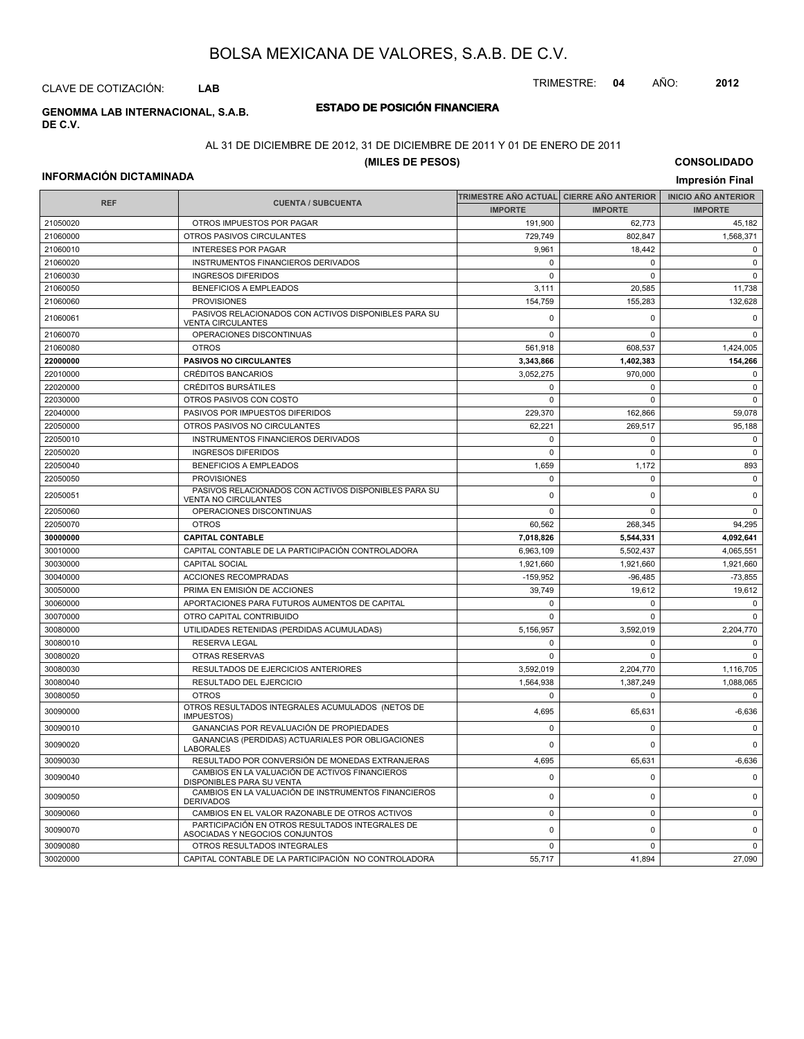# BOLSA MEXICANA DE VALORES, S.A.B. DE C.V.

CLAVE DE COTIZACIÓN: **LAB**

TRIMESTRE: **04** AÑO: **2012**

**GENOMMA LAB INTERNACIONAL, S.A.B. DE C.V.**

## ESTADO DE POSICIÓN FINANCIERA

AL 31 DE DICIEMBRE DE 2012, 31 DE DICIEMBRE DE 2011 Y 01 DE ENERO DE 2011

**(MILES DE PESOS)**

**CONSOLIDADO**

**INFORMACIÓN DICTAMINADA**

**Impresión Final**

| REF | CUENTA / SUBCUENTA | TRIMESTRE AÑO ACTUAL | CIERRE AÑO ANTERIOR | INICIO AÑO ANTERIOR |
|---|---|---|---|---|
| | | IMPORTE | IMPORTE | IMPORTE |
| 21050020 | OTROS IMPUESTOS POR PAGAR | 191,900 | 62,773 | 45,182 |
| 21060000 | OTROS PASIVOS CIRCULANTES | 729,749 | 802,847 | 1,568,371 |
| 21060010 | INTERESES POR PAGAR | 9,961 | 18,442 | 0 |
| 21060020 | INSTRUMENTOS FINANCIEROS DERIVADOS | 0 | 0 | 0 |
| 21060030 | INGRESOS DIFERIDOS | 0 | 0 | 0 |
| 21060050 | BENEFICIOS A EMPLEADOS | 3,111 | 20,585 | 11,738 |
| 21060060 | PROVISIONES | 154,759 | 155,283 | 132,628 |
| 21060061 | PASIVOS RELACIONADOS CON ACTIVOS DISPONIBLES PARA SU VENTA CIRCULANTES | 0 | 0 | 0 |
| 21060070 | OPERACIONES DISCONTINUAS | 0 | 0 | 0 |
| 21060080 | OTROS | 561,918 | 608,537 | 1,424,005 |
| **22000000** | **PASIVOS NO CIRCULANTES** | **3,343,866** | **1,402,383** | **154,266** |
| 22010000 | CRÉDITOS BANCARIOS | 3,052,275 | 970,000 | 0 |
| 22020000 | CRÉDITOS BURSÁTILES | 0 | 0 | 0 |
| 22030000 | OTROS PASIVOS CON COSTO | 0 | 0 | 0 |
| 22040000 | PASIVOS POR IMPUESTOS DIFERIDOS | 229,370 | 162,866 | 59,078 |
| 22050000 | OTROS PASIVOS NO CIRCULANTES | 62,221 | 269,517 | 95,188 |
| 22050010 | INSTRUMENTOS FINANCIEROS DERIVADOS | 0 | 0 | 0 |
| 22050020 | INGRESOS DIFERIDOS | 0 | 0 | 0 |
| 22050040 | BENEFICIOS A EMPLEADOS | 1,659 | 1,172 | 893 |
| 22050050 | PROVISIONES | 0 | 0 | 0 |
| 22050051 | PASIVOS RELACIONADOS CON ACTIVOS DISPONIBLES PARA SU VENTA NO CIRCULANTES | 0 | 0 | 0 |
| 22050060 | OPERACIONES DISCONTINUAS | 0 | 0 | 0 |
| 22050070 | OTROS | 60,562 | 268,345 | 94,295 |
| **30000000** | **CAPITAL CONTABLE** | **7,018,826** | **5,544,331** | **4,092,641** |
| 30010000 | CAPITAL CONTABLE DE LA PARTICIPACIÓN CONTROLADORA | 6,963,109 | 5,502,437 | 4,065,551 |
| 30030000 | CAPITAL SOCIAL | 1,921,660 | 1,921,660 | 1,921,660 |
| 30040000 | ACCIONES RECOMPRADAS | -159,952 | -96,485 | -73,855 |
| 30050000 | PRIMA EN EMISIÓN DE ACCIONES | 39,749 | 19,612 | 19,612 |
| 30060000 | APORTACIONES PARA FUTUROS AUMENTOS DE CAPITAL | 0 | 0 | 0 |
| 30070000 | OTRO CAPITAL CONTRIBUIDO | 0 | 0 | 0 |
| 30080000 | UTILIDADES RETENIDAS (PERDIDAS ACUMULADAS) | 5,156,957 | 3,592,019 | 2,204,770 |
| 30080010 | RESERVA LEGAL | 0 | 0 | 0 |
| 30080020 | OTRAS RESERVAS | 0 | 0 | 0 |
| 30080030 | RESULTADOS DE EJERCICIOS ANTERIORES | 3,592,019 | 2,204,770 | 1,116,705 |
| 30080040 | RESULTADO DEL EJERCICIO | 1,564,938 | 1,387,249 | 1,088,065 |
| 30080050 | OTROS | 0 | 0 | 0 |
| 30090000 | OTROS RESULTADOS INTEGRALES ACUMULADOS (NETOS DE IMPUESTOS) | 4,695 | 65,631 | -6,636 |
| 30090010 | GANANCIAS POR REVALUACIÓN DE PROPIEDADES | 0 | 0 | 0 |
| 30090020 | GANANCIAS (PERDIDAS) ACTUARIALES POR OBLIGACIONES LABORALES | 0 | 0 | 0 |
| 30090030 | RESULTADO POR CONVERSIÓN DE MONEDAS EXTRANJERAS | 4,695 | 65,631 | -6,636 |
| 30090040 | CAMBIOS EN LA VALUACIÓN DE ACTIVOS FINANCIEROS DISPONIBLES PARA SU VENTA | 0 | 0 | 0 |
| 30090050 | CAMBIOS EN LA VALUACIÓN DE INSTRUMENTOS FINANCIEROS DERIVADOS | 0 | 0 | 0 |
| 30090060 | CAMBIOS EN EL VALOR RAZONABLE DE OTROS ACTIVOS | 0 | 0 | 0 |
| 30090070 | PARTICIPACIÓN EN OTROS RESULTADOS INTEGRALES DE ASOCIADAS Y NEGOCIOS CONJUNTOS | 0 | 0 | 0 |
| 30090080 | OTROS RESULTADOS INTEGRALES | 0 | 0 | 0 |
| 30020000 | CAPITAL CONTABLE DE LA PARTICIPACIÓN NO CONTROLADORA | 55,717 | 41,894 | 27,090 |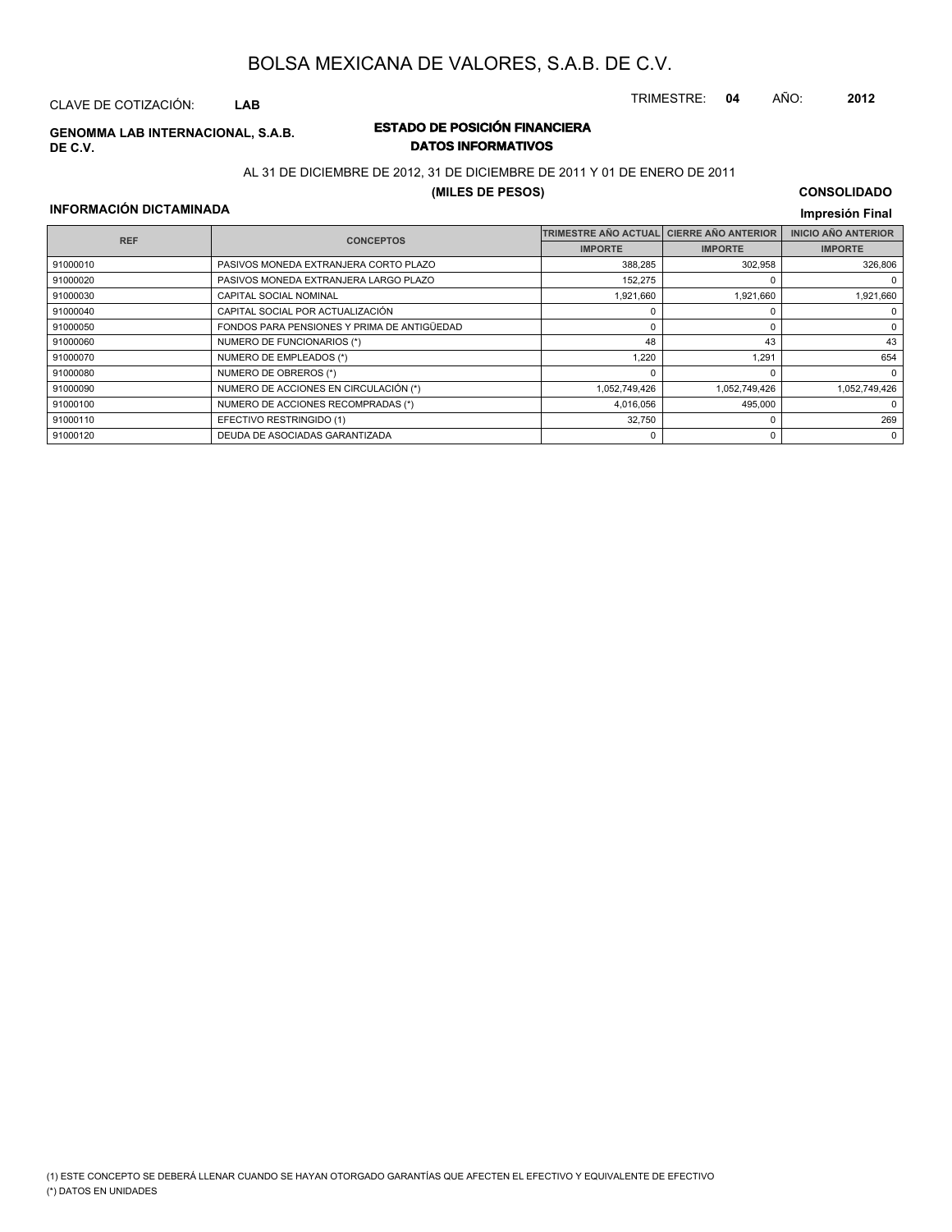# BOLSA MEXICANA DE VALORES, S.A.B. DE C.V.

CLAVE DE COTIZACIÓN: **LAB**

TRIMESTRE: **04** AÑO: **2012**

**GENOMMA LAB INTERNACIONAL, S.A.B. DE C.V.**

## ESTADO DE POSICIÓN FINANCIERA
### DATOS INFORMATIVOS

AL 31 DE DICIEMBRE DE 2012, 31 DE DICIEMBRE DE 2011 Y 01 DE ENERO DE 2011

**(MILES DE PESOS)**

**CONSOLIDADO**

**INFORMACIÓN DICTAMINADA**

**Impresión Final**

| REF | CONCEPTOS | TRIMESTRE AÑO ACTUAL | CIERRE AÑO ANTERIOR | INICIO AÑO ANTERIOR |
|---|---|---|---|---|
| | | IMPORTE | IMPORTE | IMPORTE |
| 91000010 | PASIVOS MONEDA EXTRANJERA CORTO PLAZO | 388,285 | 302,958 | 326,806 |
| 91000020 | PASIVOS MONEDA EXTRANJERA LARGO PLAZO | 152,275 | 0 | 0 |
| 91000030 | CAPITAL SOCIAL NOMINAL | 1,921,660 | 1,921,660 | 1,921,660 |
| 91000040 | CAPITAL SOCIAL POR ACTUALIZACIÓN | 0 | 0 | 0 |
| 91000050 | FONDOS PARA PENSIONES Y PRIMA DE ANTIGÜEDAD | 0 | 0 | 0 |
| 91000060 | NUMERO DE FUNCIONARIOS (*) | 48 | 43 | 43 |
| 91000070 | NUMERO DE EMPLEADOS (*) | 1,220 | 1,291 | 654 |
| 91000080 | NUMERO DE OBREROS (*) | 0 | 0 | 0 |
| 91000090 | NUMERO DE ACCIONES EN CIRCULACIÓN (*) | 1,052,749,426 | 1,052,749,426 | 1,052,749,426 |
| 91000100 | NUMERO DE ACCIONES RECOMPRADAS (*) | 4,016,056 | 495,000 | 0 |
| 91000110 | EFECTIVO RESTRINGIDO (1) | 32,750 | 0 | 269 |
| 91000120 | DEUDA DE ASOCIADAS GARANTIZADA | 0 | 0 | 0 |

(1) ESTE CONCEPTO SE DEBERÁ LLENAR CUANDO SE HAYAN OTORGADO GARANTÍAS QUE AFECTEN EL EFECTIVO Y EQUIVALENTE DE EFECTIVO

(*) DATOS EN UNIDADES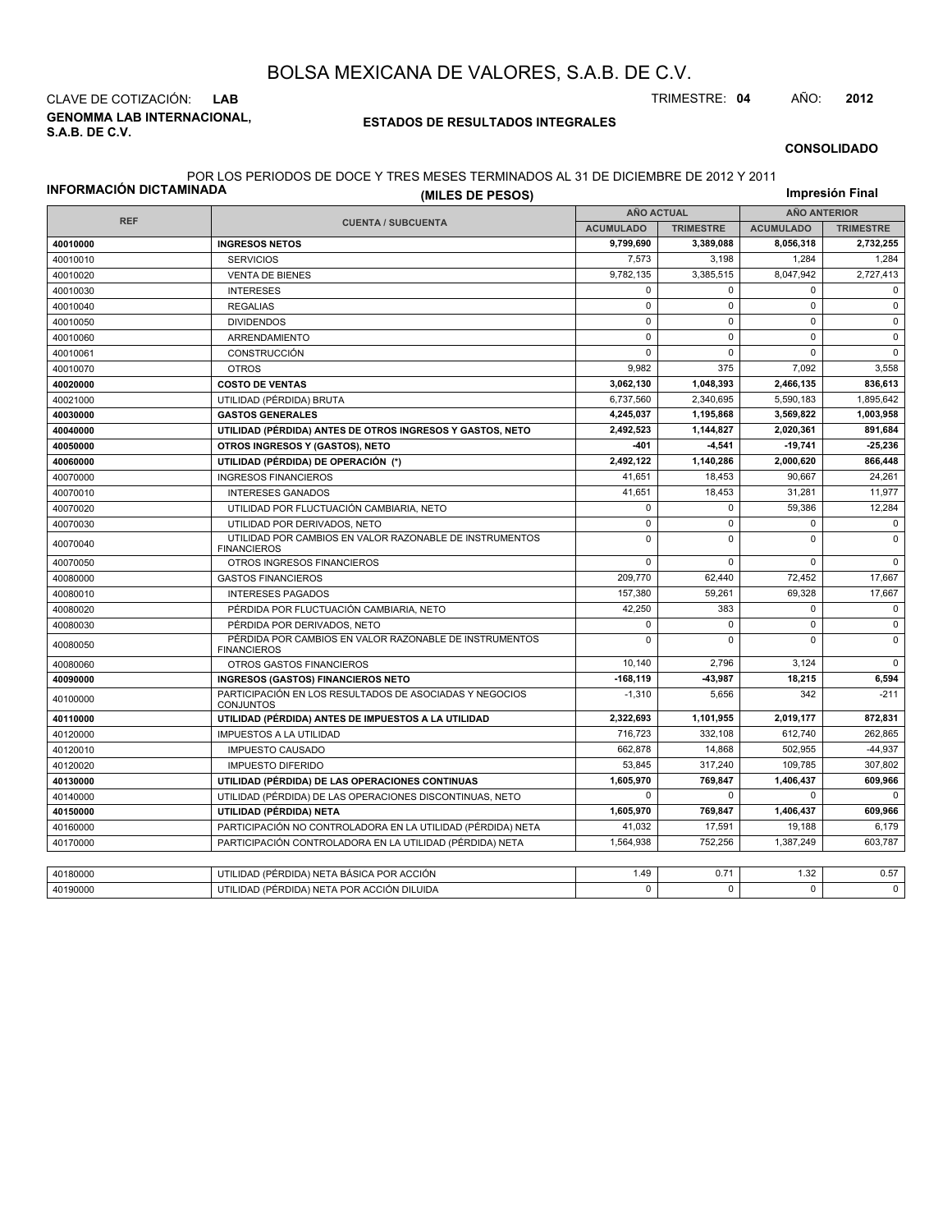# BOLSA MEXICANA DE VALORES, S.A.B. DE C.V.

CLAVE DE COTIZACIÓN: **LAB**

TRIMESTRE: **04** AÑO: **2012**

**GENOMMA LAB INTERNACIONAL, S.A.B. DE C.V.**

**ESTADOS DE RESULTADOS INTEGRALES**

**CONSOLIDADO**

POR LOS PERIODOS DE DOCE Y TRES MESES TERMINADOS AL 31 DE DICIEMBRE DE 2012 Y 2011

**INFORMACIÓN DICTAMINADA**

**(MILES DE PESOS)**

**Impresión Final**

| REF | CUENTA / SUBCUENTA | AÑO ACTUAL | | AÑO ANTERIOR | |
|---|---|---|---|---|---|
| | | ACUMULADO | TRIMESTRE | ACUMULADO | TRIMESTRE |
| **40010000** | **INGRESOS NETOS** | **9,799,690** | **3,389,088** | **8,056,318** | **2,732,255** |
| 40010010 | SERVICIOS | 7,573 | 3,198 | 1,284 | 1,284 |
| 40010020 | VENTA DE BIENES | 9,782,135 | 3,385,515 | 8,047,942 | 2,727,413 |
| 40010030 | INTERESES | 0 | 0 | 0 | 0 |
| 40010040 | REGALIAS | 0 | 0 | 0 | 0 |
| 40010050 | DIVIDENDOS | 0 | 0 | 0 | 0 |
| 40010060 | ARRENDAMIENTO | 0 | 0 | 0 | 0 |
| 40010061 | CONSTRUCCIÓN | 0 | 0 | 0 | 0 |
| 40010070 | OTROS | 9,982 | 375 | 7,092 | 3,558 |
| **40020000** | **COSTO DE VENTAS** | **3,062,130** | **1,048,393** | **2,466,135** | **836,613** |
| 40021000 | UTILIDAD (PÉRDIDA) BRUTA | 6,737,560 | 2,340,695 | 5,590,183 | 1,895,642 |
| **40030000** | **GASTOS GENERALES** | **4,245,037** | **1,195,868** | **3,569,822** | **1,003,958** |
| **40040000** | **UTILIDAD (PÉRDIDA) ANTES DE OTROS INGRESOS Y GASTOS, NETO** | **2,492,523** | **1,144,827** | **2,020,361** | **891,684** |
| **40050000** | **OTROS INGRESOS Y (GASTOS), NETO** | **-401** | **-4,541** | **-19,741** | **-25,236** |
| **40060000** | **UTILIDAD (PÉRDIDA) DE OPERACIÓN (*)** | **2,492,122** | **1,140,286** | **2,000,620** | **866,448** |
| 40070000 | INGRESOS FINANCIEROS | 41,651 | 18,453 | 90,667 | 24,261 |
| 40070010 | INTERESES GANADOS | 41,651 | 18,453 | 31,281 | 11,977 |
| 40070020 | UTILIDAD POR FLUCTUACIÓN CAMBIARIA, NETO | 0 | 0 | 59,386 | 12,284 |
| 40070030 | UTILIDAD POR DERIVADOS, NETO | 0 | 0 | 0 | 0 |
| 40070040 | UTILIDAD POR CAMBIOS EN VALOR RAZONABLE DE INSTRUMENTOS FINANCIEROS | 0 | 0 | 0 | 0 |
| 40070050 | OTROS INGRESOS FINANCIEROS | 0 | 0 | 0 | 0 |
| 40080000 | GASTOS FINANCIEROS | 209,770 | 62,440 | 72,452 | 17,667 |
| 40080010 | INTERESES PAGADOS | 157,380 | 59,261 | 69,328 | 17,667 |
| 40080020 | PÉRDIDA POR FLUCTUACIÓN CAMBIARIA, NETO | 42,250 | 383 | 0 | 0 |
| 40080030 | PÉRDIDA POR DERIVADOS, NETO | 0 | 0 | 0 | 0 |
| 40080050 | PÉRDIDA POR CAMBIOS EN VALOR RAZONABLE DE INSTRUMENTOS FINANCIEROS | 0 | 0 | 0 | 0 |
| 40080060 | OTROS GASTOS FINANCIEROS | 10,140 | 2,796 | 3,124 | 0 |
| **40090000** | **INGRESOS (GASTOS) FINANCIEROS NETO** | **-168,119** | **-43,987** | **18,215** | **6,594** |
| 40100000 | PARTICIPACIÓN EN LOS RESULTADOS DE ASOCIADAS Y NEGOCIOS CONJUNTOS | -1,310 | 5,656 | 342 | -211 |
| **40110000** | **UTILIDAD (PÉRDIDA) ANTES DE IMPUESTOS A LA UTILIDAD** | **2,322,693** | **1,101,955** | **2,019,177** | **872,831** |
| 40120000 | IMPUESTOS A LA UTILIDAD | 716,723 | 332,108 | 612,740 | 262,865 |
| 40120010 | IMPUESTO CAUSADO | 662,878 | 14,868 | 502,955 | -44,937 |
| 40120020 | IMPUESTO DIFERIDO | 53,845 | 317,240 | 109,785 | 307,802 |
| **40130000** | **UTILIDAD (PÉRDIDA) DE LAS OPERACIONES CONTINUAS** | **1,605,970** | **769,847** | **1,406,437** | **609,966** |
| 40140000 | UTILIDAD (PÉRDIDA) DE LAS OPERACIONES DISCONTINUAS, NETO | 0 | 0 | 0 | 0 |
| **40150000** | **UTILIDAD (PÉRDIDA) NETA** | **1,605,970** | **769,847** | **1,406,437** | **609,966** |
| 40160000 | PARTICIPACIÓN NO CONTROLADORA EN LA UTILIDAD (PÉRDIDA) NETA | 41,032 | 17,591 | 19,188 | 6,179 |
| 40170000 | PARTICIPACIÓN CONTROLADORA EN LA UTILIDAD (PÉRDIDA) NETA | 1,564,938 | 752,256 | 1,387,249 | 603,787 |
| | | | | | |
| 40180000 | UTILIDAD (PÉRDIDA) NETA BÁSICA POR ACCIÓN | 1.49 | 0.71 | 1.32 | 0.57 |
| 40190000 | UTILIDAD (PÉRDIDA) NETA POR ACCIÓN DILUIDA | 0 | 0 | 0 | 0 |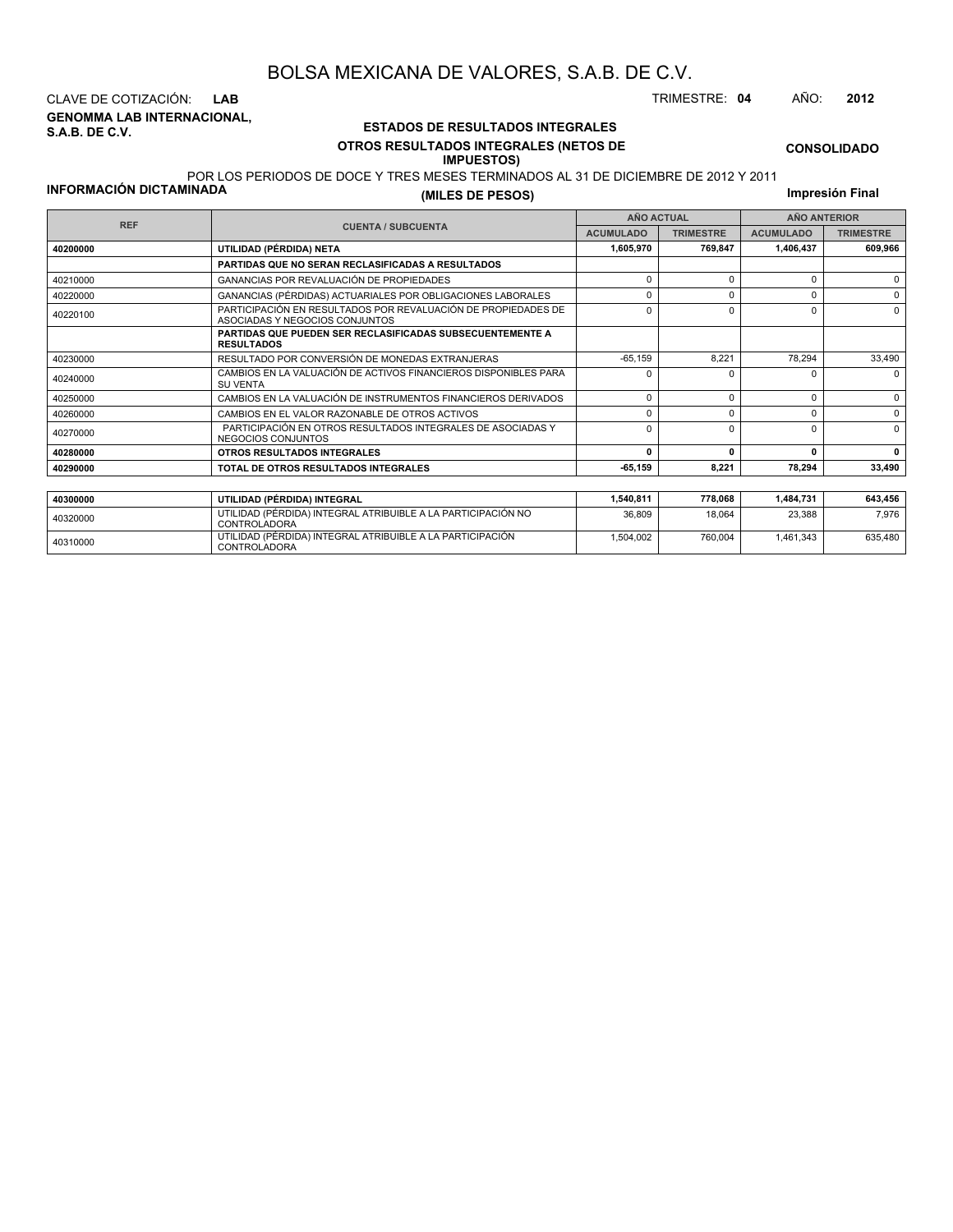# BOLSA MEXICANA DE VALORES, S.A.B. DE C.V.

CLAVE DE COTIZACIÓN: **LAB**

TRIMESTRE: **04** AÑO: **2012**

**GENOMMA LAB INTERNACIONAL, S.A.B. DE C.V.**

**ESTADOS DE RESULTADOS INTEGRALES**

**OTROS RESULTADOS INTEGRALES (NETOS DE IMPUESTOS)**

**CONSOLIDADO**

POR LOS PERIODOS DE DOCE Y TRES MESES TERMINADOS AL 31 DE DICIEMBRE DE 2012 Y 2011

**INFORMACIÓN DICTAMINADA**

**(MILES DE PESOS)**

**Impresión Final**

| REF | CUENTA / SUBCUENTA | AÑO ACTUAL | | AÑO ANTERIOR | |
|---|---|---|---|---|---|
| | | ACUMULADO | TRIMESTRE | ACUMULADO | TRIMESTRE |
| **40200000** | **UTILIDAD (PÉRDIDA) NETA** | **1,605,970** | **769,847** | **1,406,437** | **609,966** |
| | **PARTIDAS QUE NO SERAN RECLASIFICADAS A RESULTADOS** | | | | |
| 40210000 | GANANCIAS POR REVALUACIÓN DE PROPIEDADES | 0 | 0 | 0 | 0 |
| 40220000 | GANANCIAS (PÉRDIDAS) ACTUARIALES POR OBLIGACIONES LABORALES | 0 | 0 | 0 | 0 |
| 40220100 | PARTICIPACIÓN EN RESULTADOS POR REVALUACIÓN DE PROPIEDADES DE ASOCIADAS Y NEGOCIOS CONJUNTOS | 0 | 0 | 0 | 0 |
| | **PARTIDAS QUE PUEDEN SER RECLASIFICADAS SUBSECUENTEMENTE A RESULTADOS** | | | | |
| 40230000 | RESULTADO POR CONVERSIÓN DE MONEDAS EXTRANJERAS | -65,159 | 8,221 | 78,294 | 33,490 |
| 40240000 | CAMBIOS EN LA VALUACIÓN DE ACTIVOS FINANCIEROS DISPONIBLES PARA SU VENTA | 0 | 0 | 0 | 0 |
| 40250000 | CAMBIOS EN LA VALUACIÓN DE INSTRUMENTOS FINANCIEROS DERIVADOS | 0 | 0 | 0 | 0 |
| 40260000 | CAMBIOS EN EL VALOR RAZONABLE DE OTROS ACTIVOS | 0 | 0 | 0 | 0 |
| 40270000 | PARTICIPACIÓN EN OTROS RESULTADOS INTEGRALES DE ASOCIADAS Y NEGOCIOS CONJUNTOS | 0 | 0 | 0 | 0 |
| **40280000** | **OTROS RESULTADOS INTEGRALES** | **0** | **0** | **0** | **0** |
| **40290000** | **TOTAL DE OTROS RESULTADOS INTEGRALES** | **-65,159** | **8,221** | **78,294** | **33,490** |

| REF | CUENTA / SUBCUENTA | ACUMULADO | TRIMESTRE | ACUMULADO | TRIMESTRE |
|---|---|---|---|---|---|
| **40300000** | **UTILIDAD (PÉRDIDA) INTEGRAL** | **1,540,811** | **778,068** | **1,484,731** | **643,456** |
| 40320000 | UTILIDAD (PÉRDIDA) INTEGRAL ATRIBUIBLE A LA PARTICIPACIÓN NO CONTROLADORA | 36,809 | 18,064 | 23,388 | 7,976 |
| 40310000 | UTILIDAD (PÉRDIDA) INTEGRAL ATRIBUIBLE A LA PARTICIPACIÓN CONTROLADORA | 1,504,002 | 760,004 | 1,461,343 | 635,480 |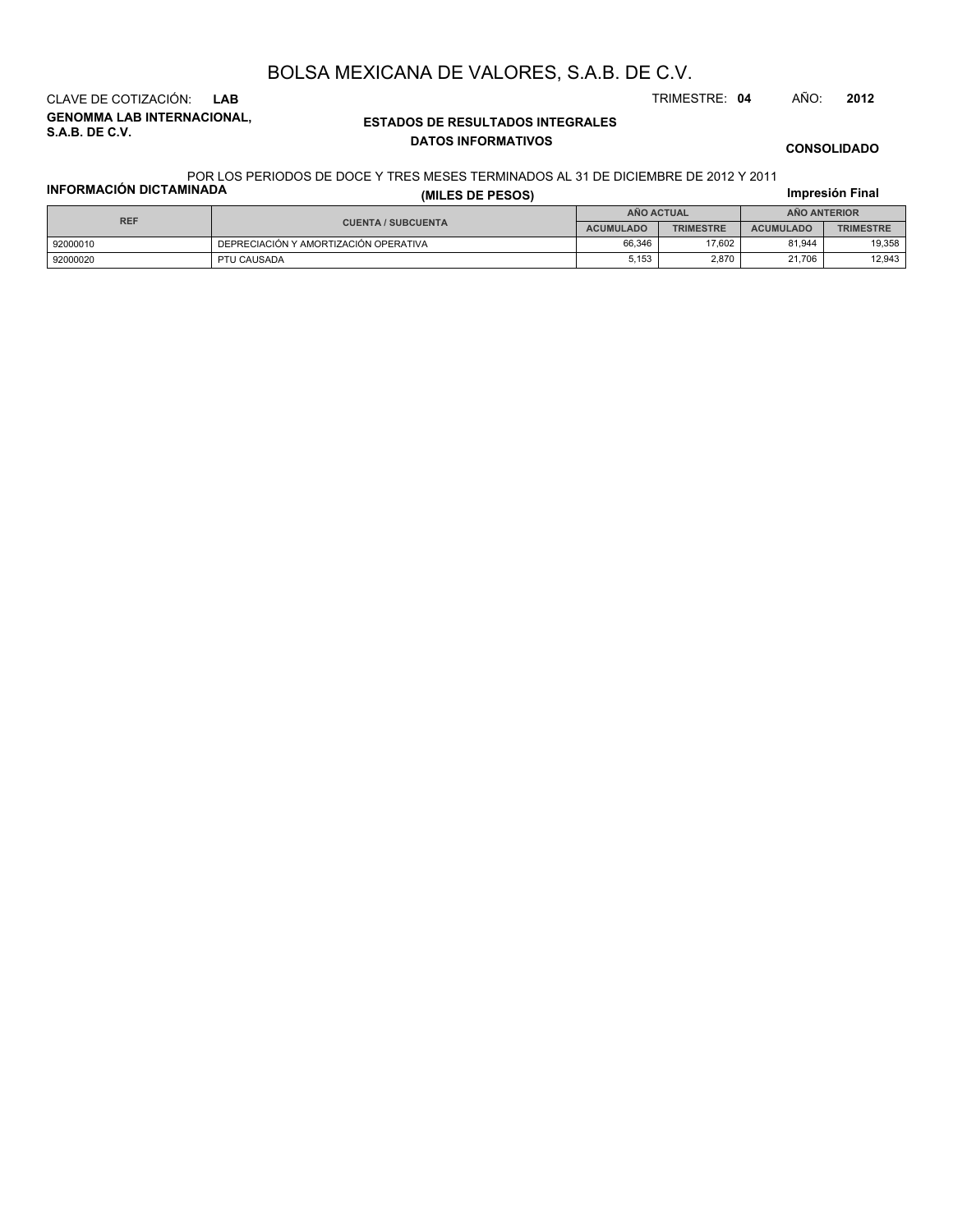# BOLSA MEXICANA DE VALORES, S.A.B. DE C.V.

CLAVE DE COTIZACIÓN: **LAB**

TRIMESTRE: **04** AÑO: **2012**

**GENOMMA LAB INTERNACIONAL, S.A.B. DE C.V.**

**ESTADOS DE RESULTADOS INTEGRALES**

**DATOS INFORMATIVOS**

**CONSOLIDADO**

**INFORMACIÓN DICTAMINADA**

POR LOS PERIODOS DE DOCE Y TRES MESES TERMINADOS AL 31 DE DICIEMBRE DE 2012 Y 2011

**(MILES DE PESOS)**

**Impresión Final**

| REF | CUENTA / SUBCUENTA | AÑO ACTUAL | | AÑO ANTERIOR | |
|---|---|---|---|---|---|
| | | ACUMULADO | TRIMESTRE | ACUMULADO | TRIMESTRE |
| 92000010 | DEPRECIACIÓN Y AMORTIZACIÓN OPERATIVA | 66,346 | 17,602 | 81,944 | 19,358 |
| 92000020 | PTU CAUSADA | 5,153 | 2,870 | 21,706 | 12,943 |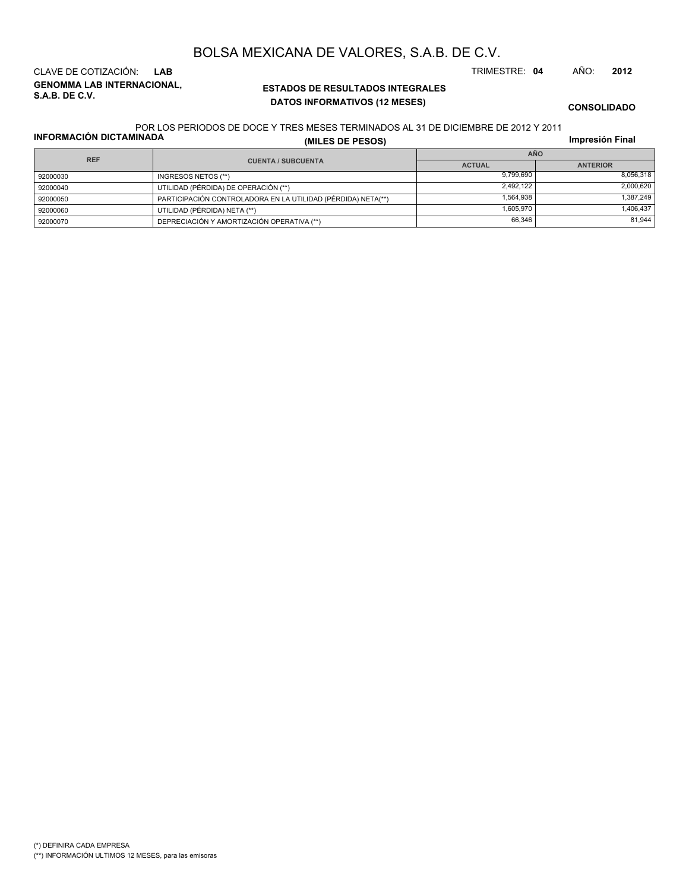# BOLSA MEXICANA DE VALORES, S.A.B. DE C.V.

CLAVE DE COTIZACIÓN: **LAB**

TRIMESTRE: **04** AÑO: **2012**

**GENOMMA LAB INTERNACIONAL, S.A.B. DE C.V.**

**ESTADOS DE RESULTADOS INTEGRALES**
**DATOS INFORMATIVOS (12 MESES)**

**CONSOLIDADO**

POR LOS PERIODOS DE DOCE Y TRES MESES TERMINADOS AL 31 DE DICIEMBRE DE 2012 Y 2011

**INFORMACIÓN DICTAMINADA**

**(MILES DE PESOS)**

**Impresión Final**

| REF | CUENTA / SUBCUENTA | AÑO | |
|---|---|---|---|
| | | ACTUAL | ANTERIOR |
| 92000030 | INGRESOS NETOS (**) | 9,799,690 | 8,056,318 |
| 92000040 | UTILIDAD (PÉRDIDA) DE OPERACIÓN (**) | 2,492,122 | 2,000,620 |
| 92000050 | PARTICIPACIÓN CONTROLADORA EN LA UTILIDAD (PÉRDIDA) NETA(**) | 1,564,938 | 1,387,249 |
| 92000060 | UTILIDAD (PÉRDIDA) NETA (**) | 1,605,970 | 1,406,437 |
| 92000070 | DEPRECIACIÓN Y AMORTIZACIÓN OPERATIVA (**) | 66,346 | 81,944 |

(*) DEFINIRA CADA EMPRESA

(**) INFORMACIÓN ULTIMOS 12 MESES, para las emisoras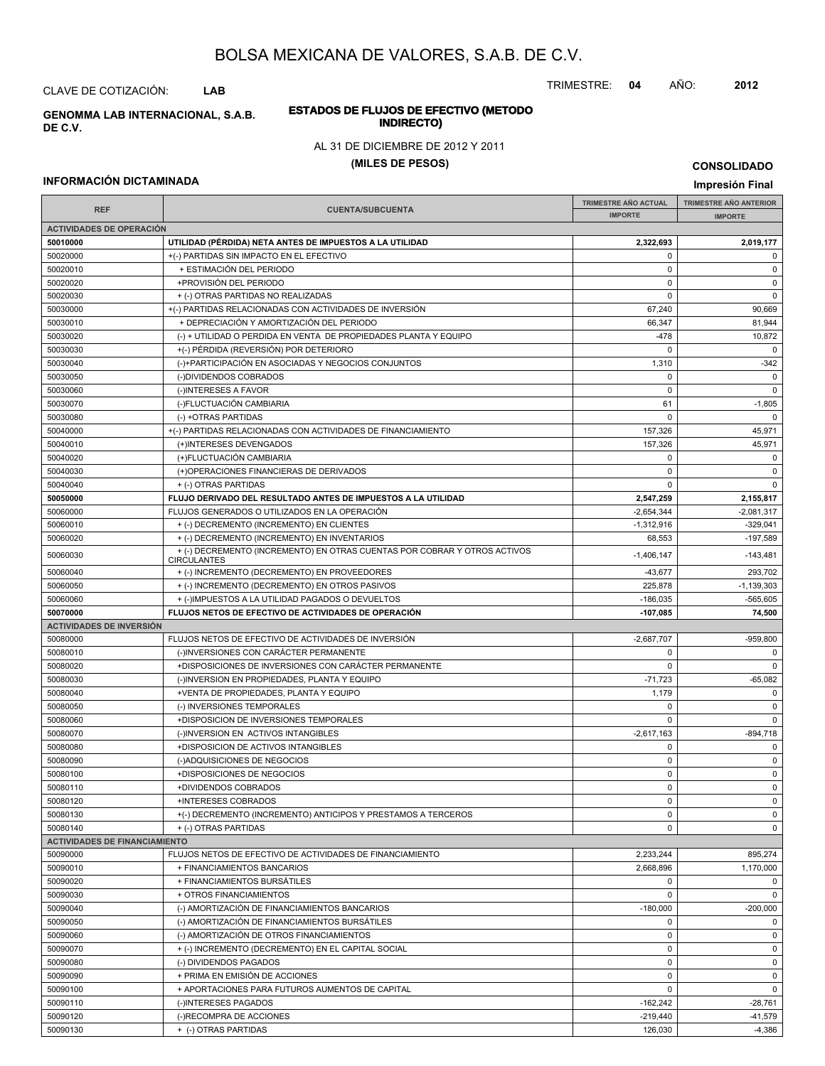# BOLSA MEXICANA DE VALORES, S.A.B. DE C.V.

CLAVE DE COTIZACIÓN: **LAB**

TRIMESTRE: **04** AÑO: **2012**

**GENOMMA LAB INTERNACIONAL, S.A.B. DE C.V.**

## ESTADOS DE FLUJOS DE EFECTIVO (METODO INDIRECTO)

AL 31 DE DICIEMBRE DE 2012 Y 2011

**(MILES DE PESOS)**

**CONSOLIDADO**

**INFORMACIÓN DICTAMINADA**

**Impresión Final**

| REF | CUENTA/SUBCUENTA | TRIMESTRE AÑO ACTUAL IMPORTE | TRIMESTRE AÑO ANTERIOR IMPORTE |
|---|---|---|---|
| **ACTIVIDADES DE OPERACIÓN** | | | |
| **50010000** | **UTILIDAD (PÉRDIDA) NETA ANTES DE IMPUESTOS A LA UTILIDAD** | **2,322,693** | **2,019,177** |
| 50020000 | +(-) PARTIDAS SIN IMPACTO EN EL EFECTIVO | 0 | 0 |
| 50020010 | + ESTIMACIÓN DEL PERIODO | 0 | 0 |
| 50020020 | +PROVISIÓN DEL PERIODO | 0 | 0 |
| 50020030 | + (-) OTRAS PARTIDAS NO REALIZADAS | 0 | 0 |
| 50030000 | +(-) PARTIDAS RELACIONADAS CON ACTIVIDADES DE INVERSIÓN | 67,240 | 90,669 |
| 50030010 | + DEPRECIACIÓN Y AMORTIZACIÓN DEL PERIODO | 66,347 | 81,944 |
| 50030020 | (-) + UTILIDAD O PERDIDA EN VENTA DE PROPIEDADES PLANTA Y EQUIPO | -478 | 10,872 |
| 50030030 | +(-) PÉRDIDA (REVERSIÓN) POR DETERIORO | 0 | 0 |
| 50030040 | (-)+PARTICIPACIÓN EN ASOCIADAS Y NEGOCIOS CONJUNTOS | 1,310 | -342 |
| 50030050 | (-)DIVIDENDOS COBRADOS | 0 | 0 |
| 50030060 | (-)INTERESES A FAVOR | 0 | 0 |
| 50030070 | (-)FLUCTUACIÓN CAMBIARIA | 61 | -1,805 |
| 50030080 | (-) +OTRAS PARTIDAS | 0 | 0 |
| 50040000 | +(-) PARTIDAS RELACIONADAS CON ACTIVIDADES DE FINANCIAMIENTO | 157,326 | 45,971 |
| 50040010 | (+)INTERESES DEVENGADOS | 157,326 | 45,971 |
| 50040020 | (+)FLUCTUACIÓN CAMBIARIA | 0 | 0 |
| 50040030 | (+)OPERACIONES FINANCIERAS DE DERIVADOS | 0 | 0 |
| 50040040 | + (-) OTRAS PARTIDAS | 0 | 0 |
| **50050000** | **FLUJO DERIVADO DEL RESULTADO ANTES DE IMPUESTOS A LA UTILIDAD** | **2,547,259** | **2,155,817** |
| 50060000 | FLUJOS GENERADOS O UTILIZADOS EN LA OPERACIÓN | -2,654,344 | -2,081,317 |
| 50060010 | + (-) DECREMENTO (INCREMENTO) EN CLIENTES | -1,312,916 | -329,041 |
| 50060020 | + (-) DECREMENTO (INCREMENTO) EN INVENTARIOS | 68,553 | -197,589 |
| 50060030 | + (-) DECREMENTO (INCREMENTO) EN OTRAS CUENTAS POR COBRAR Y OTROS ACTIVOS CIRCULANTES | -1,406,147 | -143,481 |
| 50060040 | + (-) INCREMENTO (DECREMENTO) EN PROVEEDORES | -43,677 | 293,702 |
| 50060050 | + (-) INCREMENTO (DECREMENTO) EN OTROS PASIVOS | 225,878 | -1,139,303 |
| 50060060 | + (-)IMPUESTOS A LA UTILIDAD PAGADOS O DEVUELTOS | -186,035 | -565,605 |
| **50070000** | **FLUJOS NETOS DE EFECTIVO DE ACTIVIDADES DE OPERACIÓN** | **-107,085** | **74,500** |
| **ACTIVIDADES DE INVERSIÓN** | | | |
| 50080000 | FLUJOS NETOS DE EFECTIVO DE ACTIVIDADES DE INVERSIÓN | -2,687,707 | -959,800 |
| 50080010 | (-)INVERSIONES CON CARÁCTER PERMANENTE | 0 | 0 |
| 50080020 | +DISPOSICIONES DE INVERSIONES CON CARÁCTER PERMANENTE | 0 | 0 |
| 50080030 | (-)INVERSION EN PROPIEDADES, PLANTA Y EQUIPO | -71,723 | -65,082 |
| 50080040 | +VENTA DE PROPIEDADES, PLANTA Y EQUIPO | 1,179 | 0 |
| 50080050 | (-) INVERSIONES TEMPORALES | 0 | 0 |
| 50080060 | +DISPOSICION DE INVERSIONES TEMPORALES | 0 | 0 |
| 50080070 | (-)INVERSION EN ACTIVOS INTANGIBLES | -2,617,163 | -894,718 |
| 50080080 | +DISPOSICION DE ACTIVOS INTANGIBLES | 0 | 0 |
| 50080090 | (-)ADQUISICIONES DE NEGOCIOS | 0 | 0 |
| 50080100 | +DISPOSICIONES DE NEGOCIOS | 0 | 0 |
| 50080110 | +DIVIDENDOS COBRADOS | 0 | 0 |
| 50080120 | +INTERESES COBRADOS | 0 | 0 |
| 50080130 | +(-) DECREMENTO (INCREMENTO) ANTICIPOS Y PRESTAMOS A TERCEROS | 0 | 0 |
| 50080140 | + (-) OTRAS PARTIDAS | 0 | 0 |
| **ACTIVIDADES DE FINANCIAMIENTO** | | | |
| 50090000 | FLUJOS NETOS DE EFECTIVO DE ACTIVIDADES DE FINANCIAMIENTO | 2,233,244 | 895,274 |
| 50090010 | + FINANCIAMIENTOS BANCARIOS | 2,668,896 | 1,170,000 |
| 50090020 | + FINANCIAMIENTOS BURSÁTILES | 0 | 0 |
| 50090030 | + OTROS FINANCIAMIENTOS | 0 | 0 |
| 50090040 | (-) AMORTIZACIÓN DE FINANCIAMIENTOS BANCARIOS | -180,000 | -200,000 |
| 50090050 | (-) AMORTIZACIÓN DE FINANCIAMIENTOS BURSÁTILES | 0 | 0 |
| 50090060 | (-) AMORTIZACIÓN DE OTROS FINANCIAMIENTOS | 0 | 0 |
| 50090070 | + (-) INCREMENTO (DECREMENTO) EN EL CAPITAL SOCIAL | 0 | 0 |
| 50090080 | (-) DIVIDENDOS PAGADOS | 0 | 0 |
| 50090090 | + PRIMA EN EMISIÓN DE ACCIONES | 0 | 0 |
| 50090100 | + APORTACIONES PARA FUTUROS AUMENTOS DE CAPITAL | 0 | 0 |
| 50090110 | (-)INTERESES PAGADOS | -162,242 | -28,761 |
| 50090120 | (-)RECOMPRA DE ACCIONES | -219,440 | -41,579 |
| 50090130 | + (-) OTRAS PARTIDAS | 126,030 | -4,386 |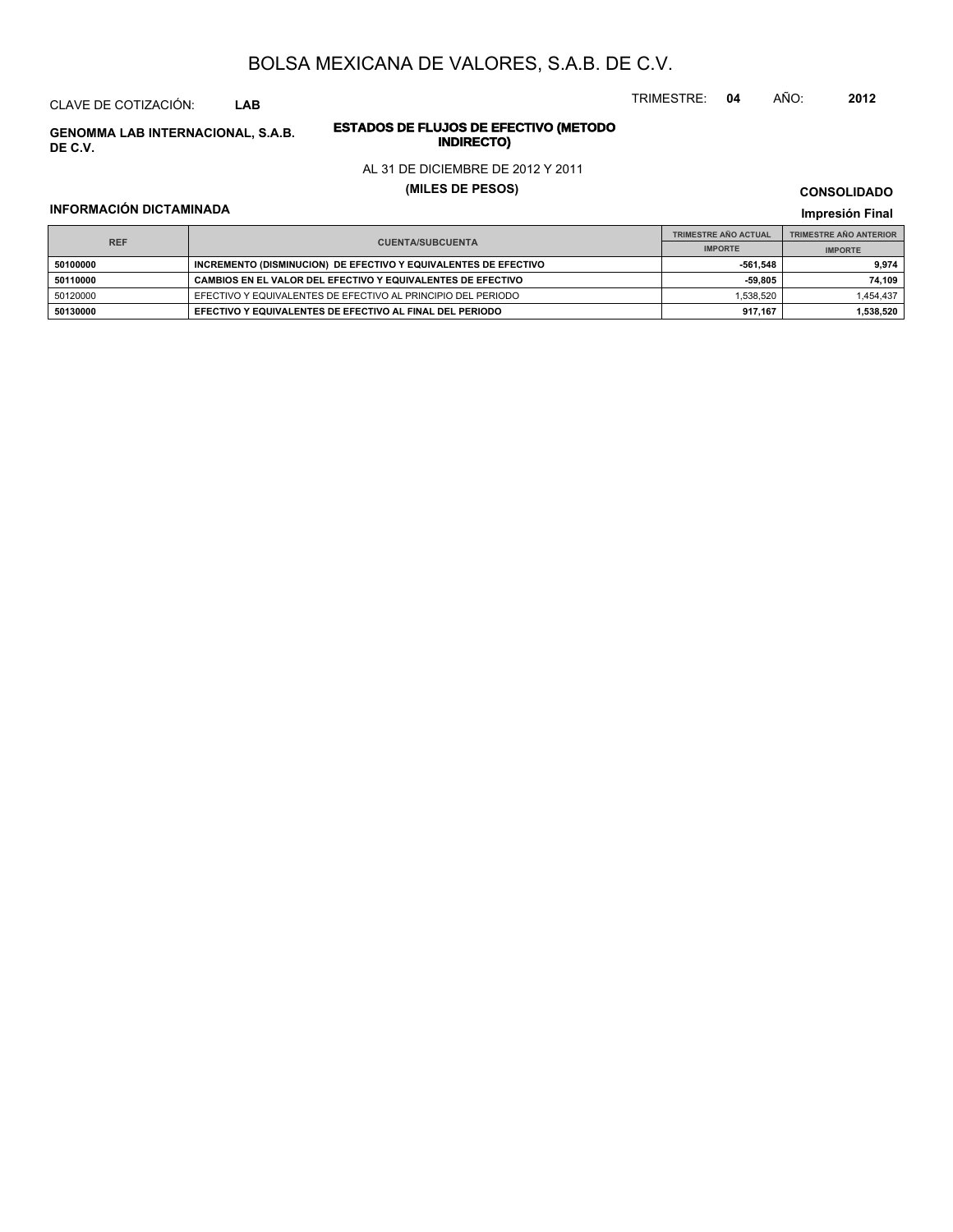# BOLSA MEXICANA DE VALORES, S.A.B. DE C.V.

CLAVE DE COTIZACIÓN: **LAB**

TRIMESTRE: **04** AÑO: **2012**

**GENOMMA LAB INTERNACIONAL, S.A.B. DE C.V.**

**ESTADOS DE FLUJOS DE EFECTIVO (METODO INDIRECTO)**

AL 31 DE DICIEMBRE DE 2012 Y 2011

**(MILES DE PESOS)**

**CONSOLIDADO**

**INFORMACIÓN DICTAMINADA**

**Impresión Final**

| REF | CUENTA/SUBCUENTA | TRIMESTRE AÑO ACTUAL | TRIMESTRE AÑO ANTERIOR |
|---|---|---|---|
| | | IMPORTE | IMPORTE |
| **50100000** | **INCREMENTO (DISMINUCION) DE EFECTIVO Y EQUIVALENTES DE EFECTIVO** | **-561,548** | **9,974** |
| **50110000** | **CAMBIOS EN EL VALOR DEL EFECTIVO Y EQUIVALENTES DE EFECTIVO** | **-59,805** | **74,109** |
| 50120000 | EFECTIVO Y EQUIVALENTES DE EFECTIVO AL PRINCIPIO DEL PERIODO | 1,538,520 | 1,454,437 |
| **50130000** | **EFECTIVO Y EQUIVALENTES DE EFECTIVO AL FINAL DEL PERIODO** | **917,167** | **1,538,520** |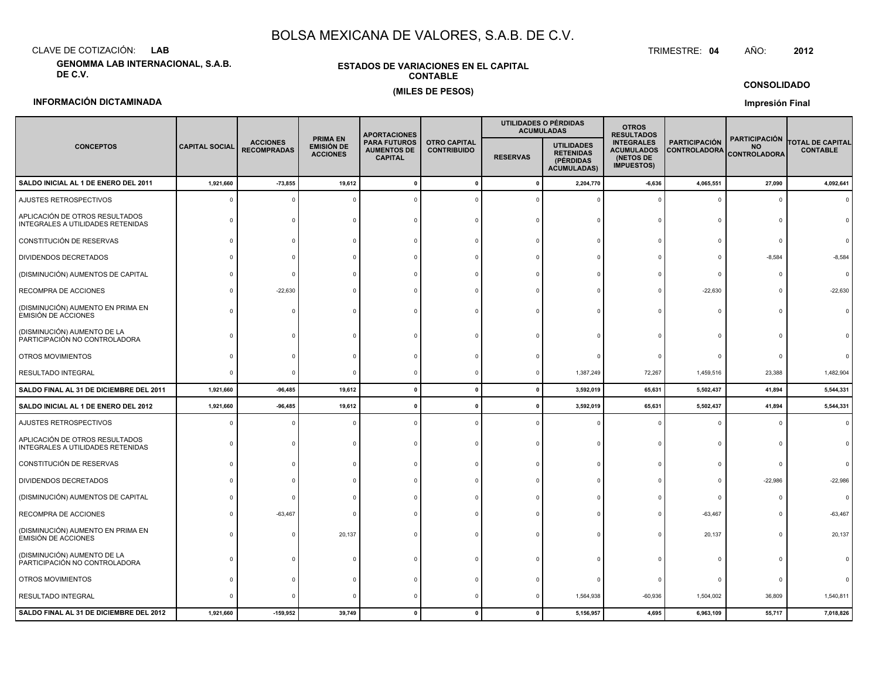# BOLSA MEXICANA DE VALORES, S.A.B. DE C.V.

CLAVE DE COTIZACIÓN: **LAB**

TRIMESTRE: **04** AÑO: **2012**

**GENOMMA LAB INTERNACIONAL, S.A.B. DE C.V.**

**ESTADOS DE VARIACIONES EN EL CAPITAL CONTABLE**

**(MILES DE PESOS)**

**CONSOLIDADO**

**INFORMACIÓN DICTAMINADA**

**Impresión Final**

| CONCEPTOS | CAPITAL SOCIAL | ACCIONES RECOMPRADAS | PRIMA EN EMISIÓN DE ACCIONES | APORTACIONES PARA FUTUROS AUMENTOS DE CAPITAL | OTRO CAPITAL CONTRIBUIDO | UTILIDADES O PÉRDIDAS ACUMULADAS | | OTROS RESULTADOS INTEGRALES ACUMULADOS (NETOS DE IMPUESTOS) | PARTICIPACIÓN CONTROLADORA | PARTICIPACIÓN NO CONTROLADORA | TOTAL DE CAPITAL CONTABLE |
|---|---|---|---|---|---|---|---|---|---|---|---|
| | | | | | | RESERVAS | UTILIDADES RETENIDAS (PÉRDIDAS ACUMULADAS) | | | | |
| **SALDO INICIAL AL 1 DE ENERO DEL 2011** | **1,921,660** | **-73,855** | **19,612** | **0** | **0** | **0** | **2,204,770** | **-6,636** | **4,065,551** | **27,090** | **4,092,641** |
| AJUSTES RETROSPECTIVOS | 0 | 0 | 0 | 0 | 0 | 0 | 0 | 0 | 0 | 0 | 0 |
| APLICACIÓN DE OTROS RESULTADOS INTEGRALES A UTILIDADES RETENIDAS | 0 | 0 | 0 | 0 | 0 | 0 | 0 | 0 | 0 | 0 | 0 |
| CONSTITUCIÓN DE RESERVAS | 0 | 0 | 0 | 0 | 0 | 0 | 0 | 0 | 0 | 0 | 0 |
| DIVIDENDOS DECRETADOS | 0 | 0 | 0 | 0 | 0 | 0 | 0 | 0 | 0 | -8,584 | -8,584 |
| (DISMINUCIÓN) AUMENTOS DE CAPITAL | 0 | 0 | 0 | 0 | 0 | 0 | 0 | 0 | 0 | 0 | 0 |
| RECOMPRA DE ACCIONES | 0 | -22,630 | 0 | 0 | 0 | 0 | 0 | 0 | -22,630 | 0 | -22,630 |
| (DISMINUCIÓN) AUMENTO EN PRIMA EN EMISIÓN DE ACCIONES | 0 | 0 | 0 | 0 | 0 | 0 | 0 | 0 | 0 | 0 | 0 |
| (DISMINUCIÓN) AUMENTO DE LA PARTICIPACIÓN NO CONTROLADORA | 0 | 0 | 0 | 0 | 0 | 0 | 0 | 0 | 0 | 0 | 0 |
| OTROS MOVIMIENTOS | 0 | 0 | 0 | 0 | 0 | 0 | 0 | 0 | 0 | 0 | 0 |
| RESULTADO INTEGRAL | 0 | 0 | 0 | 0 | 0 | 0 | 1,387,249 | 72,267 | 1,459,516 | 23,388 | 1,482,904 |
| **SALDO FINAL AL 31 DE DICIEMBRE DEL 2011** | **1,921,660** | **-96,485** | **19,612** | **0** | **0** | **0** | **3,592,019** | **65,631** | **5,502,437** | **41,894** | **5,544,331** |
| **SALDO INICIAL AL 1 DE ENERO DEL 2012** | **1,921,660** | **-96,485** | **19,612** | **0** | **0** | **0** | **3,592,019** | **65,631** | **5,502,437** | **41,894** | **5,544,331** |
| AJUSTES RETROSPECTIVOS | 0 | 0 | 0 | 0 | 0 | 0 | 0 | 0 | 0 | 0 | 0 |
| APLICACIÓN DE OTROS RESULTADOS INTEGRALES A UTILIDADES RETENIDAS | 0 | 0 | 0 | 0 | 0 | 0 | 0 | 0 | 0 | 0 | 0 |
| CONSTITUCIÓN DE RESERVAS | 0 | 0 | 0 | 0 | 0 | 0 | 0 | 0 | 0 | 0 | 0 |
| DIVIDENDOS DECRETADOS | 0 | 0 | 0 | 0 | 0 | 0 | 0 | 0 | 0 | -22,986 | -22,986 |
| (DISMINUCIÓN) AUMENTOS DE CAPITAL | 0 | 0 | 0 | 0 | 0 | 0 | 0 | 0 | 0 | 0 | 0 |
| RECOMPRA DE ACCIONES | 0 | -63,467 | 0 | 0 | 0 | 0 | 0 | 0 | -63,467 | 0 | -63,467 |
| (DISMINUCIÓN) AUMENTO EN PRIMA EN EMISIÓN DE ACCIONES | 0 | 0 | 20,137 | 0 | 0 | 0 | 0 | 0 | 20,137 | 0 | 20,137 |
| (DISMINUCIÓN) AUMENTO DE LA PARTICIPACIÓN NO CONTROLADORA | 0 | 0 | 0 | 0 | 0 | 0 | 0 | 0 | 0 | 0 | 0 |
| OTROS MOVIMIENTOS | 0 | 0 | 0 | 0 | 0 | 0 | 0 | 0 | 0 | 0 | 0 |
| RESULTADO INTEGRAL | 0 | 0 | 0 | 0 | 0 | 0 | 1,564,938 | -60,936 | 1,504,002 | 36,809 | 1,540,811 |
| **SALDO FINAL AL 31 DE DICIEMBRE DEL 2012** | **1,921,660** | **-159,952** | **39,749** | **0** | **0** | **0** | **5,156,957** | **4,695** | **6,963,109** | **55,717** | **7,018,826** |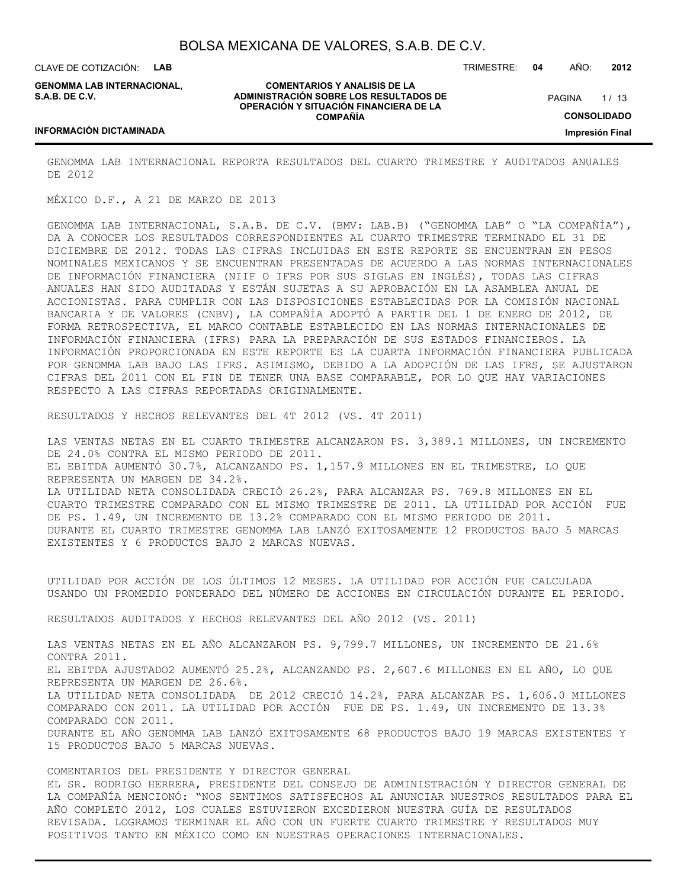GENOMMA LAB INTERNACIONAL REPORTA RESULTADOS DEL CUARTO TRIMESTRE Y AUDITADOS ANUALES DE 2012

MÉXICO D.F., A 21 DE MARZO DE 2013

GENOMMA LAB INTERNACIONAL, S.A.B. DE C.V. (BMV: LAB.B) ("GENOMMA LAB" O "LA COMPAÑÍA"), DA A CONOCER LOS RESULTADOS CORRESPONDIENTES AL CUARTO TRIMESTRE TERMINADO EL 31 DE DICIEMBRE DE 2012. TODAS LAS CIFRAS INCLUIDAS EN ESTE REPORTE SE ENCUENTRAN EN PESOS NOMINALES MEXICANOS Y SE ENCUENTRAN PRESENTADAS DE ACUERDO A LAS NORMAS INTERNACIONALES DE INFORMACIÓN FINANCIERA (NIIF O IFRS POR SUS SIGLAS EN INGLÉS), TODAS LAS CIFRAS ANUALES HAN SIDO AUDITADAS Y ESTÁN SUJETAS A SU APROBACIÓN EN LA ASAMBLEA ANUAL DE ACCIONISTAS. PARA CUMPLIR CON LAS DISPOSICIONES ESTABLECIDAS POR LA COMISIÓN NACIONAL BANCARIA Y DE VALORES (CNBV), LA COMPAÑÍA ADOPTÓ A PARTIR DEL 1 DE ENERO DE 2012, DE FORMA RETROSPECTIVA, EL MARCO CONTABLE ESTABLECIDO EN LAS NORMAS INTERNACIONALES DE INFORMACIÓN FINANCIERA (IFRS) PARA LA PREPARACIÓN DE SUS ESTADOS FINANCIEROS. LA INFORMACIÓN PROPORCIONADA EN ESTE REPORTE ES LA CUARTA INFORMACIÓN FINANCIERA PUBLICADA POR GENOMMA LAB BAJO LAS IFRS. ASIMISMO, DEBIDO A LA ADOPCIÓN DE LAS IFRS, SE AJUSTARON CIFRAS DEL 2011 CON EL FIN DE TENER UNA BASE COMPARABLE, POR LO QUE HAY VARIACIONES RESPECTO A LAS CIFRAS REPORTADAS ORIGINALMENTE.

RESULTADOS Y HECHOS RELEVANTES DEL 4T 2012 (VS. 4T 2011)

LAS VENTAS NETAS EN EL CUARTO TRIMESTRE ALCANZARON PS. 3,389.1 MILLONES, UN INCREMENTO DE 24.0% CONTRA EL MISMO PERIODO DE 2011.
EL EBITDA AUMENTÓ 30.7%, ALCANZANDO PS. 1,157.9 MILLONES EN EL TRIMESTRE, LO QUE REPRESENTA UN MARGEN DE 34.2%.
LA UTILIDAD NETA CONSOLIDADA CRECIÓ 26.2%, PARA ALCANZAR PS. 769.8 MILLONES EN EL CUARTO TRIMESTRE COMPARADO CON EL MISMO TRIMESTRE DE 2011. LA UTILIDAD POR ACCIÓN FUE DE PS. 1.49, UN INCREMENTO DE 13.2% COMPARADO CON EL MISMO PERIODO DE 2011.
DURANTE EL CUARTO TRIMESTRE GENOMMA LAB LANZÓ EXITOSAMENTE 12 PRODUCTOS BAJO 5 MARCAS EXISTENTES Y 6 PRODUCTOS BAJO 2 MARCAS NUEVAS.

UTILIDAD POR ACCIÓN DE LOS ÚLTIMOS 12 MESES. LA UTILIDAD POR ACCIÓN FUE CALCULADA USANDO UN PROMEDIO PONDERADO DEL NÚMERO DE ACCIONES EN CIRCULACIÓN DURANTE EL PERIODO.

RESULTADOS AUDITADOS Y HECHOS RELEVANTES DEL AÑO 2012 (VS. 2011)

LAS VENTAS NETAS EN EL AÑO ALCANZARON PS. 9,799.7 MILLONES, UN INCREMENTO DE 21.6% CONTRA 2011.
EL EBITDA AJUSTADO2 AUMENTÓ 25.2%, ALCANZANDO PS. 2,607.6 MILLONES EN EL AÑO, LO QUE REPRESENTA UN MARGEN DE 26.6%.
LA UTILIDAD NETA CONSOLIDADA DE 2012 CRECIÓ 14.2%, PARA ALCANZAR PS. 1,606.0 MILLONES COMPARADO CON 2011. LA UTILIDAD POR ACCIÓN FUE DE PS. 1.49, UN INCREMENTO DE 13.3% COMPARADO CON 2011.
DURANTE EL AÑO GENOMMA LAB LANZÓ EXITOSAMENTE 68 PRODUCTOS BAJO 19 MARCAS EXISTENTES Y 15 PRODUCTOS BAJO 5 MARCAS NUEVAS.

COMENTARIOS DEL PRESIDENTE Y DIRECTOR GENERAL
EL SR. RODRIGO HERRERA, PRESIDENTE DEL CONSEJO DE ADMINISTRACIÓN Y DIRECTOR GENERAL DE LA COMPAÑÍA MENCIONÓ: "NOS SENTIMOS SATISFECHOS AL ANUNCIAR NUESTROS RESULTADOS PARA EL AÑO COMPLETO 2012, LOS CUALES ESTUVIERON EXCEDIERON NUESTRA GUÍA DE RESULTADOS REVISADA. LOGRAMOS TERMINAR EL AÑO CON UN FUERTE CUARTO TRIMESTRE Y RESULTADOS MUY POSITIVOS TANTO EN MÉXICO COMO EN NUESTRAS OPERACIONES INTERNACIONALES.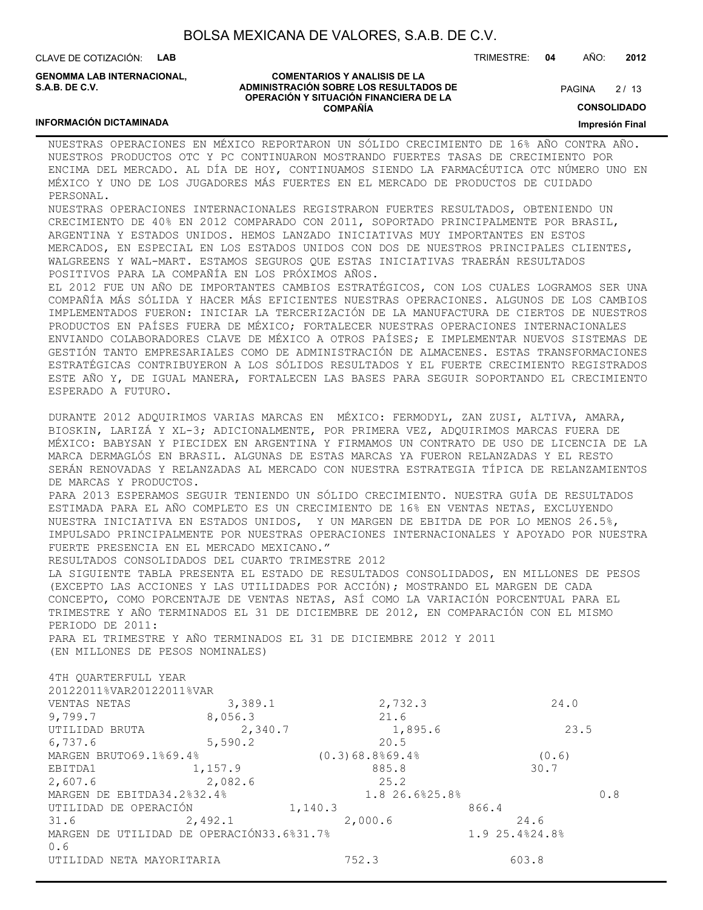NUESTRAS OPERACIONES EN MÉXICO REPORTARON UN SÓLIDO CRECIMIENTO DE 16% AÑO CONTRA AÑO. NUESTROS PRODUCTOS OTC Y PC CONTINUARON MOSTRANDO FUERTES TASAS DE CRECIMIENTO POR ENCIMA DEL MERCADO. AL DÍA DE HOY, CONTINUAMOS SIENDO LA FARMACÉUTICA OTC NÚMERO UNO EN MÉXICO Y UNO DE LOS JUGADORES MÁS FUERTES EN EL MERCADO DE PRODUCTOS DE CUIDADO PERSONAL.

NUESTRAS OPERACIONES INTERNACIONALES REGISTRARON FUERTES RESULTADOS, OBTENIENDO UN CRECIMIENTO DE 40% EN 2012 COMPARADO CON 2011, SOPORTADO PRINCIPALMENTE POR BRASIL, ARGENTINA Y ESTADOS UNIDOS. HEMOS LANZADO INICIATIVAS MUY IMPORTANTES EN ESTOS MERCADOS, EN ESPECIAL EN LOS ESTADOS UNIDOS CON DOS DE NUESTROS PRINCIPALES CLIENTES, WALGREENS Y WAL-MART. ESTAMOS SEGUROS QUE ESTAS INICIATIVAS TRAERÁN RESULTADOS POSITIVOS PARA LA COMPAÑÍA EN LOS PRÓXIMOS AÑOS.

EL 2012 FUE UN AÑO DE IMPORTANTES CAMBIOS ESTRATÉGICOS, CON LOS CUALES LOGRAMOS SER UNA COMPAÑÍA MÁS SÓLIDA Y HACER MÁS EFICIENTES NUESTRAS OPERACIONES. ALGUNOS DE LOS CAMBIOS IMPLEMENTADOS FUERON: INICIAR LA TERCERIZACIÓN DE LA MANUFACTURA DE CIERTOS DE NUESTROS PRODUCTOS EN PAÍSES FUERA DE MÉXICO; FORTALECER NUESTRAS OPERACIONES INTERNACIONALES ENVIANDO COLABORADORES CLAVE DE MÉXICO A OTROS PAÍSES; E IMPLEMENTAR NUEVOS SISTEMAS DE GESTIÓN TANTO EMPRESARIALES COMO DE ADMINISTRACIÓN DE ALMACENES. ESTAS TRANSFORMACIONES ESTRATÉGICAS CONTRIBUYERON A LOS SÓLIDOS RESULTADOS Y EL FUERTE CRECIMIENTO REGISTRADOS ESTE AÑO Y, DE IGUAL MANERA, FORTALECEN LAS BASES PARA SEGUIR SOPORTANDO EL CRECIMIENTO ESPERADO A FUTURO.

DURANTE 2012 ADQUIRIMOS VARIAS MARCAS EN MÉXICO: FERMODYL, ZAN ZUSI, ALTIVA, AMARA, BIOSKIN, LARIZÁ Y XL-3; ADICIONALMENTE, POR PRIMERA VEZ, ADQUIRIMOS MARCAS FUERA DE MÉXICO: BABYSAN Y PIECIDEX EN ARGENTINA Y FIRMAMOS UN CONTRATO DE USO DE LICENCIA DE LA MARCA DERMAGLÓS EN BRASIL. ALGUNAS DE ESTAS MARCAS YA FUERON RELANZADAS Y EL RESTO SERÁN RENOVADAS Y RELANZADAS AL MERCADO CON NUESTRA ESTRATEGIA TÍPICA DE RELANZAMIENTOS DE MARCAS Y PRODUCTOS.

PARA 2013 ESPERAMOS SEGUIR TENIENDO UN SÓLIDO CRECIMIENTO. NUESTRA GUÍA DE RESULTADOS ESTIMADA PARA EL AÑO COMPLETO ES UN CRECIMIENTO DE 16% EN VENTAS NETAS, EXCLUYENDO NUESTRA INICIATIVA EN ESTADOS UNIDOS, Y UN MARGEN DE EBITDA DE POR LO MENOS 26.5%, IMPULSADO PRINCIPALMENTE POR NUESTRAS OPERACIONES INTERNACIONALES Y APOYADO POR NUESTRA FUERTE PRESENCIA EN EL MERCADO MEXICANO."

RESULTADOS CONSOLIDADOS DEL CUARTO TRIMESTRE 2012

LA SIGUIENTE TABLA PRESENTA EL ESTADO DE RESULTADOS CONSOLIDADOS, EN MILLONES DE PESOS (EXCEPTO LAS ACCIONES Y LAS UTILIDADES POR ACCIÓN); MOSTRANDO EL MARGEN DE CADA CONCEPTO, COMO PORCENTAJE DE VENTAS NETAS, ASÍ COMO LA VARIACIÓN PORCENTUAL PARA EL TRIMESTRE Y AÑO TERMINADOS EL 31 DE DICIEMBRE DE 2012, EN COMPARACIÓN CON EL MISMO PERIODO DE 2011:

PARA EL TRIMESTRE Y AÑO TERMINADOS EL 31 DE DICIEMBRE 2012 Y 2011
(EN MILLONES DE PESOS NOMINALES)

| | 4TH QUARTER | | | FULL YEAR | | |
|---|---|---|---|---|---|---|
| | 2012 | 2011 | %VAR | 2012 | 2011 | %VAR |
| VENTAS NETAS | 3,389.1 | 2,732.3 | 24.0 | 9,799.7 | 8,056.3 | 21.6 |
| UTILIDAD BRUTA | 2,340.7 | 1,895.6 | 23.5 | 6,737.6 | 5,590.2 | 20.5 |
| MARGEN BRUTO | 69.1% | 69.4% | (0.3) | 68.8% | 69.4% | (0.6) |
| EBITDA1 | 1,157.9 | 885.8 | 30.7 | 2,607.6 | 2,082.6 | 25.2 |
| MARGEN DE EBITDA | 34.2% | 32.4% | 1.8 | 26.6% | 25.8% | 0.8 |
| UTILIDAD DE OPERACIÓN | 1,140.3 | 866.4 | 31.6 | 2,492.1 | 2,000.6 | 24.6 |
| MARGEN DE UTILIDAD DE OPERACIÓN | 33.6% | 31.7% | 1.9 | 25.4% | 24.8% | 0.6 |
| UTILIDAD NETA MAYORITARIA | 752.3 | 603.8 | | | | |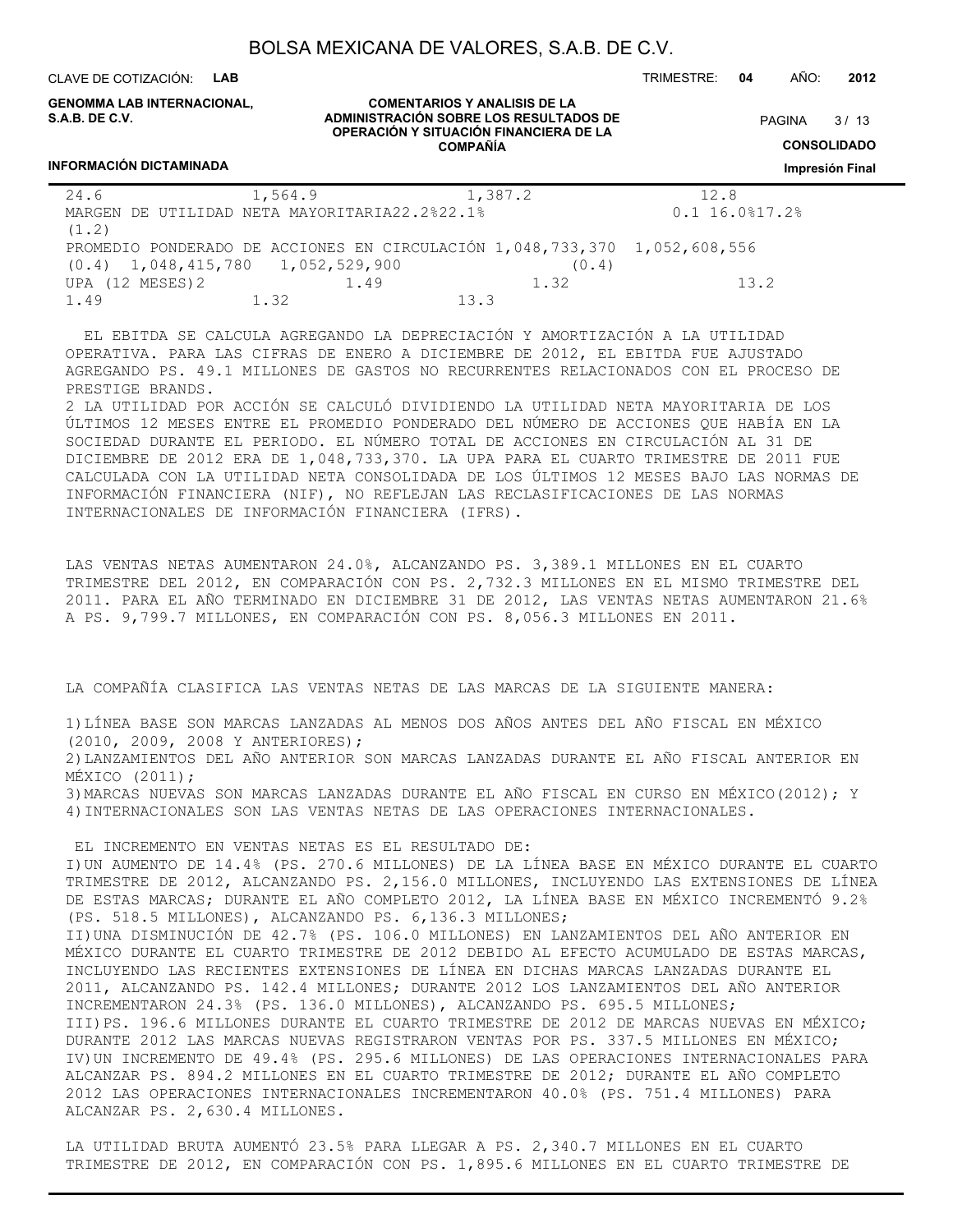24.6 1,564.9 1,387.2 12.8
MARGEN DE UTILIDAD NETA MAYORITARIA22.2%22.1% 0.1 16.0%17.2%
(1.2)
PROMEDIO PONDERADO DE ACCIONES EN CIRCULACIÓN 1,048,733,370 1,052,608,556
(0.4) 1,048,415,780 1,052,529,900 (0.4)
UPA (12 MESES)2 1.49 1.32 13.2
1.49 1.32 13.3

EL EBITDA SE CALCULA AGREGANDO LA DEPRECIACIÓN Y AMORTIZACIÓN A LA UTILIDAD OPERATIVA. PARA LAS CIFRAS DE ENERO A DICIEMBRE DE 2012, EL EBITDA FUE AJUSTADO AGREGANDO PS. 49.1 MILLONES DE GASTOS NO RECURRENTES RELACIONADOS CON EL PROCESO DE PRESTIGE BRANDS.
2 LA UTILIDAD POR ACCIÓN SE CALCULÓ DIVIDIENDO LA UTILIDAD NETA MAYORITARIA DE LOS ÚLTIMOS 12 MESES ENTRE EL PROMEDIO PONDERADO DEL NÚMERO DE ACCIONES QUE HABÍA EN LA SOCIEDAD DURANTE EL PERIODO. EL NÚMERO TOTAL DE ACCIONES EN CIRCULACIÓN AL 31 DE DICIEMBRE DE 2012 ERA DE 1,048,733,370. LA UPA PARA EL CUARTO TRIMESTRE DE 2011 FUE CALCULADA CON LA UTILIDAD NETA CONSOLIDADA DE LOS ÚLTIMOS 12 MESES BAJO LAS NORMAS DE INFORMACIÓN FINANCIERA (NIF), NO REFLEJAN LAS RECLASIFICACIONES DE LAS NORMAS INTERNACIONALES DE INFORMACIÓN FINANCIERA (IFRS).

LAS VENTAS NETAS AUMENTARON 24.0%, ALCANZANDO PS. 3,389.1 MILLONES EN EL CUARTO TRIMESTRE DEL 2012, EN COMPARACIÓN CON PS. 2,732.3 MILLONES EN EL MISMO TRIMESTRE DEL 2011. PARA EL AÑO TERMINADO EN DICIEMBRE 31 DE 2012, LAS VENTAS NETAS AUMENTARON 21.6% A PS. 9,799.7 MILLONES, EN COMPARACIÓN CON PS. 8,056.3 MILLONES EN 2011.

LA COMPAÑÍA CLASIFICA LAS VENTAS NETAS DE LAS MARCAS DE LA SIGUIENTE MANERA:

1)LÍNEA BASE SON MARCAS LANZADAS AL MENOS DOS AÑOS ANTES DEL AÑO FISCAL EN MÉXICO (2010, 2009, 2008 Y ANTERIORES);
2)LANZAMIENTOS DEL AÑO ANTERIOR SON MARCAS LANZADAS DURANTE EL AÑO FISCAL ANTERIOR EN MÉXICO (2011);
3)MARCAS NUEVAS SON MARCAS LANZADAS DURANTE EL AÑO FISCAL EN CURSO EN MÉXICO(2012); Y
4)INTERNACIONALES SON LAS VENTAS NETAS DE LAS OPERACIONES INTERNACIONALES.

EL INCREMENTO EN VENTAS NETAS ES EL RESULTADO DE:
I)UN AUMENTO DE 14.4% (PS. 270.6 MILLONES) DE LA LÍNEA BASE EN MÉXICO DURANTE EL CUARTO TRIMESTRE DE 2012, ALCANZANDO PS. 2,156.0 MILLONES, INCLUYENDO LAS EXTENSIONES DE LÍNEA DE ESTAS MARCAS; DURANTE EL AÑO COMPLETO 2012, LA LÍNEA BASE EN MÉXICO INCREMENTÓ 9.2% (PS. 518.5 MILLONES), ALCANZANDO PS. 6,136.3 MILLONES;
II)UNA DISMINUCIÓN DE 42.7% (PS. 106.0 MILLONES) EN LANZAMIENTOS DEL AÑO ANTERIOR EN MÉXICO DURANTE EL CUARTO TRIMESTRE DE 2012 DEBIDO AL EFECTO ACUMULADO DE ESTAS MARCAS, INCLUYENDO LAS RECIENTES EXTENSIONES DE LÍNEA EN DICHAS MARCAS LANZADAS DURANTE EL 2011, ALCANZANDO PS. 142.4 MILLONES; DURANTE 2012 LOS LANZAMIENTOS DEL AÑO ANTERIOR INCREMENTARON 24.3% (PS. 136.0 MILLONES), ALCANZANDO PS. 695.5 MILLONES;
III)PS. 196.6 MILLONES DURANTE EL CUARTO TRIMESTRE DE 2012 DE MARCAS NUEVAS EN MÉXICO; DURANTE 2012 LAS MARCAS NUEVAS REGISTRARON VENTAS POR PS. 337.5 MILLONES EN MÉXICO;
IV)UN INCREMENTO DE 49.4% (PS. 295.6 MILLONES) DE LAS OPERACIONES INTERNACIONALES PARA ALCANZAR PS. 894.2 MILLONES EN EL CUARTO TRIMESTRE DE 2012; DURANTE EL AÑO COMPLETO 2012 LAS OPERACIONES INTERNACIONALES INCREMENTARON 40.0% (PS. 751.4 MILLONES) PARA ALCANZAR PS. 2,630.4 MILLONES.

LA UTILIDAD BRUTA AUMENTÓ 23.5% PARA LLEGAR A PS. 2,340.7 MILLONES EN EL CUARTO TRIMESTRE DE 2012, EN COMPARACIÓN CON PS. 1,895.6 MILLONES EN EL CUARTO TRIMESTRE DE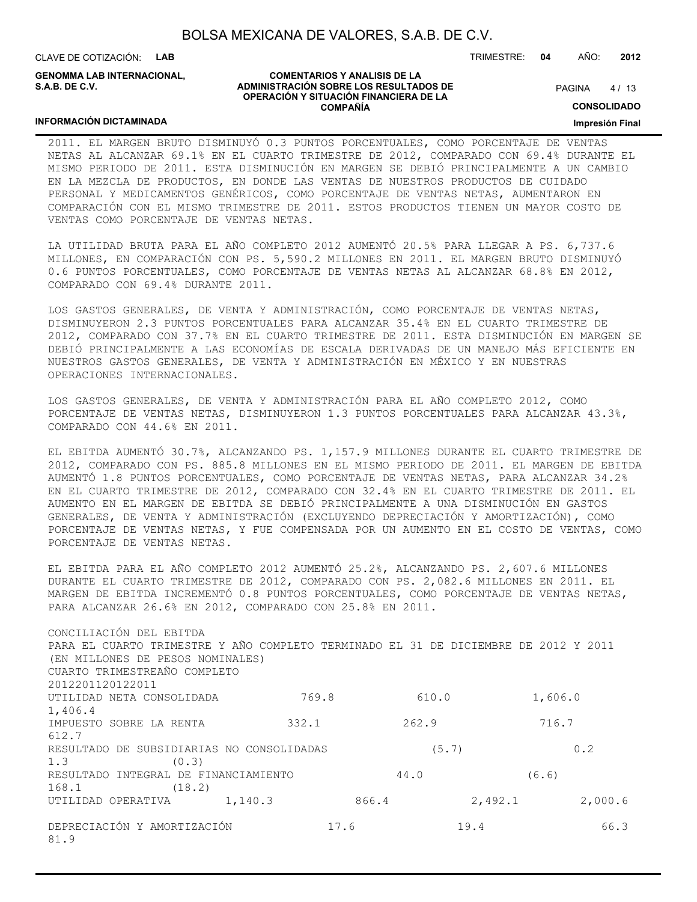2011. EL MARGEN BRUTO DISMINUYÓ 0.3 PUNTOS PORCENTUALES, COMO PORCENTAJE DE VENTAS NETAS AL ALCANZAR 69.1% EN EL CUARTO TRIMESTRE DE 2012, COMPARADO CON 69.4% DURANTE EL MISMO PERIODO DE 2011. ESTA DISMINUCIÓN EN MARGEN SE DEBIÓ PRINCIPALMENTE A UN CAMBIO EN LA MEZCLA DE PRODUCTOS, EN DONDE LAS VENTAS DE NUESTROS PRODUCTOS DE CUIDADO PERSONAL Y MEDICAMENTOS GENÉRICOS, COMO PORCENTAJE DE VENTAS NETAS, AUMENTARON EN COMPARACIÓN CON EL MISMO TRIMESTRE DE 2011. ESTOS PRODUCTOS TIENEN UN MAYOR COSTO DE VENTAS COMO PORCENTAJE DE VENTAS NETAS.

LA UTILIDAD BRUTA PARA EL AÑO COMPLETO 2012 AUMENTÓ 20.5% PARA LLEGAR A PS. 6,737.6 MILLONES, EN COMPARACIÓN CON PS. 5,590.2 MILLONES EN 2011. EL MARGEN BRUTO DISMINUYÓ 0.6 PUNTOS PORCENTUALES, COMO PORCENTAJE DE VENTAS NETAS AL ALCANZAR 68.8% EN 2012, COMPARADO CON 69.4% DURANTE 2011.

LOS GASTOS GENERALES, DE VENTA Y ADMINISTRACIÓN, COMO PORCENTAJE DE VENTAS NETAS, DISMINUYERON 2.3 PUNTOS PORCENTUALES PARA ALCANZAR 35.4% EN EL CUARTO TRIMESTRE DE 2012, COMPARADO CON 37.7% EN EL CUARTO TRIMESTRE DE 2011. ESTA DISMINUCIÓN EN MARGEN SE DEBIÓ PRINCIPALMENTE A LAS ECONOMÍAS DE ESCALA DERIVADAS DE UN MANEJO MÁS EFICIENTE EN NUESTROS GASTOS GENERALES, DE VENTA Y ADMINISTRACIÓN EN MÉXICO Y EN NUESTRAS OPERACIONES INTERNACIONALES.

LOS GASTOS GENERALES, DE VENTA Y ADMINISTRACIÓN PARA EL AÑO COMPLETO 2012, COMO PORCENTAJE DE VENTAS NETAS, DISMINUYERON 1.3 PUNTOS PORCENTUALES PARA ALCANZAR 43.3%, COMPARADO CON 44.6% EN 2011.

EL EBITDA AUMENTÓ 30.7%, ALCANZANDO PS. 1,157.9 MILLONES DURANTE EL CUARTO TRIMESTRE DE 2012, COMPARADO CON PS. 885.8 MILLONES EN EL MISMO PERIODO DE 2011. EL MARGEN DE EBITDA AUMENTÓ 1.8 PUNTOS PORCENTUALES, COMO PORCENTAJE DE VENTAS NETAS, PARA ALCANZAR 34.2% EN EL CUARTO TRIMESTRE DE 2012, COMPARADO CON 32.4% EN EL CUARTO TRIMESTRE DE 2011. EL AUMENTO EN EL MARGEN DE EBITDA SE DEBIÓ PRINCIPALMENTE A UNA DISMINUCIÓN EN GASTOS GENERALES, DE VENTA Y ADMINISTRACIÓN (EXCLUYENDO DEPRECIACIÓN Y AMORTIZACIÓN), COMO PORCENTAJE DE VENTAS NETAS, Y FUE COMPENSADA POR UN AUMENTO EN EL COSTO DE VENTAS, COMO PORCENTAJE DE VENTAS NETAS.

EL EBITDA PARA EL AÑO COMPLETO 2012 AUMENTÓ 25.2%, ALCANZANDO PS. 2,607.6 MILLONES DURANTE EL CUARTO TRIMESTRE DE 2012, COMPARADO CON PS. 2,082.6 MILLONES EN 2011. EL MARGEN DE EBITDA INCREMENTÓ 0.8 PUNTOS PORCENTUALES, COMO PORCENTAJE DE VENTAS NETAS, PARA ALCANZAR 26.6% EN 2012, COMPARADO CON 25.8% EN 2011.

CONCILIACIÓN DEL EBITDA
PARA EL CUARTO TRIMESTRE Y AÑO COMPLETO TERMINADO EL 31 DE DICIEMBRE DE 2012 Y 2011
(EN MILLONES DE PESOS NOMINALES)

| | CUARTO TRIMESTRE | | AÑO COMPLETO | |
|---|---|---|---|---|
| | 2012 | 2011 | 2012 | 2011 |
| UTILIDAD NETA CONSOLIDADA | 769.8 | 610.0 | 1,606.0 | 1,406.4 |
| IMPUESTO SOBRE LA RENTA | 332.1 | 262.9 | 716.7 | 612.7 |
| RESULTADO DE SUBSIDIARIAS NO CONSOLIDADAS | (5.7) | 0.2 | 1.3 | (0.3) |
| RESULTADO INTEGRAL DE FINANCIAMIENTO | 44.0 | (6.6) | 168.1 | (18.2) |
| UTILIDAD OPERATIVA | 1,140.3 | 866.4 | 2,492.1 | 2,000.6 |
| DEPRECIACIÓN Y AMORTIZACIÓN | 17.6 | 19.4 | 66.3 | 81.9 |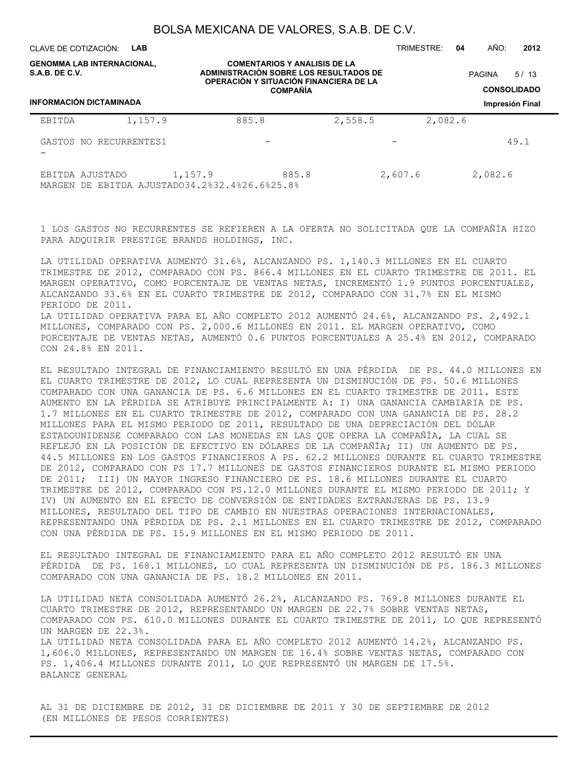| | | | | |
|---|---|---|---|---|
| EBITDA | 1,157.9 | 885.8 | 2,558.5 | 2,082.6 |
| GASTOS NO RECURRENTES1 | - | - | 49.1 | - |
| EBITDA AJUSTADO | 1,157.9 | 885.8 | 2,607.6 | 2,082.6 |
| MARGEN DE EBITDA AJUSTADO | 34.2% | 32.4% | 26.6% | 25.8% |

1 LOS GASTOS NO RECURRENTES SE REFIEREN A LA OFERTA NO SOLICITADA QUE LA COMPAÑÍA HIZO PARA ADQUIRIR PRESTIGE BRANDS HOLDINGS, INC.

LA UTILIDAD OPERATIVA AUMENTÓ 31.6%, ALCANZANDO PS. 1,140.3 MILLONES EN EL CUARTO TRIMESTRE DE 2012, COMPARADO CON PS. 866.4 MILLONES EN EL CUARTO TRIMESTRE DE 2011. EL MARGEN OPERATIVO, COMO PORCENTAJE DE VENTAS NETAS, INCREMENTÓ 1.9 PUNTOS PORCENTUALES, ALCANZANDO 33.6% EN EL CUARTO TRIMESTRE DE 2012, COMPARADO CON 31.7% EN EL MISMO PERIODO DE 2011.
LA UTILIDAD OPERATIVA PARA EL AÑO COMPLETO 2012 AUMENTÓ 24.6%, ALCANZANDO PS. 2,492.1 MILLONES, COMPARADO CON PS. 2,000.6 MILLONES EN 2011. EL MARGEN OPERATIVO, COMO PORCENTAJE DE VENTAS NETAS, AUMENTÓ 0.6 PUNTOS PORCENTUALES A 25.4% EN 2012, COMPARADO CON 24.8% EN 2011.

EL RESULTADO INTEGRAL DE FINANCIAMIENTO RESULTÓ EN UNA PÉRDIDA DE PS. 44.0 MILLONES EN EL CUARTO TRIMESTRE DE 2012, LO CUAL REPRESENTA UN DISMINUCIÓN DE PS. 50.6 MILLONES COMPARADO CON UNA GANANCIA DE PS. 6.6 MILLONES EN EL CUARTO TRIMESTRE DE 2011. ESTE AUMENTO EN LA PÉRDIDA SE ATRIBUYE PRINCIPALMENTE A: I) UNA GANANCIA CAMBIARIA DE PS. 1.7 MILLONES EN EL CUARTO TRIMESTRE DE 2012, COMPARADO CON UNA GANANCIA DE PS. 28.2 MILLONES PARA EL MISMO PERIODO DE 2011, RESULTADO DE UNA DEPRECIACIÓN DEL DÓLAR ESTADOUNIDENSE COMPARADO CON LAS MONEDAS EN LAS QUE OPERA LA COMPAÑÍA, LA CUAL SE REFLEJÓ EN LA POSICIÓN DE EFECTIVO EN DÓLARES DE LA COMPAÑÍA; II) UN AUMENTO DE PS. 44.5 MILLONES EN LOS GASTOS FINANCIEROS A PS. 62.2 MILLONES DURANTE EL CUARTO TRIMESTRE DE 2012, COMPARADO CON PS 17.7 MILLONES DE GASTOS FINANCIEROS DURANTE EL MISMO PERIODO DE 2011; III) UN MAYOR INGRESO FINANCIERO DE PS. 18.6 MILLONES DURANTE EL CUARTO TRIMESTRE DE 2012, COMPARADO CON PS.12.0 MILLONES DURANTE EL MISMO PERIODO DE 2011; Y IV) UN AUMENTO EN EL EFECTO DE CONVERSIÓN DE ENTIDADES EXTRANJERAS DE PS. 13.9 MILLONES, RESULTADO DEL TIPO DE CAMBIO EN NUESTRAS OPERACIONES INTERNACIONALES, REPRESENTANDO UNA PÉRDIDA DE PS. 2.1 MILLONES EN EL CUARTO TRIMESTRE DE 2012, COMPARADO CON UNA PÉRDIDA DE PS. 15.9 MILLONES EN EL MISMO PERIODO DE 2011.

EL RESULTADO INTEGRAL DE FINANCIAMIENTO PARA EL AÑO COMPLETO 2012 RESULTÓ EN UNA PÉRDIDA DE PS. 168.1 MILLONES, LO CUAL REPRESENTA UN DISMINUCIÓN DE PS. 186.3 MILLONES COMPARADO CON UNA GANANCIA DE PS. 18.2 MILLONES EN 2011.

LA UTILIDAD NETA CONSOLIDADA AUMENTÓ 26.2%, ALCANZANDO PS. 769.8 MILLONES DURANTE EL CUARTO TRIMESTRE DE 2012, REPRESENTANDO UN MARGEN DE 22.7% SOBRE VENTAS NETAS, COMPARADO CON PS. 610.0 MILLONES DURANTE EL CUARTO TRIMESTRE DE 2011, LO QUE REPRESENTÓ UN MARGEN DE 22.3%.
LA UTILIDAD NETA CONSOLIDADA PARA EL AÑO COMPLETO 2012 AUMENTÓ 14.2%, ALCANZANDO PS. 1,606.0 MILLONES, REPRESENTANDO UN MARGEN DE 16.4% SOBRE VENTAS NETAS, COMPARADO CON PS. 1,406.4 MILLONES DURANTE 2011, LO QUE REPRESENTÓ UN MARGEN DE 17.5%.

BALANCE GENERAL

AL 31 DE DICIEMBRE DE 2012, 31 DE DICIEMBRE DE 2011 Y 30 DE SEPTIEMBRE DE 2012
(EN MILLONES DE PESOS CORRIENTES)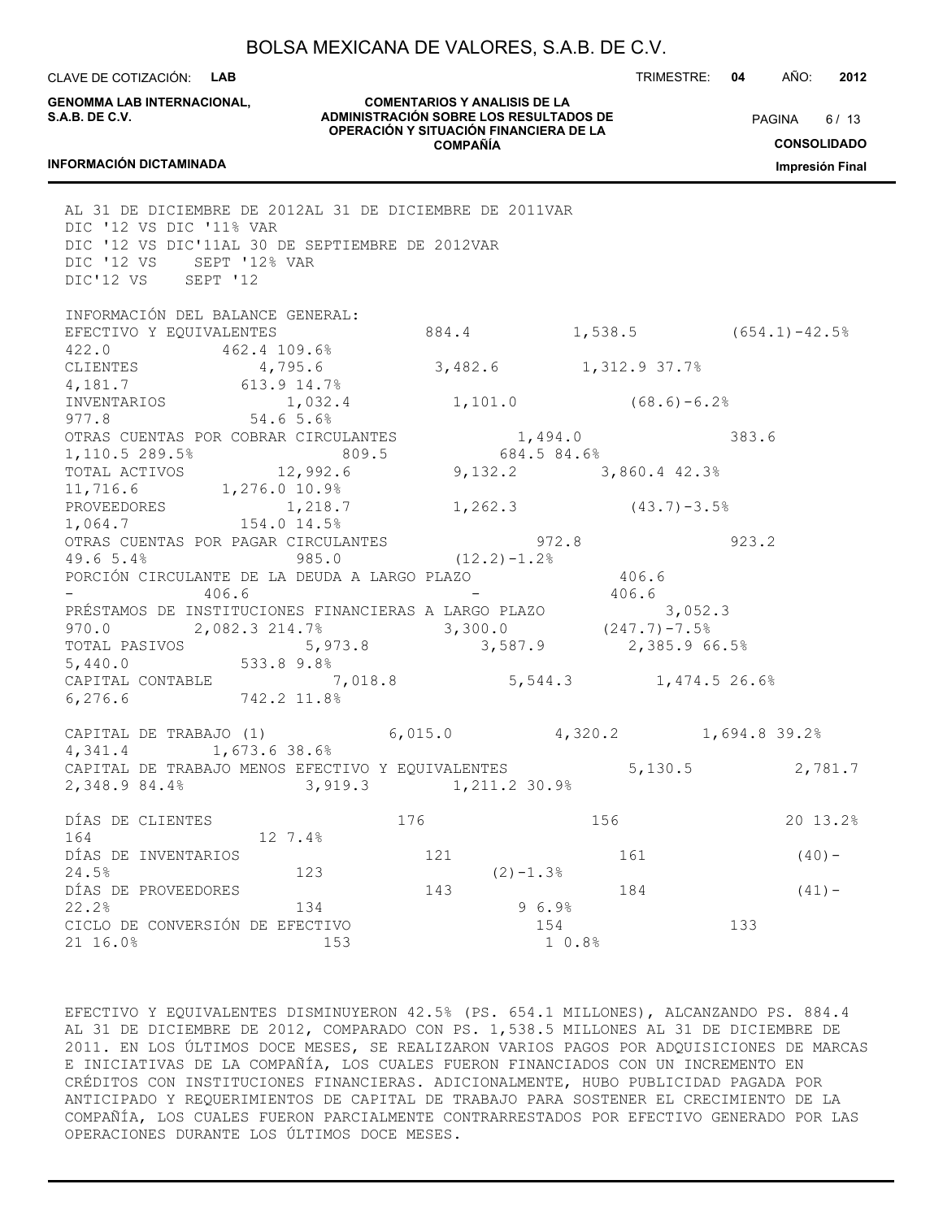| | AL 31 DE DICIEMBRE DE 2012 | AL 31 DE DICIEMBRE DE 2011 | VAR DIC '12 VS DIC '11 | % VAR DIC '12 VS DIC'11 | AL 30 DE SEPTIEMBRE DE 2012 | VAR DIC '12 VS SEPT '12 | % VAR DIC'12 VS SEPT '12 |
|---|---|---|---|---|---|---|---|
| INFORMACIÓN DEL BALANCE GENERAL: | | | | | | | |
| EFECTIVO Y EQUIVALENTES | 884.4 | 1,538.5 | (654.1) | -42.5% | 422.0 | 462.4 | 109.6% |
| CLIENTES | 4,795.6 | 3,482.6 | 1,312.9 | 37.7% | 4,181.7 | 613.9 | 14.7% |
| INVENTARIOS | 1,032.4 | 1,101.0 | (68.6) | -6.2% | 977.8 | 54.6 | 5.6% |
| OTRAS CUENTAS POR COBRAR CIRCULANTES | 1,494.0 | 383.6 | 1,110.5 | 289.5% | 809.5 | 684.5 | 84.6% |
| TOTAL ACTIVOS | 12,992.6 | 9,132.2 | 3,860.4 | 42.3% | 11,716.6 | 1,276.0 | 10.9% |
| PROVEEDORES | 1,218.7 | 1,262.3 | (43.7) | -3.5% | 1,064.7 | 154.0 | 14.5% |
| OTRAS CUENTAS POR PAGAR CIRCULANTES | 972.8 | 923.2 | 49.6 | 5.4% | 985.0 | (12.2) | -1.2% |
| PORCIÓN CIRCULANTE DE LA DEUDA A LARGO PLAZO | 406.6 | - | 406.6 | | - | 406.6 | |
| PRÉSTAMOS DE INSTITUCIONES FINANCIERAS A LARGO PLAZO | 3,052.3 | 970.0 | 2,082.3 | 214.7% | 3,300.0 | (247.7) | -7.5% |
| TOTAL PASIVOS | 5,973.8 | 3,587.9 | 2,385.9 | 66.5% | 5,440.0 | 533.8 | 9.8% |
| CAPITAL CONTABLE | 7,018.8 | 5,544.3 | 1,474.5 | 26.6% | 6,276.6 | 742.2 | 11.8% |
| | | | | | | | |
| CAPITAL DE TRABAJO (1) | 6,015.0 | 4,320.2 | 1,694.8 | 39.2% | 4,341.4 | 1,673.6 | 38.6% |
| CAPITAL DE TRABAJO MENOS EFECTIVO Y EQUIVALENTES | 5,130.5 | 2,781.7 | 2,348.9 | 84.4% | 3,919.3 | 1,211.2 | 30.9% |
| | | | | | | | |
| DÍAS DE CLIENTES | 176 | 156 | 20 | 13.2% | 164 | 12 | 7.4% |
| DÍAS DE INVENTARIOS | 121 | 161 | (40) | -24.5% | 123 | (2) | -1.3% |
| DÍAS DE PROVEEDORES | 143 | 184 | (41) | -22.2% | 134 | 9 | 6.9% |
| CICLO DE CONVERSIÓN DE EFECTIVO | 154 | 133 | 21 | 16.0% | 153 | 1 | 0.8% |

EFECTIVO Y EQUIVALENTES DISMINUYERON 42.5% (PS. 654.1 MILLONES), ALCANZANDO PS. 884.4 AL 31 DE DICIEMBRE DE 2012, COMPARADO CON PS. 1,538.5 MILLONES AL 31 DE DICIEMBRE DE 2011. EN LOS ÚLTIMOS DOCE MESES, SE REALIZARON VARIOS PAGOS POR ADQUISICIONES DE MARCAS E INICIATIVAS DE LA COMPAÑÍA, LOS CUALES FUERON FINANCIADOS CON UN INCREMENTO EN CRÉDITOS CON INSTITUCIONES FINANCIERAS. ADICIONALMENTE, HUBO PUBLICIDAD PAGADA POR ANTICIPADO Y REQUERIMIENTOS DE CAPITAL DE TRABAJO PARA SOSTENER EL CRECIMIENTO DE LA COMPAÑÍA, LOS CUALES FUERON PARCIALMENTE CONTRARRESTADOS POR EFECTIVO GENERADO POR LAS OPERACIONES DURANTE LOS ÚLTIMOS DOCE MESES.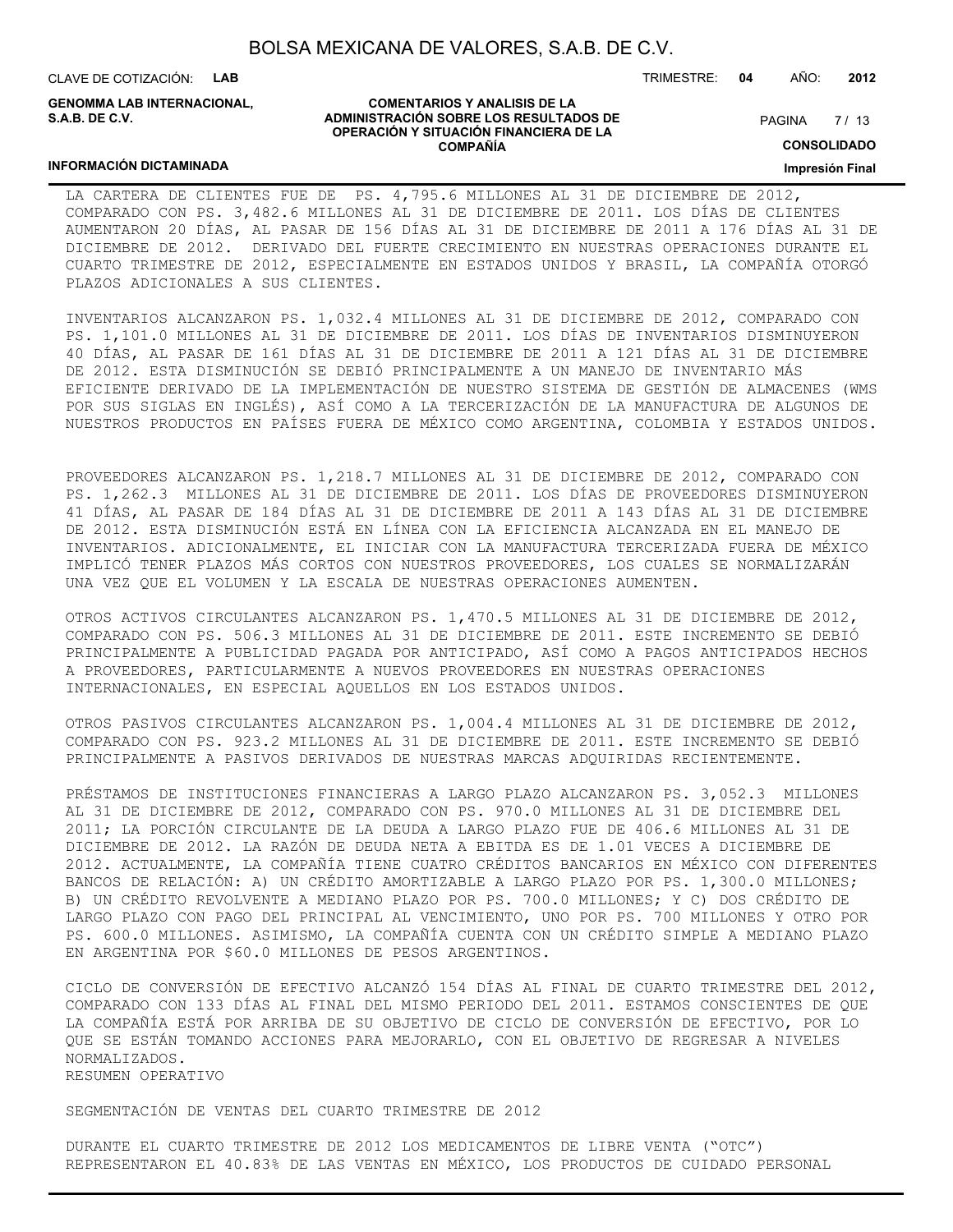LA CARTERA DE CLIENTES FUE DE PS. 4,795.6 MILLONES AL 31 DE DICIEMBRE DE 2012, COMPARADO CON PS. 3,482.6 MILLONES AL 31 DE DICIEMBRE DE 2011. LOS DÍAS DE CLIENTES AUMENTARON 20 DÍAS, AL PASAR DE 156 DÍAS AL 31 DE DICIEMBRE DE 2011 A 176 DÍAS AL 31 DE DICIEMBRE DE 2012. DERIVADO DEL FUERTE CRECIMIENTO EN NUESTRAS OPERACIONES DURANTE EL CUARTO TRIMESTRE DE 2012, ESPECIALMENTE EN ESTADOS UNIDOS Y BRASIL, LA COMPAÑÍA OTORGÓ PLAZOS ADICIONALES A SUS CLIENTES.

INVENTARIOS ALCANZARON PS. 1,032.4 MILLONES AL 31 DE DICIEMBRE DE 2012, COMPARADO CON PS. 1,101.0 MILLONES AL 31 DE DICIEMBRE DE 2011. LOS DÍAS DE INVENTARIOS DISMINUYERON 40 DÍAS, AL PASAR DE 161 DÍAS AL 31 DE DICIEMBRE DE 2011 A 121 DÍAS AL 31 DE DICIEMBRE DE 2012. ESTA DISMINUCIÓN SE DEBIÓ PRINCIPALMENTE A UN MANEJO DE INVENTARIO MÁS EFICIENTE DERIVADO DE LA IMPLEMENTACIÓN DE NUESTRO SISTEMA DE GESTIÓN DE ALMACENES (WMS POR SUS SIGLAS EN INGLÉS), ASÍ COMO A LA TERCERIZACIÓN DE LA MANUFACTURA DE ALGUNOS DE NUESTROS PRODUCTOS EN PAÍSES FUERA DE MÉXICO COMO ARGENTINA, COLOMBIA Y ESTADOS UNIDOS.

PROVEEDORES ALCANZARON PS. 1,218.7 MILLONES AL 31 DE DICIEMBRE DE 2012, COMPARADO CON PS. 1,262.3 MILLONES AL 31 DE DICIEMBRE DE 2011. LOS DÍAS DE PROVEEDORES DISMINUYERON 41 DÍAS, AL PASAR DE 184 DÍAS AL 31 DE DICIEMBRE DE 2011 A 143 DÍAS AL 31 DE DICIEMBRE DE 2012. ESTA DISMINUCIÓN ESTÁ EN LÍNEA CON LA EFICIENCIA ALCANZADA EN EL MANEJO DE INVENTARIOS. ADICIONALMENTE, EL INICIAR CON LA MANUFACTURA TERCERIZADA FUERA DE MÉXICO IMPLICÓ TENER PLAZOS MÁS CORTOS CON NUESTROS PROVEEDORES, LOS CUALES SE NORMALIZARÁN UNA VEZ QUE EL VOLUMEN Y LA ESCALA DE NUESTRAS OPERACIONES AUMENTEN.

OTROS ACTIVOS CIRCULANTES ALCANZARON PS. 1,470.5 MILLONES AL 31 DE DICIEMBRE DE 2012, COMPARADO CON PS. 506.3 MILLONES AL 31 DE DICIEMBRE DE 2011. ESTE INCREMENTO SE DEBIÓ PRINCIPALMENTE A PUBLICIDAD PAGADA POR ANTICIPADO, ASÍ COMO A PAGOS ANTICIPADOS HECHOS A PROVEEDORES, PARTICULARMENTE A NUEVOS PROVEEDORES EN NUESTRAS OPERACIONES INTERNACIONALES, EN ESPECIAL AQUELLOS EN LOS ESTADOS UNIDOS.

OTROS PASIVOS CIRCULANTES ALCANZARON PS. 1,004.4 MILLONES AL 31 DE DICIEMBRE DE 2012, COMPARADO CON PS. 923.2 MILLONES AL 31 DE DICIEMBRE DE 2011. ESTE INCREMENTO SE DEBIÓ PRINCIPALMENTE A PASIVOS DERIVADOS DE NUESTRAS MARCAS ADQUIRIDAS RECIENTEMENTE.

PRÉSTAMOS DE INSTITUCIONES FINANCIERAS A LARGO PLAZO ALCANZARON PS. 3,052.3 MILLONES AL 31 DE DICIEMBRE DE 2012, COMPARADO CON PS. 970.0 MILLONES AL 31 DE DICIEMBRE DEL 2011; LA PORCIÓN CIRCULANTE DE LA DEUDA A LARGO PLAZO FUE DE 406.6 MILLONES AL 31 DE DICIEMBRE DE 2012. LA RAZÓN DE DEUDA NETA A EBITDA ES DE 1.01 VECES A DICIEMBRE DE 2012. ACTUALMENTE, LA COMPAÑÍA TIENE CUATRO CRÉDITOS BANCARIOS EN MÉXICO CON DIFERENTES BANCOS DE RELACIÓN: A) UN CRÉDITO AMORTIZABLE A LARGO PLAZO POR PS. 1,300.0 MILLONES; B) UN CRÉDITO REVOLVENTE A MEDIANO PLAZO POR PS. 700.0 MILLONES; Y C) DOS CRÉDITO DE LARGO PLAZO CON PAGO DEL PRINCIPAL AL VENCIMIENTO, UNO POR PS. 700 MILLONES Y OTRO POR PS. 600.0 MILLONES. ASIMISMO, LA COMPAÑÍA CUENTA CON UN CRÉDITO SIMPLE A MEDIANO PLAZO EN ARGENTINA POR $60.0 MILLONES DE PESOS ARGENTINOS.

CICLO DE CONVERSIÓN DE EFECTIVO ALCANZÓ 154 DÍAS AL FINAL DE CUARTO TRIMESTRE DEL 2012, COMPARADO CON 133 DÍAS AL FINAL DEL MISMO PERIODO DEL 2011. ESTAMOS CONSCIENTES DE QUE LA COMPAÑÍA ESTÁ POR ARRIBA DE SU OBJETIVO DE CICLO DE CONVERSIÓN DE EFECTIVO, POR LO QUE SE ESTÁN TOMANDO ACCIONES PARA MEJORARLO, CON EL OBJETIVO DE REGRESAR A NIVELES NORMALIZADOS.

RESUMEN OPERATIVO

SEGMENTACIÓN DE VENTAS DEL CUARTO TRIMESTRE DE 2012

DURANTE EL CUARTO TRIMESTRE DE 2012 LOS MEDICAMENTOS DE LIBRE VENTA ("OTC") REPRESENTARON EL 40.83% DE LAS VENTAS EN MÉXICO, LOS PRODUCTOS DE CUIDADO PERSONAL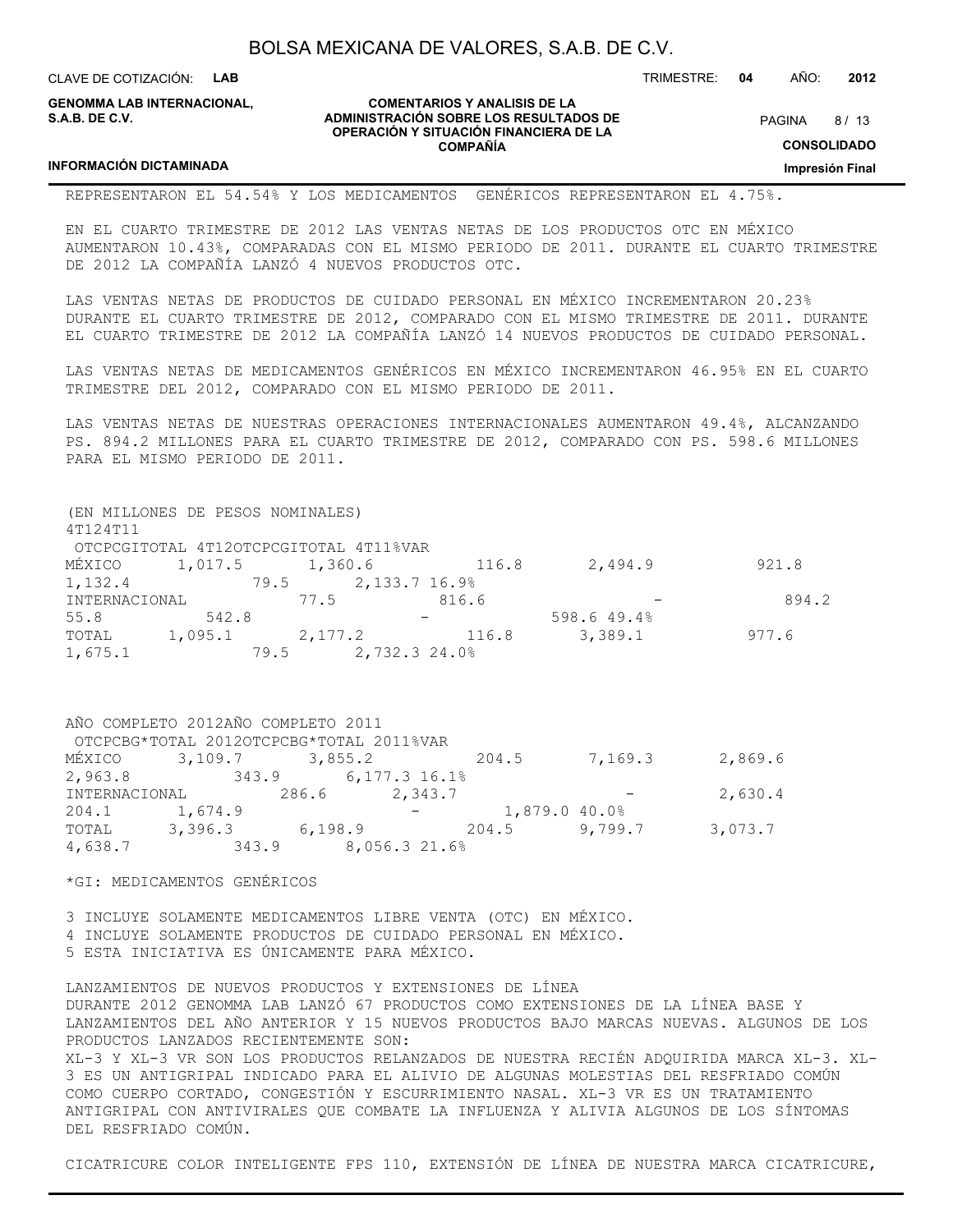REPRESENTARON EL 54.54% Y LOS MEDICAMENTOS GENÉRICOS REPRESENTARON EL 4.75%.

EN EL CUARTO TRIMESTRE DE 2012 LAS VENTAS NETAS DE LOS PRODUCTOS OTC EN MÉXICO AUMENTARON 10.43%, COMPARADAS CON EL MISMO PERIODO DE 2011. DURANTE EL CUARTO TRIMESTRE DE 2012 LA COMPAÑÍA LANZÓ 4 NUEVOS PRODUCTOS OTC.

LAS VENTAS NETAS DE PRODUCTOS DE CUIDADO PERSONAL EN MÉXICO INCREMENTARON 20.23% DURANTE EL CUARTO TRIMESTRE DE 2012, COMPARADO CON EL MISMO TRIMESTRE DE 2011. DURANTE EL CUARTO TRIMESTRE DE 2012 LA COMPAÑÍA LANZÓ 14 NUEVOS PRODUCTOS DE CUIDADO PERSONAL.

LAS VENTAS NETAS DE MEDICAMENTOS GENÉRICOS EN MÉXICO INCREMENTARON 46.95% EN EL CUARTO TRIMESTRE DEL 2012, COMPARADO CON EL MISMO PERIODO DE 2011.

LAS VENTAS NETAS DE NUESTRAS OPERACIONES INTERNACIONALES AUMENTARON 49.4%, ALCANZANDO PS. 894.2 MILLONES PARA EL CUARTO TRIMESTRE DE 2012, COMPARADO CON PS. 598.6 MILLONES PARA EL MISMO PERIODO DE 2011.

(EN MILLONES DE PESOS NOMINALES)

| | 4T12 | | | | 4T11 | | | | |
|---|---|---|---|---|---|---|---|---|---|
| | OTC | PC | GI | TOTAL 4T12 | OTC | PC | GI | TOTAL 4T11 | %VAR |
| MÉXICO | 1,017.5 | 1,360.6 | 116.8 | 2,494.9 | 921.8 | 1,132.4 | 79.5 | 2,133.7 | 16.9% |
| INTERNACIONAL | 77.5 | 816.6 | - | 894.2 | 55.8 | 542.8 | - | 598.6 | 49.4% |
| TOTAL | 1,095.1 | 2,177.2 | 116.8 | 3,389.1 | 977.6 | 1,675.1 | 79.5 | 2,732.3 | 24.0% |

| | AÑO COMPLETO 2012 | | | | AÑO COMPLETO 2011 | | | | |
|---|---|---|---|---|---|---|---|---|---|
| | OTC | PC | BG* | TOTAL 2012 | OTC | PC | BG* | TOTAL 2011 | %VAR |
| MÉXICO | 3,109.7 | 3,855.2 | 204.5 | 7,169.3 | 2,869.6 | 2,963.8 | 343.9 | 6,177.3 | 16.1% |
| INTERNACIONAL | 286.6 | 2,343.7 | - | 2,630.4 | 204.1 | 1,674.9 | - | 1,879.0 | 40.0% |
| TOTAL | 3,396.3 | 6,198.9 | 204.5 | 9,799.7 | 3,073.7 | 4,638.7 | 343.9 | 8,056.3 | 21.6% |

*GI: MEDICAMENTOS GENÉRICOS

3 INCLUYE SOLAMENTE MEDICAMENTOS LIBRE VENTA (OTC) EN MÉXICO.
4 INCLUYE SOLAMENTE PRODUCTOS DE CUIDADO PERSONAL EN MÉXICO.
5 ESTA INICIATIVA ES ÚNICAMENTE PARA MÉXICO.

LANZAMIENTOS DE NUEVOS PRODUCTOS Y EXTENSIONES DE LÍNEA
DURANTE 2012 GENOMMA LAB LANZÓ 67 PRODUCTOS COMO EXTENSIONES DE LA LÍNEA BASE Y LANZAMIENTOS DEL AÑO ANTERIOR Y 15 NUEVOS PRODUCTOS BAJO MARCAS NUEVAS. ALGUNOS DE LOS PRODUCTOS LANZADOS RECIENTEMENTE SON:
XL-3 Y XL-3 VR SON LOS PRODUCTOS RELANZADOS DE NUESTRA RECIÉN ADQUIRIDA MARCA XL-3. XL-3 ES UN ANTIGRIPAL INDICADO PARA EL ALIVIO DE ALGUNAS MOLESTIAS DEL RESFRIADO COMÚN COMO CUERPO CORTADO, CONGESTIÓN Y ESCURRIMIENTO NASAL. XL-3 VR ES UN TRATAMIENTO ANTIGRIPAL CON ANTIVIRALES QUE COMBATE LA INFLUENZA Y ALIVIA ALGUNOS DE LOS SÍNTOMAS DEL RESFRIADO COMÚN.

CICATRICURE COLOR INTELIGENTE FPS 110, EXTENSIÓN DE LÍNEA DE NUESTRA MARCA CICATRICURE,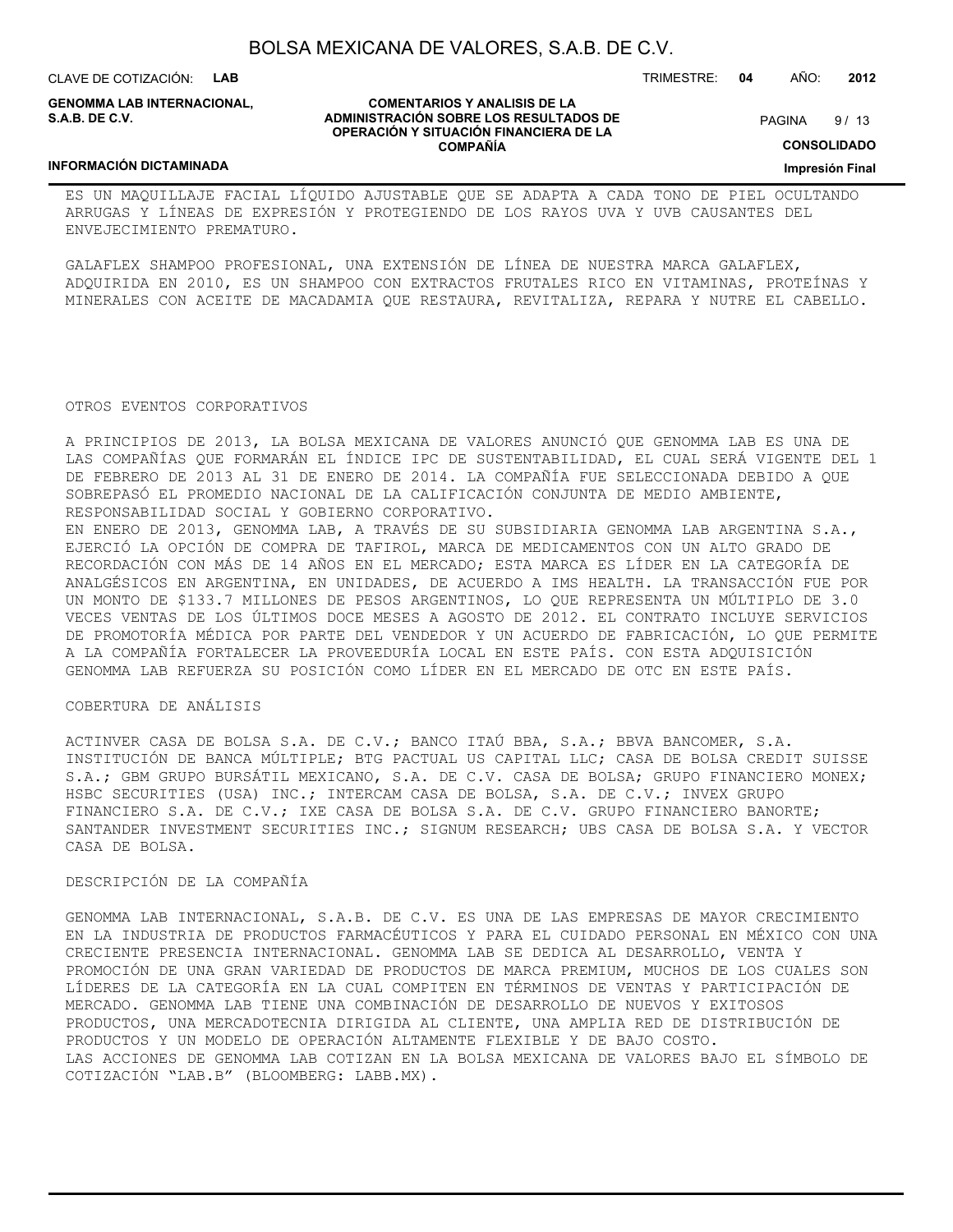ES UN MAQUILLAJE FACIAL LÍQUIDO AJUSTABLE QUE SE ADAPTA A CADA TONO DE PIEL OCULTANDO ARRUGAS Y LÍNEAS DE EXPRESIÓN Y PROTEGIENDO DE LOS RAYOS UVA Y UVB CAUSANTES DEL ENVEJECIMIENTO PREMATURO.

GALAFLEX SHAMPOO PROFESIONAL, UNA EXTENSIÓN DE LÍNEA DE NUESTRA MARCA GALAFLEX, ADQUIRIDA EN 2010, ES UN SHAMPOO CON EXTRACTOS FRUTALES RICO EN VITAMINAS, PROTEÍNAS Y MINERALES CON ACEITE DE MACADAMIA QUE RESTAURA, REVITALIZA, REPARA Y NUTRE EL CABELLO.

OTROS EVENTOS CORPORATIVOS

A PRINCIPIOS DE 2013, LA BOLSA MEXICANA DE VALORES ANUNCIÓ QUE GENOMMA LAB ES UNA DE LAS COMPAÑÍAS QUE FORMARÁN EL ÍNDICE IPC DE SUSTENTABILIDAD, EL CUAL SERÁ VIGENTE DEL 1 DE FEBRERO DE 2013 AL 31 DE ENERO DE 2014. LA COMPAÑÍA FUE SELECCIONADA DEBIDO A QUE SOBREPASÓ EL PROMEDIO NACIONAL DE LA CALIFICACIÓN CONJUNTA DE MEDIO AMBIENTE, RESPONSABILIDAD SOCIAL Y GOBIERNO CORPORATIVO.
EN ENERO DE 2013, GENOMMA LAB, A TRAVÉS DE SU SUBSIDIARIA GENOMMA LAB ARGENTINA S.A., EJERCIÓ LA OPCIÓN DE COMPRA DE TAFIROL, MARCA DE MEDICAMENTOS CON UN ALTO GRADO DE RECORDACIÓN CON MÁS DE 14 AÑOS EN EL MERCADO; ESTA MARCA ES LÍDER EN LA CATEGORÍA DE ANALGÉSICOS EN ARGENTINA, EN UNIDADES, DE ACUERDO A IMS HEALTH. LA TRANSACCIÓN FUE POR UN MONTO DE $133.7 MILLONES DE PESOS ARGENTINOS, LO QUE REPRESENTA UN MÚLTIPLO DE 3.0 VECES VENTAS DE LOS ÚLTIMOS DOCE MESES A AGOSTO DE 2012. EL CONTRATO INCLUYE SERVICIOS DE PROMOTORÍA MÉDICA POR PARTE DEL VENDEDOR Y UN ACUERDO DE FABRICACIÓN, LO QUE PERMITE A LA COMPAÑÍA FORTALECER LA PROVEEDURÍA LOCAL EN ESTE PAÍS. CON ESTA ADQUISICIÓN GENOMMA LAB REFUERZA SU POSICIÓN COMO LÍDER EN EL MERCADO DE OTC EN ESTE PAÍS.

COBERTURA DE ANÁLISIS

ACTINVER CASA DE BOLSA S.A. DE C.V.; BANCO ITAÚ BBA, S.A.; BBVA BANCOMER, S.A. INSTITUCIÓN DE BANCA MÚLTIPLE; BTG PACTUAL US CAPITAL LLC; CASA DE BOLSA CREDIT SUISSE S.A.; GBM GRUPO BURSÁTIL MEXICANO, S.A. DE C.V. CASA DE BOLSA; GRUPO FINANCIERO MONEX; HSBC SECURITIES (USA) INC.; INTERCAM CASA DE BOLSA, S.A. DE C.V.; INVEX GRUPO FINANCIERO S.A. DE C.V.; IXE CASA DE BOLSA S.A. DE C.V. GRUPO FINANCIERO BANORTE; SANTANDER INVESTMENT SECURITIES INC.; SIGNUM RESEARCH; UBS CASA DE BOLSA S.A. Y VECTOR CASA DE BOLSA.

DESCRIPCIÓN DE LA COMPAÑÍA

GENOMMA LAB INTERNACIONAL, S.A.B. DE C.V. ES UNA DE LAS EMPRESAS DE MAYOR CRECIMIENTO EN LA INDUSTRIA DE PRODUCTOS FARMACÉUTICOS Y PARA EL CUIDADO PERSONAL EN MÉXICO CON UNA CRECIENTE PRESENCIA INTERNACIONAL. GENOMMA LAB SE DEDICA AL DESARROLLO, VENTA Y PROMOCIÓN DE UNA GRAN VARIEDAD DE PRODUCTOS DE MARCA PREMIUM, MUCHOS DE LOS CUALES SON LÍDERES DE LA CATEGORÍA EN LA CUAL COMPITEN EN TÉRMINOS DE VENTAS Y PARTICIPACIÓN DE MERCADO. GENOMMA LAB TIENE UNA COMBINACIÓN DE DESARROLLO DE NUEVOS Y EXITOSOS PRODUCTOS, UNA MERCADOTECNIA DIRIGIDA AL CLIENTE, UNA AMPLIA RED DE DISTRIBUCIÓN DE PRODUCTOS Y UN MODELO DE OPERACIÓN ALTAMENTE FLEXIBLE Y DE BAJO COSTO.
LAS ACCIONES DE GENOMMA LAB COTIZAN EN LA BOLSA MEXICANA DE VALORES BAJO EL SÍMBOLO DE COTIZACIÓN “LAB.B” (BLOOMBERG: LABB.MX).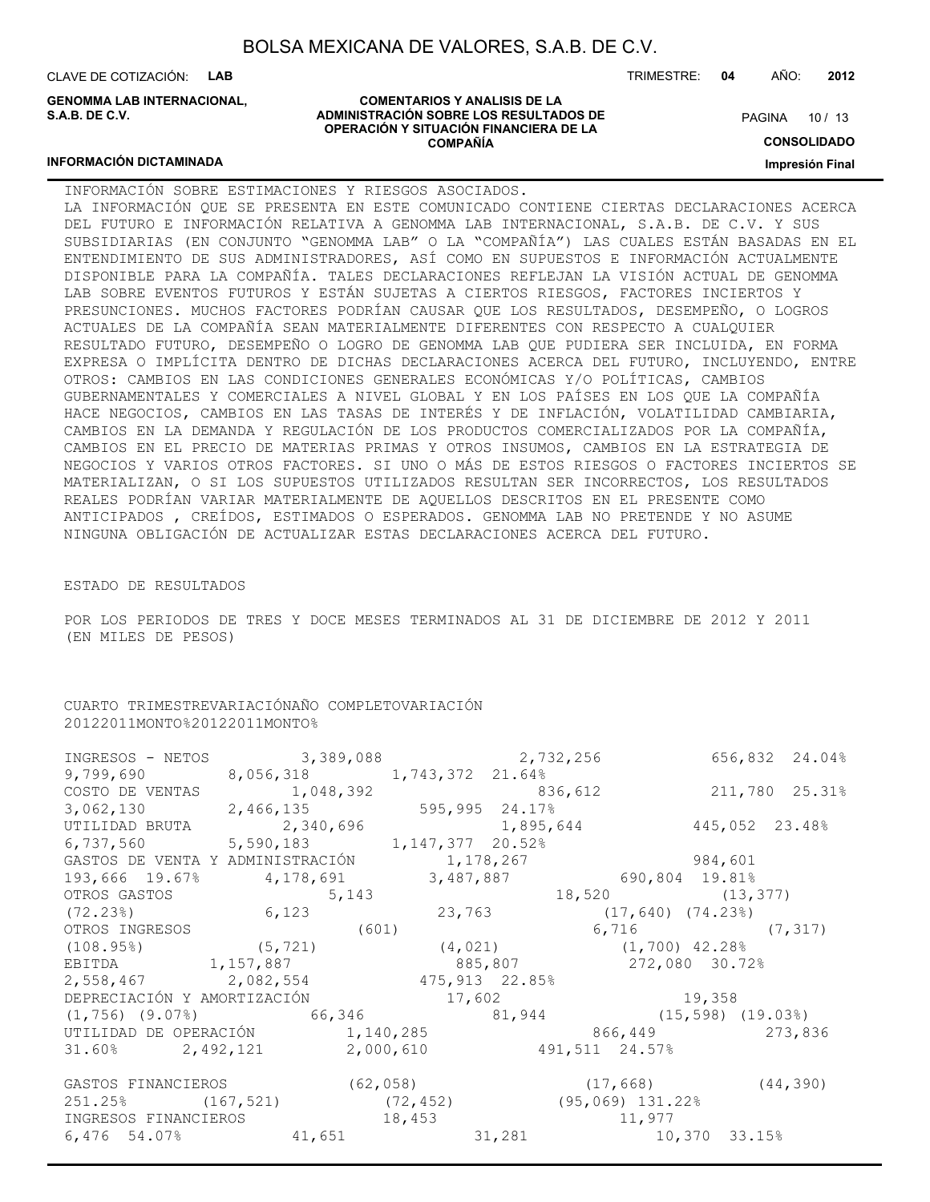INFORMACIÓN SOBRE ESTIMACIONES Y RIESGOS ASOCIADOS.

LA INFORMACIÓN QUE SE PRESENTA EN ESTE COMUNICADO CONTIENE CIERTAS DECLARACIONES ACERCA DEL FUTURO E INFORMACIÓN RELATIVA A GENOMMA LAB INTERNACIONAL, S.A.B. DE C.V. Y SUS SUBSIDIARIAS (EN CONJUNTO "GENOMMA LAB" O LA "COMPAÑÍA") LAS CUALES ESTÁN BASADAS EN EL ENTENDIMIENTO DE SUS ADMINISTRADORES, ASÍ COMO EN SUPUESTOS E INFORMACIÓN ACTUALMENTE DISPONIBLE PARA LA COMPAÑÍA. TALES DECLARACIONES REFLEJAN LA VISIÓN ACTUAL DE GENOMMA LAB SOBRE EVENTOS FUTUROS Y ESTÁN SUJETAS A CIERTOS RIESGOS, FACTORES INCIERTOS Y PRESUNCIONES. MUCHOS FACTORES PODRÍAN CAUSAR QUE LOS RESULTADOS, DESEMPEÑO, O LOGROS ACTUALES DE LA COMPAÑÍA SEAN MATERIALMENTE DIFERENTES CON RESPECTO A CUALQUIER RESULTADO FUTURO, DESEMPEÑO O LOGRO DE GENOMMA LAB QUE PUDIERA SER INCLUIDA, EN FORMA EXPRESA O IMPLÍCITA DENTRO DE DICHAS DECLARACIONES ACERCA DEL FUTURO, INCLUYENDO, ENTRE OTROS: CAMBIOS EN LAS CONDICIONES GENERALES ECONÓMICAS Y/O POLÍTICAS, CAMBIOS GUBERNAMENTALES Y COMERCIALES A NIVEL GLOBAL Y EN LOS PAÍSES EN LOS QUE LA COMPAÑÍA HACE NEGOCIOS, CAMBIOS EN LAS TASAS DE INTERÉS Y DE INFLACIÓN, VOLATILIDAD CAMBIARIA, CAMBIOS EN LA DEMANDA Y REGULACIÓN DE LOS PRODUCTOS COMERCIALIZADOS POR LA COMPAÑÍA, CAMBIOS EN EL PRECIO DE MATERIAS PRIMAS Y OTROS INSUMOS, CAMBIOS EN LA ESTRATEGIA DE NEGOCIOS Y VARIOS OTROS FACTORES. SI UNO O MÁS DE ESTOS RIESGOS O FACTORES INCIERTOS SE MATERIALIZAN, O SI LOS SUPUESTOS UTILIZADOS RESULTAN SER INCORRECTOS, LOS RESULTADOS REALES PODRÍAN VARIAR MATERIALMENTE DE AQUELLOS DESCRITOS EN EL PRESENTE COMO ANTICIPADOS , CREÍDOS, ESTIMADOS O ESPERADOS. GENOMMA LAB NO PRETENDE Y NO ASUME NINGUNA OBLIGACIÓN DE ACTUALIZAR ESTAS DECLARACIONES ACERCA DEL FUTURO.

ESTADO DE RESULTADOS

POR LOS PERIODOS DE TRES Y DOCE MESES TERMINADOS AL 31 DE DICIEMBRE DE 2012 Y 2011 (EN MILES DE PESOS)

| | CUARTO TRIMESTRE | | VARIACIÓN | | AÑO COMPLETO | | VARIACIÓN | |
|---|---|---|---|---|---|---|---|---|
| | 2012 | 2011 | MONTO | % | 2012 | 2011 | MONTO | % |
| INGRESOS - NETOS | 3,389,088 | 2,732,256 | 656,832 | 24.04% | 9,799,690 | 8,056,318 | 1,743,372 | 21.64% |
| COSTO DE VENTAS | 1,048,392 | 836,612 | 211,780 | 25.31% | 3,062,130 | 2,466,135 | 595,995 | 24.17% |
| UTILIDAD BRUTA | 2,340,696 | 1,895,644 | 445,052 | 23.48% | 6,737,560 | 5,590,183 | 1,147,377 | 20.52% |
| GASTOS DE VENTA Y ADMINISTRACIÓN | 1,178,267 | 984,601 | 193,666 | 19.67% | 4,178,691 | 3,487,887 | 690,804 | 19.81% |
| OTROS GASTOS | 5,143 | 18,520 | (13,377) | (72.23%) | 6,123 | 23,763 | (17,640) | (74.23%) |
| OTROS INGRESOS | (601) | 6,716 | (7,317) | (108.95%) | (5,721) | (4,021) | (1,700) | 42.28% |
| EBITDA | 1,157,887 | 885,807 | 272,080 | 30.72% | 2,558,467 | 2,082,554 | 475,913 | 22.85% |
| DEPRECIACIÓN Y AMORTIZACIÓN | 17,602 | 19,358 | (1,756) | (9.07%) | 66,346 | 81,944 | (15,598) | (19.03%) |
| UTILIDAD DE OPERACIÓN | 1,140,285 | 866,449 | 273,836 | 31.60% | 2,492,121 | 2,000,610 | 491,511 | 24.57% |
| GASTOS FINANCIEROS | (62,058) | (17,668) | (44,390) | 251.25% | (167,521) | (72,452) | (95,069) | 131.22% |
| INGRESOS FINANCIEROS | 18,453 | 11,977 | 6,476 | 54.07% | 41,651 | 31,281 | 10,370 | 33.15% |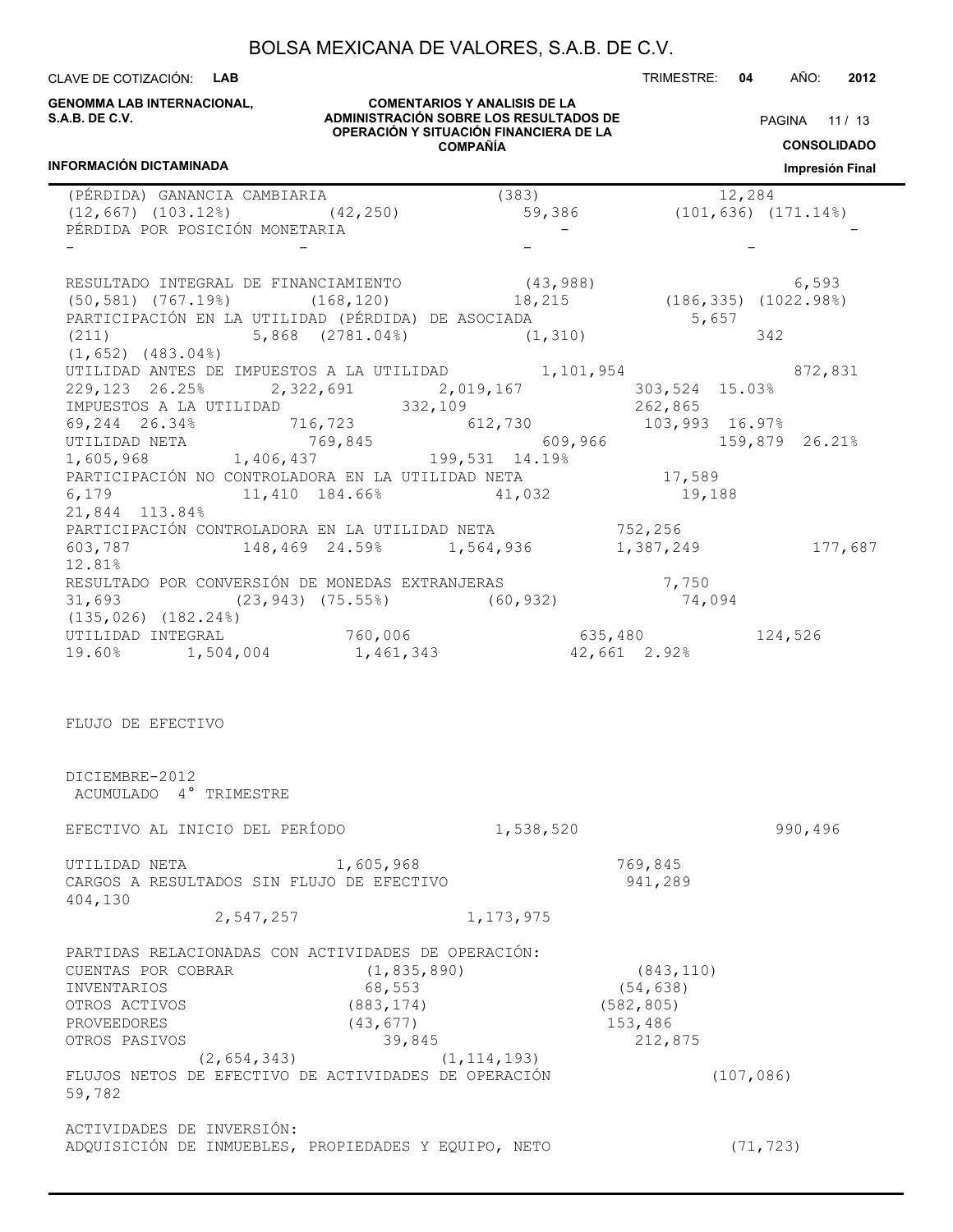| | | | | | | | | |
|---|---|---|---|---|---|---|---|---|
| (PÉRDIDA) GANANCIA CAMBIARIA | (383) | 12,284 | (12,667) | (103.12%) | (42,250) | 59,386 | (101,636) | (171.14%) |
| PÉRDIDA POR POSICIÓN MONETARIA | - | - | - | - | - | - | | |
| RESULTADO INTEGRAL DE FINANCIAMIENTO | (43,988) | 6,593 | (50,581) | (767.19%) | (168,120) | 18,215 | (186,335) | (1022.98%) |
| PARTICIPACIÓN EN LA UTILIDAD (PÉRDIDA) DE ASOCIADA | 5,657 | (211) | 5,868 | (2781.04%) | (1,310) | 342 | (1,652) | (483.04%) |
| UTILIDAD ANTES DE IMPUESTOS A LA UTILIDAD | 1,101,954 | 872,831 | 229,123 | 26.25% | 2,322,691 | 2,019,167 | 303,524 | 15.03% |
| IMPUESTOS A LA UTILIDAD | 332,109 | 262,865 | 69,244 | 26.34% | 716,723 | 612,730 | 103,993 | 16.97% |
| UTILIDAD NETA | 769,845 | 609,966 | 159,879 | 26.21% | 1,605,968 | 1,406,437 | 199,531 | 14.19% |
| PARTICIPACIÓN NO CONTROLADORA EN LA UTILIDAD NETA | 17,589 | 6,179 | 11,410 | 184.66% | 41,032 | 19,188 | 21,844 | 113.84% |
| PARTICIPACIÓN CONTROLADORA EN LA UTILIDAD NETA | 752,256 | 603,787 | 148,469 | 24.59% | 1,564,936 | 1,387,249 | 177,687 | 12.81% |
| RESULTADO POR CONVERSIÓN DE MONEDAS EXTRANJERAS | 7,750 | 31,693 | (23,943) | (75.55%) | (60,932) | 74,094 | (135,026) | (182.24%) |
| UTILIDAD INTEGRAL | 760,006 | 635,480 | 124,526 | 19.60% | 1,504,004 | 1,461,343 | 42,661 | 2.92% |

FLUJO DE EFECTIVO

| | DICIEMBRE-2012 | ACUMULADO 4° TRIMESTRE |
|---|---|---|
| EFECTIVO AL INICIO DEL PERÍODO | 1,538,520 | 990,496 |
| UTILIDAD NETA | 1,605,968 | 769,845 |
| CARGOS A RESULTADOS SIN FLUJO DE EFECTIVO | 941,289 | 404,130 |
| | 2,547,257 | 1,173,975 |
| PARTIDAS RELACIONADAS CON ACTIVIDADES DE OPERACIÓN: | | |
| CUENTAS POR COBRAR | (1,835,890) | (843,110) |
| INVENTARIOS | 68,553 | (54,638) |
| OTROS ACTIVOS | (883,174) | (582,805) |
| PROVEEDORES | (43,677) | 153,486 |
| OTROS PASIVOS | 39,845 | 212,875 |
| | (2,654,343) | (1,114,193) |
| FLUJOS NETOS DE EFECTIVO DE ACTIVIDADES DE OPERACIÓN | (107,086) | 59,782 |
| ACTIVIDADES DE INVERSIÓN: | | |
| ADQUISICIÓN DE INMUEBLES, PROPIEDADES Y EQUIPO, NETO | (71,723) | |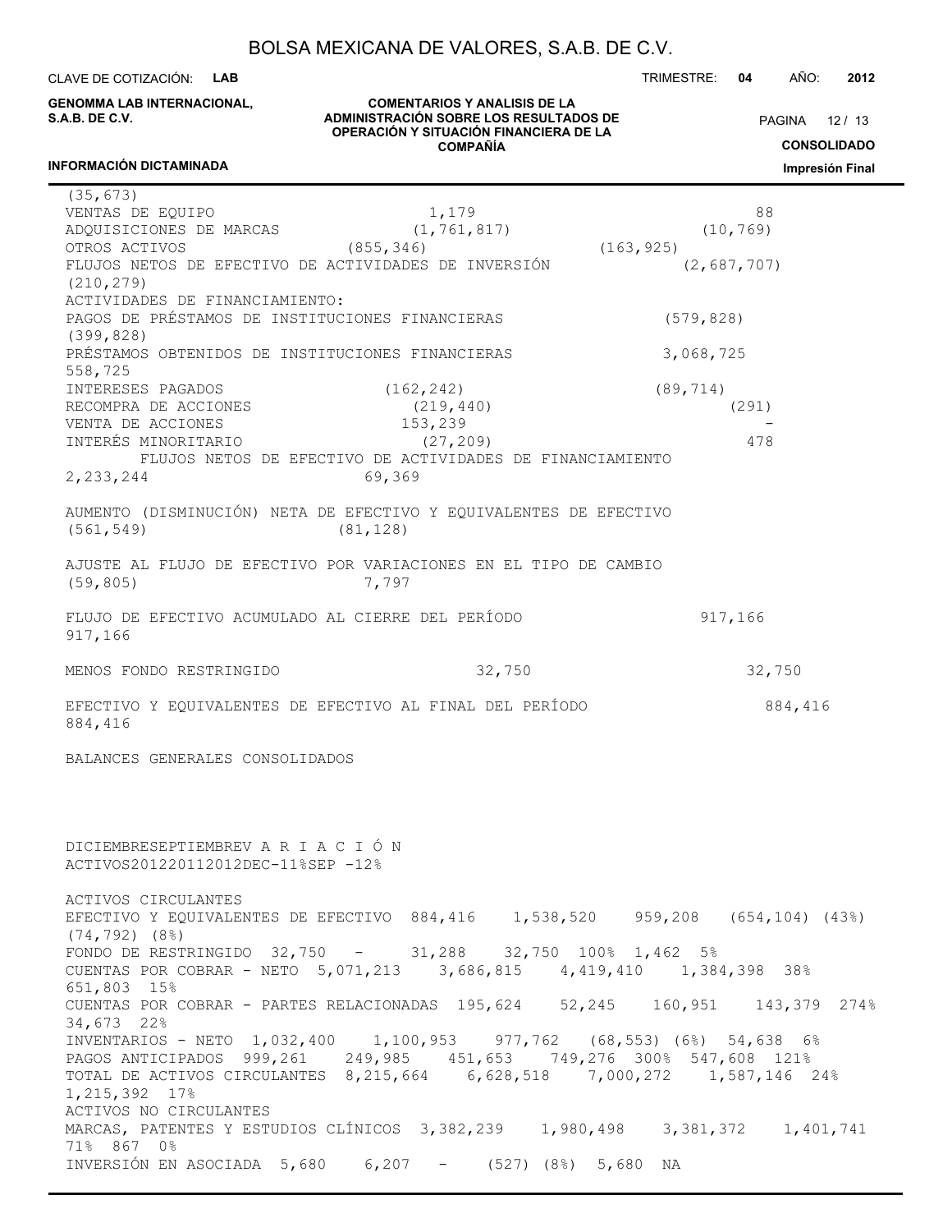(35,673)

| | | |
|---|---|---|
| VENTAS DE EQUIPO | 1,179 | 88 |
| ADQUISICIONES DE MARCAS | (1,761,817) | (10,769) |
| OTROS ACTIVOS | (855,346) | (163,925) |
| FLUJOS NETOS DE EFECTIVO DE ACTIVIDADES DE INVERSIÓN | (2,687,707) | (210,279) |
| ACTIVIDADES DE FINANCIAMIENTO: | | |
| PAGOS DE PRÉSTAMOS DE INSTITUCIONES FINANCIERAS | (579,828) | (399,828) |
| PRÉSTAMOS OBTENIDOS DE INSTITUCIONES FINANCIERAS | 3,068,725 | 558,725 |
| INTERESES PAGADOS | (162,242) | (89,714) |
| RECOMPRA DE ACCIONES | (219,440) | (291) |
| VENTA DE ACCIONES | 153,239 | - |
| INTERÉS MINORITARIO | (27,209) | 478 |
| FLUJOS NETOS DE EFECTIVO DE ACTIVIDADES DE FINANCIAMIENTO | 2,233,244 | 69,369 |
| AUMENTO (DISMINUCIÓN) NETA DE EFECTIVO Y EQUIVALENTES DE EFECTIVO | (561,549) | (81,128) |
| AJUSTE AL FLUJO DE EFECTIVO POR VARIACIONES EN EL TIPO DE CAMBIO | (59,805) | 7,797 |
| FLUJO DE EFECTIVO ACUMULADO AL CIERRE DEL PERÍODO | 917,166 | 917,166 |
| MENOS FONDO RESTRINGIDO | 32,750 | 32,750 |
| EFECTIVO Y EQUIVALENTES DE EFECTIVO AL FINAL DEL PERÍODO | 884,416 | 884,416 |

BALANCES GENERALES CONSOLIDADOS

| ACTIVOS | DICIEMBRE 2012 | DICIEMBRE 2011 | SEPTIEMBRE 2012 | VARIACIÓN DEC -11 | % | VARIACIÓN SEP -12 | % |
|---|---|---|---|---|---|---|---|
| ACTIVOS CIRCULANTES | | | | | | | |
| EFECTIVO Y EQUIVALENTES DE EFECTIVO | 884,416 | 1,538,520 | 959,208 | (654,104) | (43%) | (74,792) | (8%) |
| FONDO DE RESTRINGIDO | 32,750 | - | 31,288 | 32,750 | 100% | 1,462 | 5% |
| CUENTAS POR COBRAR - NETO | 5,071,213 | 3,686,815 | 4,419,410 | 1,384,398 | 38% | 651,803 | 15% |
| CUENTAS POR COBRAR - PARTES RELACIONADAS | 195,624 | 52,245 | 160,951 | 143,379 | 274% | 34,673 | 22% |
| INVENTARIOS - NETO | 1,032,400 | 1,100,953 | 977,762 | (68,553) | (6%) | 54,638 | 6% |
| PAGOS ANTICIPADOS | 999,261 | 249,985 | 451,653 | 749,276 | 300% | 547,608 | 121% |
| TOTAL DE ACTIVOS CIRCULANTES | 8,215,664 | 6,628,518 | 7,000,272 | 1,587,146 | 24% | 1,215,392 | 17% |
| ACTIVOS NO CIRCULANTES | | | | | | | |
| MARCAS, PATENTES Y ESTUDIOS CLÍNICOS | 3,382,239 | 1,980,498 | 3,381,372 | 1,401,741 | 71% | 867 | 0% |
| INVERSIÓN EN ASOCIADA | 5,680 | 6,207 | - | (527) | (8%) | 5,680 | NA |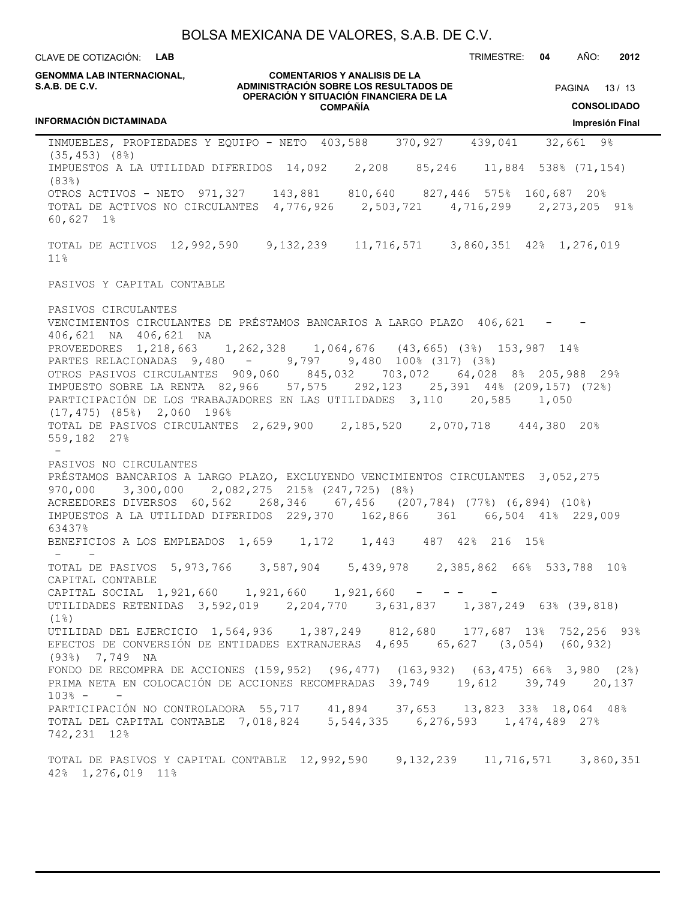INMUEBLES, PROPIEDADES Y EQUIPO - NETO 403,588 370,927 439,041 32,661 9% (35,453) (8%)
IMPUESTOS A LA UTILIDAD DIFERIDOS 14,092 2,208 85,246 11,884 538% (71,154) (83%)
OTROS ACTIVOS - NETO 971,327 143,881 810,640 827,446 575% 160,687 20%
TOTAL DE ACTIVOS NO CIRCULANTES 4,776,926 2,503,721 4,716,299 2,273,205 91% 60,627 1%

TOTAL DE ACTIVOS 12,992,590 9,132,239 11,716,571 3,860,351 42% 1,276,019 11%

PASIVOS Y CAPITAL CONTABLE

PASIVOS CIRCULANTES
VENCIMIENTOS CIRCULANTES DE PRÉSTAMOS BANCARIOS A LARGO PLAZO 406,621 - - 406,621 NA 406,621 NA
PROVEEDORES 1,218,663 1,262,328 1,064,676 (43,665) (3%) 153,987 14%
PARTES RELACIONADAS 9,480 - 9,797 9,480 100% (317) (3%)
OTROS PASIVOS CIRCULANTES 909,060 845,032 703,072 64,028 8% 205,988 29%
IMPUESTO SOBRE LA RENTA 82,966 57,575 292,123 25,391 44% (209,157) (72%)
PARTICIPACIÓN DE LOS TRABAJADORES EN LAS UTILIDADES 3,110 20,585 1,050 (17,475) (85%) 2,060 196%
TOTAL DE PASIVOS CIRCULANTES 2,629,900 2,185,520 2,070,718 444,380 20% 559,182 27%
 -
PASIVOS NO CIRCULANTES
PRÉSTAMOS BANCARIOS A LARGO PLAZO, EXCLUYENDO VENCIMIENTOS CIRCULANTES 3,052,275 970,000 3,300,000 2,082,275 215% (247,725) (8%)
ACREEDORES DIVERSOS 60,562 268,346 67,456 (207,784) (77%) (6,894) (10%)
IMPUESTOS A LA UTILIDAD DIFERIDOS 229,370 162,866 361 66,504 41% 229,009 63437%
BENEFICIOS A LOS EMPLEADOS 1,659 1,172 1,443 487 42% 216 15%
 - -
TOTAL DE PASIVOS 5,973,766 3,587,904 5,439,978 2,385,862 66% 533,788 10%
CAPITAL CONTABLE
CAPITAL SOCIAL 1,921,660 1,921,660 1,921,660 - - - -
UTILIDADES RETENIDAS 3,592,019 2,204,770 3,631,837 1,387,249 63% (39,818) (1%)
UTILIDAD DEL EJERCICIO 1,564,936 1,387,249 812,680 177,687 13% 752,256 93%
EFECTOS DE CONVERSIÓN DE ENTIDADES EXTRANJERAS 4,695 65,627 (3,054) (60,932) (93%) 7,749 NA
FONDO DE RECOMPRA DE ACCIONES (159,952) (96,477) (163,932) (63,475) 66% 3,980 (2%)
PRIMA NETA EN COLOCACIÓN DE ACCIONES RECOMPRADAS 39,749 19,612 39,749 20,137 103% - -
PARTICIPACIÓN NO CONTROLADORA 55,717 41,894 37,653 13,823 33% 18,064 48%
TOTAL DEL CAPITAL CONTABLE 7,018,824 5,544,335 6,276,593 1,474,489 27% 742,231 12%

TOTAL DE PASIVOS Y CAPITAL CONTABLE 12,992,590 9,132,239 11,716,571 3,860,351 42% 1,276,019 11%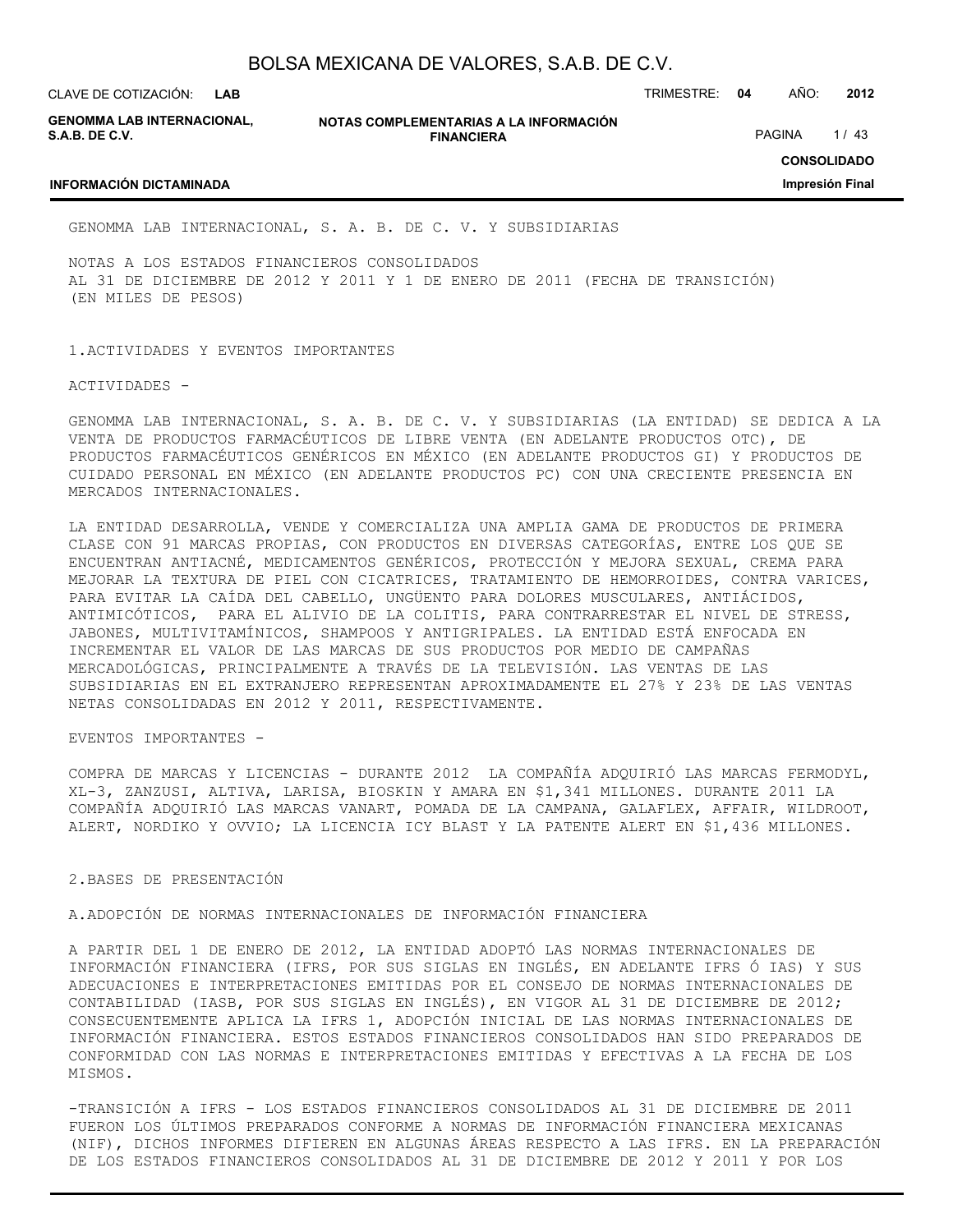GENOMMA LAB INTERNACIONAL, S. A. B. DE C. V. Y SUBSIDIARIAS

NOTAS A LOS ESTADOS FINANCIEROS CONSOLIDADOS
AL 31 DE DICIEMBRE DE 2012 Y 2011 Y 1 DE ENERO DE 2011 (FECHA DE TRANSICIÓN)
(EN MILES DE PESOS)

## 1.ACTIVIDADES Y EVENTOS IMPORTANTES

ACTIVIDADES -

GENOMMA LAB INTERNACIONAL, S. A. B. DE C. V. Y SUBSIDIARIAS (LA ENTIDAD) SE DEDICA A LA VENTA DE PRODUCTOS FARMACÉUTICOS DE LIBRE VENTA (EN ADELANTE PRODUCTOS OTC), DE PRODUCTOS FARMACÉUTICOS GENÉRICOS EN MÉXICO (EN ADELANTE PRODUCTOS GI) Y PRODUCTOS DE CUIDADO PERSONAL EN MÉXICO (EN ADELANTE PRODUCTOS PC) CON UNA CRECIENTE PRESENCIA EN MERCADOS INTERNACIONALES.

LA ENTIDAD DESARROLLA, VENDE Y COMERCIALIZA UNA AMPLIA GAMA DE PRODUCTOS DE PRIMERA CLASE CON 91 MARCAS PROPIAS, CON PRODUCTOS EN DIVERSAS CATEGORÍAS, ENTRE LOS QUE SE ENCUENTRAN ANTIACNÉ, MEDICAMENTOS GENÉRICOS, PROTECCIÓN Y MEJORA SEXUAL, CREMA PARA MEJORAR LA TEXTURA DE PIEL CON CICATRICES, TRATAMIENTO DE HEMORROIDES, CONTRA VARICES, PARA EVITAR LA CAÍDA DEL CABELLO, UNGÜENTO PARA DOLORES MUSCULARES, ANTIÁCIDOS, ANTIMICÓTICOS, PARA EL ALIVIO DE LA COLITIS, PARA CONTRARRESTAR EL NIVEL DE STRESS, JABONES, MULTIVITAMÍNICOS, SHAMPOOS Y ANTIGRIPALES. LA ENTIDAD ESTÁ ENFOCADA EN INCREMENTAR EL VALOR DE LAS MARCAS DE SUS PRODUCTOS POR MEDIO DE CAMPAÑAS MERCADOLÓGICAS, PRINCIPALMENTE A TRAVÉS DE LA TELEVISIÓN. LAS VENTAS DE LAS SUBSIDIARIAS EN EL EXTRANJERO REPRESENTAN APROXIMADAMENTE EL 27% Y 23% DE LAS VENTAS NETAS CONSOLIDADAS EN 2012 Y 2011, RESPECTIVAMENTE.

EVENTOS IMPORTANTES -

COMPRA DE MARCAS Y LICENCIAS - DURANTE 2012 LA COMPAÑÍA ADQUIRIÓ LAS MARCAS FERMODYL, XL-3, ZANZUSI, ALTIVA, LARISA, BIOSKIN Y AMARA EN $1,341 MILLONES. DURANTE 2011 LA COMPAÑÍA ADQUIRIÓ LAS MARCAS VANART, POMADA DE LA CAMPANA, GALAFLEX, AFFAIR, WILDROOT, ALERT, NORDIKO Y OVVIO; LA LICENCIA ICY BLAST Y LA PATENTE ALERT EN $1,436 MILLONES.

## 2.BASES DE PRESENTACIÓN

### A.ADOPCIÓN DE NORMAS INTERNACIONALES DE INFORMACIÓN FINANCIERA

A PARTIR DEL 1 DE ENERO DE 2012, LA ENTIDAD ADOPTÓ LAS NORMAS INTERNACIONALES DE INFORMACIÓN FINANCIERA (IFRS, POR SUS SIGLAS EN INGLÉS, EN ADELANTE IFRS Ó IAS) Y SUS ADECUACIONES E INTERPRETACIONES EMITIDAS POR EL CONSEJO DE NORMAS INTERNACIONALES DE CONTABILIDAD (IASB, POR SUS SIGLAS EN INGLÉS), EN VIGOR AL 31 DE DICIEMBRE DE 2012; CONSECUENTEMENTE APLICA LA IFRS 1, ADOPCIÓN INICIAL DE LAS NORMAS INTERNACIONALES DE INFORMACIÓN FINANCIERA. ESTOS ESTADOS FINANCIEROS CONSOLIDADOS HAN SIDO PREPARADOS DE CONFORMIDAD CON LAS NORMAS E INTERPRETACIONES EMITIDAS Y EFECTIVAS A LA FECHA DE LOS MISMOS.

-TRANSICIÓN A IFRS - LOS ESTADOS FINANCIEROS CONSOLIDADOS AL 31 DE DICIEMBRE DE 2011 FUERON LOS ÚLTIMOS PREPARADOS CONFORME A NORMAS DE INFORMACIÓN FINANCIERA MEXICANAS (NIF), DICHOS INFORMES DIFIEREN EN ALGUNAS ÁREAS RESPECTO A LAS IFRS. EN LA PREPARACIÓN DE LOS ESTADOS FINANCIEROS CONSOLIDADOS AL 31 DE DICIEMBRE DE 2012 Y 2011 Y POR LOS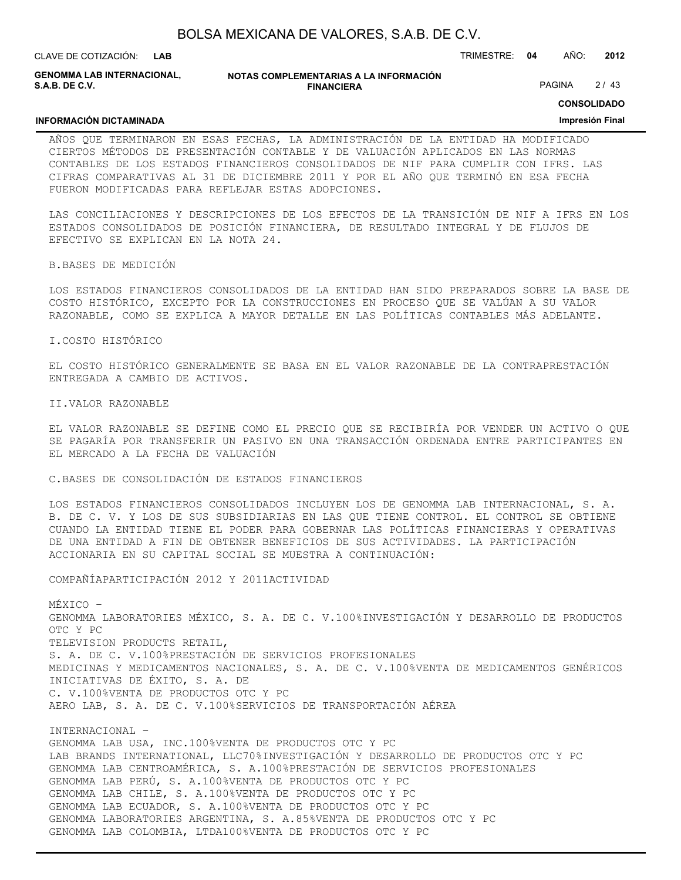AÑOS QUE TERMINARON EN ESAS FECHAS, LA ADMINISTRACIÓN DE LA ENTIDAD HA MODIFICADO CIERTOS MÉTODOS DE PRESENTACIÓN CONTABLE Y DE VALUACIÓN APLICADOS EN LAS NORMAS CONTABLES DE LOS ESTADOS FINANCIEROS CONSOLIDADOS DE NIF PARA CUMPLIR CON IFRS. LAS CIFRAS COMPARATIVAS AL 31 DE DICIEMBRE 2011 Y POR EL AÑO QUE TERMINÓ EN ESA FECHA FUERON MODIFICADAS PARA REFLEJAR ESTAS ADOPCIONES.

LAS CONCILIACIONES Y DESCRIPCIONES DE LOS EFECTOS DE LA TRANSICIÓN DE NIF A IFRS EN LOS ESTADOS CONSOLIDADOS DE POSICIÓN FINANCIERA, DE RESULTADO INTEGRAL Y DE FLUJOS DE EFECTIVO SE EXPLICAN EN LA NOTA 24.

B.BASES DE MEDICIÓN

LOS ESTADOS FINANCIEROS CONSOLIDADOS DE LA ENTIDAD HAN SIDO PREPARADOS SOBRE LA BASE DE COSTO HISTÓRICO, EXCEPTO POR LA CONSTRUCCIONES EN PROCESO QUE SE VALÚAN A SU VALOR RAZONABLE, COMO SE EXPLICA A MAYOR DETALLE EN LAS POLÍTICAS CONTABLES MÁS ADELANTE.

I.COSTO HISTÓRICO

EL COSTO HISTÓRICO GENERALMENTE SE BASA EN EL VALOR RAZONABLE DE LA CONTRAPRESTACIÓN ENTREGADA A CAMBIO DE ACTIVOS.

II.VALOR RAZONABLE

EL VALOR RAZONABLE SE DEFINE COMO EL PRECIO QUE SE RECIBIRÍA POR VENDER UN ACTIVO O QUE SE PAGARÍA POR TRANSFERIR UN PASIVO EN UNA TRANSACCIÓN ORDENADA ENTRE PARTICIPANTES EN EL MERCADO A LA FECHA DE VALUACIÓN

C.BASES DE CONSOLIDACIÓN DE ESTADOS FINANCIEROS

LOS ESTADOS FINANCIEROS CONSOLIDADOS INCLUYEN LOS DE GENOMMA LAB INTERNACIONAL, S. A. B. DE C. V. Y LOS DE SUS SUBSIDIARIAS EN LAS QUE TIENE CONTROL. EL CONTROL SE OBTIENE CUANDO LA ENTIDAD TIENE EL PODER PARA GOBERNAR LAS POLÍTICAS FINANCIERAS Y OPERATIVAS DE UNA ENTIDAD A FIN DE OBTENER BENEFICIOS DE SUS ACTIVIDADES. LA PARTICIPACIÓN ACCIONARIA EN SU CAPITAL SOCIAL SE MUESTRA A CONTINUACIÓN:

| COMPAÑÍA | PARTICIPACIÓN 2012 Y 2011 | ACTIVIDAD |
|---|---|---|
| MÉXICO – | | |
| GENOMMA LABORATORIES MÉXICO, S. A. DE C. V. | 100% | INVESTIGACIÓN Y DESARROLLO DE PRODUCTOS OTC Y PC |
| TELEVISION PRODUCTS RETAIL, S. A. DE C. V. | 100% | PRESTACIÓN DE SERVICIOS PROFESIONALES |
| MEDICINAS Y MEDICAMENTOS NACIONALES, S. A. DE C. V. | 100% | VENTA DE MEDICAMENTOS GENÉRICOS |
| INICIATIVAS DE ÉXITO, S. A. DE C. V. | 100% | VENTA DE PRODUCTOS OTC Y PC |
| AERO LAB, S. A. DE C. V. | 100% | SERVICIOS DE TRANSPORTACIÓN AÉREA |
| INTERNACIONAL – | | |
| GENOMMA LAB USA, INC. | 100% | VENTA DE PRODUCTOS OTC Y PC |
| LAB BRANDS INTERNATIONAL, LLC | 70% | INVESTIGACIÓN Y DESARROLLO DE PRODUCTOS OTC Y PC |
| GENOMMA LAB CENTROAMÉRICA, S. A. | 100% | PRESTACIÓN DE SERVICIOS PROFESIONALES |
| GENOMMA LAB PERÚ, S. A. | 100% | VENTA DE PRODUCTOS OTC Y PC |
| GENOMMA LAB CHILE, S. A. | 100% | VENTA DE PRODUCTOS OTC Y PC |
| GENOMMA LAB ECUADOR, S. A. | 100% | VENTA DE PRODUCTOS OTC Y PC |
| GENOMMA LABORATORIES ARGENTINA, S. A. | 85% | VENTA DE PRODUCTOS OTC Y PC |
| GENOMMA LAB COLOMBIA, LTDA | 100% | VENTA DE PRODUCTOS OTC Y PC |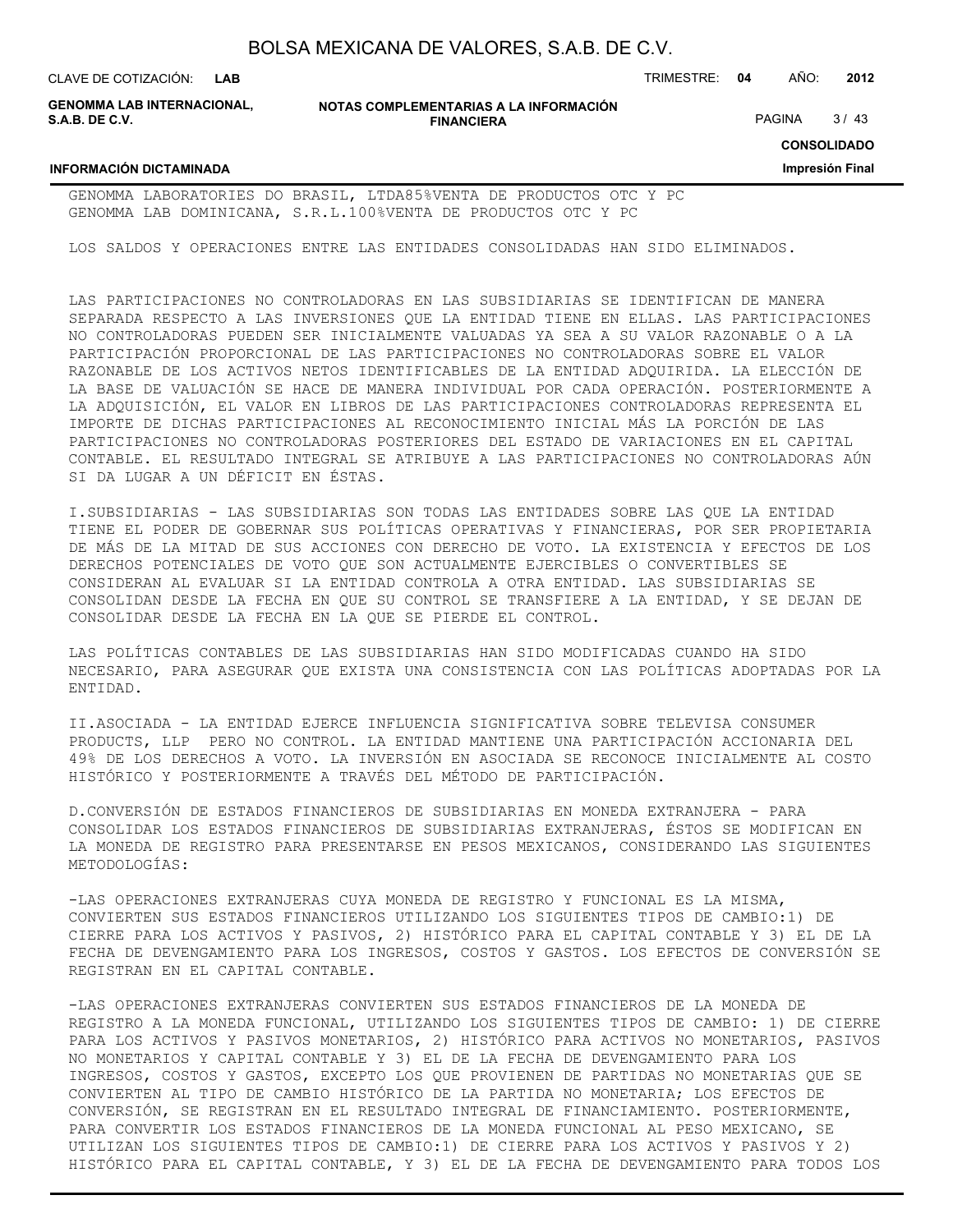GENOMMA LABORATORIES DO BRASIL, LTDA85%VENTA DE PRODUCTOS OTC Y PC
GENOMMA LAB DOMINICANA, S.R.L.100%VENTA DE PRODUCTOS OTC Y PC

LOS SALDOS Y OPERACIONES ENTRE LAS ENTIDADES CONSOLIDADAS HAN SIDO ELIMINADOS.

LAS PARTICIPACIONES NO CONTROLADORAS EN LAS SUBSIDIARIAS SE IDENTIFICAN DE MANERA SEPARADA RESPECTO A LAS INVERSIONES QUE LA ENTIDAD TIENE EN ELLAS. LAS PARTICIPACIONES NO CONTROLADORAS PUEDEN SER INICIALMENTE VALUADAS YA SEA A SU VALOR RAZONABLE O A LA PARTICIPACIÓN PROPORCIONAL DE LAS PARTICIPACIONES NO CONTROLADORAS SOBRE EL VALOR RAZONABLE DE LOS ACTIVOS NETOS IDENTIFICABLES DE LA ENTIDAD ADQUIRIDA. LA ELECCIÓN DE LA BASE DE VALUACIÓN SE HACE DE MANERA INDIVIDUAL POR CADA OPERACIÓN. POSTERIORMENTE A LA ADQUISICIÓN, EL VALOR EN LIBROS DE LAS PARTICIPACIONES CONTROLADORAS REPRESENTA EL IMPORTE DE DICHAS PARTICIPACIONES AL RECONOCIMIENTO INICIAL MÁS LA PORCIÓN DE LAS PARTICIPACIONES NO CONTROLADORAS POSTERIORES DEL ESTADO DE VARIACIONES EN EL CAPITAL CONTABLE. EL RESULTADO INTEGRAL SE ATRIBUYE A LAS PARTICIPACIONES NO CONTROLADORAS AÚN SI DA LUGAR A UN DÉFICIT EN ÉSTAS.

I.SUBSIDIARIAS - LAS SUBSIDIARIAS SON TODAS LAS ENTIDADES SOBRE LAS QUE LA ENTIDAD TIENE EL PODER DE GOBERNAR SUS POLÍTICAS OPERATIVAS Y FINANCIERAS, POR SER PROPIETARIA DE MÁS DE LA MITAD DE SUS ACCIONES CON DERECHO DE VOTO. LA EXISTENCIA Y EFECTOS DE LOS DERECHOS POTENCIALES DE VOTO QUE SON ACTUALMENTE EJERCIBLES O CONVERTIBLES SE CONSIDERAN AL EVALUAR SI LA ENTIDAD CONTROLA A OTRA ENTIDAD. LAS SUBSIDIARIAS SE CONSOLIDAN DESDE LA FECHA EN QUE SU CONTROL SE TRANSFIERE A LA ENTIDAD, Y SE DEJAN DE CONSOLIDAR DESDE LA FECHA EN LA QUE SE PIERDE EL CONTROL.

LAS POLÍTICAS CONTABLES DE LAS SUBSIDIARIAS HAN SIDO MODIFICADAS CUANDO HA SIDO NECESARIO, PARA ASEGURAR QUE EXISTA UNA CONSISTENCIA CON LAS POLÍTICAS ADOPTADAS POR LA ENTIDAD.

II.ASOCIADA - LA ENTIDAD EJERCE INFLUENCIA SIGNIFICATIVA SOBRE TELEVISA CONSUMER PRODUCTS, LLP PERO NO CONTROL. LA ENTIDAD MANTIENE UNA PARTICIPACIÓN ACCIONARIA DEL 49% DE LOS DERECHOS A VOTO. LA INVERSIÓN EN ASOCIADA SE RECONOCE INICIALMENTE AL COSTO HISTÓRICO Y POSTERIORMENTE A TRAVÉS DEL MÉTODO DE PARTICIPACIÓN.

D.CONVERSIÓN DE ESTADOS FINANCIEROS DE SUBSIDIARIAS EN MONEDA EXTRANJERA - PARA CONSOLIDAR LOS ESTADOS FINANCIEROS DE SUBSIDIARIAS EXTRANJERAS, ÉSTOS SE MODIFICAN EN LA MONEDA DE REGISTRO PARA PRESENTARSE EN PESOS MEXICANOS, CONSIDERANDO LAS SIGUIENTES METODOLOGÍAS:

-LAS OPERACIONES EXTRANJERAS CUYA MONEDA DE REGISTRO Y FUNCIONAL ES LA MISMA, CONVIERTEN SUS ESTADOS FINANCIEROS UTILIZANDO LOS SIGUIENTES TIPOS DE CAMBIO:1) DE CIERRE PARA LOS ACTIVOS Y PASIVOS, 2) HISTÓRICO PARA EL CAPITAL CONTABLE Y 3) EL DE LA FECHA DE DEVENGAMIENTO PARA LOS INGRESOS, COSTOS Y GASTOS. LOS EFECTOS DE CONVERSIÓN SE REGISTRAN EN EL CAPITAL CONTABLE.

-LAS OPERACIONES EXTRANJERAS CONVIERTEN SUS ESTADOS FINANCIEROS DE LA MONEDA DE REGISTRO A LA MONEDA FUNCIONAL, UTILIZANDO LOS SIGUIENTES TIPOS DE CAMBIO: 1) DE CIERRE PARA LOS ACTIVOS Y PASIVOS MONETARIOS, 2) HISTÓRICO PARA ACTIVOS NO MONETARIOS, PASIVOS NO MONETARIOS Y CAPITAL CONTABLE Y 3) EL DE LA FECHA DE DEVENGAMIENTO PARA LOS INGRESOS, COSTOS Y GASTOS, EXCEPTO LOS QUE PROVIENEN DE PARTIDAS NO MONETARIAS QUE SE CONVIERTEN AL TIPO DE CAMBIO HISTÓRICO DE LA PARTIDA NO MONETARIA; LOS EFECTOS DE CONVERSIÓN, SE REGISTRAN EN EL RESULTADO INTEGRAL DE FINANCIAMIENTO. POSTERIORMENTE, PARA CONVERTIR LOS ESTADOS FINANCIEROS DE LA MONEDA FUNCIONAL AL PESO MEXICANO, SE UTILIZAN LOS SIGUIENTES TIPOS DE CAMBIO:1) DE CIERRE PARA LOS ACTIVOS Y PASIVOS Y 2) HISTÓRICO PARA EL CAPITAL CONTABLE, Y 3) EL DE LA FECHA DE DEVENGAMIENTO PARA TODOS LOS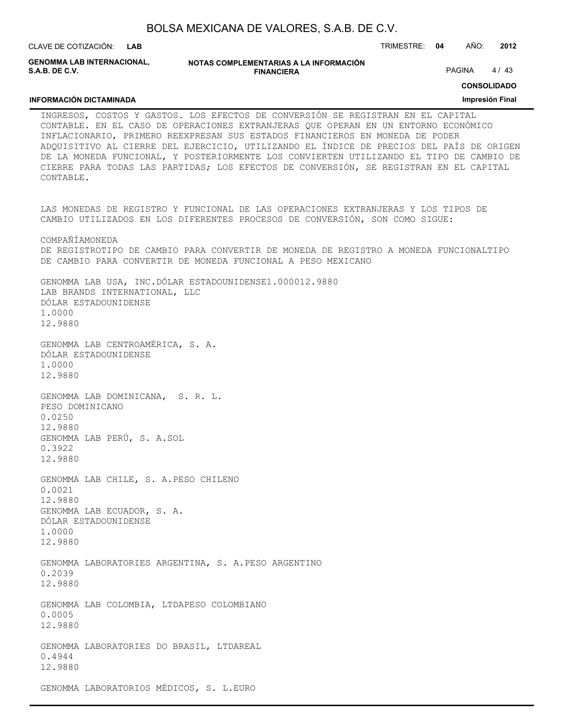INGRESOS, COSTOS Y GASTOS. LOS EFECTOS DE CONVERSIÓN SE REGISTRAN EN EL CAPITAL CONTABLE. EN EL CASO DE OPERACIONES EXTRANJERAS QUE OPERAN EN UN ENTORNO ECONÓMICO INFLACIONARIO, PRIMERO REEXPRESAN SUS ESTADOS FINANCIEROS EN MONEDA DE PODER ADQUISITIVO AL CIERRE DEL EJERCICIO, UTILIZANDO EL ÍNDICE DE PRECIOS DEL PAÍS DE ORIGEN DE LA MONEDA FUNCIONAL, Y POSTERIORMENTE LOS CONVIERTEN UTILIZANDO EL TIPO DE CAMBIO DE CIERRE PARA TODAS LAS PARTIDAS; LOS EFECTOS DE CONVERSIÓN, SE REGISTRAN EN EL CAPITAL CONTABLE.

LAS MONEDAS DE REGISTRO Y FUNCIONAL DE LAS OPERACIONES EXTRANJERAS Y LOS TIPOS DE CAMBIO UTILIZADOS EN LOS DIFERENTES PROCESOS DE CONVERSIÓN, SON COMO SIGUE:

| COMPAÑÍA | MONEDA DE REGISTRO | TIPO DE CAMBIO PARA CONVERTIR DE MONEDA DE REGISTRO A MONEDA FUNCIONAL | TIPO DE CAMBIO PARA CONVERTIR DE MONEDA FUNCIONAL A PESO MEXICANO |
|---|---|---|---|
| GENOMMA LAB USA, INC. | DÓLAR ESTADOUNIDENSE | 1.0000 | 12.9880 |
| LAB BRANDS INTERNATIONAL, LLC | DÓLAR ESTADOUNIDENSE | 1.0000 | 12.9880 |
| GENOMMA LAB CENTROAMÉRICA, S. A. | DÓLAR ESTADOUNIDENSE | 1.0000 | 12.9880 |
| GENOMMA LAB DOMINICANA, S. R. L. | PESO DOMINICANO | 0.0250 | 12.9880 |
| GENOMMA LAB PERÚ, S. A. | SOL | 0.3922 | 12.9880 |
| GENOMMA LAB CHILE, S. A. | PESO CHILENO | 0.0021 | 12.9880 |
| GENOMMA LAB ECUADOR, S. A. | DÓLAR ESTADOUNIDENSE | 1.0000 | 12.9880 |
| GENOMMA LABORATORIES ARGENTINA, S. A. | PESO ARGENTINO | 0.2039 | 12.9880 |
| GENOMMA LAB COLOMBIA, LTDA | PESO COLOMBIANO | 0.0005 | 12.9880 |
| GENOMMA LABORATORIES DO BRASIL, LTDA | REAL | 0.4944 | 12.9880 |
| GENOMMA LABORATORIOS MÉDICOS, S. L. | EURO | | |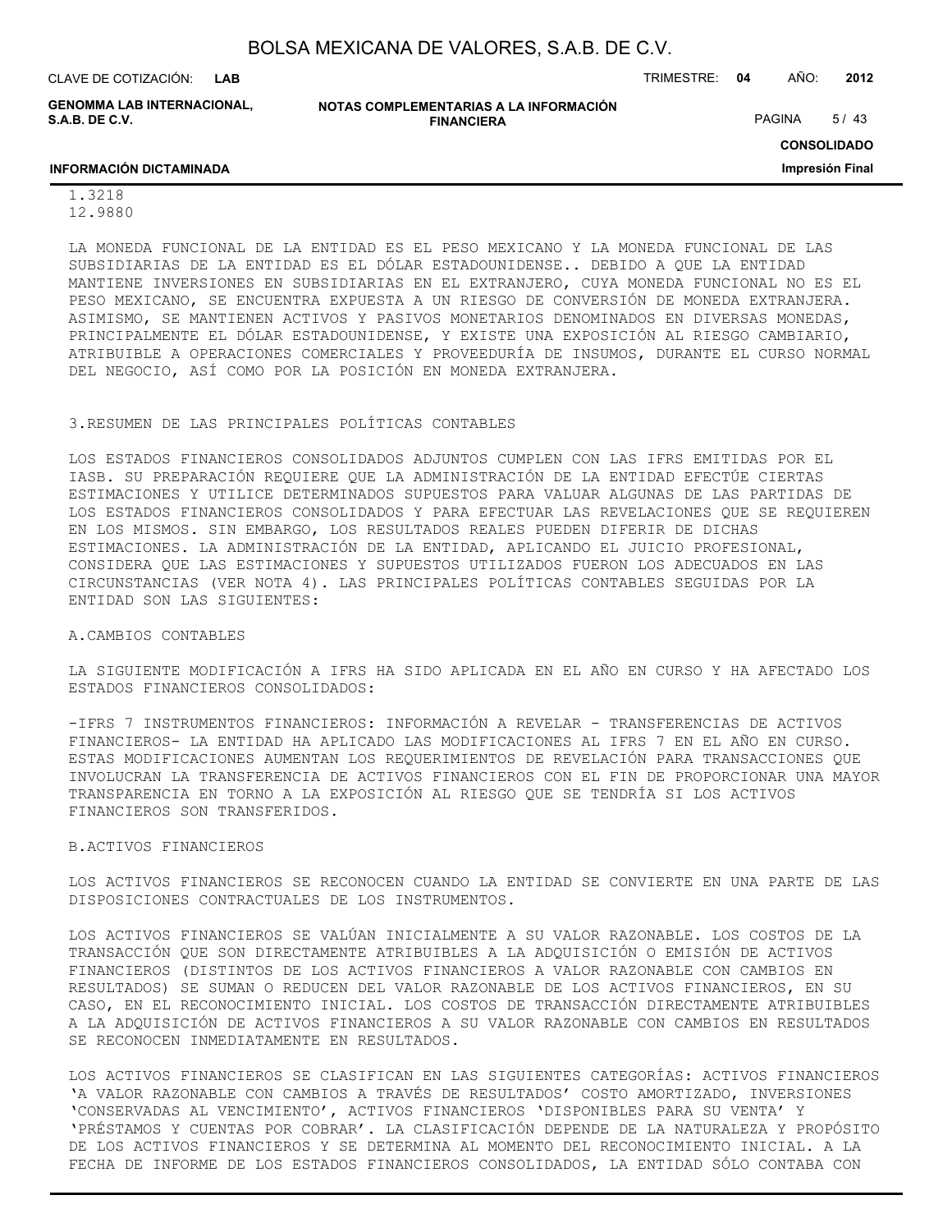1.3218
12.9880

LA MONEDA FUNCIONAL DE LA ENTIDAD ES EL PESO MEXICANO Y LA MONEDA FUNCIONAL DE LAS SUBSIDIARIAS DE LA ENTIDAD ES EL DÓLAR ESTADOUNIDENSE.. DEBIDO A QUE LA ENTIDAD MANTIENE INVERSIONES EN SUBSIDIARIAS EN EL EXTRANJERO, CUYA MONEDA FUNCIONAL NO ES EL PESO MEXICANO, SE ENCUENTRA EXPUESTA A UN RIESGO DE CONVERSIÓN DE MONEDA EXTRANJERA. ASIMISMO, SE MANTIENEN ACTIVOS Y PASIVOS MONETARIOS DENOMINADOS EN DIVERSAS MONEDAS, PRINCIPALMENTE EL DÓLAR ESTADOUNIDENSE, Y EXISTE UNA EXPOSICIÓN AL RIESGO CAMBIARIO, ATRIBUIBLE A OPERACIONES COMERCIALES Y PROVEEDURÍA DE INSUMOS, DURANTE EL CURSO NORMAL DEL NEGOCIO, ASÍ COMO POR LA POSICIÓN EN MONEDA EXTRANJERA.

## 3.RESUMEN DE LAS PRINCIPALES POLÍTICAS CONTABLES

LOS ESTADOS FINANCIEROS CONSOLIDADOS ADJUNTOS CUMPLEN CON LAS IFRS EMITIDAS POR EL IASB. SU PREPARACIÓN REQUIERE QUE LA ADMINISTRACIÓN DE LA ENTIDAD EFECTÚE CIERTAS ESTIMACIONES Y UTILICE DETERMINADOS SUPUESTOS PARA VALUAR ALGUNAS DE LAS PARTIDAS DE LOS ESTADOS FINANCIEROS CONSOLIDADOS Y PARA EFECTUAR LAS REVELACIONES QUE SE REQUIEREN EN LOS MISMOS. SIN EMBARGO, LOS RESULTADOS REALES PUEDEN DIFERIR DE DICHAS ESTIMACIONES. LA ADMINISTRACIÓN DE LA ENTIDAD, APLICANDO EL JUICIO PROFESIONAL, CONSIDERA QUE LAS ESTIMACIONES Y SUPUESTOS UTILIZADOS FUERON LOS ADECUADOS EN LAS CIRCUNSTANCIAS (VER NOTA 4). LAS PRINCIPALES POLÍTICAS CONTABLES SEGUIDAS POR LA ENTIDAD SON LAS SIGUIENTES:

### A.CAMBIOS CONTABLES

LA SIGUIENTE MODIFICACIÓN A IFRS HA SIDO APLICADA EN EL AÑO EN CURSO Y HA AFECTADO LOS ESTADOS FINANCIEROS CONSOLIDADOS:

-IFRS 7 INSTRUMENTOS FINANCIEROS: INFORMACIÓN A REVELAR - TRANSFERENCIAS DE ACTIVOS FINANCIEROS- LA ENTIDAD HA APLICADO LAS MODIFICACIONES AL IFRS 7 EN EL AÑO EN CURSO. ESTAS MODIFICACIONES AUMENTAN LOS REQUERIMIENTOS DE REVELACIÓN PARA TRANSACCIONES QUE INVOLUCRAN LA TRANSFERENCIA DE ACTIVOS FINANCIEROS CON EL FIN DE PROPORCIONAR UNA MAYOR TRANSPARENCIA EN TORNO A LA EXPOSICIÓN AL RIESGO QUE SE TENDRÍA SI LOS ACTIVOS FINANCIEROS SON TRANSFERIDOS.

### B.ACTIVOS FINANCIEROS

LOS ACTIVOS FINANCIEROS SE RECONOCEN CUANDO LA ENTIDAD SE CONVIERTE EN UNA PARTE DE LAS DISPOSICIONES CONTRACTUALES DE LOS INSTRUMENTOS.

LOS ACTIVOS FINANCIEROS SE VALÚAN INICIALMENTE A SU VALOR RAZONABLE. LOS COSTOS DE LA TRANSACCIÓN QUE SON DIRECTAMENTE ATRIBUIBLES A LA ADQUISICIÓN O EMISIÓN DE ACTIVOS FINANCIEROS (DISTINTOS DE LOS ACTIVOS FINANCIEROS A VALOR RAZONABLE CON CAMBIOS EN RESULTADOS) SE SUMAN O REDUCEN DEL VALOR RAZONABLE DE LOS ACTIVOS FINANCIEROS, EN SU CASO, EN EL RECONOCIMIENTO INICIAL. LOS COSTOS DE TRANSACCIÓN DIRECTAMENTE ATRIBUIBLES A LA ADQUISICIÓN DE ACTIVOS FINANCIEROS A SU VALOR RAZONABLE CON CAMBIOS EN RESULTADOS SE RECONOCEN INMEDIATAMENTE EN RESULTADOS.

LOS ACTIVOS FINANCIEROS SE CLASIFICAN EN LAS SIGUIENTES CATEGORÍAS: ACTIVOS FINANCIEROS 'A VALOR RAZONABLE CON CAMBIOS A TRAVÉS DE RESULTADOS' COSTO AMORTIZADO, INVERSIONES 'CONSERVADAS AL VENCIMIENTO', ACTIVOS FINANCIEROS 'DISPONIBLES PARA SU VENTA' Y 'PRÉSTAMOS Y CUENTAS POR COBRAR'. LA CLASIFICACIÓN DEPENDE DE LA NATURALEZA Y PROPÓSITO DE LOS ACTIVOS FINANCIEROS Y SE DETERMINA AL MOMENTO DEL RECONOCIMIENTO INICIAL. A LA FECHA DE INFORME DE LOS ESTADOS FINANCIEROS CONSOLIDADOS, LA ENTIDAD SÓLO CONTABA CON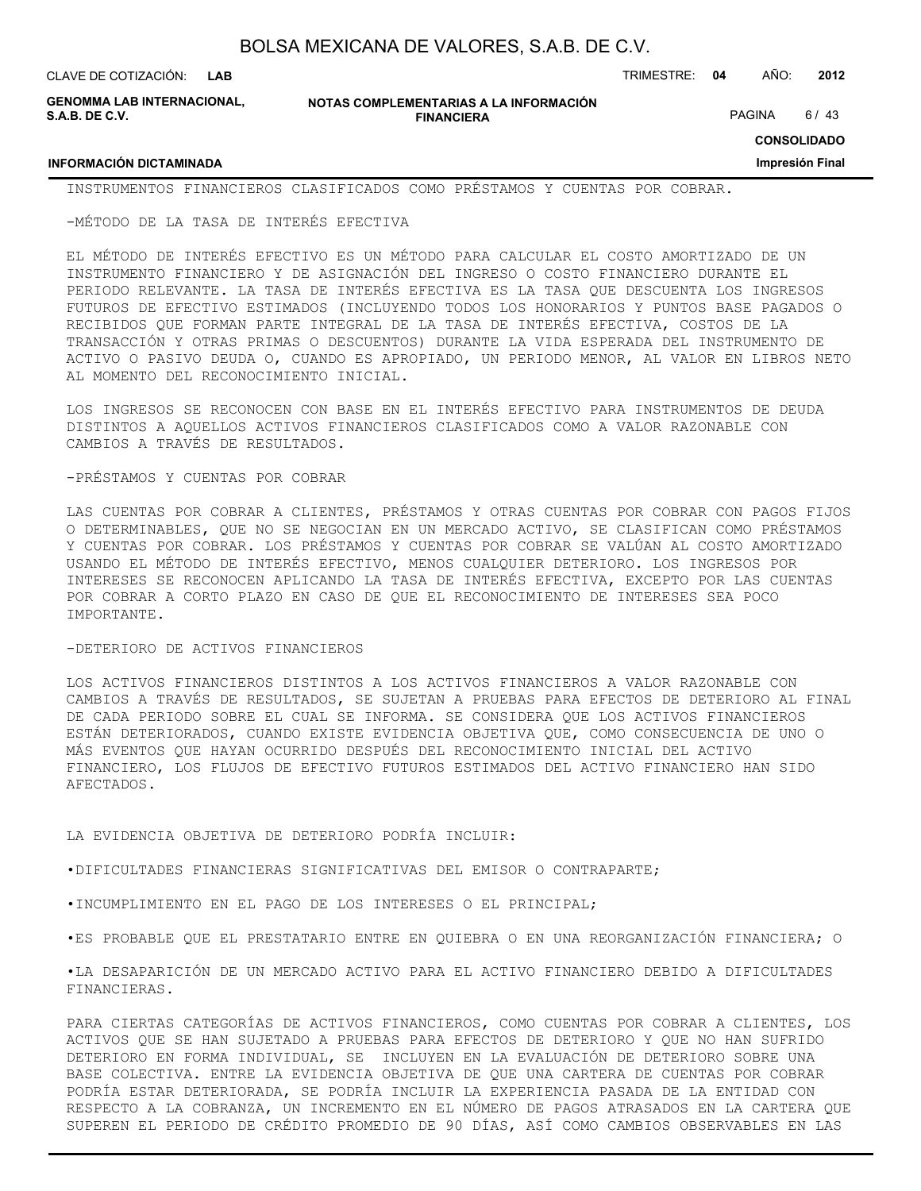INSTRUMENTOS FINANCIEROS CLASIFICADOS COMO PRÉSTAMOS Y CUENTAS POR COBRAR.

-MÉTODO DE LA TASA DE INTERÉS EFECTIVA

EL MÉTODO DE INTERÉS EFECTIVO ES UN MÉTODO PARA CALCULAR EL COSTO AMORTIZADO DE UN INSTRUMENTO FINANCIERO Y DE ASIGNACIÓN DEL INGRESO O COSTO FINANCIERO DURANTE EL PERIODO RELEVANTE. LA TASA DE INTERÉS EFECTIVA ES LA TASA QUE DESCUENTA LOS INGRESOS FUTUROS DE EFECTIVO ESTIMADOS (INCLUYENDO TODOS LOS HONORARIOS Y PUNTOS BASE PAGADOS O RECIBIDOS QUE FORMAN PARTE INTEGRAL DE LA TASA DE INTERÉS EFECTIVA, COSTOS DE LA TRANSACCIÓN Y OTRAS PRIMAS O DESCUENTOS) DURANTE LA VIDA ESPERADA DEL INSTRUMENTO DE ACTIVO O PASIVO DEUDA O, CUANDO ES APROPIADO, UN PERIODO MENOR, AL VALOR EN LIBROS NETO AL MOMENTO DEL RECONOCIMIENTO INICIAL.

LOS INGRESOS SE RECONOCEN CON BASE EN EL INTERÉS EFECTIVO PARA INSTRUMENTOS DE DEUDA DISTINTOS A AQUELLOS ACTIVOS FINANCIEROS CLASIFICADOS COMO A VALOR RAZONABLE CON CAMBIOS A TRAVÉS DE RESULTADOS.

-PRÉSTAMOS Y CUENTAS POR COBRAR

LAS CUENTAS POR COBRAR A CLIENTES, PRÉSTAMOS Y OTRAS CUENTAS POR COBRAR CON PAGOS FIJOS O DETERMINABLES, QUE NO SE NEGOCIAN EN UN MERCADO ACTIVO, SE CLASIFICAN COMO PRÉSTAMOS Y CUENTAS POR COBRAR. LOS PRÉSTAMOS Y CUENTAS POR COBRAR SE VALÚAN AL COSTO AMORTIZADO USANDO EL MÉTODO DE INTERÉS EFECTIVO, MENOS CUALQUIER DETERIORO. LOS INGRESOS POR INTERESES SE RECONOCEN APLICANDO LA TASA DE INTERÉS EFECTIVA, EXCEPTO POR LAS CUENTAS POR COBRAR A CORTO PLAZO EN CASO DE QUE EL RECONOCIMIENTO DE INTERESES SEA POCO IMPORTANTE.

-DETERIORO DE ACTIVOS FINANCIEROS

LOS ACTIVOS FINANCIEROS DISTINTOS A LOS ACTIVOS FINANCIEROS A VALOR RAZONABLE CON CAMBIOS A TRAVÉS DE RESULTADOS, SE SUJETAN A PRUEBAS PARA EFECTOS DE DETERIORO AL FINAL DE CADA PERIODO SOBRE EL CUAL SE INFORMA. SE CONSIDERA QUE LOS ACTIVOS FINANCIEROS ESTÁN DETERIORADOS, CUANDO EXISTE EVIDENCIA OBJETIVA QUE, COMO CONSECUENCIA DE UNO O MÁS EVENTOS QUE HAYAN OCURRIDO DESPUÉS DEL RECONOCIMIENTO INICIAL DEL ACTIVO FINANCIERO, LOS FLUJOS DE EFECTIVO FUTUROS ESTIMADOS DEL ACTIVO FINANCIERO HAN SIDO AFECTADOS.

LA EVIDENCIA OBJETIVA DE DETERIORO PODRÍA INCLUIR:

•DIFICULTADES FINANCIERAS SIGNIFICATIVAS DEL EMISOR O CONTRAPARTE;

•INCUMPLIMIENTO EN EL PAGO DE LOS INTERESES O EL PRINCIPAL;

•ES PROBABLE QUE EL PRESTATARIO ENTRE EN QUIEBRA O EN UNA REORGANIZACIÓN FINANCIERA; O

•LA DESAPARICIÓN DE UN MERCADO ACTIVO PARA EL ACTIVO FINANCIERO DEBIDO A DIFICULTADES FINANCIERAS.

PARA CIERTAS CATEGORÍAS DE ACTIVOS FINANCIEROS, COMO CUENTAS POR COBRAR A CLIENTES, LOS ACTIVOS QUE SE HAN SUJETADO A PRUEBAS PARA EFECTOS DE DETERIORO Y QUE NO HAN SUFRIDO DETERIORO EN FORMA INDIVIDUAL, SE INCLUYEN EN LA EVALUACIÓN DE DETERIORO SOBRE UNA BASE COLECTIVA. ENTRE LA EVIDENCIA OBJETIVA DE QUE UNA CARTERA DE CUENTAS POR COBRAR PODRÍA ESTAR DETERIORADA, SE PODRÍA INCLUIR LA EXPERIENCIA PASADA DE LA ENTIDAD CON RESPECTO A LA COBRANZA, UN INCREMENTO EN EL NÚMERO DE PAGOS ATRASADOS EN LA CARTERA QUE SUPEREN EL PERIODO DE CRÉDITO PROMEDIO DE 90 DÍAS, ASÍ COMO CAMBIOS OBSERVABLES EN LAS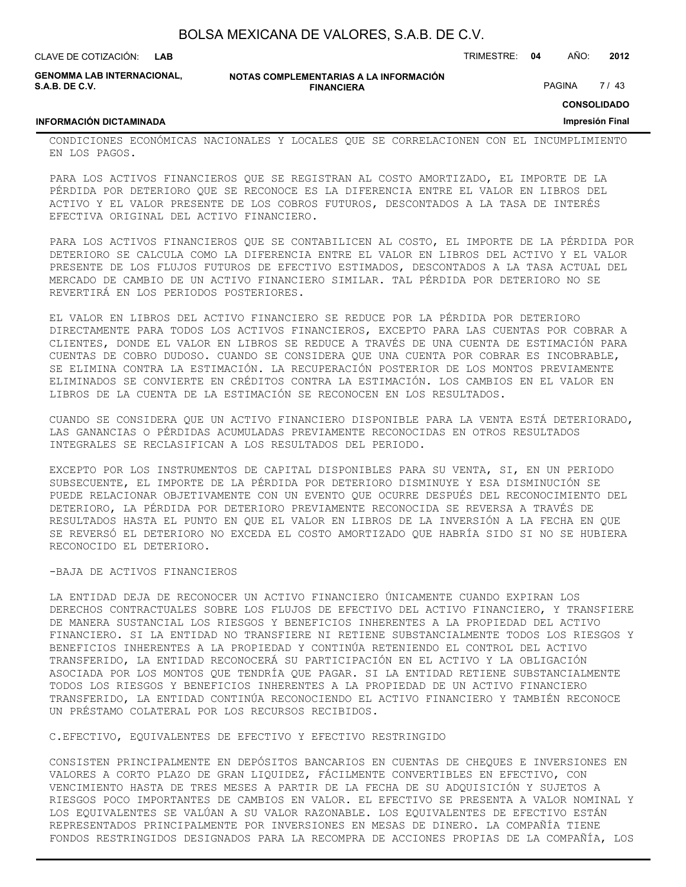CONDICIONES ECONÓMICAS NACIONALES Y LOCALES QUE SE CORRELACIONEN CON EL INCUMPLIMIENTO EN LOS PAGOS.

PARA LOS ACTIVOS FINANCIEROS QUE SE REGISTRAN AL COSTO AMORTIZADO, EL IMPORTE DE LA PÉRDIDA POR DETERIORO QUE SE RECONOCE ES LA DIFERENCIA ENTRE EL VALOR EN LIBROS DEL ACTIVO Y EL VALOR PRESENTE DE LOS COBROS FUTUROS, DESCONTADOS A LA TASA DE INTERÉS EFECTIVA ORIGINAL DEL ACTIVO FINANCIERO.

PARA LOS ACTIVOS FINANCIEROS QUE SE CONTABILICEN AL COSTO, EL IMPORTE DE LA PÉRDIDA POR DETERIORO SE CALCULA COMO LA DIFERENCIA ENTRE EL VALOR EN LIBROS DEL ACTIVO Y EL VALOR PRESENTE DE LOS FLUJOS FUTUROS DE EFECTIVO ESTIMADOS, DESCONTADOS A LA TASA ACTUAL DEL MERCADO DE CAMBIO DE UN ACTIVO FINANCIERO SIMILAR. TAL PÉRDIDA POR DETERIORO NO SE REVERTIRÁ EN LOS PERIODOS POSTERIORES.

EL VALOR EN LIBROS DEL ACTIVO FINANCIERO SE REDUCE POR LA PÉRDIDA POR DETERIORO DIRECTAMENTE PARA TODOS LOS ACTIVOS FINANCIEROS, EXCEPTO PARA LAS CUENTAS POR COBRAR A CLIENTES, DONDE EL VALOR EN LIBROS SE REDUCE A TRAVÉS DE UNA CUENTA DE ESTIMACIÓN PARA CUENTAS DE COBRO DUDOSO. CUANDO SE CONSIDERA QUE UNA CUENTA POR COBRAR ES INCOBRABLE, SE ELIMINA CONTRA LA ESTIMACIÓN. LA RECUPERACIÓN POSTERIOR DE LOS MONTOS PREVIAMENTE ELIMINADOS SE CONVIERTE EN CRÉDITOS CONTRA LA ESTIMACIÓN. LOS CAMBIOS EN EL VALOR EN LIBROS DE LA CUENTA DE LA ESTIMACIÓN SE RECONOCEN EN LOS RESULTADOS.

CUANDO SE CONSIDERA QUE UN ACTIVO FINANCIERO DISPONIBLE PARA LA VENTA ESTÁ DETERIORADO, LAS GANANCIAS O PÉRDIDAS ACUMULADAS PREVIAMENTE RECONOCIDAS EN OTROS RESULTADOS INTEGRALES SE RECLASIFICAN A LOS RESULTADOS DEL PERIODO.

EXCEPTO POR LOS INSTRUMENTOS DE CAPITAL DISPONIBLES PARA SU VENTA, SI, EN UN PERIODO SUBSECUENTE, EL IMPORTE DE LA PÉRDIDA POR DETERIORO DISMINUYE Y ESA DISMINUCIÓN SE PUEDE RELACIONAR OBJETIVAMENTE CON UN EVENTO QUE OCURRE DESPUÉS DEL RECONOCIMIENTO DEL DETERIORO, LA PÉRDIDA POR DETERIORO PREVIAMENTE RECONOCIDA SE REVERSA A TRAVÉS DE RESULTADOS HASTA EL PUNTO EN QUE EL VALOR EN LIBROS DE LA INVERSIÓN A LA FECHA EN QUE SE REVERSÓ EL DETERIORO NO EXCEDA EL COSTO AMORTIZADO QUE HABRÍA SIDO SI NO SE HUBIERA RECONOCIDO EL DETERIORO.

-BAJA DE ACTIVOS FINANCIEROS

LA ENTIDAD DEJA DE RECONOCER UN ACTIVO FINANCIERO ÚNICAMENTE CUANDO EXPIRAN LOS DERECHOS CONTRACTUALES SOBRE LOS FLUJOS DE EFECTIVO DEL ACTIVO FINANCIERO, Y TRANSFIERE DE MANERA SUSTANCIAL LOS RIESGOS Y BENEFICIOS INHERENTES A LA PROPIEDAD DEL ACTIVO FINANCIERO. SI LA ENTIDAD NO TRANSFIERE NI RETIENE SUBSTANCIALMENTE TODOS LOS RIESGOS Y BENEFICIOS INHERENTES A LA PROPIEDAD Y CONTINÚA RETENIENDO EL CONTROL DEL ACTIVO TRANSFERIDO, LA ENTIDAD RECONOCERÁ SU PARTICIPACIÓN EN EL ACTIVO Y LA OBLIGACIÓN ASOCIADA POR LOS MONTOS QUE TENDRÍA QUE PAGAR. SI LA ENTIDAD RETIENE SUBSTANCIALMENTE TODOS LOS RIESGOS Y BENEFICIOS INHERENTES A LA PROPIEDAD DE UN ACTIVO FINANCIERO TRANSFERIDO, LA ENTIDAD CONTINÚA RECONOCIENDO EL ACTIVO FINANCIERO Y TAMBIÉN RECONOCE UN PRÉSTAMO COLATERAL POR LOS RECURSOS RECIBIDOS.

C.EFECTIVO, EQUIVALENTES DE EFECTIVO Y EFECTIVO RESTRINGIDO

CONSISTEN PRINCIPALMENTE EN DEPÓSITOS BANCARIOS EN CUENTAS DE CHEQUES E INVERSIONES EN VALORES A CORTO PLAZO DE GRAN LIQUIDEZ, FÁCILMENTE CONVERTIBLES EN EFECTIVO, CON VENCIMIENTO HASTA DE TRES MESES A PARTIR DE LA FECHA DE SU ADQUISICIÓN Y SUJETOS A RIESGOS POCO IMPORTANTES DE CAMBIOS EN VALOR. EL EFECTIVO SE PRESENTA A VALOR NOMINAL Y LOS EQUIVALENTES SE VALÚAN A SU VALOR RAZONABLE. LOS EQUIVALENTES DE EFECTIVO ESTÁN REPRESENTADOS PRINCIPALMENTE POR INVERSIONES EN MESAS DE DINERO. LA COMPAÑÍA TIENE FONDOS RESTRINGIDOS DESIGNADOS PARA LA RECOMPRA DE ACCIONES PROPIAS DE LA COMPAÑÍA, LOS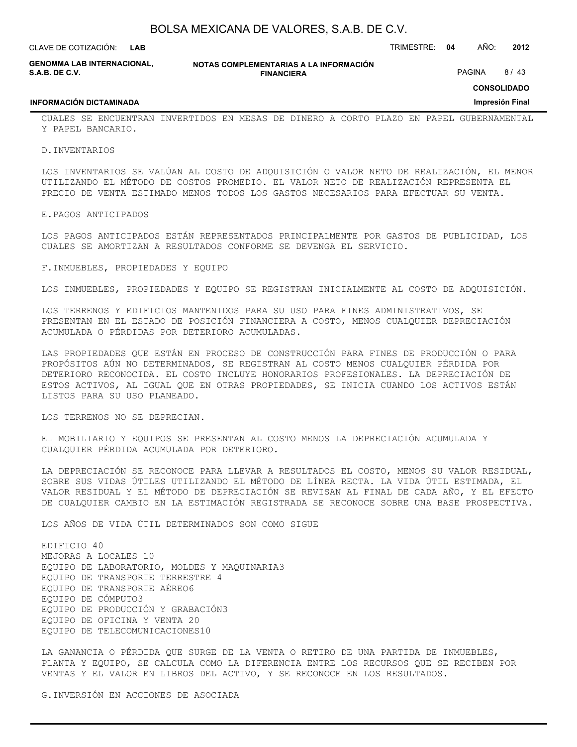CUALES SE ENCUENTRAN INVERTIDOS EN MESAS DE DINERO A CORTO PLAZO EN PAPEL GUBERNAMENTAL Y PAPEL BANCARIO.

D.INVENTARIOS

LOS INVENTARIOS SE VALÚAN AL COSTO DE ADQUISICIÓN O VALOR NETO DE REALIZACIÓN, EL MENOR UTILIZANDO EL MÉTODO DE COSTOS PROMEDIO. EL VALOR NETO DE REALIZACIÓN REPRESENTA EL PRECIO DE VENTA ESTIMADO MENOS TODOS LOS GASTOS NECESARIOS PARA EFECTUAR SU VENTA.

E.PAGOS ANTICIPADOS

LOS PAGOS ANTICIPADOS ESTÁN REPRESENTADOS PRINCIPALMENTE POR GASTOS DE PUBLICIDAD, LOS CUALES SE AMORTIZAN A RESULTADOS CONFORME SE DEVENGA EL SERVICIO.

F.INMUEBLES, PROPIEDADES Y EQUIPO

LOS INMUEBLES, PROPIEDADES Y EQUIPO SE REGISTRAN INICIALMENTE AL COSTO DE ADQUISICIÓN.

LOS TERRENOS Y EDIFICIOS MANTENIDOS PARA SU USO PARA FINES ADMINISTRATIVOS, SE PRESENTAN EN EL ESTADO DE POSICIÓN FINANCIERA A COSTO, MENOS CUALQUIER DEPRECIACIÓN ACUMULADA O PÉRDIDAS POR DETERIORO ACUMULADAS.

LAS PROPIEDADES QUE ESTÁN EN PROCESO DE CONSTRUCCIÓN PARA FINES DE PRODUCCIÓN O PARA PROPÓSITOS AÚN NO DETERMINADOS, SE REGISTRAN AL COSTO MENOS CUALQUIER PÉRDIDA POR DETERIORO RECONOCIDA. EL COSTO INCLUYE HONORARIOS PROFESIONALES. LA DEPRECIACIÓN DE ESTOS ACTIVOS, AL IGUAL QUE EN OTRAS PROPIEDADES, SE INICIA CUANDO LOS ACTIVOS ESTÁN LISTOS PARA SU USO PLANEADO.

LOS TERRENOS NO SE DEPRECIAN.

EL MOBILIARIO Y EQUIPOS SE PRESENTAN AL COSTO MENOS LA DEPRECIACIÓN ACUMULADA Y CUALQUIER PÉRDIDA ACUMULADA POR DETERIORO.

LA DEPRECIACIÓN SE RECONOCE PARA LLEVAR A RESULTADOS EL COSTO, MENOS SU VALOR RESIDUAL, SOBRE SUS VIDAS ÚTILES UTILIZANDO EL MÉTODO DE LÍNEA RECTA. LA VIDA ÚTIL ESTIMADA, EL VALOR RESIDUAL Y EL MÉTODO DE DEPRECIACIÓN SE REVISAN AL FINAL DE CADA AÑO, Y EL EFECTO DE CUALQUIER CAMBIO EN LA ESTIMACIÓN REGISTRADA SE RECONOCE SOBRE UNA BASE PROSPECTIVA.

LOS AÑOS DE VIDA ÚTIL DETERMINADOS SON COMO SIGUE

EDIFICIO 40
MEJORAS A LOCALES 10
EQUIPO DE LABORATORIO, MOLDES Y MAQUINARIA3
EQUIPO DE TRANSPORTE TERRESTRE 4
EQUIPO DE TRANSPORTE AÉREO6
EQUIPO DE CÓMPUTO3
EQUIPO DE PRODUCCIÓN Y GRABACIÓN3
EQUIPO DE OFICINA Y VENTA 20
EQUIPO DE TELECOMUNICACIONES10

LA GANANCIA O PÉRDIDA QUE SURGE DE LA VENTA O RETIRO DE UNA PARTIDA DE INMUEBLES, PLANTA Y EQUIPO, SE CALCULA COMO LA DIFERENCIA ENTRE LOS RECURSOS QUE SE RECIBEN POR VENTAS Y EL VALOR EN LIBROS DEL ACTIVO, Y SE RECONOCE EN LOS RESULTADOS.

G.INVERSIÓN EN ACCIONES DE ASOCIADA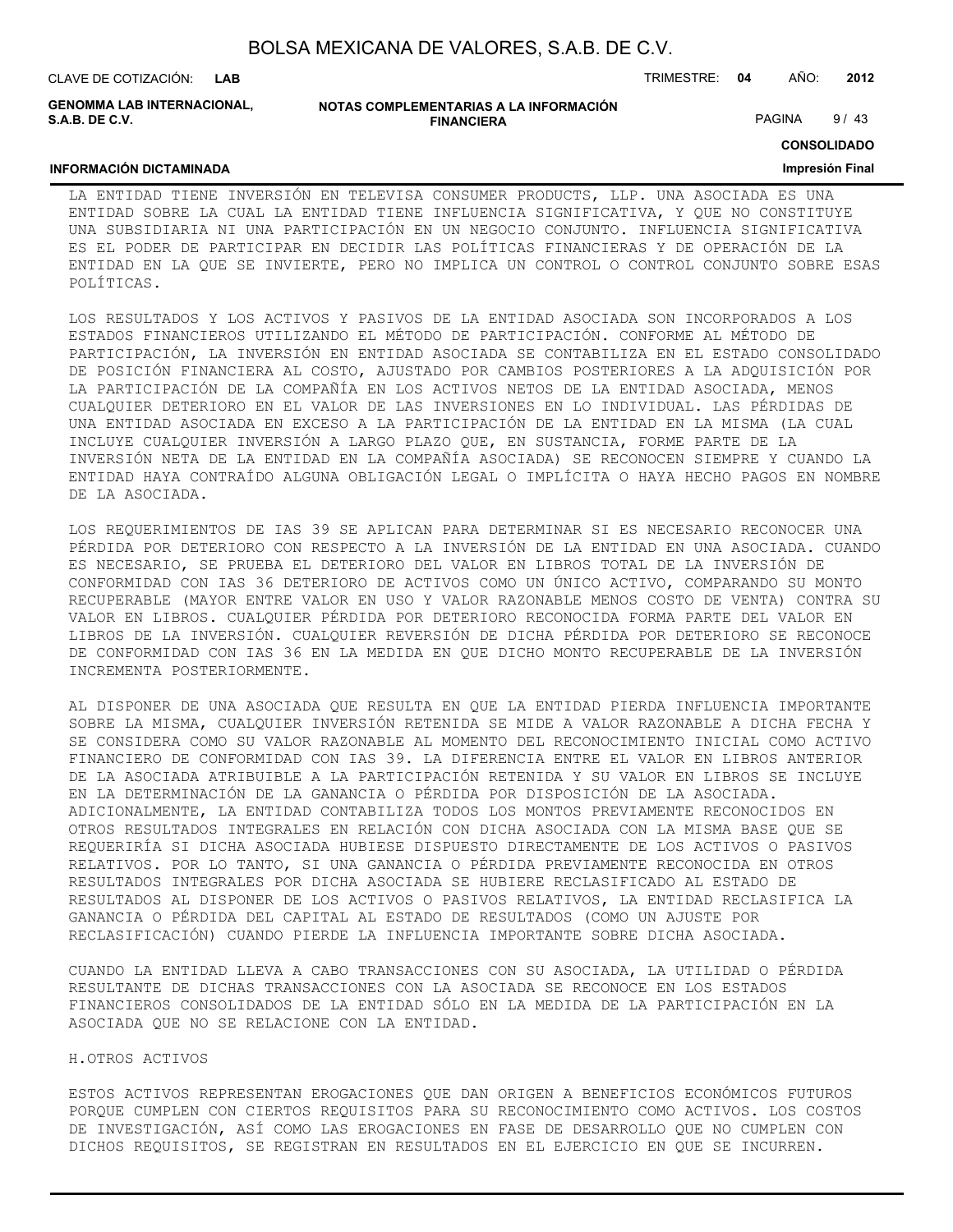LA ENTIDAD TIENE INVERSIÓN EN TELEVISA CONSUMER PRODUCTS, LLP. UNA ASOCIADA ES UNA ENTIDAD SOBRE LA CUAL LA ENTIDAD TIENE INFLUENCIA SIGNIFICATIVA, Y QUE NO CONSTITUYE UNA SUBSIDIARIA NI UNA PARTICIPACIÓN EN UN NEGOCIO CONJUNTO. INFLUENCIA SIGNIFICATIVA ES EL PODER DE PARTICIPAR EN DECIDIR LAS POLÍTICAS FINANCIERAS Y DE OPERACIÓN DE LA ENTIDAD EN LA QUE SE INVIERTE, PERO NO IMPLICA UN CONTROL O CONTROL CONJUNTO SOBRE ESAS POLÍTICAS.

LOS RESULTADOS Y LOS ACTIVOS Y PASIVOS DE LA ENTIDAD ASOCIADA SON INCORPORADOS A LOS ESTADOS FINANCIEROS UTILIZANDO EL MÉTODO DE PARTICIPACIÓN. CONFORME AL MÉTODO DE PARTICIPACIÓN, LA INVERSIÓN EN ENTIDAD ASOCIADA SE CONTABILIZA EN EL ESTADO CONSOLIDADO DE POSICIÓN FINANCIERA AL COSTO, AJUSTADO POR CAMBIOS POSTERIORES A LA ADQUISICIÓN POR LA PARTICIPACIÓN DE LA COMPAÑÍA EN LOS ACTIVOS NETOS DE LA ENTIDAD ASOCIADA, MENOS CUALQUIER DETERIORO EN EL VALOR DE LAS INVERSIONES EN LO INDIVIDUAL. LAS PÉRDIDAS DE UNA ENTIDAD ASOCIADA EN EXCESO A LA PARTICIPACIÓN DE LA ENTIDAD EN LA MISMA (LA CUAL INCLUYE CUALQUIER INVERSIÓN A LARGO PLAZO QUE, EN SUSTANCIA, FORME PARTE DE LA INVERSIÓN NETA DE LA ENTIDAD EN LA COMPAÑÍA ASOCIADA) SE RECONOCEN SIEMPRE Y CUANDO LA ENTIDAD HAYA CONTRAÍDO ALGUNA OBLIGACIÓN LEGAL O IMPLÍCITA O HAYA HECHO PAGOS EN NOMBRE DE LA ASOCIADA.

LOS REQUERIMIENTOS DE IAS 39 SE APLICAN PARA DETERMINAR SI ES NECESARIO RECONOCER UNA PÉRDIDA POR DETERIORO CON RESPECTO A LA INVERSIÓN DE LA ENTIDAD EN UNA ASOCIADA. CUANDO ES NECESARIO, SE PRUEBA EL DETERIORO DEL VALOR EN LIBROS TOTAL DE LA INVERSIÓN DE CONFORMIDAD CON IAS 36 DETERIORO DE ACTIVOS COMO UN ÚNICO ACTIVO, COMPARANDO SU MONTO RECUPERABLE (MAYOR ENTRE VALOR EN USO Y VALOR RAZONABLE MENOS COSTO DE VENTA) CONTRA SU VALOR EN LIBROS. CUALQUIER PÉRDIDA POR DETERIORO RECONOCIDA FORMA PARTE DEL VALOR EN LIBROS DE LA INVERSIÓN. CUALQUIER REVERSIÓN DE DICHA PÉRDIDA POR DETERIORO SE RECONOCE DE CONFORMIDAD CON IAS 36 EN LA MEDIDA EN QUE DICHO MONTO RECUPERABLE DE LA INVERSIÓN INCREMENTA POSTERIORMENTE.

AL DISPONER DE UNA ASOCIADA QUE RESULTA EN QUE LA ENTIDAD PIERDA INFLUENCIA IMPORTANTE SOBRE LA MISMA, CUALQUIER INVERSIÓN RETENIDA SE MIDE A VALOR RAZONABLE A DICHA FECHA Y SE CONSIDERA COMO SU VALOR RAZONABLE AL MOMENTO DEL RECONOCIMIENTO INICIAL COMO ACTIVO FINANCIERO DE CONFORMIDAD CON IAS 39. LA DIFERENCIA ENTRE EL VALOR EN LIBROS ANTERIOR DE LA ASOCIADA ATRIBUIBLE A LA PARTICIPACIÓN RETENIDA Y SU VALOR EN LIBROS SE INCLUYE EN LA DETERMINACIÓN DE LA GANANCIA O PÉRDIDA POR DISPOSICIÓN DE LA ASOCIADA. ADICIONALMENTE, LA ENTIDAD CONTABILIZA TODOS LOS MONTOS PREVIAMENTE RECONOCIDOS EN OTROS RESULTADOS INTEGRALES EN RELACIÓN CON DICHA ASOCIADA CON LA MISMA BASE QUE SE REQUERIRÍA SI DICHA ASOCIADA HUBIESE DISPUESTO DIRECTAMENTE DE LOS ACTIVOS O PASIVOS RELATIVOS. POR LO TANTO, SI UNA GANANCIA O PÉRDIDA PREVIAMENTE RECONOCIDA EN OTROS RESULTADOS INTEGRALES POR DICHA ASOCIADA SE HUBIERE RECLASIFICADO AL ESTADO DE RESULTADOS AL DISPONER DE LOS ACTIVOS O PASIVOS RELATIVOS, LA ENTIDAD RECLASIFICA LA GANANCIA O PÉRDIDA DEL CAPITAL AL ESTADO DE RESULTADOS (COMO UN AJUSTE POR RECLASIFICACIÓN) CUANDO PIERDE LA INFLUENCIA IMPORTANTE SOBRE DICHA ASOCIADA.

CUANDO LA ENTIDAD LLEVA A CABO TRANSACCIONES CON SU ASOCIADA, LA UTILIDAD O PÉRDIDA RESULTANTE DE DICHAS TRANSACCIONES CON LA ASOCIADA SE RECONOCE EN LOS ESTADOS FINANCIEROS CONSOLIDADOS DE LA ENTIDAD SÓLO EN LA MEDIDA DE LA PARTICIPACIÓN EN LA ASOCIADA QUE NO SE RELACIONE CON LA ENTIDAD.

H.OTROS ACTIVOS

ESTOS ACTIVOS REPRESENTAN EROGACIONES QUE DAN ORIGEN A BENEFICIOS ECONÓMICOS FUTUROS PORQUE CUMPLEN CON CIERTOS REQUISITOS PARA SU RECONOCIMIENTO COMO ACTIVOS. LOS COSTOS DE INVESTIGACIÓN, ASÍ COMO LAS EROGACIONES EN FASE DE DESARROLLO QUE NO CUMPLEN CON DICHOS REQUISITOS, SE REGISTRAN EN RESULTADOS EN EL EJERCICIO EN QUE SE INCURREN.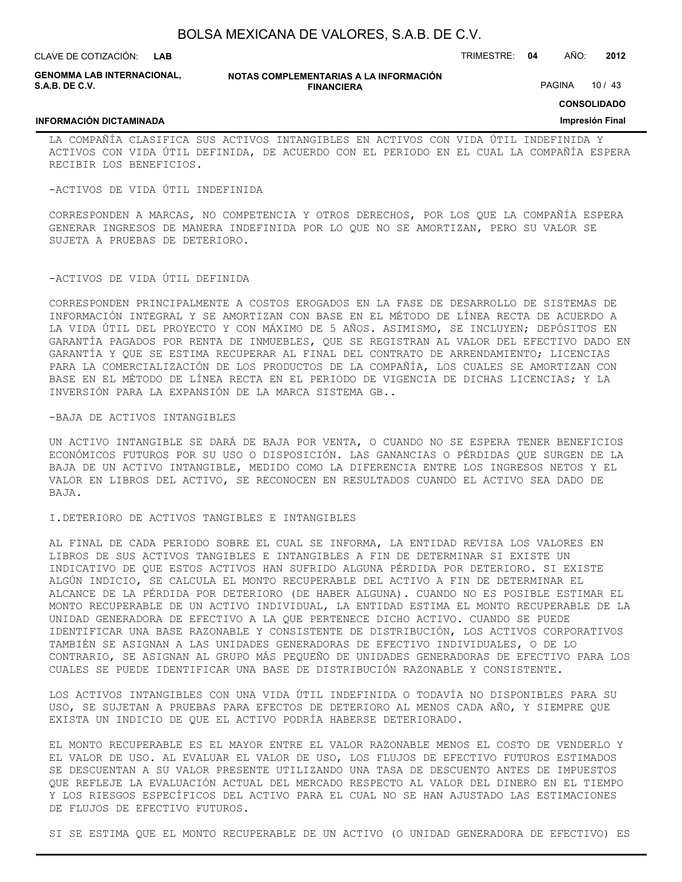LA COMPAÑÍA CLASIFICA SUS ACTIVOS INTANGIBLES EN ACTIVOS CON VIDA ÚTIL INDEFINIDA Y ACTIVOS CON VIDA ÚTIL DEFINIDA, DE ACUERDO CON EL PERIODO EN EL CUAL LA COMPAÑÍA ESPERA RECIBIR LOS BENEFICIOS.

-ACTIVOS DE VIDA ÚTIL INDEFINIDA

CORRESPONDEN A MARCAS, NO COMPETENCIA Y OTROS DERECHOS, POR LOS QUE LA COMPAÑÍA ESPERA GENERAR INGRESOS DE MANERA INDEFINIDA POR LO QUE NO SE AMORTIZAN, PERO SU VALOR SE SUJETA A PRUEBAS DE DETERIORO.

-ACTIVOS DE VIDA ÚTIL DEFINIDA

CORRESPONDEN PRINCIPALMENTE A COSTOS EROGADOS EN LA FASE DE DESARROLLO DE SISTEMAS DE INFORMACIÓN INTEGRAL Y SE AMORTIZAN CON BASE EN EL MÉTODO DE LÍNEA RECTA DE ACUERDO A LA VIDA ÚTIL DEL PROYECTO Y CON MÁXIMO DE 5 AÑOS. ASIMISMO, SE INCLUYEN; DEPÓSITOS EN GARANTÍA PAGADOS POR RENTA DE INMUEBLES, QUE SE REGISTRAN AL VALOR DEL EFECTIVO DADO EN GARANTÍA Y QUE SE ESTIMA RECUPERAR AL FINAL DEL CONTRATO DE ARRENDAMIENTO; LICENCIAS PARA LA COMERCIALIZACIÓN DE LOS PRODUCTOS DE LA COMPAÑÍA, LOS CUALES SE AMORTIZAN CON BASE EN EL MÉTODO DE LÍNEA RECTA EN EL PERIODO DE VIGENCIA DE DICHAS LICENCIAS; Y LA INVERSIÓN PARA LA EXPANSIÓN DE LA MARCA SISTEMA GB..

-BAJA DE ACTIVOS INTANGIBLES

UN ACTIVO INTANGIBLE SE DARÁ DE BAJA POR VENTA, O CUANDO NO SE ESPERA TENER BENEFICIOS ECONÓMICOS FUTUROS POR SU USO O DISPOSICIÓN. LAS GANANCIAS O PÉRDIDAS QUE SURGEN DE LA BAJA DE UN ACTIVO INTANGIBLE, MEDIDO COMO LA DIFERENCIA ENTRE LOS INGRESOS NETOS Y EL VALOR EN LIBROS DEL ACTIVO, SE RECONOCEN EN RESULTADOS CUANDO EL ACTIVO SEA DADO DE BAJA.

I.DETERIORO DE ACTIVOS TANGIBLES E INTANGIBLES

AL FINAL DE CADA PERIODO SOBRE EL CUAL SE INFORMA, LA ENTIDAD REVISA LOS VALORES EN LIBROS DE SUS ACTIVOS TANGIBLES E INTANGIBLES A FIN DE DETERMINAR SI EXISTE UN INDICATIVO DE QUE ESTOS ACTIVOS HAN SUFRIDO ALGUNA PÉRDIDA POR DETERIORO. SI EXISTE ALGÚN INDICIO, SE CALCULA EL MONTO RECUPERABLE DEL ACTIVO A FIN DE DETERMINAR EL ALCANCE DE LA PÉRDIDA POR DETERIORO (DE HABER ALGUNA). CUANDO NO ES POSIBLE ESTIMAR EL MONTO RECUPERABLE DE UN ACTIVO INDIVIDUAL, LA ENTIDAD ESTIMA EL MONTO RECUPERABLE DE LA UNIDAD GENERADORA DE EFECTIVO A LA QUE PERTENECE DICHO ACTIVO. CUANDO SE PUEDE IDENTIFICAR UNA BASE RAZONABLE Y CONSISTENTE DE DISTRIBUCIÓN, LOS ACTIVOS CORPORATIVOS TAMBIÉN SE ASIGNAN A LAS UNIDADES GENERADORAS DE EFECTIVO INDIVIDUALES, O DE LO CONTRARIO, SE ASIGNAN AL GRUPO MÁS PEQUEÑO DE UNIDADES GENERADORAS DE EFECTIVO PARA LOS CUALES SE PUEDE IDENTIFICAR UNA BASE DE DISTRIBUCIÓN RAZONABLE Y CONSISTENTE.

LOS ACTIVOS INTANGIBLES CON UNA VIDA ÚTIL INDEFINIDA O TODAVÍA NO DISPONIBLES PARA SU USO, SE SUJETAN A PRUEBAS PARA EFECTOS DE DETERIORO AL MENOS CADA AÑO, Y SIEMPRE QUE EXISTA UN INDICIO DE QUE EL ACTIVO PODRÍA HABERSE DETERIORADO.

EL MONTO RECUPERABLE ES EL MAYOR ENTRE EL VALOR RAZONABLE MENOS EL COSTO DE VENDERLO Y EL VALOR DE USO. AL EVALUAR EL VALOR DE USO, LOS FLUJOS DE EFECTIVO FUTUROS ESTIMADOS SE DESCUENTAN A SU VALOR PRESENTE UTILIZANDO UNA TASA DE DESCUENTO ANTES DE IMPUESTOS QUE REFLEJE LA EVALUACIÓN ACTUAL DEL MERCADO RESPECTO AL VALOR DEL DINERO EN EL TIEMPO Y LOS RIESGOS ESPECÍFICOS DEL ACTIVO PARA EL CUAL NO SE HAN AJUSTADO LAS ESTIMACIONES DE FLUJOS DE EFECTIVO FUTUROS.

SI SE ESTIMA QUE EL MONTO RECUPERABLE DE UN ACTIVO (O UNIDAD GENERADORA DE EFECTIVO) ES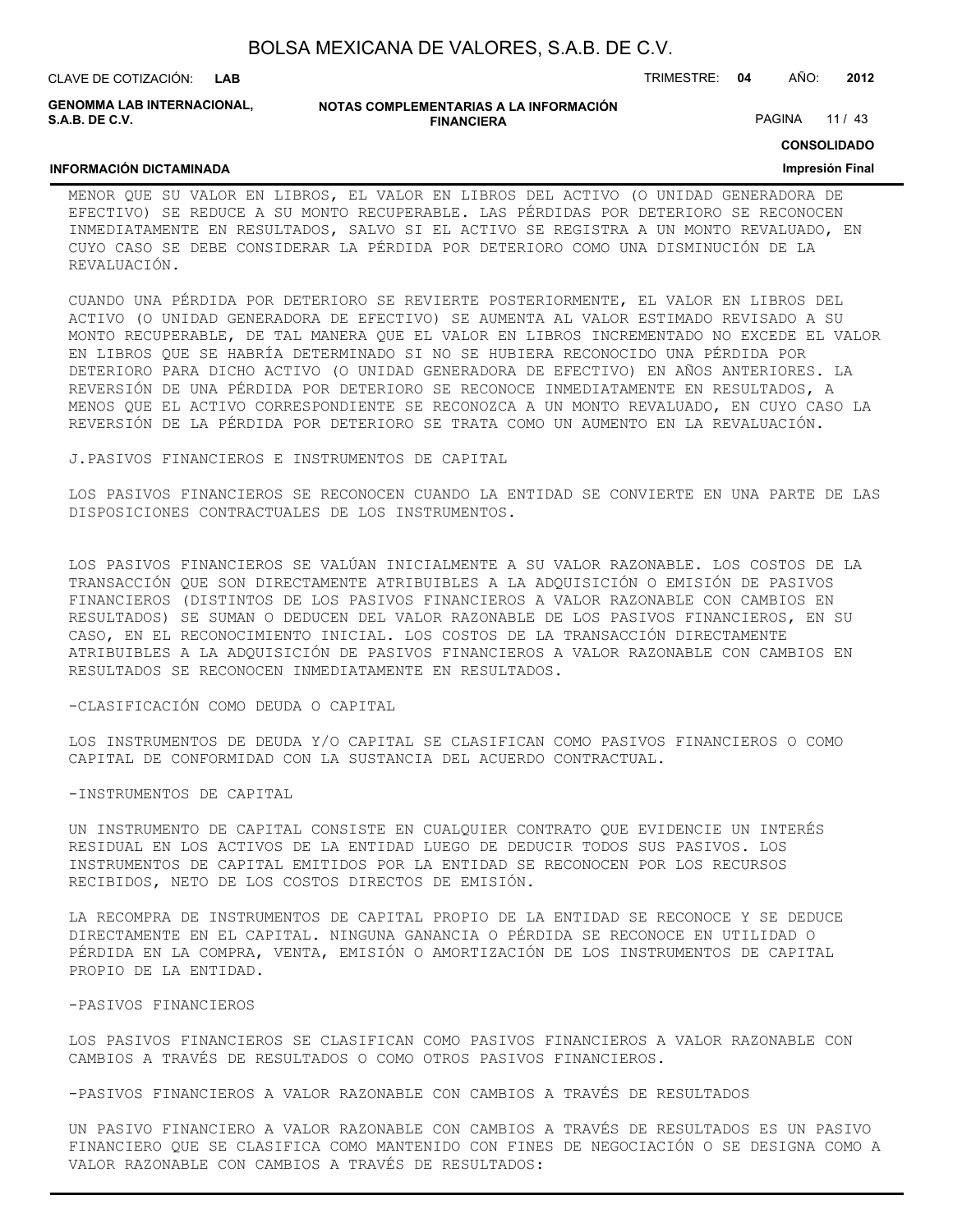MENOR QUE SU VALOR EN LIBROS, EL VALOR EN LIBROS DEL ACTIVO (O UNIDAD GENERADORA DE EFECTIVO) SE REDUCE A SU MONTO RECUPERABLE. LAS PÉRDIDAS POR DETERIORO SE RECONOCEN INMEDIATAMENTE EN RESULTADOS, SALVO SI EL ACTIVO SE REGISTRA A UN MONTO REVALUADO, EN CUYO CASO SE DEBE CONSIDERAR LA PÉRDIDA POR DETERIORO COMO UNA DISMINUCIÓN DE LA REVALUACIÓN.

CUANDO UNA PÉRDIDA POR DETERIORO SE REVIERTE POSTERIORMENTE, EL VALOR EN LIBROS DEL ACTIVO (O UNIDAD GENERADORA DE EFECTIVO) SE AUMENTA AL VALOR ESTIMADO REVISADO A SU MONTO RECUPERABLE, DE TAL MANERA QUE EL VALOR EN LIBROS INCREMENTADO NO EXCEDE EL VALOR EN LIBROS QUE SE HABRÍA DETERMINADO SI NO SE HUBIERA RECONOCIDO UNA PÉRDIDA POR DETERIORO PARA DICHO ACTIVO (O UNIDAD GENERADORA DE EFECTIVO) EN AÑOS ANTERIORES. LA REVERSIÓN DE UNA PÉRDIDA POR DETERIORO SE RECONOCE INMEDIATAMENTE EN RESULTADOS, A MENOS QUE EL ACTIVO CORRESPONDIENTE SE RECONOZCA A UN MONTO REVALUADO, EN CUYO CASO LA REVERSIÓN DE LA PÉRDIDA POR DETERIORO SE TRATA COMO UN AUMENTO EN LA REVALUACIÓN.

J.PASIVOS FINANCIEROS E INSTRUMENTOS DE CAPITAL

LOS PASIVOS FINANCIEROS SE RECONOCEN CUANDO LA ENTIDAD SE CONVIERTE EN UNA PARTE DE LAS DISPOSICIONES CONTRACTUALES DE LOS INSTRUMENTOS.

LOS PASIVOS FINANCIEROS SE VALÚAN INICIALMENTE A SU VALOR RAZONABLE. LOS COSTOS DE LA TRANSACCIÓN QUE SON DIRECTAMENTE ATRIBUIBLES A LA ADQUISICIÓN O EMISIÓN DE PASIVOS FINANCIEROS (DISTINTOS DE LOS PASIVOS FINANCIEROS A VALOR RAZONABLE CON CAMBIOS EN RESULTADOS) SE SUMAN O DEDUCEN DEL VALOR RAZONABLE DE LOS PASIVOS FINANCIEROS, EN SU CASO, EN EL RECONOCIMIENTO INICIAL. LOS COSTOS DE LA TRANSACCIÓN DIRECTAMENTE ATRIBUIBLES A LA ADQUISICIÓN DE PASIVOS FINANCIEROS A VALOR RAZONABLE CON CAMBIOS EN RESULTADOS SE RECONOCEN INMEDIATAMENTE EN RESULTADOS.

-CLASIFICACIÓN COMO DEUDA O CAPITAL

LOS INSTRUMENTOS DE DEUDA Y/O CAPITAL SE CLASIFICAN COMO PASIVOS FINANCIEROS O COMO CAPITAL DE CONFORMIDAD CON LA SUSTANCIA DEL ACUERDO CONTRACTUAL.

-INSTRUMENTOS DE CAPITAL

UN INSTRUMENTO DE CAPITAL CONSISTE EN CUALQUIER CONTRATO QUE EVIDENCIE UN INTERÉS RESIDUAL EN LOS ACTIVOS DE LA ENTIDAD LUEGO DE DEDUCIR TODOS SUS PASIVOS. LOS INSTRUMENTOS DE CAPITAL EMITIDOS POR LA ENTIDAD SE RECONOCEN POR LOS RECURSOS RECIBIDOS, NETO DE LOS COSTOS DIRECTOS DE EMISIÓN.

LA RECOMPRA DE INSTRUMENTOS DE CAPITAL PROPIO DE LA ENTIDAD SE RECONOCE Y SE DEDUCE DIRECTAMENTE EN EL CAPITAL. NINGUNA GANANCIA O PÉRDIDA SE RECONOCE EN UTILIDAD O PÉRDIDA EN LA COMPRA, VENTA, EMISIÓN O AMORTIZACIÓN DE LOS INSTRUMENTOS DE CAPITAL PROPIO DE LA ENTIDAD.

-PASIVOS FINANCIEROS

LOS PASIVOS FINANCIEROS SE CLASIFICAN COMO PASIVOS FINANCIEROS A VALOR RAZONABLE CON CAMBIOS A TRAVÉS DE RESULTADOS O COMO OTROS PASIVOS FINANCIEROS.

-PASIVOS FINANCIEROS A VALOR RAZONABLE CON CAMBIOS A TRAVÉS DE RESULTADOS

UN PASIVO FINANCIERO A VALOR RAZONABLE CON CAMBIOS A TRAVÉS DE RESULTADOS ES UN PASIVO FINANCIERO QUE SE CLASIFICA COMO MANTENIDO CON FINES DE NEGOCIACIÓN O SE DESIGNA COMO A VALOR RAZONABLE CON CAMBIOS A TRAVÉS DE RESULTADOS: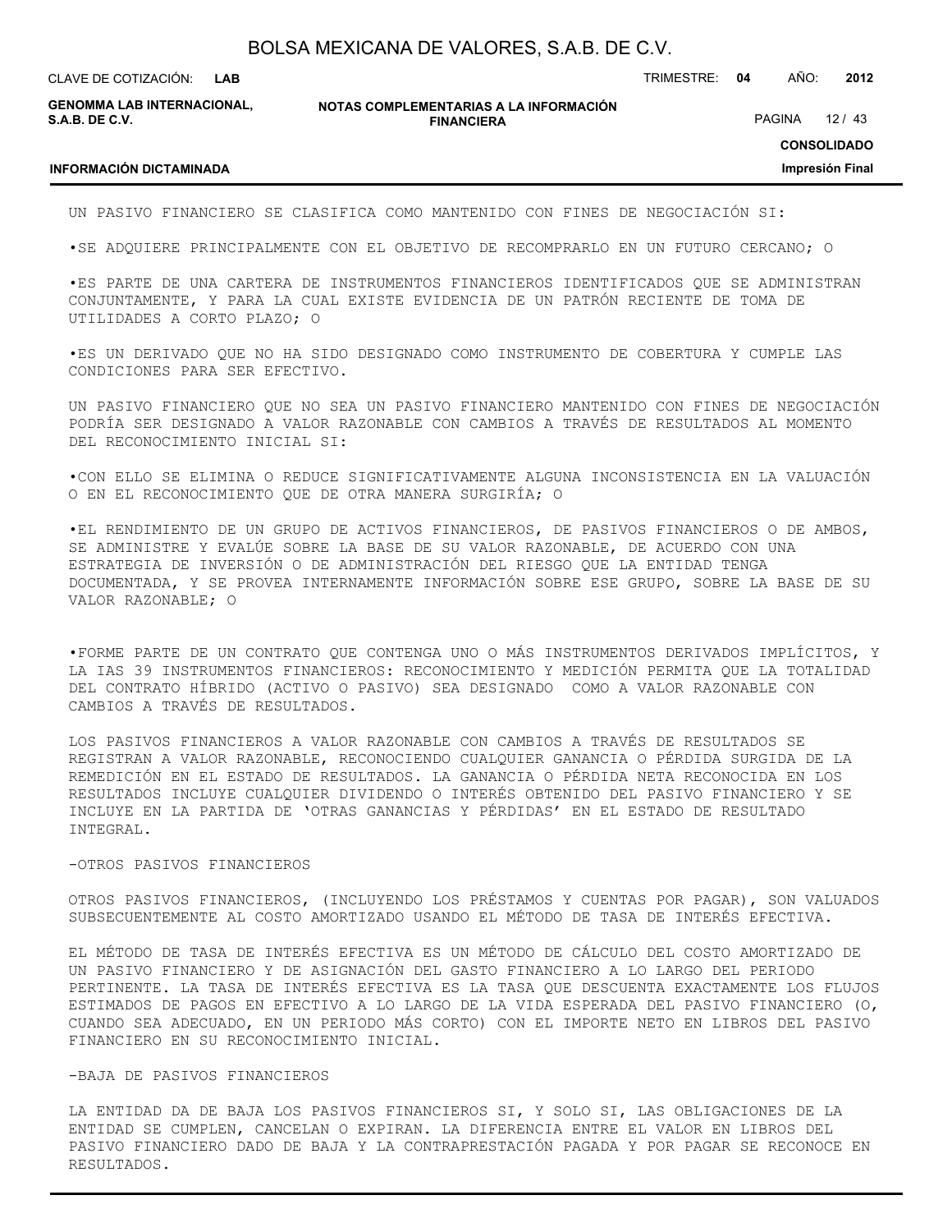UN PASIVO FINANCIERO SE CLASIFICA COMO MANTENIDO CON FINES DE NEGOCIACIÓN SI:

•SE ADQUIERE PRINCIPALMENTE CON EL OBJETIVO DE RECOMPRARLO EN UN FUTURO CERCANO; O

•ES PARTE DE UNA CARTERA DE INSTRUMENTOS FINANCIEROS IDENTIFICADOS QUE SE ADMINISTRAN CONJUNTAMENTE, Y PARA LA CUAL EXISTE EVIDENCIA DE UN PATRÓN RECIENTE DE TOMA DE UTILIDADES A CORTO PLAZO; O

•ES UN DERIVADO QUE NO HA SIDO DESIGNADO COMO INSTRUMENTO DE COBERTURA Y CUMPLE LAS CONDICIONES PARA SER EFECTIVO.

UN PASIVO FINANCIERO QUE NO SEA UN PASIVO FINANCIERO MANTENIDO CON FINES DE NEGOCIACIÓN PODRÍA SER DESIGNADO A VALOR RAZONABLE CON CAMBIOS A TRAVÉS DE RESULTADOS AL MOMENTO DEL RECONOCIMIENTO INICIAL SI:

•CON ELLO SE ELIMINA O REDUCE SIGNIFICATIVAMENTE ALGUNA INCONSISTENCIA EN LA VALUACIÓN O EN EL RECONOCIMIENTO QUE DE OTRA MANERA SURGIRÍA; O

•EL RENDIMIENTO DE UN GRUPO DE ACTIVOS FINANCIEROS, DE PASIVOS FINANCIEROS O DE AMBOS, SE ADMINISTRE Y EVALÚE SOBRE LA BASE DE SU VALOR RAZONABLE, DE ACUERDO CON UNA ESTRATEGIA DE INVERSIÓN O DE ADMINISTRACIÓN DEL RIESGO QUE LA ENTIDAD TENGA DOCUMENTADA, Y SE PROVEA INTERNAMENTE INFORMACIÓN SOBRE ESE GRUPO, SOBRE LA BASE DE SU VALOR RAZONABLE; O

•FORME PARTE DE UN CONTRATO QUE CONTENGA UNO O MÁS INSTRUMENTOS DERIVADOS IMPLÍCITOS, Y LA IAS 39 INSTRUMENTOS FINANCIEROS: RECONOCIMIENTO Y MEDICIÓN PERMITA QUE LA TOTALIDAD DEL CONTRATO HÍBRIDO (ACTIVO O PASIVO) SEA DESIGNADO COMO A VALOR RAZONABLE CON CAMBIOS A TRAVÉS DE RESULTADOS.

LOS PASIVOS FINANCIEROS A VALOR RAZONABLE CON CAMBIOS A TRAVÉS DE RESULTADOS SE REGISTRAN A VALOR RAZONABLE, RECONOCIENDO CUALQUIER GANANCIA O PÉRDIDA SURGIDA DE LA REMEDICIÓN EN EL ESTADO DE RESULTADOS. LA GANANCIA O PÉRDIDA NETA RECONOCIDA EN LOS RESULTADOS INCLUYE CUALQUIER DIVIDENDO O INTERÉS OBTENIDO DEL PASIVO FINANCIERO Y SE INCLUYE EN LA PARTIDA DE 'OTRAS GANANCIAS Y PÉRDIDAS' EN EL ESTADO DE RESULTADO INTEGRAL.

-OTROS PASIVOS FINANCIEROS

OTROS PASIVOS FINANCIEROS, (INCLUYENDO LOS PRÉSTAMOS Y CUENTAS POR PAGAR), SON VALUADOS SUBSECUENTEMENTE AL COSTO AMORTIZADO USANDO EL MÉTODO DE TASA DE INTERÉS EFECTIVA.

EL MÉTODO DE TASA DE INTERÉS EFECTIVA ES UN MÉTODO DE CÁLCULO DEL COSTO AMORTIZADO DE UN PASIVO FINANCIERO Y DE ASIGNACIÓN DEL GASTO FINANCIERO A LO LARGO DEL PERIODO PERTINENTE. LA TASA DE INTERÉS EFECTIVA ES LA TASA QUE DESCUENTA EXACTAMENTE LOS FLUJOS ESTIMADOS DE PAGOS EN EFECTIVO A LO LARGO DE LA VIDA ESPERADA DEL PASIVO FINANCIERO (O, CUANDO SEA ADECUADO, EN UN PERIODO MÁS CORTO) CON EL IMPORTE NETO EN LIBROS DEL PASIVO FINANCIERO EN SU RECONOCIMIENTO INICIAL.

-BAJA DE PASIVOS FINANCIEROS

LA ENTIDAD DA DE BAJA LOS PASIVOS FINANCIEROS SI, Y SOLO SI, LAS OBLIGACIONES DE LA ENTIDAD SE CUMPLEN, CANCELAN O EXPIRAN. LA DIFERENCIA ENTRE EL VALOR EN LIBROS DEL PASIVO FINANCIERO DADO DE BAJA Y LA CONTRAPRESTACIÓN PAGADA Y POR PAGAR SE RECONOCE EN RESULTADOS.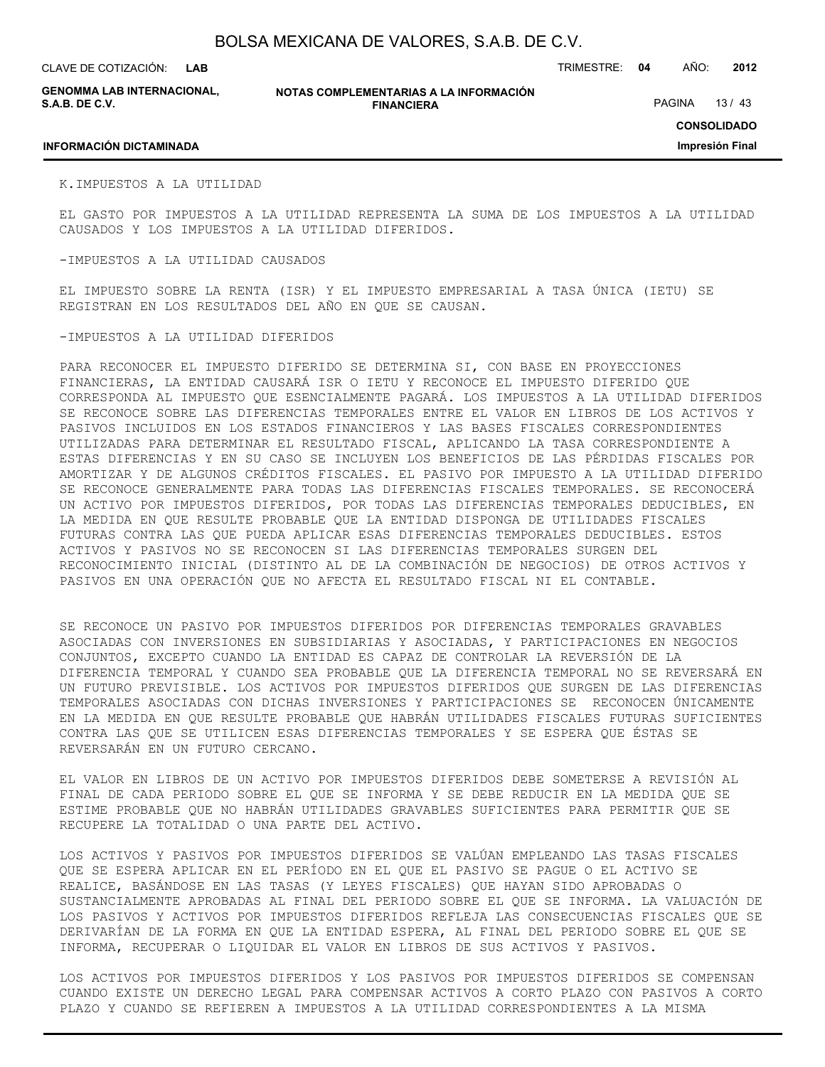K.IMPUESTOS A LA UTILIDAD

EL GASTO POR IMPUESTOS A LA UTILIDAD REPRESENTA LA SUMA DE LOS IMPUESTOS A LA UTILIDAD CAUSADOS Y LOS IMPUESTOS A LA UTILIDAD DIFERIDOS.

-IMPUESTOS A LA UTILIDAD CAUSADOS

EL IMPUESTO SOBRE LA RENTA (ISR) Y EL IMPUESTO EMPRESARIAL A TASA ÚNICA (IETU) SE REGISTRAN EN LOS RESULTADOS DEL AÑO EN QUE SE CAUSAN.

-IMPUESTOS A LA UTILIDAD DIFERIDOS

PARA RECONOCER EL IMPUESTO DIFERIDO SE DETERMINA SI, CON BASE EN PROYECCIONES FINANCIERAS, LA ENTIDAD CAUSARÁ ISR O IETU Y RECONOCE EL IMPUESTO DIFERIDO QUE CORRESPONDA AL IMPUESTO QUE ESENCIALMENTE PAGARÁ. LOS IMPUESTOS A LA UTILIDAD DIFERIDOS SE RECONOCE SOBRE LAS DIFERENCIAS TEMPORALES ENTRE EL VALOR EN LIBROS DE LOS ACTIVOS Y PASIVOS INCLUIDOS EN LOS ESTADOS FINANCIEROS Y LAS BASES FISCALES CORRESPONDIENTES UTILIZADAS PARA DETERMINAR EL RESULTADO FISCAL, APLICANDO LA TASA CORRESPONDIENTE A ESTAS DIFERENCIAS Y EN SU CASO SE INCLUYEN LOS BENEFICIOS DE LAS PÉRDIDAS FISCALES POR AMORTIZAR Y DE ALGUNOS CRÉDITOS FISCALES. EL PASIVO POR IMPUESTO A LA UTILIDAD DIFERIDO SE RECONOCE GENERALMENTE PARA TODAS LAS DIFERENCIAS FISCALES TEMPORALES. SE RECONOCERÁ UN ACTIVO POR IMPUESTOS DIFERIDOS, POR TODAS LAS DIFERENCIAS TEMPORALES DEDUCIBLES, EN LA MEDIDA EN QUE RESULTE PROBABLE QUE LA ENTIDAD DISPONGA DE UTILIDADES FISCALES FUTURAS CONTRA LAS QUE PUEDA APLICAR ESAS DIFERENCIAS TEMPORALES DEDUCIBLES. ESTOS ACTIVOS Y PASIVOS NO SE RECONOCEN SI LAS DIFERENCIAS TEMPORALES SURGEN DEL RECONOCIMIENTO INICIAL (DISTINTO AL DE LA COMBINACIÓN DE NEGOCIOS) DE OTROS ACTIVOS Y PASIVOS EN UNA OPERACIÓN QUE NO AFECTA EL RESULTADO FISCAL NI EL CONTABLE.

SE RECONOCE UN PASIVO POR IMPUESTOS DIFERIDOS POR DIFERENCIAS TEMPORALES GRAVABLES ASOCIADAS CON INVERSIONES EN SUBSIDIARIAS Y ASOCIADAS, Y PARTICIPACIONES EN NEGOCIOS CONJUNTOS, EXCEPTO CUANDO LA ENTIDAD ES CAPAZ DE CONTROLAR LA REVERSIÓN DE LA DIFERENCIA TEMPORAL Y CUANDO SEA PROBABLE QUE LA DIFERENCIA TEMPORAL NO SE REVERSARÁ EN UN FUTURO PREVISIBLE. LOS ACTIVOS POR IMPUESTOS DIFERIDOS QUE SURGEN DE LAS DIFERENCIAS TEMPORALES ASOCIADAS CON DICHAS INVERSIONES Y PARTICIPACIONES SE RECONOCEN ÚNICAMENTE EN LA MEDIDA EN QUE RESULTE PROBABLE QUE HABRÁN UTILIDADES FISCALES FUTURAS SUFICIENTES CONTRA LAS QUE SE UTILICEN ESAS DIFERENCIAS TEMPORALES Y SE ESPERA QUE ÉSTAS SE REVERSARÁN EN UN FUTURO CERCANO.

EL VALOR EN LIBROS DE UN ACTIVO POR IMPUESTOS DIFERIDOS DEBE SOMETERSE A REVISIÓN AL FINAL DE CADA PERIODO SOBRE EL QUE SE INFORMA Y SE DEBE REDUCIR EN LA MEDIDA QUE SE ESTIME PROBABLE QUE NO HABRÁN UTILIDADES GRAVABLES SUFICIENTES PARA PERMITIR QUE SE RECUPERE LA TOTALIDAD O UNA PARTE DEL ACTIVO.

LOS ACTIVOS Y PASIVOS POR IMPUESTOS DIFERIDOS SE VALÚAN EMPLEANDO LAS TASAS FISCALES QUE SE ESPERA APLICAR EN EL PERÍODO EN EL QUE EL PASIVO SE PAGUE O EL ACTIVO SE REALICE, BASÁNDOSE EN LAS TASAS (Y LEYES FISCALES) QUE HAYAN SIDO APROBADAS O SUSTANCIALMENTE APROBADAS AL FINAL DEL PERIODO SOBRE EL QUE SE INFORMA. LA VALUACIÓN DE LOS PASIVOS Y ACTIVOS POR IMPUESTOS DIFERIDOS REFLEJA LAS CONSECUENCIAS FISCALES QUE SE DERIVARÍAN DE LA FORMA EN QUE LA ENTIDAD ESPERA, AL FINAL DEL PERIODO SOBRE EL QUE SE INFORMA, RECUPERAR O LIQUIDAR EL VALOR EN LIBROS DE SUS ACTIVOS Y PASIVOS.

LOS ACTIVOS POR IMPUESTOS DIFERIDOS Y LOS PASIVOS POR IMPUESTOS DIFERIDOS SE COMPENSAN CUANDO EXISTE UN DERECHO LEGAL PARA COMPENSAR ACTIVOS A CORTO PLAZO CON PASIVOS A CORTO PLAZO Y CUANDO SE REFIEREN A IMPUESTOS A LA UTILIDAD CORRESPONDIENTES A LA MISMA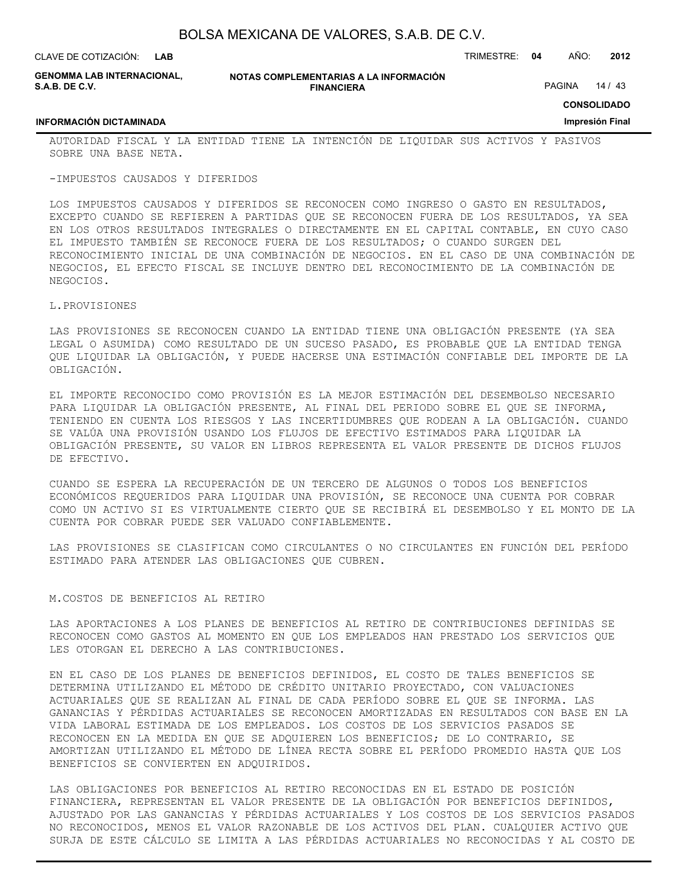AUTORIDAD FISCAL Y LA ENTIDAD TIENE LA INTENCIÓN DE LIQUIDAR SUS ACTIVOS Y PASIVOS SOBRE UNA BASE NETA.

-IMPUESTOS CAUSADOS Y DIFERIDOS

LOS IMPUESTOS CAUSADOS Y DIFERIDOS SE RECONOCEN COMO INGRESO O GASTO EN RESULTADOS, EXCEPTO CUANDO SE REFIEREN A PARTIDAS QUE SE RECONOCEN FUERA DE LOS RESULTADOS, YA SEA EN LOS OTROS RESULTADOS INTEGRALES O DIRECTAMENTE EN EL CAPITAL CONTABLE, EN CUYO CASO EL IMPUESTO TAMBIÉN SE RECONOCE FUERA DE LOS RESULTADOS; O CUANDO SURGEN DEL RECONOCIMIENTO INICIAL DE UNA COMBINACIÓN DE NEGOCIOS. EN EL CASO DE UNA COMBINACIÓN DE NEGOCIOS, EL EFECTO FISCAL SE INCLUYE DENTRO DEL RECONOCIMIENTO DE LA COMBINACIÓN DE NEGOCIOS.

L.PROVISIONES

LAS PROVISIONES SE RECONOCEN CUANDO LA ENTIDAD TIENE UNA OBLIGACIÓN PRESENTE (YA SEA LEGAL O ASUMIDA) COMO RESULTADO DE UN SUCESO PASADO, ES PROBABLE QUE LA ENTIDAD TENGA QUE LIQUIDAR LA OBLIGACIÓN, Y PUEDE HACERSE UNA ESTIMACIÓN CONFIABLE DEL IMPORTE DE LA OBLIGACIÓN.

EL IMPORTE RECONOCIDO COMO PROVISIÓN ES LA MEJOR ESTIMACIÓN DEL DESEMBOLSO NECESARIO PARA LIQUIDAR LA OBLIGACIÓN PRESENTE, AL FINAL DEL PERIODO SOBRE EL QUE SE INFORMA, TENIENDO EN CUENTA LOS RIESGOS Y LAS INCERTIDUMBRES QUE RODEAN A LA OBLIGACIÓN. CUANDO SE VALÚA UNA PROVISIÓN USANDO LOS FLUJOS DE EFECTIVO ESTIMADOS PARA LIQUIDAR LA OBLIGACIÓN PRESENTE, SU VALOR EN LIBROS REPRESENTA EL VALOR PRESENTE DE DICHOS FLUJOS DE EFECTIVO.

CUANDO SE ESPERA LA RECUPERACIÓN DE UN TERCERO DE ALGUNOS O TODOS LOS BENEFICIOS ECONÓMICOS REQUERIDOS PARA LIQUIDAR UNA PROVISIÓN, SE RECONOCE UNA CUENTA POR COBRAR COMO UN ACTIVO SI ES VIRTUALMENTE CIERTO QUE SE RECIBIRÁ EL DESEMBOLSO Y EL MONTO DE LA CUENTA POR COBRAR PUEDE SER VALUADO CONFIABLEMENTE.

LAS PROVISIONES SE CLASIFICAN COMO CIRCULANTES O NO CIRCULANTES EN FUNCIÓN DEL PERÍODO ESTIMADO PARA ATENDER LAS OBLIGACIONES QUE CUBREN.

M.COSTOS DE BENEFICIOS AL RETIRO

LAS APORTACIONES A LOS PLANES DE BENEFICIOS AL RETIRO DE CONTRIBUCIONES DEFINIDAS SE RECONOCEN COMO GASTOS AL MOMENTO EN QUE LOS EMPLEADOS HAN PRESTADO LOS SERVICIOS QUE LES OTORGAN EL DERECHO A LAS CONTRIBUCIONES.

EN EL CASO DE LOS PLANES DE BENEFICIOS DEFINIDOS, EL COSTO DE TALES BENEFICIOS SE DETERMINA UTILIZANDO EL MÉTODO DE CRÉDITO UNITARIO PROYECTADO, CON VALUACIONES ACTUARIALES QUE SE REALIZAN AL FINAL DE CADA PERÍODO SOBRE EL QUE SE INFORMA. LAS GANANCIAS Y PÉRDIDAS ACTUARIALES SE RECONOCEN AMORTIZADAS EN RESULTADOS CON BASE EN LA VIDA LABORAL ESTIMADA DE LOS EMPLEADOS. LOS COSTOS DE LOS SERVICIOS PASADOS SE RECONOCEN EN LA MEDIDA EN QUE SE ADQUIEREN LOS BENEFICIOS; DE LO CONTRARIO, SE AMORTIZAN UTILIZANDO EL MÉTODO DE LÍNEA RECTA SOBRE EL PERÍODO PROMEDIO HASTA QUE LOS BENEFICIOS SE CONVIERTEN EN ADQUIRIDOS.

LAS OBLIGACIONES POR BENEFICIOS AL RETIRO RECONOCIDAS EN EL ESTADO DE POSICIÓN FINANCIERA, REPRESENTAN EL VALOR PRESENTE DE LA OBLIGACIÓN POR BENEFICIOS DEFINIDOS, AJUSTADO POR LAS GANANCIAS Y PÉRDIDAS ACTUARIALES Y LOS COSTOS DE LOS SERVICIOS PASADOS NO RECONOCIDOS, MENOS EL VALOR RAZONABLE DE LOS ACTIVOS DEL PLAN. CUALQUIER ACTIVO QUE SURJA DE ESTE CÁLCULO SE LIMITA A LAS PÉRDIDAS ACTUARIALES NO RECONOCIDAS Y AL COSTO DE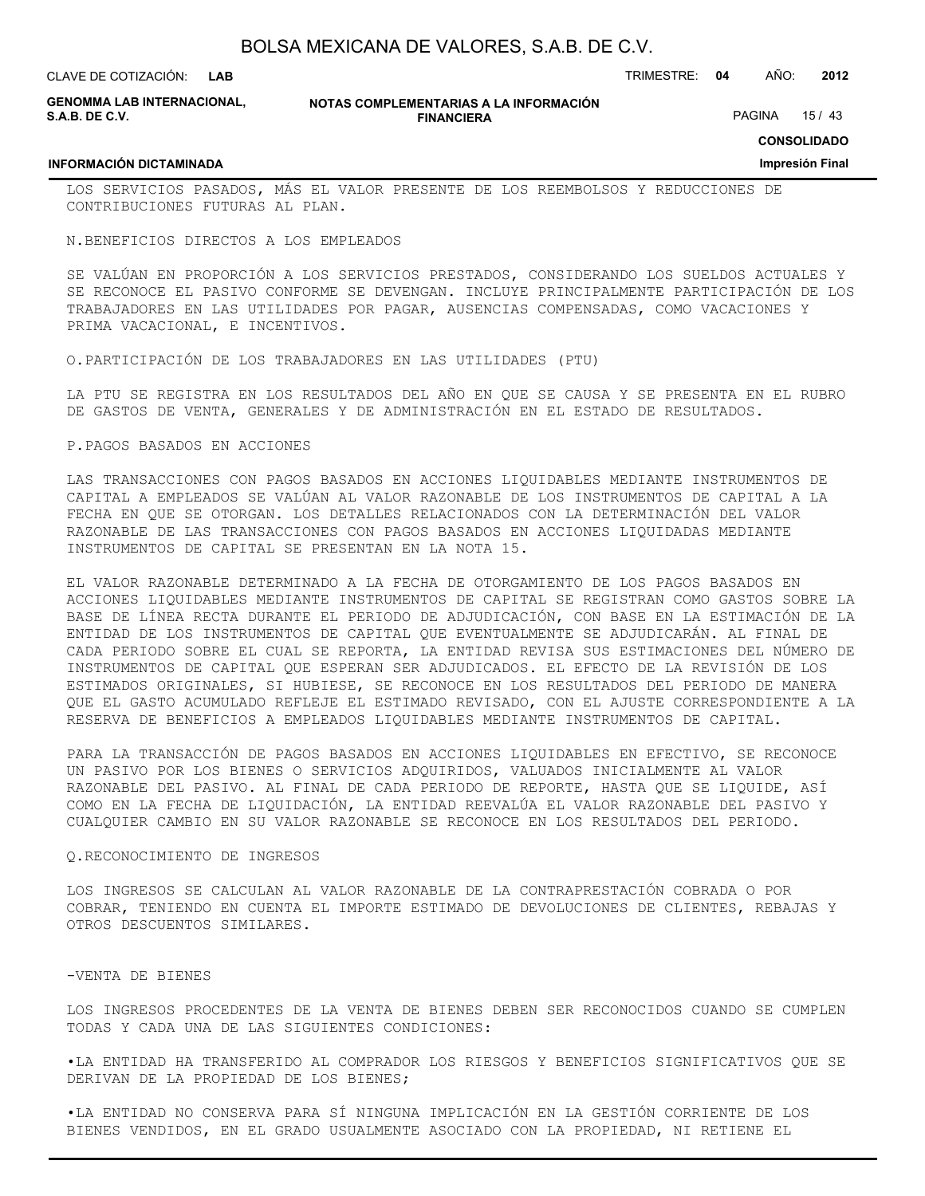LOS SERVICIOS PASADOS, MÁS EL VALOR PRESENTE DE LOS REEMBOLSOS Y REDUCCIONES DE CONTRIBUCIONES FUTURAS AL PLAN.

N.BENEFICIOS DIRECTOS A LOS EMPLEADOS

SE VALÚAN EN PROPORCIÓN A LOS SERVICIOS PRESTADOS, CONSIDERANDO LOS SUELDOS ACTUALES Y SE RECONOCE EL PASIVO CONFORME SE DEVENGAN. INCLUYE PRINCIPALMENTE PARTICIPACIÓN DE LOS TRABAJADORES EN LAS UTILIDADES POR PAGAR, AUSENCIAS COMPENSADAS, COMO VACACIONES Y PRIMA VACACIONAL, E INCENTIVOS.

O.PARTICIPACIÓN DE LOS TRABAJADORES EN LAS UTILIDADES (PTU)

LA PTU SE REGISTRA EN LOS RESULTADOS DEL AÑO EN QUE SE CAUSA Y SE PRESENTA EN EL RUBRO DE GASTOS DE VENTA, GENERALES Y DE ADMINISTRACIÓN EN EL ESTADO DE RESULTADOS.

P.PAGOS BASADOS EN ACCIONES

LAS TRANSACCIONES CON PAGOS BASADOS EN ACCIONES LIQUIDABLES MEDIANTE INSTRUMENTOS DE CAPITAL A EMPLEADOS SE VALÚAN AL VALOR RAZONABLE DE LOS INSTRUMENTOS DE CAPITAL A LA FECHA EN QUE SE OTORGAN. LOS DETALLES RELACIONADOS CON LA DETERMINACIÓN DEL VALOR RAZONABLE DE LAS TRANSACCIONES CON PAGOS BASADOS EN ACCIONES LIQUIDADAS MEDIANTE INSTRUMENTOS DE CAPITAL SE PRESENTAN EN LA NOTA 15.

EL VALOR RAZONABLE DETERMINADO A LA FECHA DE OTORGAMIENTO DE LOS PAGOS BASADOS EN ACCIONES LIQUIDABLES MEDIANTE INSTRUMENTOS DE CAPITAL SE REGISTRAN COMO GASTOS SOBRE LA BASE DE LÍNEA RECTA DURANTE EL PERIODO DE ADJUDICACIÓN, CON BASE EN LA ESTIMACIÓN DE LA ENTIDAD DE LOS INSTRUMENTOS DE CAPITAL QUE EVENTUALMENTE SE ADJUDICARÁN. AL FINAL DE CADA PERIODO SOBRE EL CUAL SE REPORTA, LA ENTIDAD REVISA SUS ESTIMACIONES DEL NÚMERO DE INSTRUMENTOS DE CAPITAL QUE ESPERAN SER ADJUDICADOS. EL EFECTO DE LA REVISIÓN DE LOS ESTIMADOS ORIGINALES, SI HUBIESE, SE RECONOCE EN LOS RESULTADOS DEL PERIODO DE MANERA QUE EL GASTO ACUMULADO REFLEJE EL ESTIMADO REVISADO, CON EL AJUSTE CORRESPONDIENTE A LA RESERVA DE BENEFICIOS A EMPLEADOS LIQUIDABLES MEDIANTE INSTRUMENTOS DE CAPITAL.

PARA LA TRANSACCIÓN DE PAGOS BASADOS EN ACCIONES LIQUIDABLES EN EFECTIVO, SE RECONOCE UN PASIVO POR LOS BIENES O SERVICIOS ADQUIRIDOS, VALUADOS INICIALMENTE AL VALOR RAZONABLE DEL PASIVO. AL FINAL DE CADA PERIODO DE REPORTE, HASTA QUE SE LIQUIDE, ASÍ COMO EN LA FECHA DE LIQUIDACIÓN, LA ENTIDAD REEVALÚA EL VALOR RAZONABLE DEL PASIVO Y CUALQUIER CAMBIO EN SU VALOR RAZONABLE SE RECONOCE EN LOS RESULTADOS DEL PERIODO.

Q.RECONOCIMIENTO DE INGRESOS

LOS INGRESOS SE CALCULAN AL VALOR RAZONABLE DE LA CONTRAPRESTACIÓN COBRADA O POR COBRAR, TENIENDO EN CUENTA EL IMPORTE ESTIMADO DE DEVOLUCIONES DE CLIENTES, REBAJAS Y OTROS DESCUENTOS SIMILARES.

-VENTA DE BIENES

LOS INGRESOS PROCEDENTES DE LA VENTA DE BIENES DEBEN SER RECONOCIDOS CUANDO SE CUMPLEN TODAS Y CADA UNA DE LAS SIGUIENTES CONDICIONES:

•LA ENTIDAD HA TRANSFERIDO AL COMPRADOR LOS RIESGOS Y BENEFICIOS SIGNIFICATIVOS QUE SE DERIVAN DE LA PROPIEDAD DE LOS BIENES;

•LA ENTIDAD NO CONSERVA PARA SÍ NINGUNA IMPLICACIÓN EN LA GESTIÓN CORRIENTE DE LOS BIENES VENDIDOS, EN EL GRADO USUALMENTE ASOCIADO CON LA PROPIEDAD, NI RETIENE EL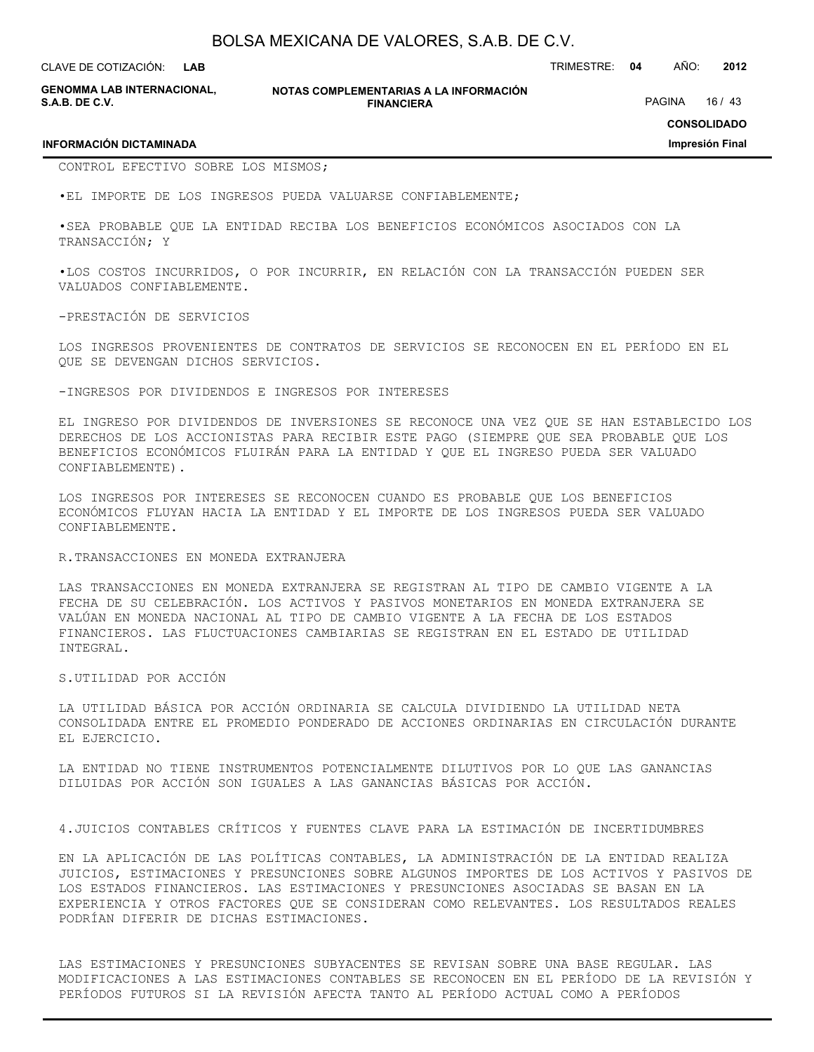CONTROL EFECTIVO SOBRE LOS MISMOS;

•EL IMPORTE DE LOS INGRESOS PUEDA VALUARSE CONFIABLEMENTE;

•SEA PROBABLE QUE LA ENTIDAD RECIBA LOS BENEFICIOS ECONÓMICOS ASOCIADOS CON LA TRANSACCIÓN; Y

•LOS COSTOS INCURRIDOS, O POR INCURRIR, EN RELACIÓN CON LA TRANSACCIÓN PUEDEN SER VALUADOS CONFIABLEMENTE.

-PRESTACIÓN DE SERVICIOS

LOS INGRESOS PROVENIENTES DE CONTRATOS DE SERVICIOS SE RECONOCEN EN EL PERÍODO EN EL QUE SE DEVENGAN DICHOS SERVICIOS.

-INGRESOS POR DIVIDENDOS E INGRESOS POR INTERESES

EL INGRESO POR DIVIDENDOS DE INVERSIONES SE RECONOCE UNA VEZ QUE SE HAN ESTABLECIDO LOS DERECHOS DE LOS ACCIONISTAS PARA RECIBIR ESTE PAGO (SIEMPRE QUE SEA PROBABLE QUE LOS BENEFICIOS ECONÓMICOS FLUIRÁN PARA LA ENTIDAD Y QUE EL INGRESO PUEDA SER VALUADO CONFIABLEMENTE).

LOS INGRESOS POR INTERESES SE RECONOCEN CUANDO ES PROBABLE QUE LOS BENEFICIOS ECONÓMICOS FLUYAN HACIA LA ENTIDAD Y EL IMPORTE DE LOS INGRESOS PUEDA SER VALUADO CONFIABLEMENTE.

R.TRANSACCIONES EN MONEDA EXTRANJERA

LAS TRANSACCIONES EN MONEDA EXTRANJERA SE REGISTRAN AL TIPO DE CAMBIO VIGENTE A LA FECHA DE SU CELEBRACIÓN. LOS ACTIVOS Y PASIVOS MONETARIOS EN MONEDA EXTRANJERA SE VALÚAN EN MONEDA NACIONAL AL TIPO DE CAMBIO VIGENTE A LA FECHA DE LOS ESTADOS FINANCIEROS. LAS FLUCTUACIONES CAMBIARIAS SE REGISTRAN EN EL ESTADO DE UTILIDAD INTEGRAL.

S.UTILIDAD POR ACCIÓN

LA UTILIDAD BÁSICA POR ACCIÓN ORDINARIA SE CALCULA DIVIDIENDO LA UTILIDAD NETA CONSOLIDADA ENTRE EL PROMEDIO PONDERADO DE ACCIONES ORDINARIAS EN CIRCULACIÓN DURANTE EL EJERCICIO.

LA ENTIDAD NO TIENE INSTRUMENTOS POTENCIALMENTE DILUTIVOS POR LO QUE LAS GANANCIAS DILUIDAS POR ACCIÓN SON IGUALES A LAS GANANCIAS BÁSICAS POR ACCIÓN.

4.JUICIOS CONTABLES CRÍTICOS Y FUENTES CLAVE PARA LA ESTIMACIÓN DE INCERTIDUMBRES

EN LA APLICACIÓN DE LAS POLÍTICAS CONTABLES, LA ADMINISTRACIÓN DE LA ENTIDAD REALIZA JUICIOS, ESTIMACIONES Y PRESUNCIONES SOBRE ALGUNOS IMPORTES DE LOS ACTIVOS Y PASIVOS DE LOS ESTADOS FINANCIEROS. LAS ESTIMACIONES Y PRESUNCIONES ASOCIADAS SE BASAN EN LA EXPERIENCIA Y OTROS FACTORES QUE SE CONSIDERAN COMO RELEVANTES. LOS RESULTADOS REALES PODRÍAN DIFERIR DE DICHAS ESTIMACIONES.

LAS ESTIMACIONES Y PRESUNCIONES SUBYACENTES SE REVISAN SOBRE UNA BASE REGULAR. LAS MODIFICACIONES A LAS ESTIMACIONES CONTABLES SE RECONOCEN EN EL PERÍODO DE LA REVISIÓN Y PERÍODOS FUTUROS SI LA REVISIÓN AFECTA TANTO AL PERÍODO ACTUAL COMO A PERÍODOS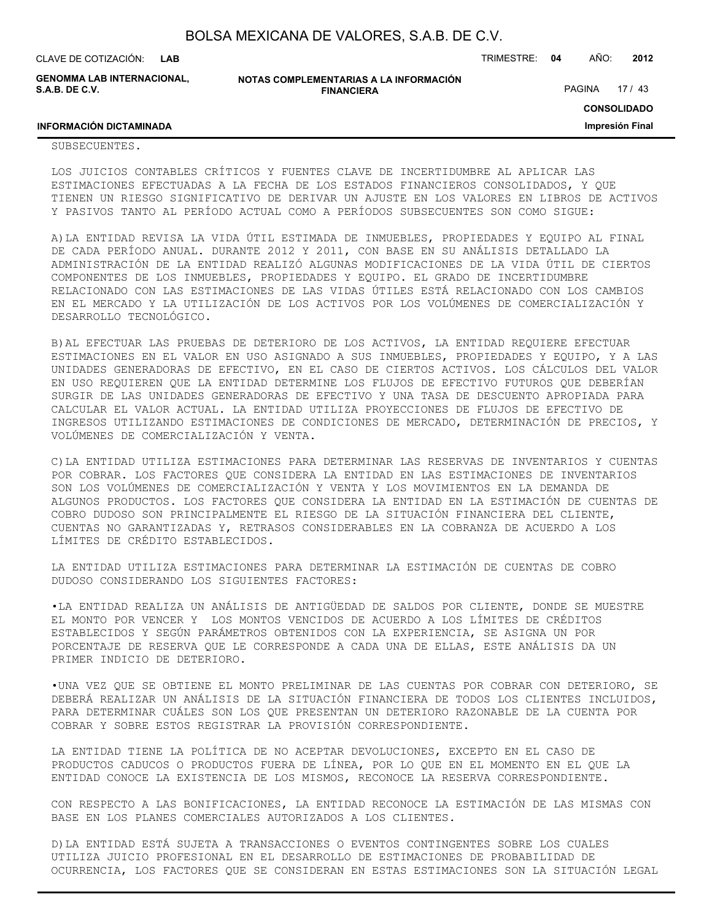SUBSECUENTES.

LOS JUICIOS CONTABLES CRÍTICOS Y FUENTES CLAVE DE INCERTIDUMBRE AL APLICAR LAS ESTIMACIONES EFECTUADAS A LA FECHA DE LOS ESTADOS FINANCIEROS CONSOLIDADOS, Y QUE TIENEN UN RIESGO SIGNIFICATIVO DE DERIVAR UN AJUSTE EN LOS VALORES EN LIBROS DE ACTIVOS Y PASIVOS TANTO AL PERÍODO ACTUAL COMO A PERÍODOS SUBSECUENTES SON COMO SIGUE:

A)LA ENTIDAD REVISA LA VIDA ÚTIL ESTIMADA DE INMUEBLES, PROPIEDADES Y EQUIPO AL FINAL DE CADA PERÍODO ANUAL. DURANTE 2012 Y 2011, CON BASE EN SU ANÁLISIS DETALLADO LA ADMINISTRACIÓN DE LA ENTIDAD REALIZÓ ALGUNAS MODIFICACIONES DE LA VIDA ÚTIL DE CIERTOS COMPONENTES DE LOS INMUEBLES, PROPIEDADES Y EQUIPO. EL GRADO DE INCERTIDUMBRE RELACIONADO CON LAS ESTIMACIONES DE LAS VIDAS ÚTILES ESTÁ RELACIONADO CON LOS CAMBIOS EN EL MERCADO Y LA UTILIZACIÓN DE LOS ACTIVOS POR LOS VOLÚMENES DE COMERCIALIZACIÓN Y DESARROLLO TECNOLÓGICO.

B)AL EFECTUAR LAS PRUEBAS DE DETERIORO DE LOS ACTIVOS, LA ENTIDAD REQUIERE EFECTUAR ESTIMACIONES EN EL VALOR EN USO ASIGNADO A SUS INMUEBLES, PROPIEDADES Y EQUIPO, Y A LAS UNIDADES GENERADORAS DE EFECTIVO, EN EL CASO DE CIERTOS ACTIVOS. LOS CÁLCULOS DEL VALOR EN USO REQUIEREN QUE LA ENTIDAD DETERMINE LOS FLUJOS DE EFECTIVO FUTUROS QUE DEBERÍAN SURGIR DE LAS UNIDADES GENERADORAS DE EFECTIVO Y UNA TASA DE DESCUENTO APROPIADA PARA CALCULAR EL VALOR ACTUAL. LA ENTIDAD UTILIZA PROYECCIONES DE FLUJOS DE EFECTIVO DE INGRESOS UTILIZANDO ESTIMACIONES DE CONDICIONES DE MERCADO, DETERMINACIÓN DE PRECIOS, Y VOLÚMENES DE COMERCIALIZACIÓN Y VENTA.

C)LA ENTIDAD UTILIZA ESTIMACIONES PARA DETERMINAR LAS RESERVAS DE INVENTARIOS Y CUENTAS POR COBRAR. LOS FACTORES QUE CONSIDERA LA ENTIDAD EN LAS ESTIMACIONES DE INVENTARIOS SON LOS VOLÚMENES DE COMERCIALIZACIÓN Y VENTA Y LOS MOVIMIENTOS EN LA DEMANDA DE ALGUNOS PRODUCTOS. LOS FACTORES QUE CONSIDERA LA ENTIDAD EN LA ESTIMACIÓN DE CUENTAS DE COBRO DUDOSO SON PRINCIPALMENTE EL RIESGO DE LA SITUACIÓN FINANCIERA DEL CLIENTE, CUENTAS NO GARANTIZADAS Y, RETRASOS CONSIDERABLES EN LA COBRANZA DE ACUERDO A LOS LÍMITES DE CRÉDITO ESTABLECIDOS.

LA ENTIDAD UTILIZA ESTIMACIONES PARA DETERMINAR LA ESTIMACIÓN DE CUENTAS DE COBRO DUDOSO CONSIDERANDO LOS SIGUIENTES FACTORES:

•LA ENTIDAD REALIZA UN ANÁLISIS DE ANTIGÜEDAD DE SALDOS POR CLIENTE, DONDE SE MUESTRE EL MONTO POR VENCER Y LOS MONTOS VENCIDOS DE ACUERDO A LOS LÍMITES DE CRÉDITOS ESTABLECIDOS Y SEGÚN PARÁMETROS OBTENIDOS CON LA EXPERIENCIA, SE ASIGNA UN POR PORCENTAJE DE RESERVA QUE LE CORRESPONDE A CADA UNA DE ELLAS, ESTE ANÁLISIS DA UN PRIMER INDICIO DE DETERIORO.

•UNA VEZ QUE SE OBTIENE EL MONTO PRELIMINAR DE LAS CUENTAS POR COBRAR CON DETERIORO, SE DEBERÁ REALIZAR UN ANÁLISIS DE LA SITUACIÓN FINANCIERA DE TODOS LOS CLIENTES INCLUIDOS, PARA DETERMINAR CUÁLES SON LOS QUE PRESENTAN UN DETERIORO RAZONABLE DE LA CUENTA POR COBRAR Y SOBRE ESTOS REGISTRAR LA PROVISIÓN CORRESPONDIENTE.

LA ENTIDAD TIENE LA POLÍTICA DE NO ACEPTAR DEVOLUCIONES, EXCEPTO EN EL CASO DE PRODUCTOS CADUCOS O PRODUCTOS FUERA DE LÍNEA, POR LO QUE EN EL MOMENTO EN EL QUE LA ENTIDAD CONOCE LA EXISTENCIA DE LOS MISMOS, RECONOCE LA RESERVA CORRESPONDIENTE.

CON RESPECTO A LAS BONIFICACIONES, LA ENTIDAD RECONOCE LA ESTIMACIÓN DE LAS MISMAS CON BASE EN LOS PLANES COMERCIALES AUTORIZADOS A LOS CLIENTES.

D)LA ENTIDAD ESTÁ SUJETA A TRANSACCIONES O EVENTOS CONTINGENTES SOBRE LOS CUALES UTILIZA JUICIO PROFESIONAL EN EL DESARROLLO DE ESTIMACIONES DE PROBABILIDAD DE OCURRENCIA, LOS FACTORES QUE SE CONSIDERAN EN ESTAS ESTIMACIONES SON LA SITUACIÓN LEGAL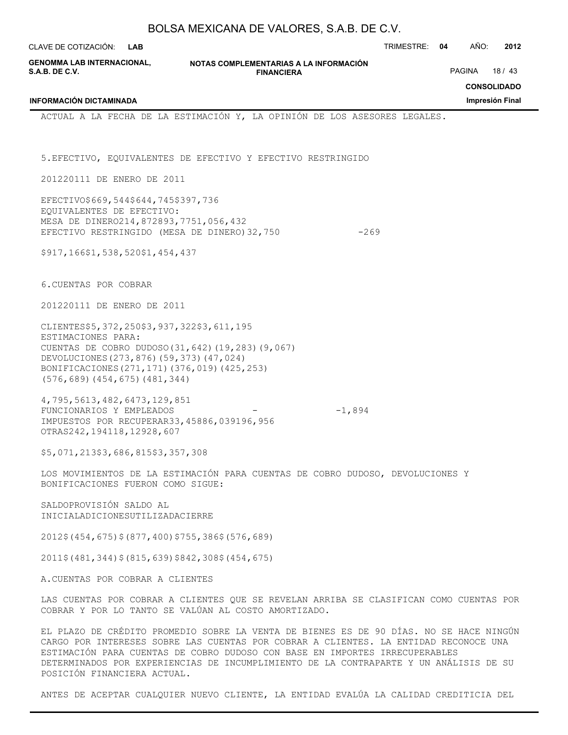ACTUAL A LA FECHA DE LA ESTIMACIÓN Y, LA OPINIÓN DE LOS ASESORES LEGALES.

## 5. EFECTIVO, EQUIVALENTES DE EFECTIVO Y EFECTIVO RESTRINGIDO

| | 2012 | 2011 | 1 DE ENERO DE 2011 |
|---|---|---|---|
| EFECTIVO | $669,544 | $644,745 | $397,736 |
| EQUIVALENTES DE EFECTIVO: | | | |
| MESA DE DINERO | 214,872 | 893,775 | 1,056,432 |
| EFECTIVO RESTRINGIDO (MESA DE DINERO) | 32,750 | - | 269 |
| | $917,166 | $1,538,520 | $1,454,437 |

## 6. CUENTAS POR COBRAR

| | 2012 | 2011 | 1 DE ENERO DE 2011 |
|---|---|---|---|
| CLIENTES | $5,372,250 | $3,937,322 | $3,611,195 |
| ESTIMACIONES PARA: | | | |
| CUENTAS DE COBRO DUDOSO | (31,642) | (19,283) | (9,067) |
| DEVOLUCIONES | (273,876) | (59,373) | (47,024) |
| BONIFICACIONES | (271,171) | (376,019) | (425,253) |
| | (576,689) | (454,675) | (481,344) |
| | 4,795,561 | 3,482,647 | 3,129,851 |
| FUNCIONARIOS Y EMPLEADOS | - | - | 1,894 |
| IMPUESTOS POR RECUPERAR | 33,458 | 86,039 | 196,956 |
| OTRAS | 242,194 | 118,129 | 28,607 |
| | $5,071,213 | $3,686,815 | $3,357,308 |

LOS MOVIMIENTOS DE LA ESTIMACIÓN PARA CUENTAS DE COBRO DUDOSO, DEVOLUCIONES Y BONIFICACIONES FUERON COMO SIGUE:

| | SALDO INICIAL | ADICIONES | PROVISIÓN UTILIZADA | SALDO AL CIERRE |
|---|---|---|---|---|
| 2012 | $(454,675) | $(877,400) | $755,386 | $(576,689) |
| 2011 | $(481,344) | $(815,639) | $842,308 | $(454,675) |

### A. CUENTAS POR COBRAR A CLIENTES

LAS CUENTAS POR COBRAR A CLIENTES QUE SE REVELAN ARRIBA SE CLASIFICAN COMO CUENTAS POR COBRAR Y POR LO TANTO SE VALÚAN AL COSTO AMORTIZADO.

EL PLAZO DE CRÉDITO PROMEDIO SOBRE LA VENTA DE BIENES ES DE 90 DÍAS. NO SE HACE NINGÚN CARGO POR INTERESES SOBRE LAS CUENTAS POR COBRAR A CLIENTES. LA ENTIDAD RECONOCE UNA ESTIMACIÓN PARA CUENTAS DE COBRO DUDOSO CON BASE EN IMPORTES IRRECUPERABLES DETERMINADOS POR EXPERIENCIAS DE INCUMPLIMIENTO DE LA CONTRAPARTE Y UN ANÁLISIS DE SU POSICIÓN FINANCIERA ACTUAL.

ANTES DE ACEPTAR CUALQUIER NUEVO CLIENTE, LA ENTIDAD EVALÚA LA CALIDAD CREDITICIA DEL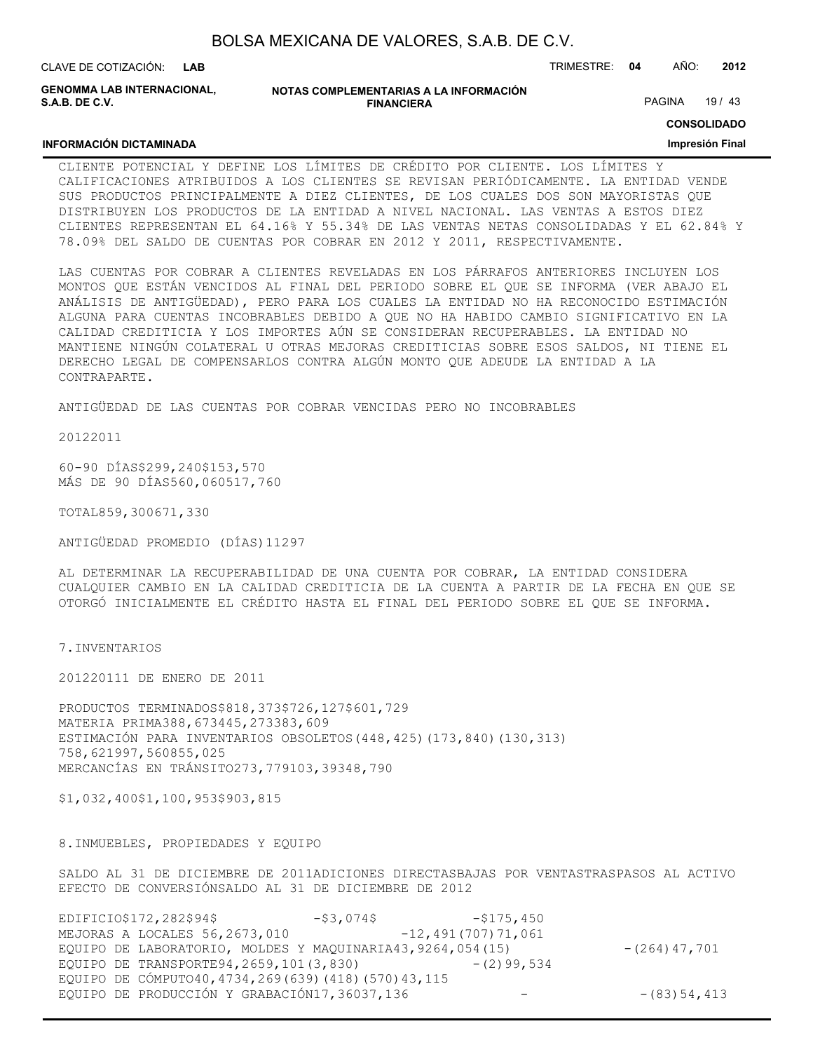CLIENTE POTENCIAL Y DEFINE LOS LÍMITES DE CRÉDITO POR CLIENTE. LOS LÍMITES Y CALIFICACIONES ATRIBUIDOS A LOS CLIENTES SE REVISAN PERIÓDICAMENTE. LA ENTIDAD VENDE SUS PRODUCTOS PRINCIPALMENTE A DIEZ CLIENTES, DE LOS CUALES DOS SON MAYORISTAS QUE DISTRIBUYEN LOS PRODUCTOS DE LA ENTIDAD A NIVEL NACIONAL. LAS VENTAS A ESTOS DIEZ CLIENTES REPRESENTAN EL 64.16% Y 55.34% DE LAS VENTAS NETAS CONSOLIDADAS Y EL 62.84% Y 78.09% DEL SALDO DE CUENTAS POR COBRAR EN 2012 Y 2011, RESPECTIVAMENTE.

LAS CUENTAS POR COBRAR A CLIENTES REVELADAS EN LOS PÁRRAFOS ANTERIORES INCLUYEN LOS MONTOS QUE ESTÁN VENCIDOS AL FINAL DEL PERIODO SOBRE EL QUE SE INFORMA (VER ABAJO EL ANÁLISIS DE ANTIGÜEDAD), PERO PARA LOS CUALES LA ENTIDAD NO HA RECONOCIDO ESTIMACIÓN ALGUNA PARA CUENTAS INCOBRABLES DEBIDO A QUE NO HA HABIDO CAMBIO SIGNIFICATIVO EN LA CALIDAD CREDITICIA Y LOS IMPORTES AÚN SE CONSIDERAN RECUPERABLES. LA ENTIDAD NO MANTIENE NINGÚN COLATERAL U OTRAS MEJORAS CREDITICIAS SOBRE ESOS SALDOS, NI TIENE EL DERECHO LEGAL DE COMPENSARLOS CONTRA ALGÚN MONTO QUE ADEUDE LA ENTIDAD A LA CONTRAPARTE.

ANTIGÜEDAD DE LAS CUENTAS POR COBRAR VENCIDAS PERO NO INCOBRABLES

| | 2012 | 2011 |
|---|---|---|
| 60-90 DÍAS | $299,240 | $153,570 |
| MÁS DE 90 DÍAS | 560,060 | 517,760 |
| TOTAL | 859,300 | 671,330 |
| ANTIGÜEDAD PROMEDIO (DÍAS) | 112 | 97 |

AL DETERMINAR LA RECUPERABILIDAD DE UNA CUENTA POR COBRAR, LA ENTIDAD CONSIDERA CUALQUIER CAMBIO EN LA CALIDAD CREDITICIA DE LA CUENTA A PARTIR DE LA FECHA EN QUE SE OTORGÓ INICIALMENTE EL CRÉDITO HASTA EL FINAL DEL PERIODO SOBRE EL QUE SE INFORMA.

7.INVENTARIOS

| | 2012 | 2011 | 1 DE ENERO DE 2011 |
|---|---|---|---|
| PRODUCTOS TERMINADOS | $818,373 | $726,127 | $601,729 |
| MATERIA PRIMA | 388,673 | 445,273 | 383,609 |
| ESTIMACIÓN PARA INVENTARIOS OBSOLETOS | (448,425) | (173,840) | (130,313) |
| | 758,621 | 997,560 | 855,025 |
| MERCANCÍAS EN TRÁNSITO | 273,779 | 103,393 | 48,790 |
| | $1,032,400 | $1,100,953 | $903,815 |

8.INMUEBLES, PROPIEDADES Y EQUIPO

| | SALDO AL 31 DE DICIEMBRE DE 2011 | ADICIONES DIRECTAS | BAJAS POR VENTAS | TRASPASOS AL ACTIVO | EFECTO DE CONVERSIÓN | SALDO AL 31 DE DICIEMBRE DE 2012 |
|---|---|---|---|---|---|---|
| EDIFICIO | $172,282 | $94 | $ - | $3,074 | $ - | $175,450 |
| MEJORAS A LOCALES | 56,267 | 3,010 | - | 12,491 | (707) | 71,061 |
| EQUIPO DE LABORATORIO, MOLDES Y MAQUINARIA | 43,926 | 4,054 | (15) | - | (264) | 47,701 |
| EQUIPO DE TRANSPORTE | 94,265 | 9,101 | (3,830) | - | (2) | 99,534 |
| EQUIPO DE CÓMPUTO | 40,473 | 4,269 | (639) | (418) | (570) | 43,115 |
| EQUIPO DE PRODUCCIÓN Y GRABACIÓN | 17,360 | 37,136 | - | - | (83) | 54,413 |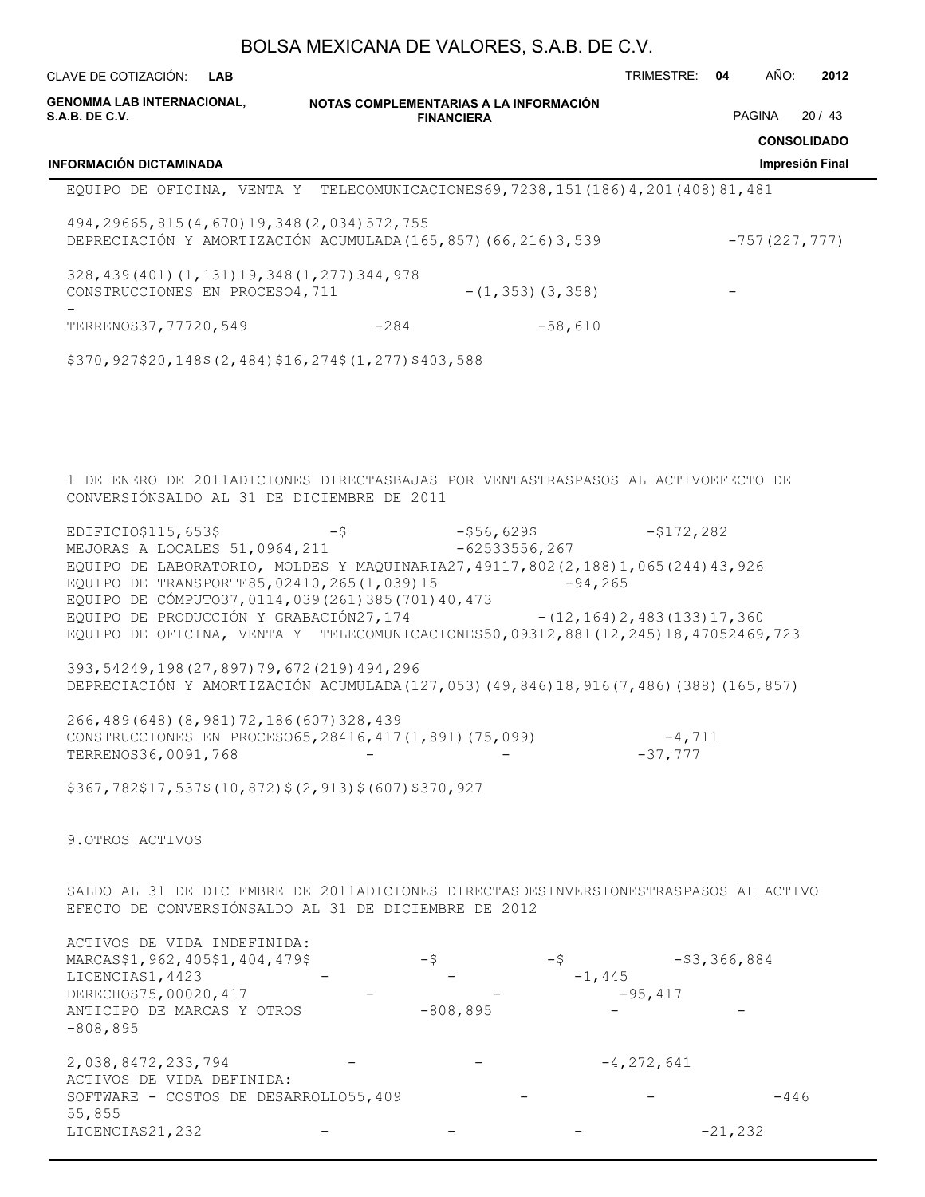| | SALDO AL 31 DE DICIEMBRE DE 2011 | ADICIONES DIRECTAS | BAJAS POR VENTAS | TRASPASOS AL ACTIVO | EFECTO DE CONVERSIÓN | SALDO AL 31 DE DICIEMBRE DE 2012 |
|---|---|---|---|---|---|---|
| EQUIPO DE OFICINA, VENTA Y TELECOMUNICACIONES | 69,723 | 8,151 | (186) | 4,201 | (408) | 81,481 |
| | 494,296 | 65,815 | (4,670) | 19,348 | (2,034) | 572,755 |
| DEPRECIACIÓN Y AMORTIZACIÓN ACUMULADA | (165,857) | (66,216) | 3,539 | - | 757 | (227,777) |
| | 328,439 | (401) | (1,131) | 19,348 | (1,277) | 344,978 |
| CONSTRUCCIONES EN PROCESO | 4,711 | - | (1,353) | (3,358) | - | - |
| TERRENOS | 37,777 | 20,549 | - | 284 | - | 58,610 |
| | $370,927 | $20,148 | $(2,484) | $16,274 | $(1,277) | $403,588 |

| | 1 DE ENERO DE 2011 | ADICIONES DIRECTAS | BAJAS POR VENTAS | TRASPASOS AL ACTIVO | EFECTO DE CONVERSIÓN | SALDO AL 31 DE DICIEMBRE DE 2011 |
|---|---|---|---|---|---|---|
| EDIFICIO | $115,653 | $ - | $ - | $56,629 | $ - | $172,282 |
| MEJORAS A LOCALES | 51,096 | 4,211 | - | 625 | 335 | 56,267 |
| EQUIPO DE LABORATORIO, MOLDES Y MAQUINARIA | 27,491 | 17,802 | (2,188) | 1,065 | (244) | 43,926 |
| EQUIPO DE TRANSPORTE | 85,024 | 10,265 | (1,039) | 15 | - | 94,265 |
| EQUIPO DE CÓMPUTO | 37,011 | 4,039 | (261) | 385 | (701) | 40,473 |
| EQUIPO DE PRODUCCIÓN Y GRABACIÓN | 27,174 | - | (12,164) | 2,483 | (133) | 17,360 |
| EQUIPO DE OFICINA, VENTA Y TELECOMUNICACIONES | 50,093 | 12,881 | (12,245) | 18,470 | 524 | 69,723 |
| | 393,542 | 49,198 | (27,897) | 79,672 | (219) | 494,296 |
| DEPRECIACIÓN Y AMORTIZACIÓN ACUMULADA | (127,053) | (49,846) | 18,916 | (7,486) | (388) | (165,857) |
| | 266,489 | (648) | (8,981) | 72,186 | (607) | 328,439 |
| CONSTRUCCIONES EN PROCESO | 65,284 | 16,417 | (1,891) | (75,099) | - | 4,711 |
| TERRENOS | 36,009 | 1,768 | - | - | - | 37,777 |
| | $367,782 | $17,537 | $(10,872) | $(2,913) | $(607) | $370,927 |

9.OTROS ACTIVOS

| | SALDO AL 31 DE DICIEMBRE DE 2011 | ADICIONES DIRECTAS | DESINVERSIONES | TRASPASOS AL ACTIVO | EFECTO DE CONVERSIÓN | SALDO AL 31 DE DICIEMBRE DE 2012 |
|---|---|---|---|---|---|---|
| ACTIVOS DE VIDA INDEFINIDA: | | | | | | |
| MARCAS | $1,962,405 | $1,404,479 | $ - | $ - | $ - | $3,366,884 |
| LICENCIAS | 1,442 | 3 | - | - | - | 1,445 |
| DERECHOS | 75,000 | 20,417 | - | - | - | 95,417 |
| ANTICIPO DE MARCAS Y OTROS | - | 808,895 | - | - | - | 808,895 |
| | 2,038,847 | 2,233,794 | - | - | - | 4,272,641 |
| ACTIVOS DE VIDA DEFINIDA: | | | | | | |
| SOFTWARE - COSTOS DE DESARROLLO | 55,409 | - | - | - | 446 | 55,855 |
| LICENCIAS | 21,232 | - | - | - | - | 21,232 |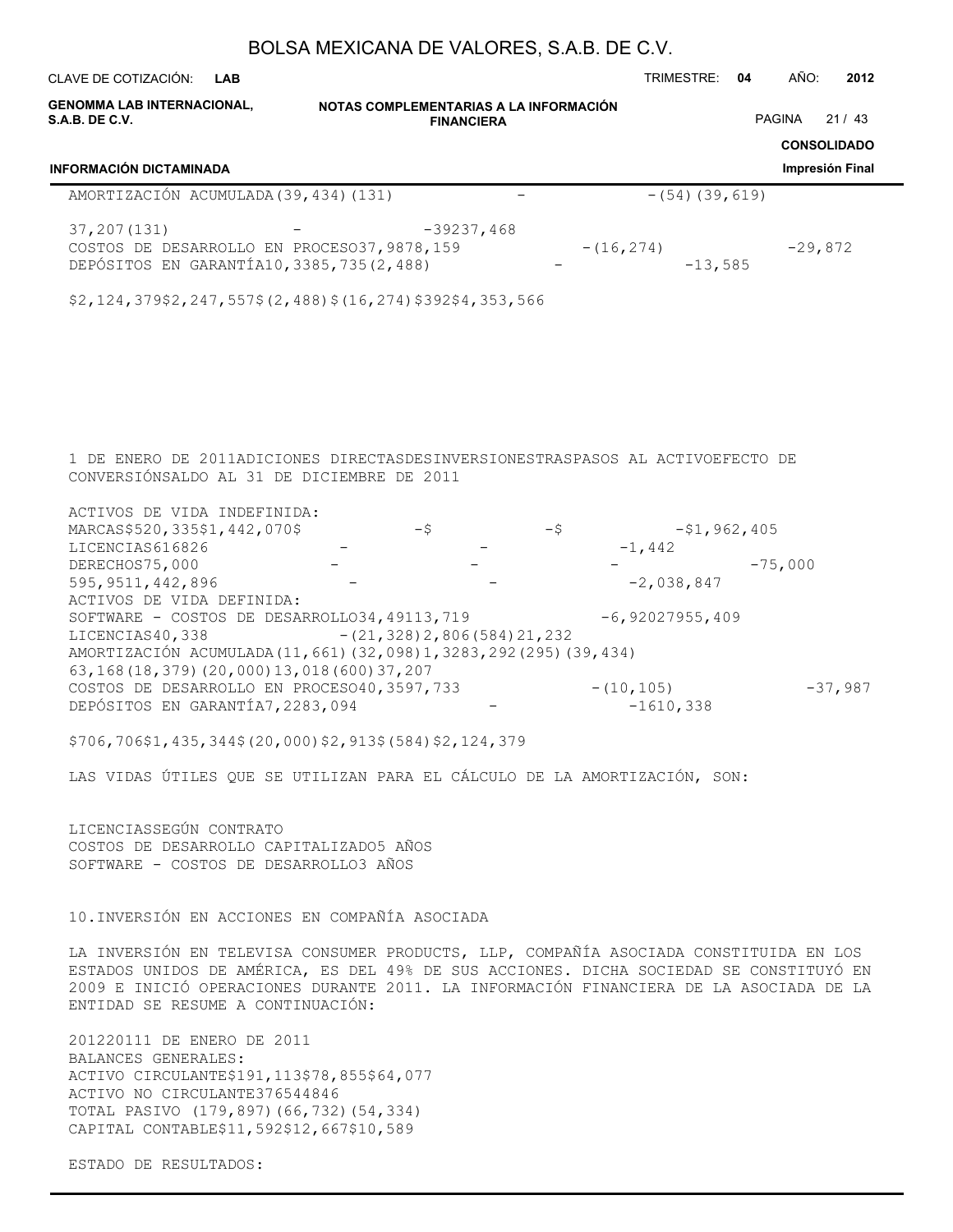AMORTIZACIÓN ACUMULADA(39,434)(131) - -(54)(39,619)

37,207(131) - -39237,468

COSTOS DE DESARROLLO EN PROCESO37,9878,159 -(16,274) -29,872

DEPÓSITOS EN GARANTÍA10,3385,735(2,488) - -13,585

$2,124,379$2,247,557$(2,488)$(16,274)$392$4,353,566

| | 1 DE ENERO DE 2011 | ADICIONES DIRECTAS | DESINVERSIONES | TRASPASOS AL ACTIVO | EFECTO DE CONVERSIÓN | SALDO AL 31 DE DICIEMBRE DE 2011 |
|---|---|---|---|---|---|---|
| ACTIVOS DE VIDA INDEFINIDA: | | | | | | |
| MARCAS | $520,335 | $1,442,070 | $ - | $ - | | $1,962,405 |
| LICENCIAS | 616 | 826 | - | - | | 1,442 |
| DERECHOS | 75,000 | - | - | - | | 75,000 |
| | 595,951 | 1,442,896 | - | - | | 2,038,847 |
| ACTIVOS DE VIDA DEFINIDA: | | | | | | |
| SOFTWARE - COSTOS DE DESARROLLO | 34,491 | 13,719 | | 6,920 | 279 | 55,409 |
| LICENCIAS | 40,338 | | (21,328) | 2,806 | (584) | 21,232 |
| AMORTIZACIÓN ACUMULADA | (11,661) | (32,098) | 1,328 | 3,292 | (295) | (39,434) |
| | 63,168 | (18,379) | (20,000) | 13,018 | (600) | 37,207 |
| COSTOS DE DESARROLLO EN PROCESO | 40,359 | 7,733 | | (10,105) | | 37,987 |
| DEPÓSITOS EN GARANTÍA | 7,228 | 3,094 | | - | 16 | 10,338 |
| | $706,706 | $1,435,344 | $(20,000) | $2,913 | $(584) | $2,124,379 |

LAS VIDAS ÚTILES QUE SE UTILIZAN PARA EL CÁLCULO DE LA AMORTIZACIÓN, SON:

| | |
|---|---|
| LICENCIAS | SEGÚN CONTRATO |
| COSTOS DE DESARROLLO CAPITALIZADO | 5 AÑOS |
| SOFTWARE - COSTOS DE DESARROLLO | 3 AÑOS |

10.INVERSIÓN EN ACCIONES EN COMPAÑÍA ASOCIADA

LA INVERSIÓN EN TELEVISA CONSUMER PRODUCTS, LLP, COMPAÑÍA ASOCIADA CONSTITUIDA EN LOS ESTADOS UNIDOS DE AMÉRICA, ES DEL 49% DE SUS ACCIONES. DICHA SOCIEDAD SE CONSTITUYÓ EN 2009 E INICIÓ OPERACIONES DURANTE 2011. LA INFORMACIÓN FINANCIERA DE LA ASOCIADA DE LA ENTIDAD SE RESUME A CONTINUACIÓN:

| | 2012 | 2011 | 1 DE ENERO DE 2011 |
|---|---|---|---|
| BALANCES GENERALES: | | | |
| ACTIVO CIRCULANTE | $191,113 | $78,855 | $64,077 |
| ACTIVO NO CIRCULANTE | 376 | 544 | 846 |
| TOTAL PASIVO | (179,897) | (66,732) | (54,334) |
| CAPITAL CONTABLE | $11,592 | $12,667 | $10,589 |

ESTADO DE RESULTADOS: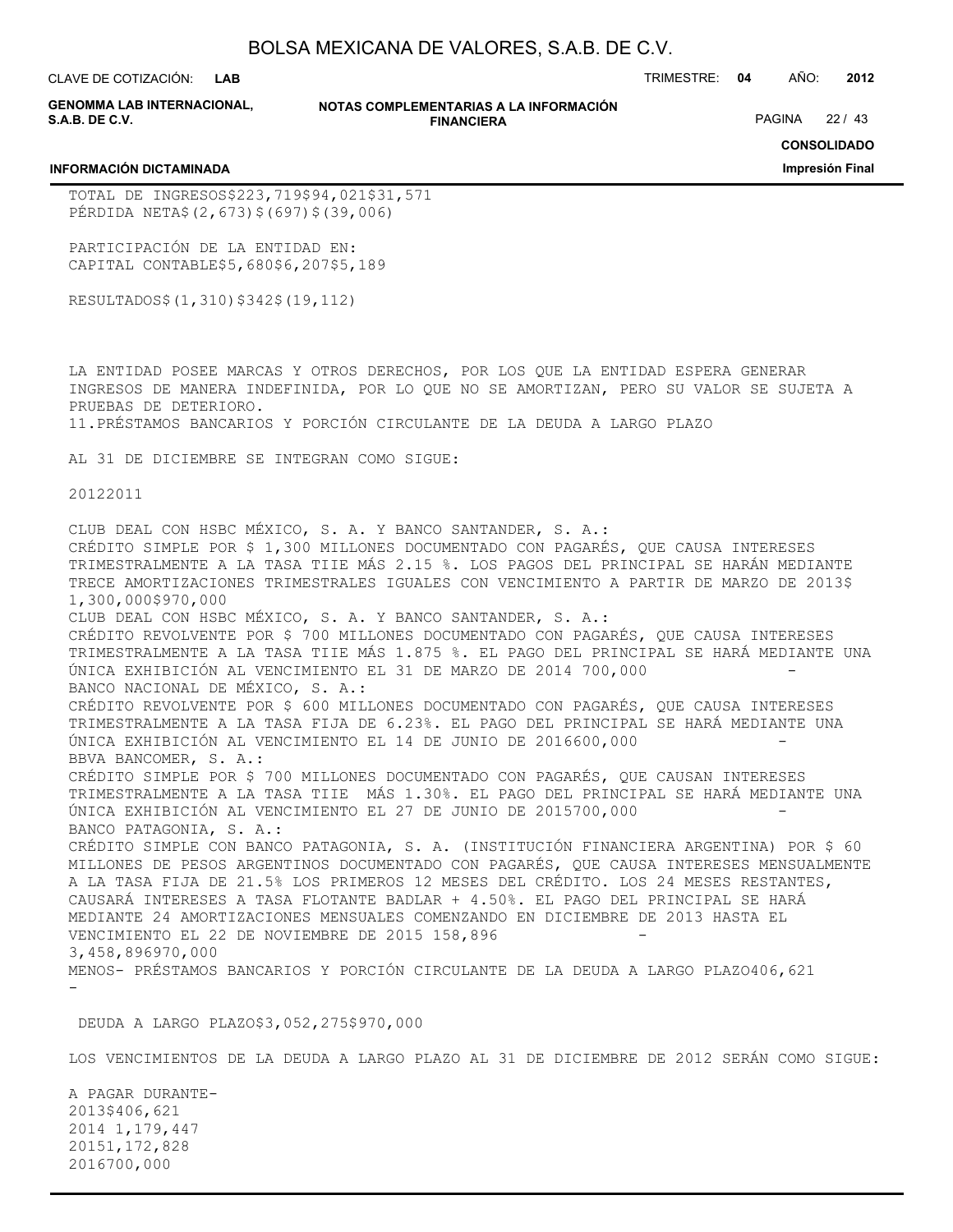| | | | |
|---|---|---|---|
| TOTAL DE INGRESOS | $223,719 | $94,021 | $31,571 |
| PÉRDIDA NETA | $(2,673) | $(697) | $(39,006) |
| PARTICIPACIÓN DE LA ENTIDAD EN: | | | |
| CAPITAL CONTABLE | $5,680 | $6,207 | $5,189 |
| RESULTADOS | $(1,310) | $342 | $(19,112) |

LA ENTIDAD POSEE MARCAS Y OTROS DERECHOS, POR LOS QUE LA ENTIDAD ESPERA GENERAR INGRESOS DE MANERA INDEFINIDA, POR LO QUE NO SE AMORTIZAN, PERO SU VALOR SE SUJETA A PRUEBAS DE DETERIORO.

11.PRÉSTAMOS BANCARIOS Y PORCIÓN CIRCULANTE DE LA DEUDA A LARGO PLAZO

AL 31 DE DICIEMBRE SE INTEGRAN COMO SIGUE:

| | 2012 | 2011 |
|---|---|---|
| CLUB DEAL CON HSBC MÉXICO, S. A. Y BANCO SANTANDER, S. A.: CRÉDITO SIMPLE POR $ 1,300 MILLONES DOCUMENTADO CON PAGARÉS, QUE CAUSA INTERESES TRIMESTRALMENTE A LA TASA TIIE MÁS 2.15 %. LOS PAGOS DEL PRINCIPAL SE HARÁN MEDIANTE TRECE AMORTIZACIONES TRIMESTRALES IGUALES CON VENCIMIENTO A PARTIR DE MARZO DE 2013 | $ 1,300,000 | $970,000 |
| CLUB DEAL CON HSBC MÉXICO, S. A. Y BANCO SANTANDER, S. A.: CRÉDITO REVOLVENTE POR $ 700 MILLONES DOCUMENTADO CON PAGARÉS, QUE CAUSA INTERESES TRIMESTRALMENTE A LA TASA TIIE MÁS 1.875 %. EL PAGO DEL PRINCIPAL SE HARÁ MEDIANTE UNA ÚNICA EXHIBICIÓN AL VENCIMIENTO EL 31 DE MARZO DE 2014 | 700,000 | - |
| BANCO NACIONAL DE MÉXICO, S. A.: CRÉDITO REVOLVENTE POR $ 600 MILLONES DOCUMENTADO CON PAGARÉS, QUE CAUSA INTERESES TRIMESTRALMENTE A LA TASA FIJA DE 6.23%. EL PAGO DEL PRINCIPAL SE HARÁ MEDIANTE UNA ÚNICA EXHIBICIÓN AL VENCIMIENTO EL 14 DE JUNIO DE 2016 | 600,000 | - |
| BBVA BANCOMER, S. A.: CRÉDITO SIMPLE POR $ 700 MILLONES DOCUMENTADO CON PAGARÉS, QUE CAUSAN INTERESES TRIMESTRALMENTE A LA TASA TIIE MÁS 1.30%. EL PAGO DEL PRINCIPAL SE HARÁ MEDIANTE UNA ÚNICA EXHIBICIÓN AL VENCIMIENTO EL 27 DE JUNIO DE 2015 | 700,000 | - |
| BANCO PATAGONIA, S. A.: CRÉDITO SIMPLE CON BANCO PATAGONIA, S. A. (INSTITUCIÓN FINANCIERA ARGENTINA) POR $ 60 MILLONES DE PESOS ARGENTINOS DOCUMENTADO CON PAGARÉS, QUE CAUSA INTERESES MENSUALMENTE A LA TASA FIJA DE 21.5% LOS PRIMEROS 12 MESES DEL CRÉDITO. LOS 24 MESES RESTANTES, CAUSARÁ INTERESES A TASA FLOTANTE BADLAR + 4.50%. EL PAGO DEL PRINCIPAL SE HARÁ MEDIANTE 24 AMORTIZACIONES MENSUALES COMENZANDO EN DICIEMBRE DE 2013 HASTA EL VENCIMIENTO EL 22 DE NOVIEMBRE DE 2015 | 158,896 | - |
| | 3,458,896 | 970,000 |
| MENOS- PRÉSTAMOS BANCARIOS Y PORCIÓN CIRCULANTE DE LA DEUDA A LARGO PLAZO | 406,621 | - |
| DEUDA A LARGO PLAZO | $3,052,275 | $970,000 |

LOS VENCIMIENTOS DE LA DEUDA A LARGO PLAZO AL 31 DE DICIEMBRE DE 2012 SERÁN COMO SIGUE:

| A PAGAR DURANTE- | |
|---|---|
| 2013 | $406,621 |
| 2014 | 1,179,447 |
| 2015 | 1,172,828 |
| 2016 | 700,000 |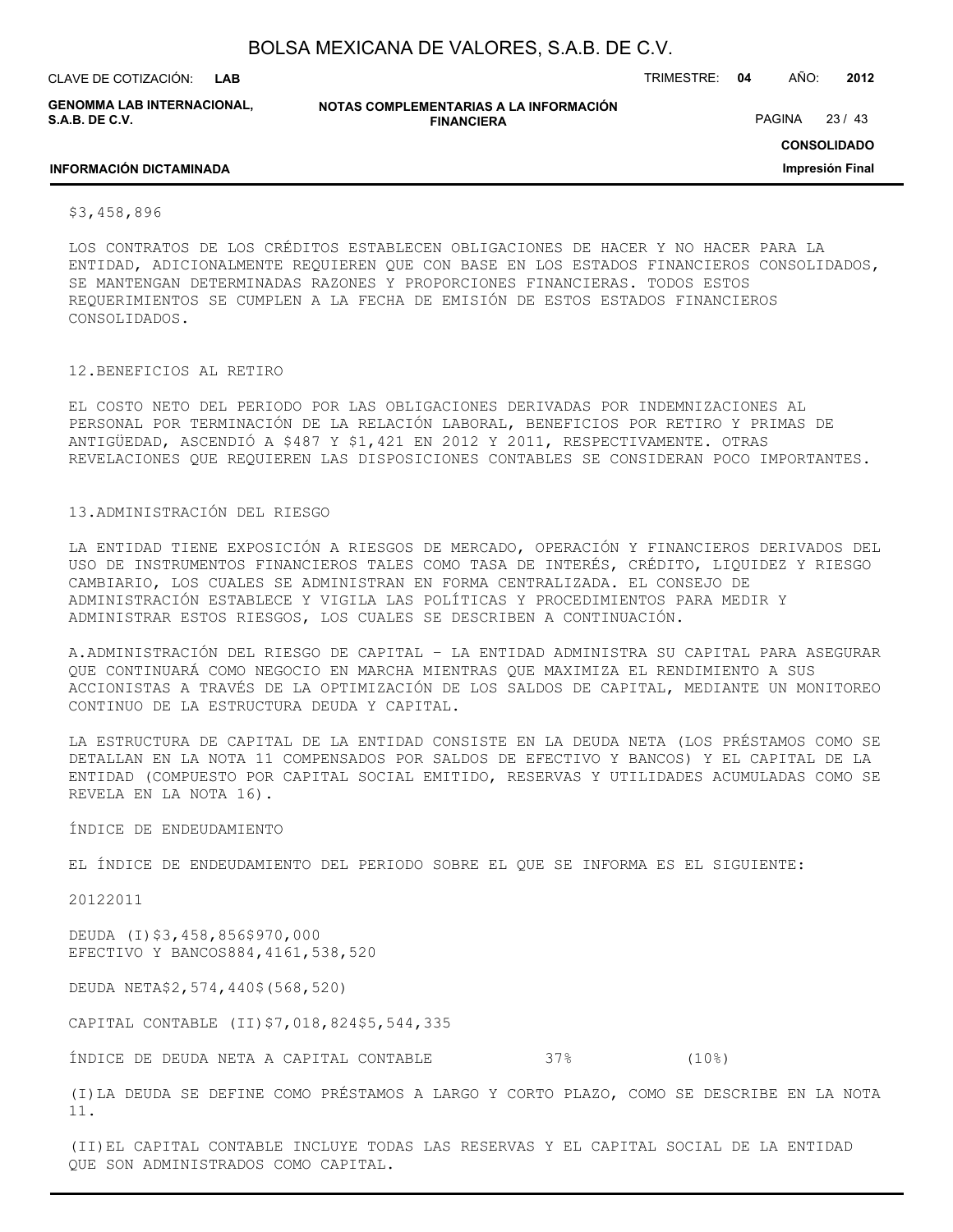$3,458,896

LOS CONTRATOS DE LOS CRÉDITOS ESTABLECEN OBLIGACIONES DE HACER Y NO HACER PARA LA ENTIDAD, ADICIONALMENTE REQUIEREN QUE CON BASE EN LOS ESTADOS FINANCIEROS CONSOLIDADOS, SE MANTENGAN DETERMINADAS RAZONES Y PROPORCIONES FINANCIERAS. TODOS ESTOS REQUERIMIENTOS SE CUMPLEN A LA FECHA DE EMISIÓN DE ESTOS ESTADOS FINANCIEROS CONSOLIDADOS.

12.BENEFICIOS AL RETIRO

EL COSTO NETO DEL PERIODO POR LAS OBLIGACIONES DERIVADAS POR INDEMNIZACIONES AL PERSONAL POR TERMINACIÓN DE LA RELACIÓN LABORAL, BENEFICIOS POR RETIRO Y PRIMAS DE ANTIGÜEDAD, ASCENDIÓ A $487 Y $1,421 EN 2012 Y 2011, RESPECTIVAMENTE. OTRAS REVELACIONES QUE REQUIEREN LAS DISPOSICIONES CONTABLES SE CONSIDERAN POCO IMPORTANTES.

13.ADMINISTRACIÓN DEL RIESGO

LA ENTIDAD TIENE EXPOSICIÓN A RIESGOS DE MERCADO, OPERACIÓN Y FINANCIEROS DERIVADOS DEL USO DE INSTRUMENTOS FINANCIEROS TALES COMO TASA DE INTERÉS, CRÉDITO, LIQUIDEZ Y RIESGO CAMBIARIO, LOS CUALES SE ADMINISTRAN EN FORMA CENTRALIZADA. EL CONSEJO DE ADMINISTRACIÓN ESTABLECE Y VIGILA LAS POLÍTICAS Y PROCEDIMIENTOS PARA MEDIR Y ADMINISTRAR ESTOS RIESGOS, LOS CUALES SE DESCRIBEN A CONTINUACIÓN.

A.ADMINISTRACIÓN DEL RIESGO DE CAPITAL - LA ENTIDAD ADMINISTRA SU CAPITAL PARA ASEGURAR QUE CONTINUARÁ COMO NEGOCIO EN MARCHA MIENTRAS QUE MAXIMIZA EL RENDIMIENTO A SUS ACCIONISTAS A TRAVÉS DE LA OPTIMIZACIÓN DE LOS SALDOS DE CAPITAL, MEDIANTE UN MONITOREO CONTINUO DE LA ESTRUCTURA DEUDA Y CAPITAL.

LA ESTRUCTURA DE CAPITAL DE LA ENTIDAD CONSISTE EN LA DEUDA NETA (LOS PRÉSTAMOS COMO SE DETALLAN EN LA NOTA 11 COMPENSADOS POR SALDOS DE EFECTIVO Y BANCOS) Y EL CAPITAL DE LA ENTIDAD (COMPUESTO POR CAPITAL SOCIAL EMITIDO, RESERVAS Y UTILIDADES ACUMULADAS COMO SE REVELA EN LA NOTA 16).

ÍNDICE DE ENDEUDAMIENTO

EL ÍNDICE DE ENDEUDAMIENTO DEL PERIODO SOBRE EL QUE SE INFORMA ES EL SIGUIENTE:

| | 2012 | 2011 |
|---|---|---|
| DEUDA (I) | $3,458,856 | $970,000 |
| EFECTIVO Y BANCOS | 884,416 | 1,538,520 |
| DEUDA NETA | $2,574,440 | $(568,520) |
| CAPITAL CONTABLE (II) | $7,018,824 | $5,544,335 |
| ÍNDICE DE DEUDA NETA A CAPITAL CONTABLE | 37% | (10%) |

(I)LA DEUDA SE DEFINE COMO PRÉSTAMOS A LARGO Y CORTO PLAZO, COMO SE DESCRIBE EN LA NOTA 11.

(II)EL CAPITAL CONTABLE INCLUYE TODAS LAS RESERVAS Y EL CAPITAL SOCIAL DE LA ENTIDAD QUE SON ADMINISTRADOS COMO CAPITAL.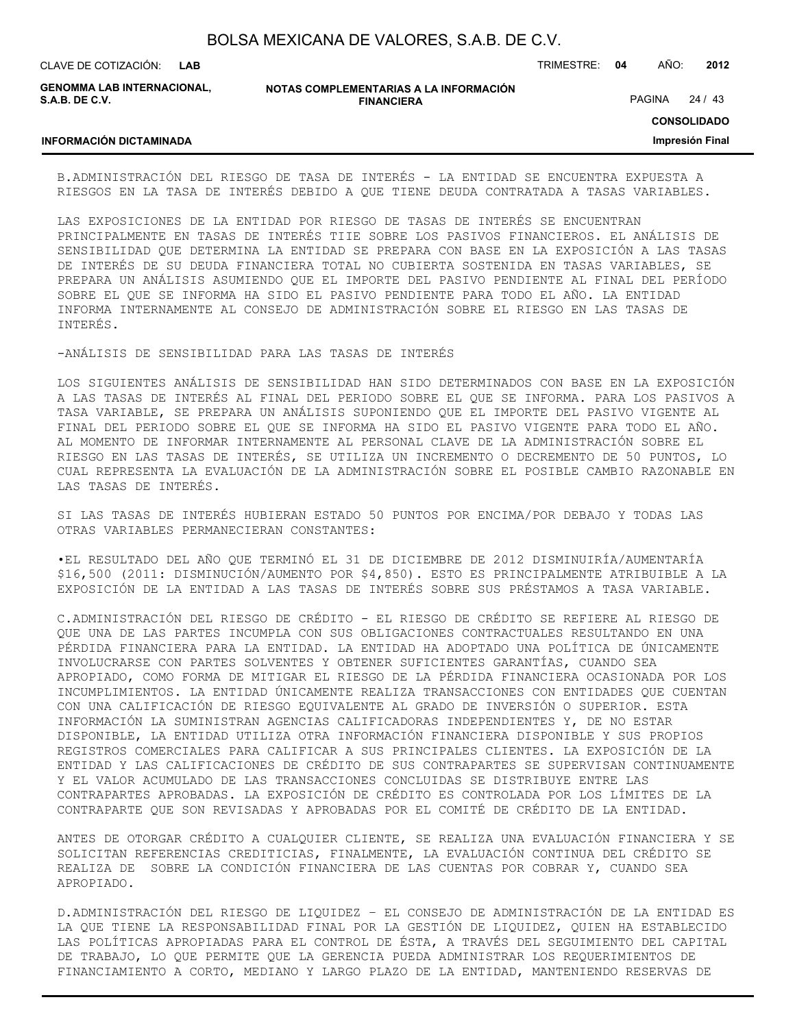B.ADMINISTRACIÓN DEL RIESGO DE TASA DE INTERÉS - LA ENTIDAD SE ENCUENTRA EXPUESTA A RIESGOS EN LA TASA DE INTERÉS DEBIDO A QUE TIENE DEUDA CONTRATADA A TASAS VARIABLES.

LAS EXPOSICIONES DE LA ENTIDAD POR RIESGO DE TASAS DE INTERÉS SE ENCUENTRAN PRINCIPALMENTE EN TASAS DE INTERÉS TIIE SOBRE LOS PASIVOS FINANCIEROS. EL ANÁLISIS DE SENSIBILIDAD QUE DETERMINA LA ENTIDAD SE PREPARA CON BASE EN LA EXPOSICIÓN A LAS TASAS DE INTERÉS DE SU DEUDA FINANCIERA TOTAL NO CUBIERTA SOSTENIDA EN TASAS VARIABLES, SE PREPARA UN ANÁLISIS ASUMIENDO QUE EL IMPORTE DEL PASIVO PENDIENTE AL FINAL DEL PERÍODO SOBRE EL QUE SE INFORMA HA SIDO EL PASIVO PENDIENTE PARA TODO EL AÑO. LA ENTIDAD INFORMA INTERNAMENTE AL CONSEJO DE ADMINISTRACIÓN SOBRE EL RIESGO EN LAS TASAS DE INTERÉS.

-ANÁLISIS DE SENSIBILIDAD PARA LAS TASAS DE INTERÉS

LOS SIGUIENTES ANÁLISIS DE SENSIBILIDAD HAN SIDO DETERMINADOS CON BASE EN LA EXPOSICIÓN A LAS TASAS DE INTERÉS AL FINAL DEL PERIODO SOBRE EL QUE SE INFORMA. PARA LOS PASIVOS A TASA VARIABLE, SE PREPARA UN ANÁLISIS SUPONIENDO QUE EL IMPORTE DEL PASIVO VIGENTE AL FINAL DEL PERIODO SOBRE EL QUE SE INFORMA HA SIDO EL PASIVO VIGENTE PARA TODO EL AÑO. AL MOMENTO DE INFORMAR INTERNAMENTE AL PERSONAL CLAVE DE LA ADMINISTRACIÓN SOBRE EL RIESGO EN LAS TASAS DE INTERÉS, SE UTILIZA UN INCREMENTO O DECREMENTO DE 50 PUNTOS, LO CUAL REPRESENTA LA EVALUACIÓN DE LA ADMINISTRACIÓN SOBRE EL POSIBLE CAMBIO RAZONABLE EN LAS TASAS DE INTERÉS.

SI LAS TASAS DE INTERÉS HUBIERAN ESTADO 50 PUNTOS POR ENCIMA/POR DEBAJO Y TODAS LAS OTRAS VARIABLES PERMANECIERAN CONSTANTES:

•EL RESULTADO DEL AÑO QUE TERMINÓ EL 31 DE DICIEMBRE DE 2012 DISMINUIRÍA/AUMENTARÍA $16,500 (2011: DISMINUCIÓN/AUMENTO POR $4,850). ESTO ES PRINCIPALMENTE ATRIBUIBLE A LA EXPOSICIÓN DE LA ENTIDAD A LAS TASAS DE INTERÉS SOBRE SUS PRÉSTAMOS A TASA VARIABLE.

C.ADMINISTRACIÓN DEL RIESGO DE CRÉDITO - EL RIESGO DE CRÉDITO SE REFIERE AL RIESGO DE QUE UNA DE LAS PARTES INCUMPLA CON SUS OBLIGACIONES CONTRACTUALES RESULTANDO EN UNA PÉRDIDA FINANCIERA PARA LA ENTIDAD. LA ENTIDAD HA ADOPTADO UNA POLÍTICA DE ÚNICAMENTE INVOLUCRARSE CON PARTES SOLVENTES Y OBTENER SUFICIENTES GARANTÍAS, CUANDO SEA APROPIADO, COMO FORMA DE MITIGAR EL RIESGO DE LA PÉRDIDA FINANCIERA OCASIONADA POR LOS INCUMPLIMIENTOS. LA ENTIDAD ÚNICAMENTE REALIZA TRANSACCIONES CON ENTIDADES QUE CUENTAN CON UNA CALIFICACIÓN DE RIESGO EQUIVALENTE AL GRADO DE INVERSIÓN O SUPERIOR. ESTA INFORMACIÓN LA SUMINISTRAN AGENCIAS CALIFICADORAS INDEPENDIENTES Y, DE NO ESTAR DISPONIBLE, LA ENTIDAD UTILIZA OTRA INFORMACIÓN FINANCIERA DISPONIBLE Y SUS PROPIOS REGISTROS COMERCIALES PARA CALIFICAR A SUS PRINCIPALES CLIENTES. LA EXPOSICIÓN DE LA ENTIDAD Y LAS CALIFICACIONES DE CRÉDITO DE SUS CONTRAPARTES SE SUPERVISAN CONTINUAMENTE Y EL VALOR ACUMULADO DE LAS TRANSACCIONES CONCLUIDAS SE DISTRIBUYE ENTRE LAS CONTRAPARTES APROBADAS. LA EXPOSICIÓN DE CRÉDITO ES CONTROLADA POR LOS LÍMITES DE LA CONTRAPARTE QUE SON REVISADAS Y APROBADAS POR EL COMITÉ DE CRÉDITO DE LA ENTIDAD.

ANTES DE OTORGAR CRÉDITO A CUALQUIER CLIENTE, SE REALIZA UNA EVALUACIÓN FINANCIERA Y SE SOLICITAN REFERENCIAS CREDITICIAS, FINALMENTE, LA EVALUACIÓN CONTINUA DEL CRÉDITO SE REALIZA DE  SOBRE LA CONDICIÓN FINANCIERA DE LAS CUENTAS POR COBRAR Y, CUANDO SEA APROPIADO.

D.ADMINISTRACIÓN DEL RIESGO DE LIQUIDEZ – EL CONSEJO DE ADMINISTRACIÓN DE LA ENTIDAD ES LA QUE TIENE LA RESPONSABILIDAD FINAL POR LA GESTIÓN DE LIQUIDEZ, QUIEN HA ESTABLECIDO LAS POLÍTICAS APROPIADAS PARA EL CONTROL DE ÉSTA, A TRAVÉS DEL SEGUIMIENTO DEL CAPITAL DE TRABAJO, LO QUE PERMITE QUE LA GERENCIA PUEDA ADMINISTRAR LOS REQUERIMIENTOS DE FINANCIAMIENTO A CORTO, MEDIANO Y LARGO PLAZO DE LA ENTIDAD, MANTENIENDO RESERVAS DE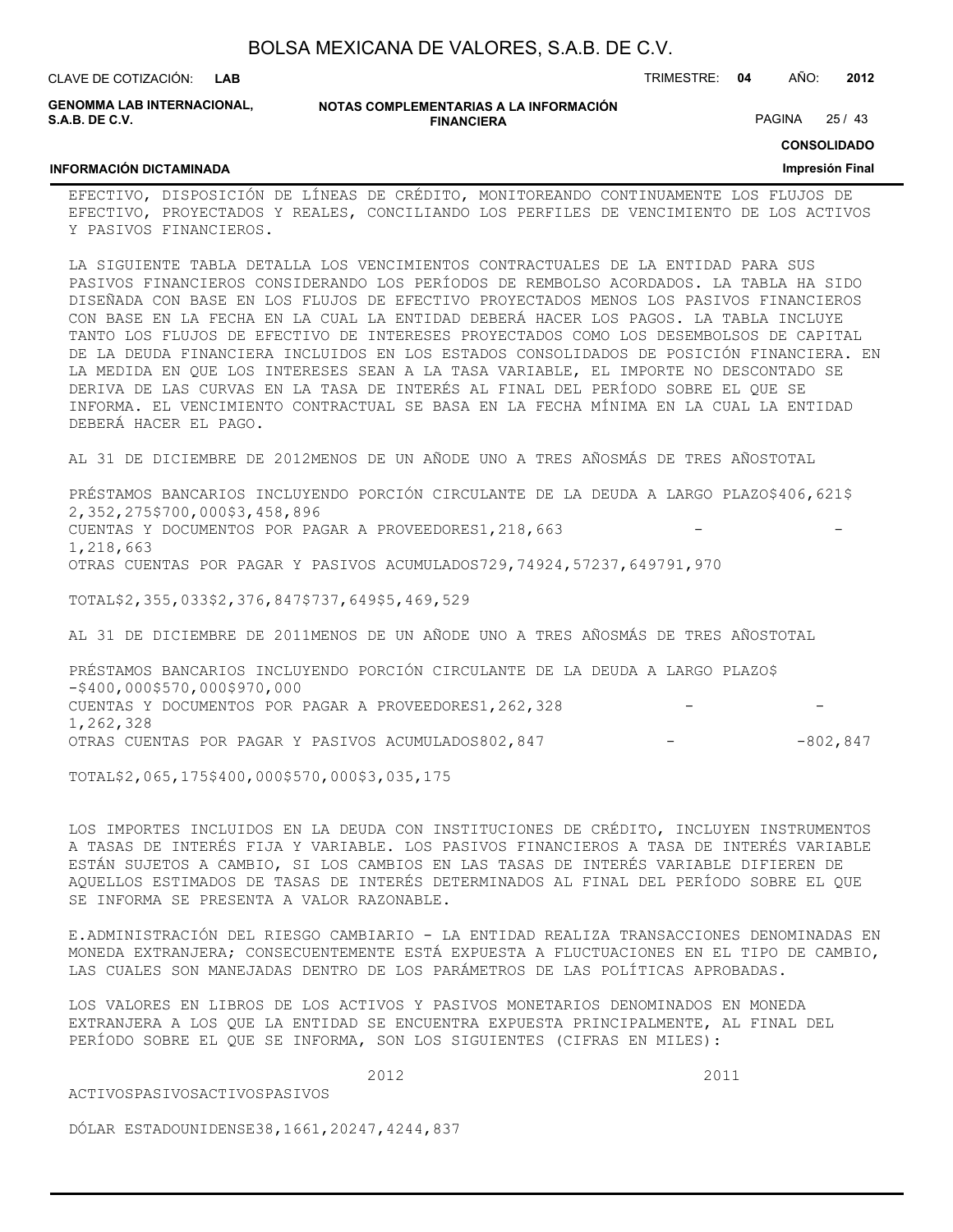EFECTIVO, DISPOSICIÓN DE LÍNEAS DE CRÉDITO, MONITOREANDO CONTINUAMENTE LOS FLUJOS DE EFECTIVO, PROYECTADOS Y REALES, CONCILIANDO LOS PERFILES DE VENCIMIENTO DE LOS ACTIVOS Y PASIVOS FINANCIEROS.

LA SIGUIENTE TABLA DETALLA LOS VENCIMIENTOS CONTRACTUALES DE LA ENTIDAD PARA SUS PASIVOS FINANCIEROS CONSIDERANDO LOS PERÍODOS DE REMBOLSO ACORDADOS. LA TABLA HA SIDO DISEÑADA CON BASE EN LOS FLUJOS DE EFECTIVO PROYECTADOS MENOS LOS PASIVOS FINANCIEROS CON BASE EN LA FECHA EN LA CUAL LA ENTIDAD DEBERÁ HACER LOS PAGOS. LA TABLA INCLUYE TANTO LOS FLUJOS DE EFECTIVO DE INTERESES PROYECTADOS COMO LOS DESEMBOLSOS DE CAPITAL DE LA DEUDA FINANCIERA INCLUIDOS EN LOS ESTADOS CONSOLIDADOS DE POSICIÓN FINANCIERA. EN LA MEDIDA EN QUE LOS INTERESES SEAN A LA TASA VARIABLE, EL IMPORTE NO DESCONTADO SE DERIVA DE LAS CURVAS EN LA TASA DE INTERÉS AL FINAL DEL PERÍODO SOBRE EL QUE SE INFORMA. EL VENCIMIENTO CONTRACTUAL SE BASA EN LA FECHA MÍNIMA EN LA CUAL LA ENTIDAD DEBERÁ HACER EL PAGO.

| AL 31 DE DICIEMBRE DE 2012 | MENOS DE UN AÑO | DE UNO A TRES AÑOS | MÁS DE TRES AÑOS | TOTAL |
|---|---|---|---|---|
| PRÉSTAMOS BANCARIOS INCLUYENDO PORCIÓN CIRCULANTE DE LA DEUDA A LARGO PLAZO | $406,621 | $ 2,352,275 | $700,000 | $3,458,896 |
| CUENTAS Y DOCUMENTOS POR PAGAR A PROVEEDORES | 1,218,663 | - | - | 1,218,663 |
| OTRAS CUENTAS POR PAGAR Y PASIVOS ACUMULADOS | 729,749 | 24,572 | 37,649 | 791,970 |
| TOTAL | $2,355,033 | $2,376,847 | $737,649 | $5,469,529 |

| AL 31 DE DICIEMBRE DE 2011 | MENOS DE UN AÑO | DE UNO A TRES AÑOS | MÁS DE TRES AÑOS | TOTAL |
|---|---|---|---|---|
| PRÉSTAMOS BANCARIOS INCLUYENDO PORCIÓN CIRCULANTE DE LA DEUDA A LARGO PLAZO | $ - | $400,000 | $570,000 | $970,000 |
| CUENTAS Y DOCUMENTOS POR PAGAR A PROVEEDORES | 1,262,328 | - | - | 1,262,328 |
| OTRAS CUENTAS POR PAGAR Y PASIVOS ACUMULADOS | 802,847 | - | - | 802,847 |
| TOTAL | $2,065,175 | $400,000 | $570,000 | $3,035,175 |

LOS IMPORTES INCLUIDOS EN LA DEUDA CON INSTITUCIONES DE CRÉDITO, INCLUYEN INSTRUMENTOS A TASAS DE INTERÉS FIJA Y VARIABLE. LOS PASIVOS FINANCIEROS A TASA DE INTERÉS VARIABLE ESTÁN SUJETOS A CAMBIO, SI LOS CAMBIOS EN LAS TASAS DE INTERÉS VARIABLE DIFIEREN DE AQUELLOS ESTIMADOS DE TASAS DE INTERÉS DETERMINADOS AL FINAL DEL PERÍODO SOBRE EL QUE SE INFORMA SE PRESENTA A VALOR RAZONABLE.

E.ADMINISTRACIÓN DEL RIESGO CAMBIARIO - LA ENTIDAD REALIZA TRANSACCIONES DENOMINADAS EN MONEDA EXTRANJERA; CONSECUENTEMENTE ESTÁ EXPUESTA A FLUCTUACIONES EN EL TIPO DE CAMBIO, LAS CUALES SON MANEJADAS DENTRO DE LOS PARÁMETROS DE LAS POLÍTICAS APROBADAS.

LOS VALORES EN LIBROS DE LOS ACTIVOS Y PASIVOS MONETARIOS DENOMINADOS EN MONEDA EXTRANJERA A LOS QUE LA ENTIDAD SE ENCUENTRA EXPUESTA PRINCIPALMENTE, AL FINAL DEL PERÍODO SOBRE EL QUE SE INFORMA, SON LOS SIGUIENTES (CIFRAS EN MILES):

| | 2012 | | 2011 | |
|---|---|---|---|---|
| | ACTIVOS | PASIVOS | ACTIVOS | PASIVOS |
| DÓLAR ESTADOUNIDENSE | 38,166 | 1,202 | 47,424 | 4,837 |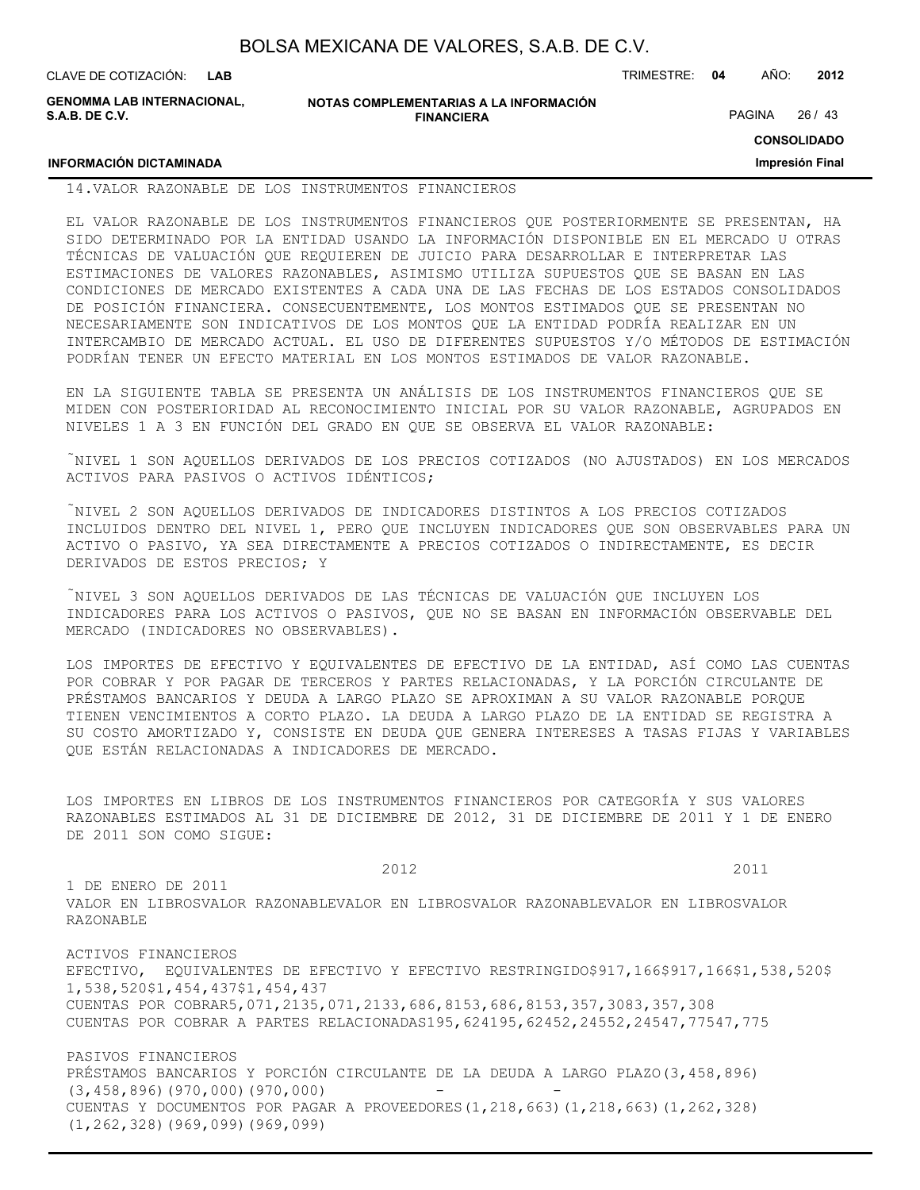14.VALOR RAZONABLE DE LOS INSTRUMENTOS FINANCIEROS

EL VALOR RAZONABLE DE LOS INSTRUMENTOS FINANCIEROS QUE POSTERIORMENTE SE PRESENTAN, HA SIDO DETERMINADO POR LA ENTIDAD USANDO LA INFORMACIÓN DISPONIBLE EN EL MERCADO U OTRAS TÉCNICAS DE VALUACIÓN QUE REQUIEREN DE JUICIO PARA DESARROLLAR E INTERPRETAR LAS ESTIMACIONES DE VALORES RAZONABLES, ASIMISMO UTILIZA SUPUESTOS QUE SE BASAN EN LAS CONDICIONES DE MERCADO EXISTENTES A CADA UNA DE LAS FECHAS DE LOS ESTADOS CONSOLIDADOS DE POSICIÓN FINANCIERA. CONSECUENTEMENTE, LOS MONTOS ESTIMADOS QUE SE PRESENTAN NO NECESARIAMENTE SON INDICATIVOS DE LOS MONTOS QUE LA ENTIDAD PODRÍA REALIZAR EN UN INTERCAMBIO DE MERCADO ACTUAL. EL USO DE DIFERENTES SUPUESTOS Y/O MÉTODOS DE ESTIMACIÓN PODRÍAN TENER UN EFECTO MATERIAL EN LOS MONTOS ESTIMADOS DE VALOR RAZONABLE.

EN LA SIGUIENTE TABLA SE PRESENTA UN ANÁLISIS DE LOS INSTRUMENTOS FINANCIEROS QUE SE MIDEN CON POSTERIORIDAD AL RECONOCIMIENTO INICIAL POR SU VALOR RAZONABLE, AGRUPADOS EN NIVELES 1 A 3 EN FUNCIÓN DEL GRADO EN QUE SE OBSERVA EL VALOR RAZONABLE:

˜NIVEL 1 SON AQUELLOS DERIVADOS DE LOS PRECIOS COTIZADOS (NO AJUSTADOS) EN LOS MERCADOS ACTIVOS PARA PASIVOS O ACTIVOS IDÉNTICOS;

˜NIVEL 2 SON AQUELLOS DERIVADOS DE INDICADORES DISTINTOS A LOS PRECIOS COTIZADOS INCLUIDOS DENTRO DEL NIVEL 1, PERO QUE INCLUYEN INDICADORES QUE SON OBSERVABLES PARA UN ACTIVO O PASIVO, YA SEA DIRECTAMENTE A PRECIOS COTIZADOS O INDIRECTAMENTE, ES DECIR DERIVADOS DE ESTOS PRECIOS; Y

˜NIVEL 3 SON AQUELLOS DERIVADOS DE LAS TÉCNICAS DE VALUACIÓN QUE INCLUYEN LOS INDICADORES PARA LOS ACTIVOS O PASIVOS, QUE NO SE BASAN EN INFORMACIÓN OBSERVABLE DEL MERCADO (INDICADORES NO OBSERVABLES).

LOS IMPORTES DE EFECTIVO Y EQUIVALENTES DE EFECTIVO DE LA ENTIDAD, ASÍ COMO LAS CUENTAS POR COBRAR Y POR PAGAR DE TERCEROS Y PARTES RELACIONADAS, Y LA PORCIÓN CIRCULANTE DE PRÉSTAMOS BANCARIOS Y DEUDA A LARGO PLAZO SE APROXIMAN A SU VALOR RAZONABLE PORQUE TIENEN VENCIMIENTOS A CORTO PLAZO. LA DEUDA A LARGO PLAZO DE LA ENTIDAD SE REGISTRA A SU COSTO AMORTIZADO Y, CONSISTE EN DEUDA QUE GENERA INTERESES A TASAS FIJAS Y VARIABLES QUE ESTÁN RELACIONADAS A INDICADORES DE MERCADO.

LOS IMPORTES EN LIBROS DE LOS INSTRUMENTOS FINANCIEROS POR CATEGORÍA Y SUS VALORES RAZONABLES ESTIMADOS AL 31 DE DICIEMBRE DE 2012, 31 DE DICIEMBRE DE 2011 Y 1 DE ENERO DE 2011 SON COMO SIGUE:

| | 2012 | | 2011 | | 1 DE ENERO DE 2011 | |
|---|---|---|---|---|---|---|
| | VALOR EN LIBROS | VALOR RAZONABLE | VALOR EN LIBROS | VALOR RAZONABLE | VALOR EN LIBROS | VALOR RAZONABLE |
| ACTIVOS FINANCIEROS | | | | | | |
| EFECTIVO, EQUIVALENTES DE EFECTIVO Y EFECTIVO RESTRINGIDO | $917,166 | $917,166 | $1,538,520 | $1,538,520 | $1,454,437 | $1,454,437 |
| CUENTAS POR COBRAR | 5,071,213 | 5,071,213 | 3,686,815 | 3,686,815 | 3,357,308 | 3,357,308 |
| CUENTAS POR COBRAR A PARTES RELACIONADAS | 195,624 | 195,624 | 52,245 | 52,245 | 47,775 | 47,775 |
| PASIVOS FINANCIEROS | | | | | | |
| PRÉSTAMOS BANCARIOS Y PORCIÓN CIRCULANTE DE LA DEUDA A LARGO PLAZO | (3,458,896) | (3,458,896) | (970,000) | (970,000) | - | - |
| CUENTAS Y DOCUMENTOS POR PAGAR A PROVEEDORES | (1,218,663) | (1,218,663) | (1,262,328) | (1,262,328) | (969,099) | (969,099) |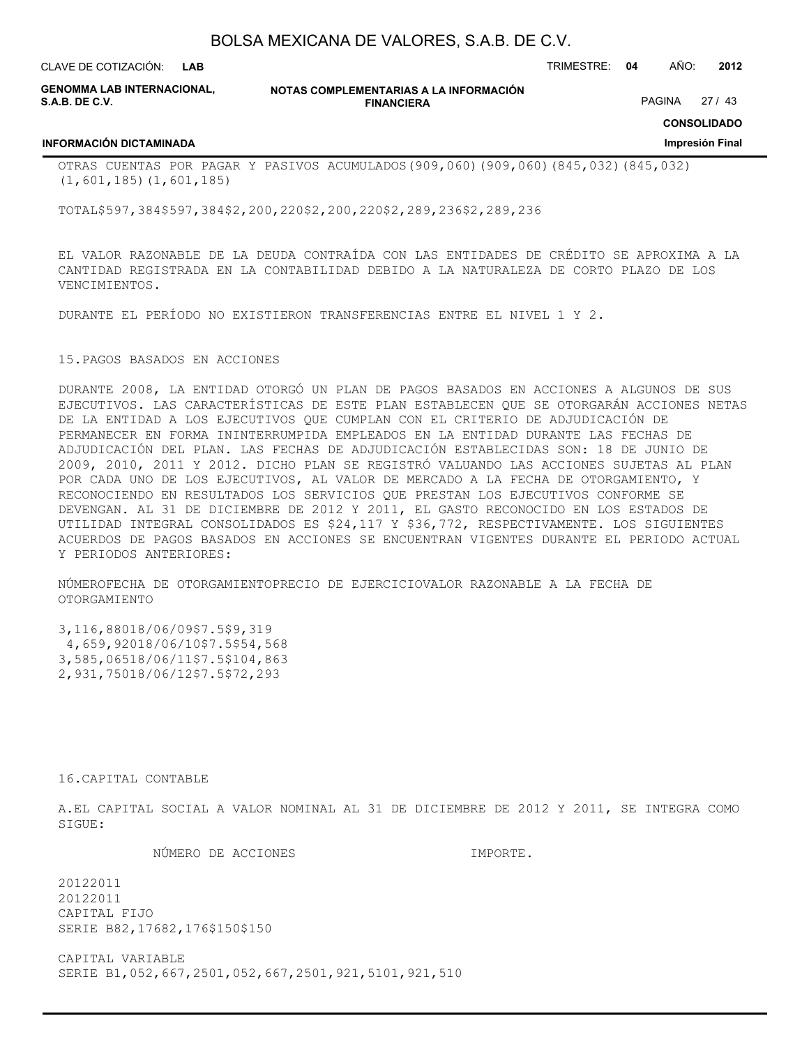| OTRAS CUENTAS POR PAGAR Y PASIVOS ACUMULADOS | (909,060) | (909,060) | (845,032) | (845,032) | (1,601,185) | (1,601,185) |
|---|---|---|---|---|---|---|
| TOTAL | $597,384 | $597,384 | $2,200,220 | $2,200,220 | $2,289,236 | $2,289,236 |

EL VALOR RAZONABLE DE LA DEUDA CONTRAÍDA CON LAS ENTIDADES DE CRÉDITO SE APROXIMA A LA CANTIDAD REGISTRADA EN LA CONTABILIDAD DEBIDO A LA NATURALEZA DE CORTO PLAZO DE LOS VENCIMIENTOS.

DURANTE EL PERÍODO NO EXISTIERON TRANSFERENCIAS ENTRE EL NIVEL 1 Y 2.

15.PAGOS BASADOS EN ACCIONES

DURANTE 2008, LA ENTIDAD OTORGÓ UN PLAN DE PAGOS BASADOS EN ACCIONES A ALGUNOS DE SUS EJECUTIVOS. LAS CARACTERÍSTICAS DE ESTE PLAN ESTABLECEN QUE SE OTORGARÁN ACCIONES NETAS DE LA ENTIDAD A LOS EJECUTIVOS QUE CUMPLAN CON EL CRITERIO DE ADJUDICACIÓN DE PERMANECER EN FORMA ININTERRUMPIDA EMPLEADOS EN LA ENTIDAD DURANTE LAS FECHAS DE ADJUDICACIÓN DEL PLAN. LAS FECHAS DE ADJUDICACIÓN ESTABLECIDAS SON: 18 DE JUNIO DE 2009, 2010, 2011 Y 2012. DICHO PLAN SE REGISTRÓ VALUANDO LAS ACCIONES SUJETAS AL PLAN POR CADA UNO DE LOS EJECUTIVOS, AL VALOR DE MERCADO A LA FECHA DE OTORGAMIENTO, Y RECONOCIENDO EN RESULTADOS LOS SERVICIOS QUE PRESTAN LOS EJECUTIVOS CONFORME SE DEVENGAN. AL 31 DE DICIEMBRE DE 2012 Y 2011, EL GASTO RECONOCIDO EN LOS ESTADOS DE UTILIDAD INTEGRAL CONSOLIDADOS ES $24,117 Y $36,772, RESPECTIVAMENTE. LOS SIGUIENTES ACUERDOS DE PAGOS BASADOS EN ACCIONES SE ENCUENTRAN VIGENTES DURANTE EL PERIODO ACTUAL Y PERIODOS ANTERIORES:

| NÚMERO | FECHA DE OTORGAMIENTO | PRECIO DE EJERCICIO | VALOR RAZONABLE A LA FECHA DE OTORGAMIENTO |
|---|---|---|---|
| 3,116,880 | 18/06/09 | $7.5 | $9,319 |
| 4,659,920 | 18/06/10 | $7.5 | $54,568 |
| 3,585,065 | 18/06/11 | $7.5 | $104,863 |
| 2,931,750 | 18/06/12 | $7.5 | $72,293 |

16.CAPITAL CONTABLE

A.EL CAPITAL SOCIAL A VALOR NOMINAL AL 31 DE DICIEMBRE DE 2012 Y 2011, SE INTEGRA COMO SIGUE:

| | NÚMERO DE ACCIONES | | IMPORTE. | |
|---|---|---|---|---|
| | 2012 | 2011 | 2012 | 2011 |
| CAPITAL FIJO | | | | |
| SERIE B | 82,176 | 82,176 | $150 | $150 |
| CAPITAL VARIABLE | | | | |
| SERIE B | 1,052,667,250 | 1,052,667,250 | 1,921,510 | 1,921,510 |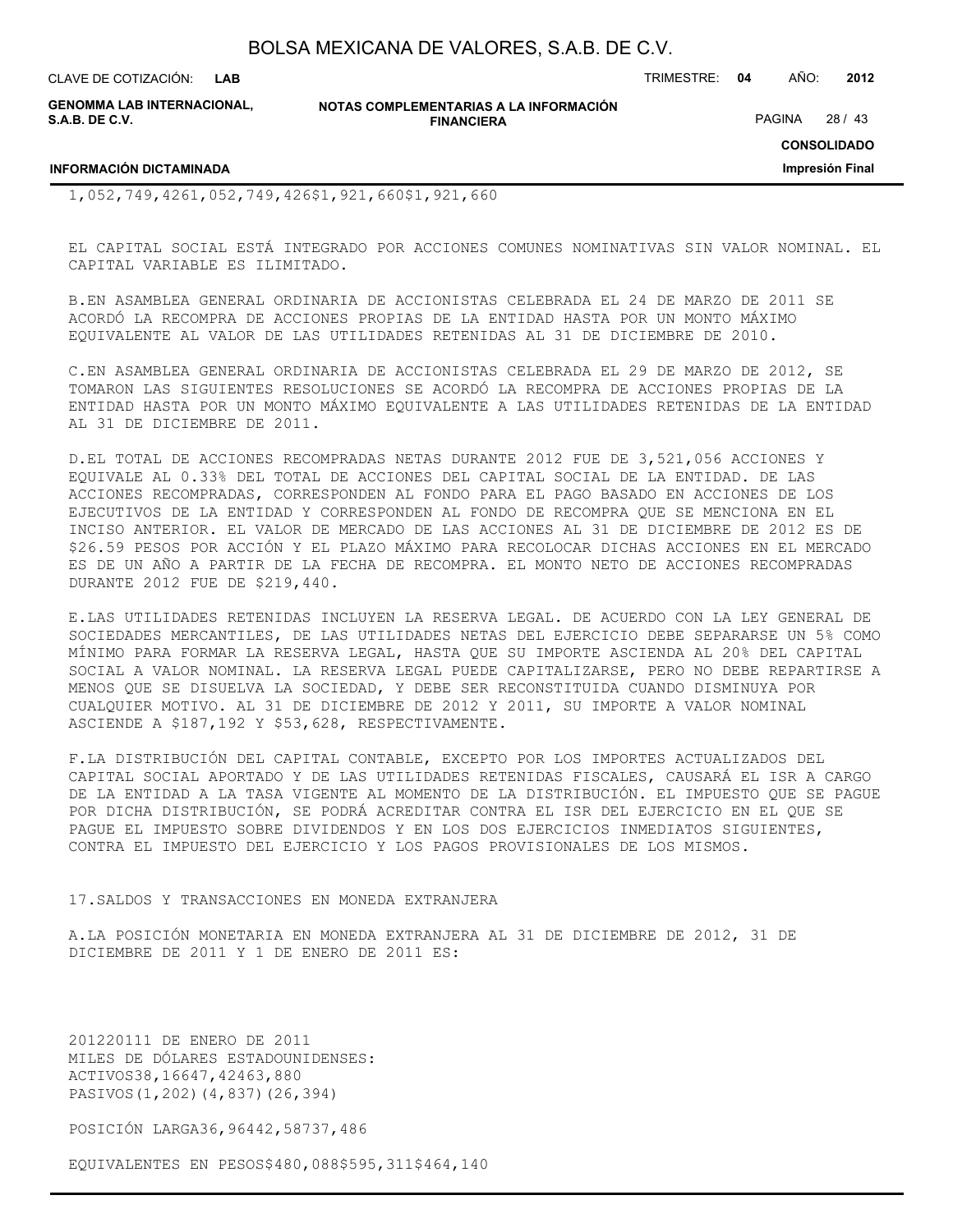| | | | |
|---|---|---|---|
| 1,052,749,426 | 1,052,749,426 | $1,921,660 | $1,921,660 |

EL CAPITAL SOCIAL ESTÁ INTEGRADO POR ACCIONES COMUNES NOMINATIVAS SIN VALOR NOMINAL. EL CAPITAL VARIABLE ES ILIMITADO.

B. EN ASAMBLEA GENERAL ORDINARIA DE ACCIONISTAS CELEBRADA EL 24 DE MARZO DE 2011 SE ACORDÓ LA RECOMPRA DE ACCIONES PROPIAS DE LA ENTIDAD HASTA POR UN MONTO MÁXIMO EQUIVALENTE AL VALOR DE LAS UTILIDADES RETENIDAS AL 31 DE DICIEMBRE DE 2010.

C. EN ASAMBLEA GENERAL ORDINARIA DE ACCIONISTAS CELEBRADA EL 29 DE MARZO DE 2012, SE TOMARON LAS SIGUIENTES RESOLUCIONES SE ACORDÓ LA RECOMPRA DE ACCIONES PROPIAS DE LA ENTIDAD HASTA POR UN MONTO MÁXIMO EQUIVALENTE A LAS UTILIDADES RETENIDAS DE LA ENTIDAD AL 31 DE DICIEMBRE DE 2011.

D. EL TOTAL DE ACCIONES RECOMPRADAS NETAS DURANTE 2012 FUE DE 3,521,056 ACCIONES Y EQUIVALE AL 0.33% DEL TOTAL DE ACCIONES DEL CAPITAL SOCIAL DE LA ENTIDAD. DE LAS ACCIONES RECOMPRADAS, CORRESPONDEN AL FONDO PARA EL PAGO BASADO EN ACCIONES DE LOS EJECUTIVOS DE LA ENTIDAD Y CORRESPONDEN AL FONDO DE RECOMPRA QUE SE MENCIONA EN EL INCISO ANTERIOR. EL VALOR DE MERCADO DE LAS ACCIONES AL 31 DE DICIEMBRE DE 2012 ES DE $26.59 PESOS POR ACCIÓN Y EL PLAZO MÁXIMO PARA RECOLOCAR DICHAS ACCIONES EN EL MERCADO ES DE UN AÑO A PARTIR DE LA FECHA DE RECOMPRA. EL MONTO NETO DE ACCIONES RECOMPRADAS DURANTE 2012 FUE DE $219,440.

E. LAS UTILIDADES RETENIDAS INCLUYEN LA RESERVA LEGAL. DE ACUERDO CON LA LEY GENERAL DE SOCIEDADES MERCANTILES, DE LAS UTILIDADES NETAS DEL EJERCICIO DEBE SEPARARSE UN 5% COMO MÍNIMO PARA FORMAR LA RESERVA LEGAL, HASTA QUE SU IMPORTE ASCIENDA AL 20% DEL CAPITAL SOCIAL A VALOR NOMINAL. LA RESERVA LEGAL PUEDE CAPITALIZARSE, PERO NO DEBE REPARTIRSE A MENOS QUE SE DISUELVA LA SOCIEDAD, Y DEBE SER RECONSTITUIDA CUANDO DISMINUYA POR CUALQUIER MOTIVO. AL 31 DE DICIEMBRE DE 2012 Y 2011, SU IMPORTE A VALOR NOMINAL ASCIENDE A $187,192 Y $53,628, RESPECTIVAMENTE.

F. LA DISTRIBUCIÓN DEL CAPITAL CONTABLE, EXCEPTO POR LOS IMPORTES ACTUALIZADOS DEL CAPITAL SOCIAL APORTADO Y DE LAS UTILIDADES RETENIDAS FISCALES, CAUSARÁ EL ISR A CARGO DE LA ENTIDAD A LA TASA VIGENTE AL MOMENTO DE LA DISTRIBUCIÓN. EL IMPUESTO QUE SE PAGUE POR DICHA DISTRIBUCIÓN, SE PODRÁ ACREDITAR CONTRA EL ISR DEL EJERCICIO EN EL QUE SE PAGUE EL IMPUESTO SOBRE DIVIDENDOS Y EN LOS DOS EJERCICIOS INMEDIATOS SIGUIENTES, CONTRA EL IMPUESTO DEL EJERCICIO Y LOS PAGOS PROVISIONALES DE LOS MISMOS.

## 17. SALDOS Y TRANSACCIONES EN MONEDA EXTRANJERA

A. LA POSICIÓN MONETARIA EN MONEDA EXTRANJERA AL 31 DE DICIEMBRE DE 2012, 31 DE DICIEMBRE DE 2011 Y 1 DE ENERO DE 2011 ES:

| | 2012 | 2011 | 1 DE ENERO DE 2011 |
|---|---|---|---|
| MILES DE DÓLARES ESTADOUNIDENSES: | | | |
| ACTIVOS | 38,166 | 47,424 | 63,880 |
| PASIVOS | (1,202) | (4,837) | (26,394) |
| POSICIÓN LARGA | 36,964 | 42,587 | 37,486 |
| EQUIVALENTES EN PESOS | $480,088 | $595,311 | $464,140 |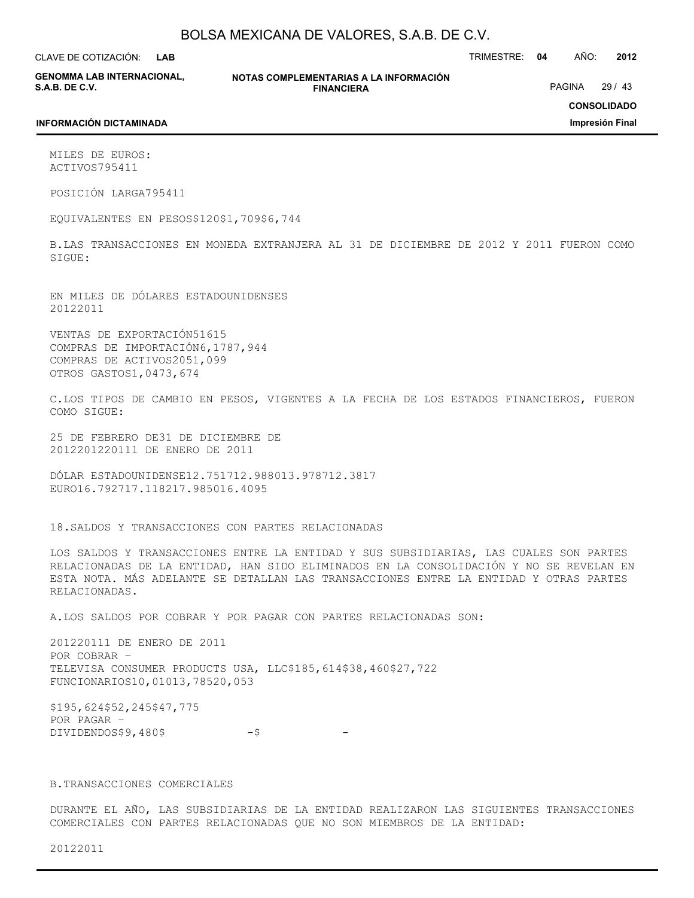MILES DE EUROS:

| | | | |
|---|---|---|---|
| ACTIVOS | 7 | 95 | 411 |
| POSICIÓN LARGA | 7 | 95 | 411 |
| EQUIVALENTES EN PESOS | $120 | $1,709 | $6,744 |

B.LAS TRANSACCIONES EN MONEDA EXTRANJERA AL 31 DE DICIEMBRE DE 2012 Y 2011 FUERON COMO SIGUE:

EN MILES DE DÓLARES ESTADOUNIDENSES

| | 2012 | 2011 |
|---|---|---|
| VENTAS DE EXPORTACIÓN | 516 | 15 |
| COMPRAS DE IMPORTACIÓN | 6,178 | 7,944 |
| COMPRAS DE ACTIVOS | 205 | 1,099 |
| OTROS GASTOS | 1,047 | 3,674 |

C.LOS TIPOS DE CAMBIO EN PESOS, VIGENTES A LA FECHA DE LOS ESTADOS FINANCIEROS, FUERON COMO SIGUE:

| | 25 DE FEBRERO DE 2012 | 31 DE DICIEMBRE DE 2012 | 2011 | 1 DE ENERO DE 2011 |
|---|---|---|---|---|
| DÓLAR ESTADOUNIDENSE | 12.7517 | 12.9880 | 13.9787 | 12.3817 |
| EURO | 16.7927 | 17.1182 | 17.9850 | 16.4095 |

18.SALDOS Y TRANSACCIONES CON PARTES RELACIONADAS

LOS SALDOS Y TRANSACCIONES ENTRE LA ENTIDAD Y SUS SUBSIDIARIAS, LAS CUALES SON PARTES RELACIONADAS DE LA ENTIDAD, HAN SIDO ELIMINADOS EN LA CONSOLIDACIÓN Y NO SE REVELAN EN ESTA NOTA. MÁS ADELANTE SE DETALLAN LAS TRANSACCIONES ENTRE LA ENTIDAD Y OTRAS PARTES RELACIONADAS.

A.LOS SALDOS POR COBRAR Y POR PAGAR CON PARTES RELACIONADAS SON:

| | 2012 | 2011 | 1 DE ENERO DE 2011 |
|---|---|---|---|
| POR COBRAR – | | | |
| TELEVISA CONSUMER PRODUCTS USA, LLC | $185,614 | $38,460 | $27,722 |
| FUNCIONARIOS | 10,010 | 13,785 | 20,053 |
| | $195,624 | $52,245 | $47,775 |
| POR PAGAR – | | | |
| DIVIDENDOS | $9,480 | $ - | $ - |

B.TRANSACCIONES COMERCIALES

DURANTE EL AÑO, LAS SUBSIDIARIAS DE LA ENTIDAD REALIZARON LAS SIGUIENTES TRANSACCIONES COMERCIALES CON PARTES RELACIONADAS QUE NO SON MIEMBROS DE LA ENTIDAD:

| 2012 | 2011 |
|---|---|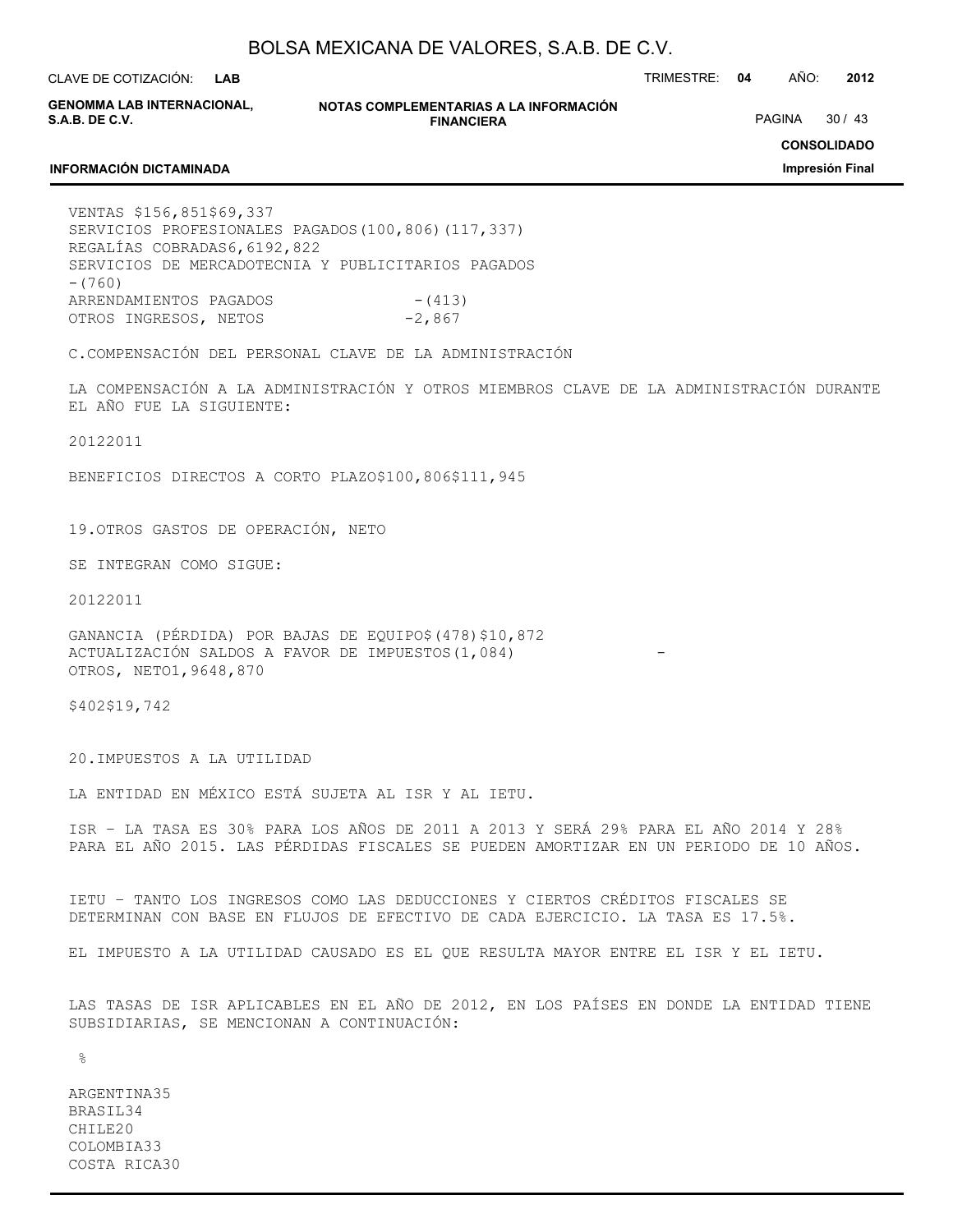| | 2012 | 2011 |
|---|---|---|
| VENTAS | $156,851 | $69,337 |
| SERVICIOS PROFESIONALES PAGADOS | (100,806) | (117,337) |
| REGALÍAS COBRADAS | 6,619 | 2,822 |
| SERVICIOS DE MERCADOTECNIA Y PUBLICITARIOS PAGADOS | - | (760) |
| ARRENDAMIENTOS PAGADOS | - | (413) |
| OTROS INGRESOS, NETOS | - | 2,867 |

C.COMPENSACIÓN DEL PERSONAL CLAVE DE LA ADMINISTRACIÓN

LA COMPENSACIÓN A LA ADMINISTRACIÓN Y OTROS MIEMBROS CLAVE DE LA ADMINISTRACIÓN DURANTE EL AÑO FUE LA SIGUIENTE:

| | 2012 | 2011 |
|---|---|---|
| BENEFICIOS DIRECTOS A CORTO PLAZO | $100,806 | $111,945 |

19.OTROS GASTOS DE OPERACIÓN, NETO

SE INTEGRAN COMO SIGUE:

| | 2012 | 2011 |
|---|---|---|
| GANANCIA (PÉRDIDA) POR BAJAS DE EQUIPO | $(478) | $10,872 |
| ACTUALIZACIÓN SALDOS A FAVOR DE IMPUESTOS | (1,084) | - |
| OTROS, NETO | 1,964 | 8,870 |
| | $402 | $19,742 |

20.IMPUESTOS A LA UTILIDAD

LA ENTIDAD EN MÉXICO ESTÁ SUJETA AL ISR Y AL IETU.

ISR – LA TASA ES 30% PARA LOS AÑOS DE 2011 A 2013 Y SERÁ 29% PARA EL AÑO 2014 Y 28% PARA EL AÑO 2015. LAS PÉRDIDAS FISCALES SE PUEDEN AMORTIZAR EN UN PERIODO DE 10 AÑOS.

IETU – TANTO LOS INGRESOS COMO LAS DEDUCCIONES Y CIERTOS CRÉDITOS FISCALES SE DETERMINAN CON BASE EN FLUJOS DE EFECTIVO DE CADA EJERCICIO. LA TASA ES 17.5%.

EL IMPUESTO A LA UTILIDAD CAUSADO ES EL QUE RESULTA MAYOR ENTRE EL ISR Y EL IETU.

LAS TASAS DE ISR APLICABLES EN EL AÑO DE 2012, EN LOS PAÍSES EN DONDE LA ENTIDAD TIENE SUBSIDIARIAS, SE MENCIONAN A CONTINUACIÓN:

| | % |
|---|---|
| ARGENTINA | 35 |
| BRASIL | 34 |
| CHILE | 20 |
| COLOMBIA | 33 |
| COSTA RICA | 30 |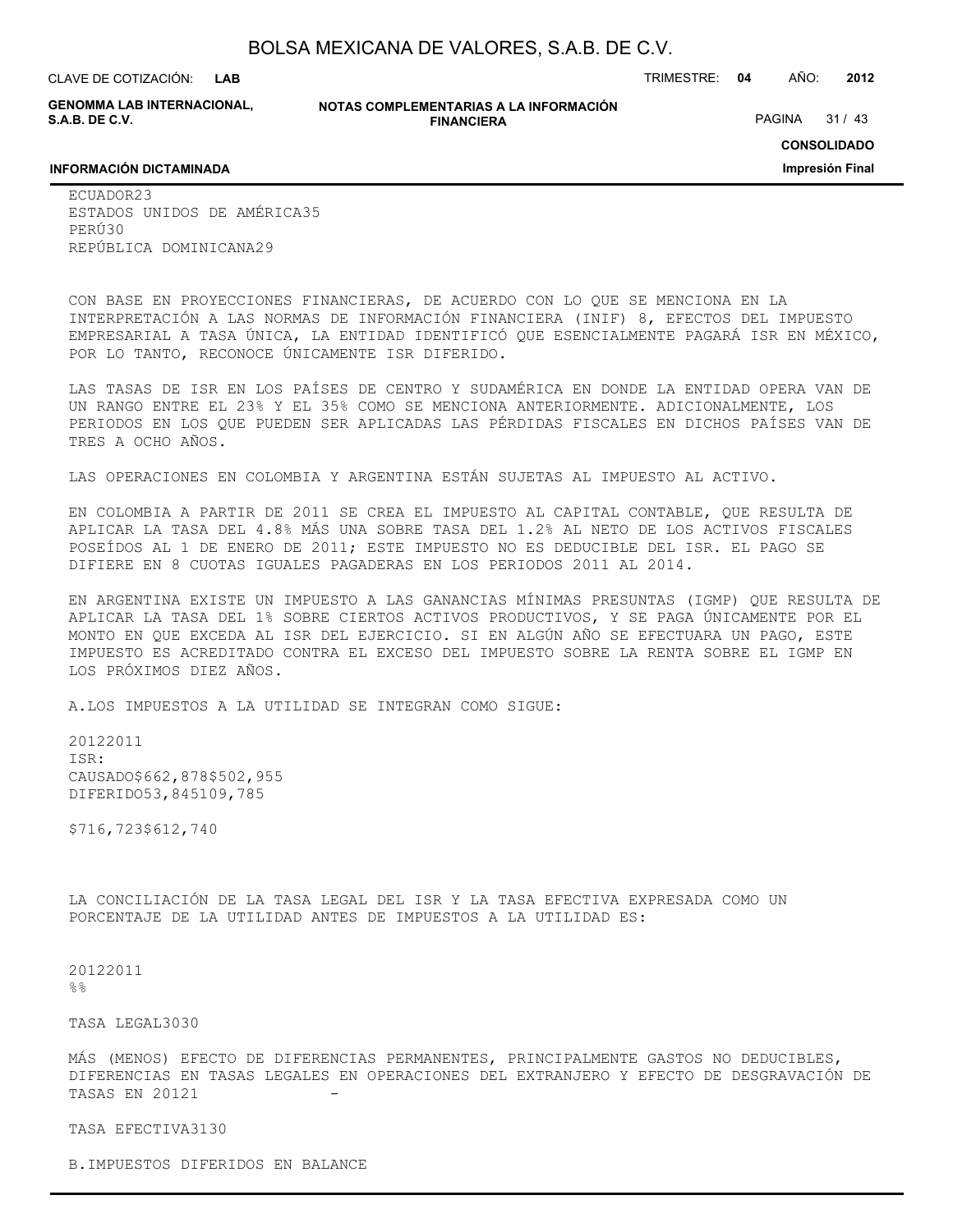| | |
|---|---|
| ECUADOR | 23 |
| ESTADOS UNIDOS DE AMÉRICA | 35 |
| PERÚ | 30 |
| REPÚBLICA DOMINICANA | 29 |

CON BASE EN PROYECCIONES FINANCIERAS, DE ACUERDO CON LO QUE SE MENCIONA EN LA INTERPRETACIÓN A LAS NORMAS DE INFORMACIÓN FINANCIERA (INIF) 8, EFECTOS DEL IMPUESTO EMPRESARIAL A TASA ÚNICA, LA ENTIDAD IDENTIFICÓ QUE ESENCIALMENTE PAGARÁ ISR EN MÉXICO, POR LO TANTO, RECONOCE ÚNICAMENTE ISR DIFERIDO.

LAS TASAS DE ISR EN LOS PAÍSES DE CENTRO Y SUDAMÉRICA EN DONDE LA ENTIDAD OPERA VAN DE UN RANGO ENTRE EL 23% Y EL 35% COMO SE MENCIONA ANTERIORMENTE. ADICIONALMENTE, LOS PERIODOS EN LOS QUE PUEDEN SER APLICADAS LAS PÉRDIDAS FISCALES EN DICHOS PAÍSES VAN DE TRES A OCHO AÑOS.

LAS OPERACIONES EN COLOMBIA Y ARGENTINA ESTÁN SUJETAS AL IMPUESTO AL ACTIVO.

EN COLOMBIA A PARTIR DE 2011 SE CREA EL IMPUESTO AL CAPITAL CONTABLE, QUE RESULTA DE APLICAR LA TASA DEL 4.8% MÁS UNA SOBRE TASA DEL 1.2% AL NETO DE LOS ACTIVOS FISCALES POSEÍDOS AL 1 DE ENERO DE 2011; ESTE IMPUESTO NO ES DEDUCIBLE DEL ISR. EL PAGO SE DIFIERE EN 8 CUOTAS IGUALES PAGADERAS EN LOS PERIODOS 2011 AL 2014.

EN ARGENTINA EXISTE UN IMPUESTO A LAS GANANCIAS MÍNIMAS PRESUNTAS (IGMP) QUE RESULTA DE APLICAR LA TASA DEL 1% SOBRE CIERTOS ACTIVOS PRODUCTIVOS, Y SE PAGA ÚNICAMENTE POR EL MONTO EN QUE EXCEDA AL ISR DEL EJERCICIO. SI EN ALGÚN AÑO SE EFECTUARA UN PAGO, ESTE IMPUESTO ES ACREDITADO CONTRA EL EXCESO DEL IMPUESTO SOBRE LA RENTA SOBRE EL IGMP EN LOS PRÓXIMOS DIEZ AÑOS.

A. LOS IMPUESTOS A LA UTILIDAD SE INTEGRAN COMO SIGUE:

| | 2012 | 2011 |
|---|---|---|
| ISR: | | |
| CAUSADO | $662,878 | $502,955 |
| DIFERIDO | 53,845 | 109,785 |
| | $716,723 | $612,740 |

LA CONCILIACIÓN DE LA TASA LEGAL DEL ISR Y LA TASA EFECTIVA EXPRESADA COMO UN PORCENTAJE DE LA UTILIDAD ANTES DE IMPUESTOS A LA UTILIDAD ES:

| | 2012 | 2011 |
|---|---|---|
| | % | % |
| TASA LEGAL | 30 | 30 |
| MÁS (MENOS) EFECTO DE DIFERENCIAS PERMANENTES, PRINCIPALMENTE GASTOS NO DEDUCIBLES, DIFERENCIAS EN TASAS LEGALES EN OPERACIONES DEL EXTRANJERO Y EFECTO DE DESGRAVACIÓN DE TASAS EN 2012 | 1 | - |
| TASA EFECTIVA | 31 | 30 |

B. IMPUESTOS DIFERIDOS EN BALANCE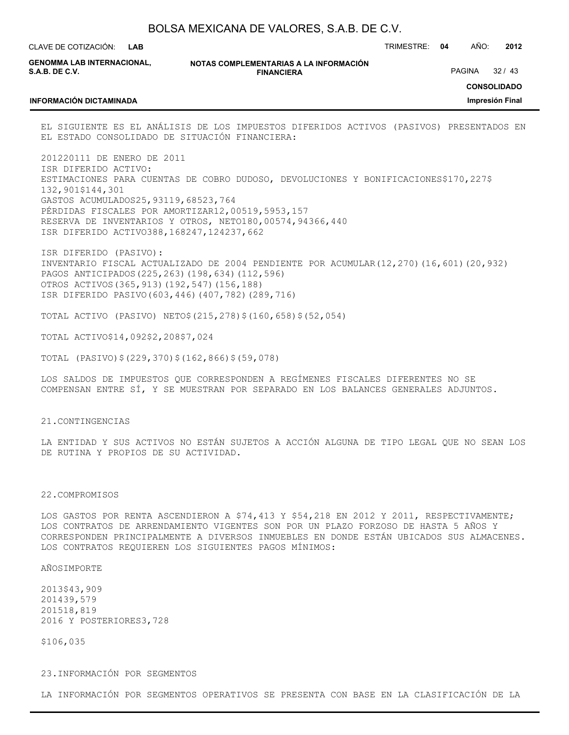EL SIGUIENTE ES EL ANÁLISIS DE LOS IMPUESTOS DIFERIDOS ACTIVOS (PASIVOS) PRESENTADOS EN EL ESTADO CONSOLIDADO DE SITUACIÓN FINANCIERA:

| | 2012 | 2011 | 1 DE ENERO DE 2011 |
|---|---|---|---|
| ISR DIFERIDO ACTIVO: | | | |
| ESTIMACIONES PARA CUENTAS DE COBRO DUDOSO, DEVOLUCIONES Y BONIFICACIONES | $170,227 | $ 132,901 | $144,301 |
| GASTOS ACUMULADOS | 25,931 | 19,685 | 23,764 |
| PÉRDIDAS FISCALES POR AMORTIZAR | 12,005 | 19,595 | 3,157 |
| RESERVA DE INVENTARIOS Y OTROS, NETO | 180,005 | 74,943 | 66,440 |
| ISR DIFERIDO ACTIVO | 388,168 | 247,124 | 237,662 |
| ISR DIFERIDO (PASIVO): | | | |
| INVENTARIO FISCAL ACTUALIZADO DE 2004 PENDIENTE POR ACUMULAR | (12,270) | (16,601) | (20,932) |
| PAGOS ANTICIPADOS | (225,263) | (198,634) | (112,596) |
| OTROS ACTIVOS | (365,913) | (192,547) | (156,188) |
| ISR DIFERIDO PASIVO | (603,446) | (407,782) | (289,716) |
| TOTAL ACTIVO (PASIVO) NETO | $(215,278) | $(160,658) | $(52,054) |
| TOTAL ACTIVO | $14,092 | $2,208 | $7,024 |
| TOTAL (PASIVO) | $(229,370) | $(162,866) | $(59,078) |

LOS SALDOS DE IMPUESTOS QUE CORRESPONDEN A REGÍMENES FISCALES DIFERENTES NO SE COMPENSAN ENTRE SÍ, Y SE MUESTRAN POR SEPARADO EN LOS BALANCES GENERALES ADJUNTOS.

## 21. CONTINGENCIAS

LA ENTIDAD Y SUS ACTIVOS NO ESTÁN SUJETOS A ACCIÓN ALGUNA DE TIPO LEGAL QUE NO SEAN LOS DE RUTINA Y PROPIOS DE SU ACTIVIDAD.

## 22. COMPROMISOS

LOS GASTOS POR RENTA ASCENDIERON A $74,413 Y $54,218 EN 2012 Y 2011, RESPECTIVAMENTE; LOS CONTRATOS DE ARRENDAMIENTO VIGENTES SON POR UN PLAZO FORZOSO DE HASTA 5 AÑOS Y CORRESPONDEN PRINCIPALMENTE A DIVERSOS INMUEBLES EN DONDE ESTÁN UBICADOS SUS ALMACENES. LOS CONTRATOS REQUIEREN LOS SIGUIENTES PAGOS MÍNIMOS:

| AÑOS | IMPORTE |
|---|---|
| 2013 | $43,909 |
| 2014 | 39,579 |
| 2015 | 18,819 |
| 2016 Y POSTERIORES | 3,728 |
| | $106,035 |

## 23. INFORMACIÓN POR SEGMENTOS

LA INFORMACIÓN POR SEGMENTOS OPERATIVOS SE PRESENTA CON BASE EN LA CLASIFICACIÓN DE LA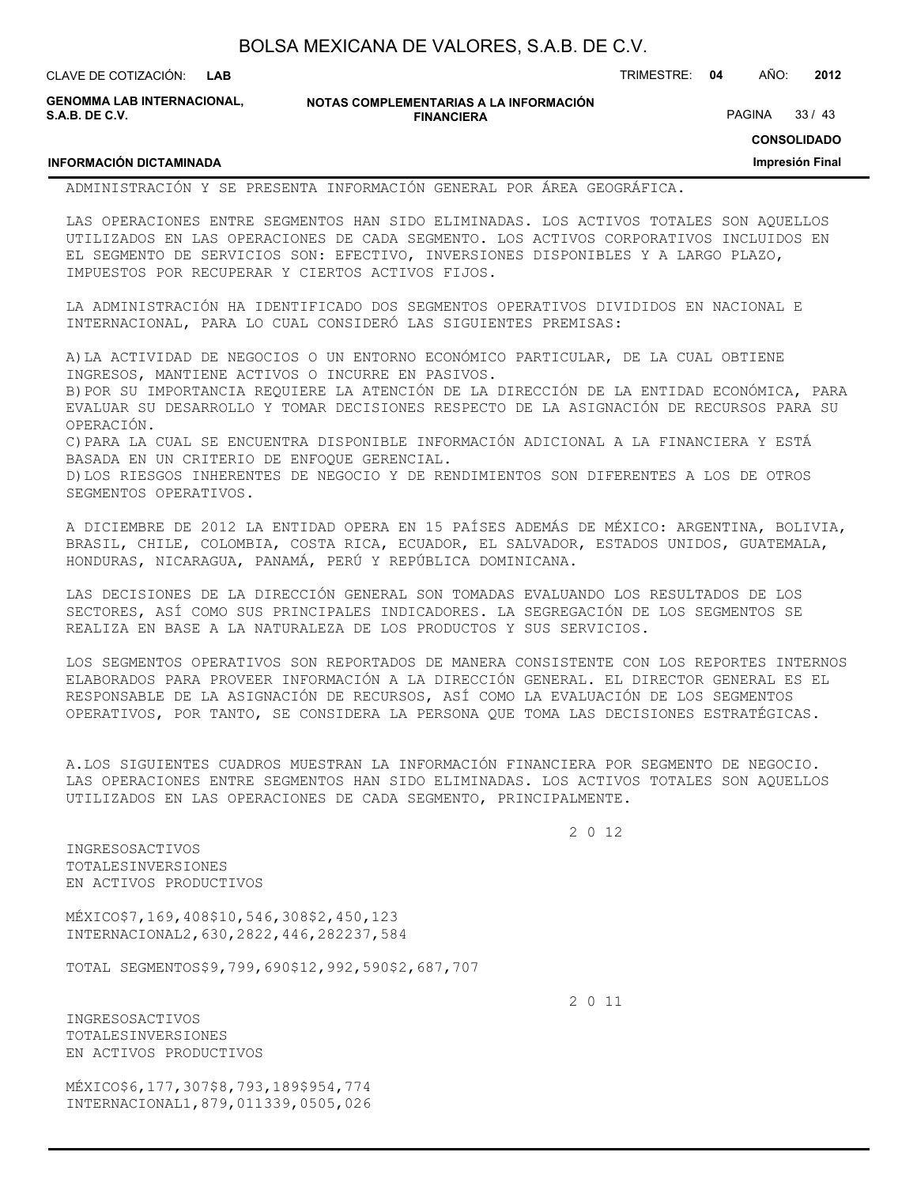ADMINISTRACIÓN Y SE PRESENTA INFORMACIÓN GENERAL POR ÁREA GEOGRÁFICA.

LAS OPERACIONES ENTRE SEGMENTOS HAN SIDO ELIMINADAS. LOS ACTIVOS TOTALES SON AQUELLOS UTILIZADOS EN LAS OPERACIONES DE CADA SEGMENTO. LOS ACTIVOS CORPORATIVOS INCLUIDOS EN EL SEGMENTO DE SERVICIOS SON: EFECTIVO, INVERSIONES DISPONIBLES Y A LARGO PLAZO, IMPUESTOS POR RECUPERAR Y CIERTOS ACTIVOS FIJOS.

LA ADMINISTRACIÓN HA IDENTIFICADO DOS SEGMENTOS OPERATIVOS DIVIDIDOS EN NACIONAL E INTERNACIONAL, PARA LO CUAL CONSIDERÓ LAS SIGUIENTES PREMISAS:

A) LA ACTIVIDAD DE NEGOCIOS O UN ENTORNO ECONÓMICO PARTICULAR, DE LA CUAL OBTIENE INGRESOS, MANTIENE ACTIVOS O INCURRE EN PASIVOS.
B) POR SU IMPORTANCIA REQUIERE LA ATENCIÓN DE LA DIRECCIÓN DE LA ENTIDAD ECONÓMICA, PARA EVALUAR SU DESARROLLO Y TOMAR DECISIONES RESPECTO DE LA ASIGNACIÓN DE RECURSOS PARA SU OPERACIÓN.
C) PARA LA CUAL SE ENCUENTRA DISPONIBLE INFORMACIÓN ADICIONAL A LA FINANCIERA Y ESTÁ BASADA EN UN CRITERIO DE ENFOQUE GERENCIAL.
D) LOS RIESGOS INHERENTES DE NEGOCIO Y DE RENDIMIENTOS SON DIFERENTES A LOS DE OTROS SEGMENTOS OPERATIVOS.

A DICIEMBRE DE 2012 LA ENTIDAD OPERA EN 15 PAÍSES ADEMÁS DE MÉXICO: ARGENTINA, BOLIVIA, BRASIL, CHILE, COLOMBIA, COSTA RICA, ECUADOR, EL SALVADOR, ESTADOS UNIDOS, GUATEMALA, HONDURAS, NICARAGUA, PANAMÁ, PERÚ Y REPÚBLICA DOMINICANA.

LAS DECISIONES DE LA DIRECCIÓN GENERAL SON TOMADAS EVALUANDO LOS RESULTADOS DE LOS SECTORES, ASÍ COMO SUS PRINCIPALES INDICADORES. LA SEGREGACIÓN DE LOS SEGMENTOS SE REALIZA EN BASE A LA NATURALEZA DE LOS PRODUCTOS Y SUS SERVICIOS.

LOS SEGMENTOS OPERATIVOS SON REPORTADOS DE MANERA CONSISTENTE CON LOS REPORTES INTERNOS ELABORADOS PARA PROVEER INFORMACIÓN A LA DIRECCIÓN GENERAL. EL DIRECTOR GENERAL ES EL RESPONSABLE DE LA ASIGNACIÓN DE RECURSOS, ASÍ COMO LA EVALUACIÓN DE LOS SEGMENTOS OPERATIVOS, POR TANTO, SE CONSIDERA LA PERSONA QUE TOMA LAS DECISIONES ESTRATÉGICAS.

A. LOS SIGUIENTES CUADROS MUESTRAN LA INFORMACIÓN FINANCIERA POR SEGMENTO DE NEGOCIO. LAS OPERACIONES ENTRE SEGMENTOS HAN SIDO ELIMINADAS. LOS ACTIVOS TOTALES SON AQUELLOS UTILIZADOS EN LAS OPERACIONES DE CADA SEGMENTO, PRINCIPALMENTE.

| 2 0 12 | INGRESOS | ACTIVOS TOTALES | INVERSIONES EN ACTIVOS PRODUCTIVOS |
|---|---|---|---|
| MÉXICO | $7,169,408 | $10,546,308 | $2,450,123 |
| INTERNACIONAL | 2,630,282 | 2,446,282 | 237,584 |
| TOTAL SEGMENTOS | $9,799,690 | $12,992,590 | $2,687,707 |

| 2 0 11 | INGRESOS | ACTIVOS TOTALES | INVERSIONES EN ACTIVOS PRODUCTIVOS |
|---|---|---|---|
| MÉXICO | $6,177,307 | $8,793,189 | $954,774 |
| INTERNACIONAL | 1,879,011 | 339,050 | 5,026 |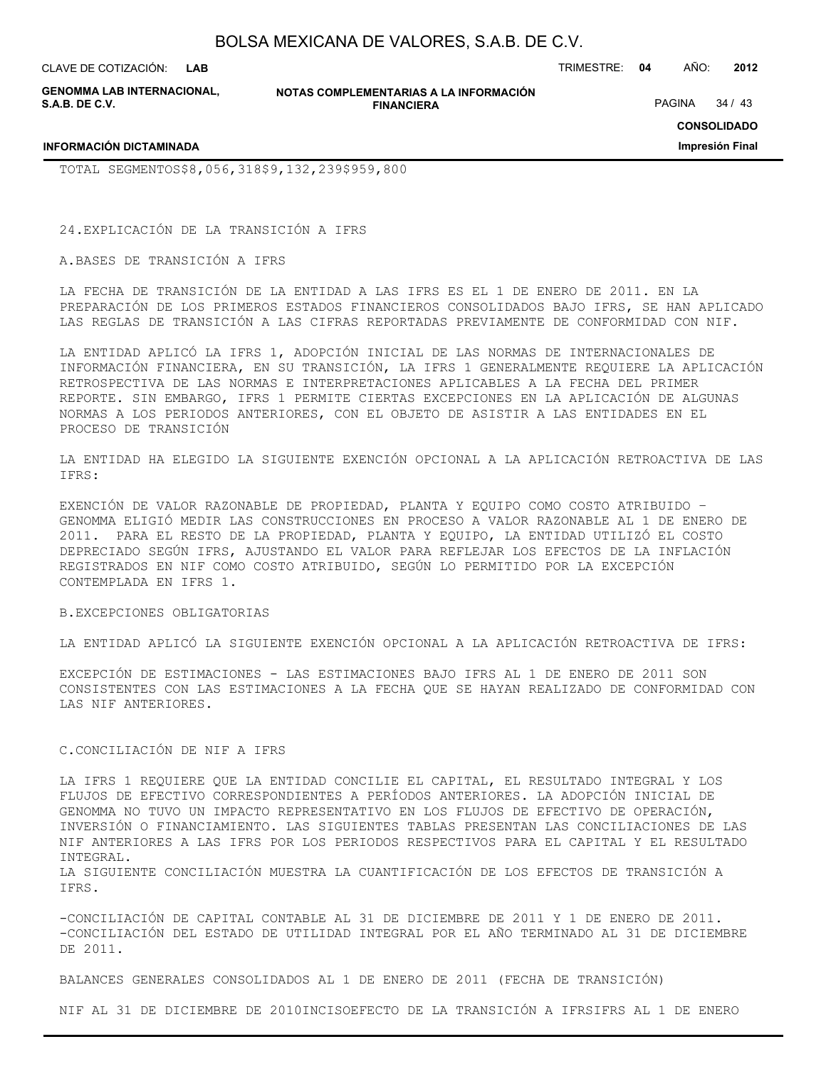TOTAL SEGMENTOS$8,056,318$9,132,239$959,800

24.EXPLICACIÓN DE LA TRANSICIÓN A IFRS

A.BASES DE TRANSICIÓN A IFRS

LA FECHA DE TRANSICIÓN DE LA ENTIDAD A LAS IFRS ES EL 1 DE ENERO DE 2011. EN LA PREPARACIÓN DE LOS PRIMEROS ESTADOS FINANCIEROS CONSOLIDADOS BAJO IFRS, SE HAN APLICADO LAS REGLAS DE TRANSICIÓN A LAS CIFRAS REPORTADAS PREVIAMENTE DE CONFORMIDAD CON NIF.

LA ENTIDAD APLICÓ LA IFRS 1, ADOPCIÓN INICIAL DE LAS NORMAS DE INTERNACIONALES DE INFORMACIÓN FINANCIERA, EN SU TRANSICIÓN, LA IFRS 1 GENERALMENTE REQUIERE LA APLICACIÓN RETROSPECTIVA DE LAS NORMAS E INTERPRETACIONES APLICABLES A LA FECHA DEL PRIMER REPORTE. SIN EMBARGO, IFRS 1 PERMITE CIERTAS EXCEPCIONES EN LA APLICACIÓN DE ALGUNAS NORMAS A LOS PERIODOS ANTERIORES, CON EL OBJETO DE ASISTIR A LAS ENTIDADES EN EL PROCESO DE TRANSICIÓN

LA ENTIDAD HA ELEGIDO LA SIGUIENTE EXENCIÓN OPCIONAL A LA APLICACIÓN RETROACTIVA DE LAS IFRS:

EXENCIÓN DE VALOR RAZONABLE DE PROPIEDAD, PLANTA Y EQUIPO COMO COSTO ATRIBUIDO – GENOMMA ELIGIÓ MEDIR LAS CONSTRUCCIONES EN PROCESO A VALOR RAZONABLE AL 1 DE ENERO DE 2011. PARA EL RESTO DE LA PROPIEDAD, PLANTA Y EQUIPO, LA ENTIDAD UTILIZÓ EL COSTO DEPRECIADO SEGÚN IFRS, AJUSTANDO EL VALOR PARA REFLEJAR LOS EFECTOS DE LA INFLACIÓN REGISTRADOS EN NIF COMO COSTO ATRIBUIDO, SEGÚN LO PERMITIDO POR LA EXCEPCIÓN CONTEMPLADA EN IFRS 1.

B.EXCEPCIONES OBLIGATORIAS

LA ENTIDAD APLICÓ LA SIGUIENTE EXENCIÓN OPCIONAL A LA APLICACIÓN RETROACTIVA DE IFRS:

EXCEPCIÓN DE ESTIMACIONES - LAS ESTIMACIONES BAJO IFRS AL 1 DE ENERO DE 2011 SON CONSISTENTES CON LAS ESTIMACIONES A LA FECHA QUE SE HAYAN REALIZADO DE CONFORMIDAD CON LAS NIF ANTERIORES.

C.CONCILIACIÓN DE NIF A IFRS

LA IFRS 1 REQUIERE QUE LA ENTIDAD CONCILIE EL CAPITAL, EL RESULTADO INTEGRAL Y LOS FLUJOS DE EFECTIVO CORRESPONDIENTES A PERÍODOS ANTERIORES. LA ADOPCIÓN INICIAL DE GENOMMA NO TUVO UN IMPACTO REPRESENTATIVO EN LOS FLUJOS DE EFECTIVO DE OPERACIÓN, INVERSIÓN O FINANCIAMIENTO. LAS SIGUIENTES TABLAS PRESENTAN LAS CONCILIACIONES DE LAS NIF ANTERIORES A LAS IFRS POR LOS PERIODOS RESPECTIVOS PARA EL CAPITAL Y EL RESULTADO INTEGRAL.
LA SIGUIENTE CONCILIACIÓN MUESTRA LA CUANTIFICACIÓN DE LOS EFECTOS DE TRANSICIÓN A IFRS.

-CONCILIACIÓN DE CAPITAL CONTABLE AL 31 DE DICIEMBRE DE 2011 Y 1 DE ENERO DE 2011.
-CONCILIACIÓN DEL ESTADO DE UTILIDAD INTEGRAL POR EL AÑO TERMINADO AL 31 DE DICIEMBRE DE 2011.

BALANCES GENERALES CONSOLIDADOS AL 1 DE ENERO DE 2011 (FECHA DE TRANSICIÓN)

NIF AL 31 DE DICIEMBRE DE 2010INCISOEFECTO DE LA TRANSICIÓN A IFRSIFRS AL 1 DE ENERO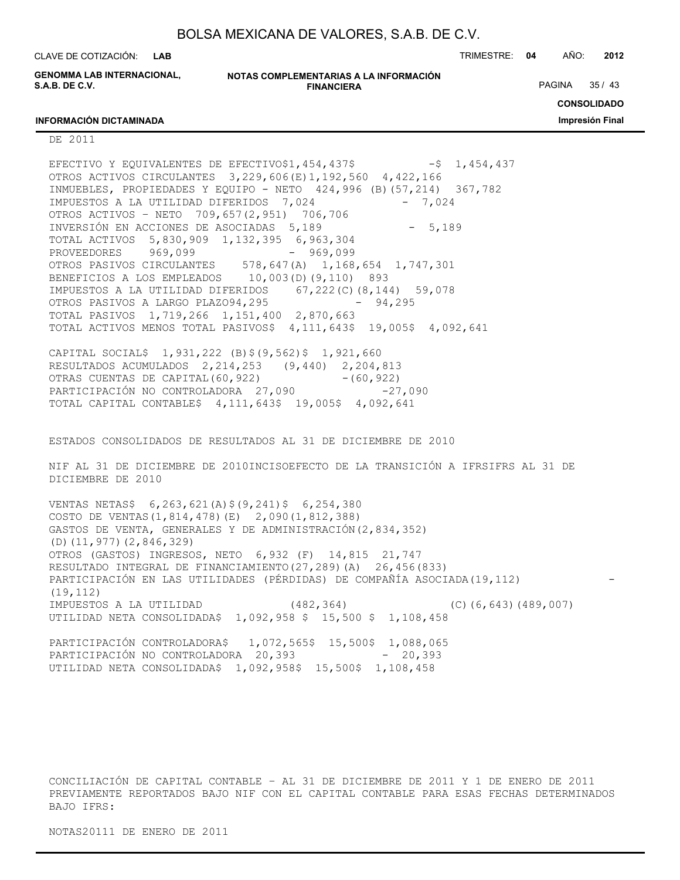DE 2011

| | NIF | INCISO | EFECTO DE LA TRANSICIÓN A IFRS | IFRS |
|---|---|---|---|---|
| EFECTIVO Y EQUIVALENTES DE EFECTIVO | $1,454,437 | | $ - | $ 1,454,437 |
| OTROS ACTIVOS CIRCULANTES | 3,229,606 | (E) | 1,192,560 | 4,422,166 |
| INMUEBLES, PROPIEDADES Y EQUIPO - NETO | 424,996 | (B) | (57,214) | 367,782 |
| IMPUESTOS A LA UTILIDAD DIFERIDOS | 7,024 | | - | 7,024 |
| OTROS ACTIVOS – NETO | 709,657 | | (2,951) | 706,706 |
| INVERSIÓN EN ACCIONES DE ASOCIADAS | 5,189 | | - | 5,189 |
| TOTAL ACTIVOS | 5,830,909 | | 1,132,395 | 6,963,304 |
| PROVEEDORES | 969,099 | | - | 969,099 |
| OTROS PASIVOS CIRCULANTES | 578,647 | (A) | 1,168,654 | 1,747,301 |
| BENEFICIOS A LOS EMPLEADOS | 10,003 | (D) | (9,110) | 893 |
| IMPUESTOS A LA UTILIDAD DIFERIDOS | 67,222 | (C) | (8,144) | 59,078 |
| OTROS PASIVOS A LARGO PLAZO | 94,295 | | - | 94,295 |
| TOTAL PASIVOS | 1,719,266 | | 1,151,400 | 2,870,663 |
| TOTAL ACTIVOS MENOS TOTAL PASIVOS | $ 4,111,643 | | $ 19,005 | $ 4,092,641 |
| | | | | |
| CAPITAL SOCIAL | $ 1,931,222 | (B) | $(9,562) | $ 1,921,660 |
| RESULTADOS ACUMULADOS | 2,214,253 | | (9,440) | 2,204,813 |
| OTRAS CUENTAS DE CAPITAL | (60,922) | | - | (60,922) |
| PARTICIPACIÓN NO CONTROLADORA | 27,090 | | - | 27,090 |
| TOTAL CAPITAL CONTABLE | $ 4,111,643 | | $ 19,005 | $ 4,092,641 |

ESTADOS CONSOLIDADOS DE RESULTADOS AL 31 DE DICIEMBRE DE 2010

| | NIF AL 31 DE DICIEMBRE DE 2010 | INCISO | EFECTO DE LA TRANSICIÓN A IFRS | IFRS AL 31 DE DICIEMBRE DE 2010 |
|---|---|---|---|---|
| VENTAS NETAS | $ 6,263,621 | (A) | $(9,241) | $ 6,254,380 |
| COSTO DE VENTAS | (1,814,478) | (E) | 2,090 | (1,812,388) |
| GASTOS DE VENTA, GENERALES Y DE ADMINISTRACIÓN | (2,834,352) | (D) | (11,977) | (2,846,329) |
| OTROS (GASTOS) INGRESOS, NETO | 6,932 | (F) | 14,815 | 21,747 |
| RESULTADO INTEGRAL DE FINANCIAMIENTO | (27,289) | (A) | 26,456 | (833) |
| PARTICIPACIÓN EN LAS UTILIDADES (PÉRDIDAS) DE COMPAÑÍA ASOCIADA | (19,112) | | - | (19,112) |
| IMPUESTOS A LA UTILIDAD | (482,364) | (C) | (6,643) | (489,007) |
| UTILIDAD NETA CONSOLIDADA | $ 1,092,958 | | $ 15,500 | $ 1,108,458 |
| | | | | |
| PARTICIPACIÓN CONTROLADORA | $ 1,072,565 | | $ 15,500 | $ 1,088,065 |
| PARTICIPACIÓN NO CONTROLADORA | 20,393 | | - | 20,393 |
| UTILIDAD NETA CONSOLIDADA | $ 1,092,958 | | $ 15,500 | $ 1,108,458 |

CONCILIACIÓN DE CAPITAL CONTABLE – AL 31 DE DICIEMBRE DE 2011 Y 1 DE ENERO DE 2011 PREVIAMENTE REPORTADOS BAJO NIF CON EL CAPITAL CONTABLE PARA ESAS FECHAS DETERMINADOS BAJO IFRS:

NOTAS 2011 1 DE ENERO DE 2011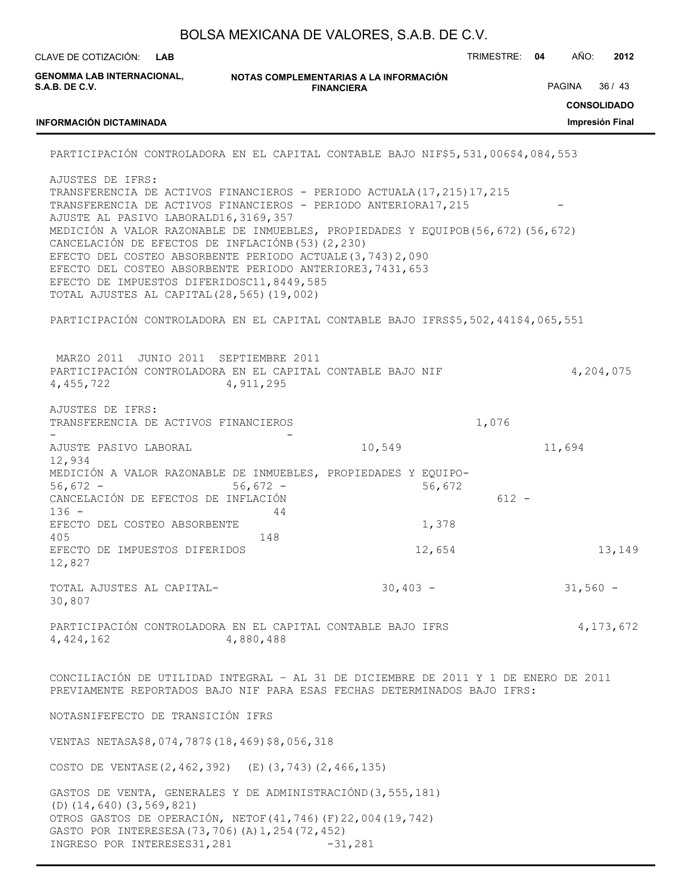| | Notas | Dic 2011 | Ene 2011 |
|---|---|---|---|
| PARTICIPACIÓN CONTROLADORA EN EL CAPITAL CONTABLE BAJO NIF | | $5,531,006 | $4,084,553 |
| AJUSTES DE IFRS: | | | |
| TRANSFERENCIA DE ACTIVOS FINANCIEROS - PERIODO ACTUAL | A | (17,215) | 17,215 |
| TRANSFERENCIA DE ACTIVOS FINANCIEROS - PERIODO ANTERIOR | A | 17,215 | - |
| AJUSTE AL PASIVO LABORAL | D | 16,316 | 9,357 |
| MEDICIÓN A VALOR RAZONABLE DE INMUEBLES, PROPIEDADES Y EQUIPO | B | (56,672) | (56,672) |
| CANCELACIÓN DE EFECTOS DE INFLACIÓN | B | (53) | (2,230) |
| EFECTO DEL COSTEO ABSORBENTE PERIODO ACTUAL | E | (3,743) | 2,090 |
| EFECTO DEL COSTEO ABSORBENTE PERIODO ANTERIOR | E | 3,743 | 1,653 |
| EFECTO DE IMPUESTOS DIFERIDOS | C | 11,844 | 9,585 |
| TOTAL AJUSTES AL CAPITAL | | (28,565) | (19,002) |
| PARTICIPACIÓN CONTROLADORA EN EL CAPITAL CONTABLE BAJO IFRS | | $5,502,441 | $4,065,551 |

| | MARZO 2011 | JUNIO 2011 | SEPTIEMBRE 2011 |
|---|---|---|---|
| PARTICIPACIÓN CONTROLADORA EN EL CAPITAL CONTABLE BAJO NIF | 4,204,075 | 4,455,722 | 4,911,295 |
| AJUSTES DE IFRS: | | | |
| TRANSFERENCIA DE ACTIVOS FINANCIEROS | 1,076 | - | - |
| AJUSTE PASIVO LABORAL | 10,549 | 11,694 | 12,934 |
| MEDICIÓN A VALOR RAZONABLE DE INMUEBLES, PROPIEDADES Y EQUIPO | -56,672 | -56,672 | -56,672 |
| CANCELACIÓN DE EFECTOS DE INFLACIÓN | 612 | -136 | -44 |
| EFECTO DEL COSTEO ABSORBENTE | 1,378 | 405 | 148 |
| EFECTO DE IMPUESTOS DIFERIDOS | 12,654 | 13,149 | 12,827 |
| TOTAL AJUSTES AL CAPITAL | -30,403 | -31,560 | -30,807 |
| PARTICIPACIÓN CONTROLADORA EN EL CAPITAL CONTABLE BAJO IFRS | 4,173,672 | 4,424,162 | 4,880,488 |

CONCILIACIÓN DE UTILIDAD INTEGRAL – AL 31 DE DICIEMBRE DE 2011 Y 1 DE ENERO DE 2011 PREVIAMENTE REPORTADOS BAJO NIF PARA ESAS FECHAS DETERMINADOS BAJO IFRS:

| | NOTAS | NIF | EFECTO DE TRANSICIÓN | IFRS |
|---|---|---|---|---|
| VENTAS NETAS | A | $8,074,787 | $(18,469) | $8,056,318 |
| COSTO DE VENTAS | E | (2,462,392) | (E)(3,743) | (2,466,135) |
| GASTOS DE VENTA, GENERALES Y DE ADMINISTRACIÓN | D | (3,555,181) | (D)(14,640) | (3,569,821) |
| OTROS GASTOS DE OPERACIÓN, NETO | F | (41,746) | (F)22,004 | (19,742) |
| GASTO POR INTERESES | A | (73,706) | (A)1,254 | (72,452) |
| INGRESO POR INTERESES | | 31,281 | - | 31,281 |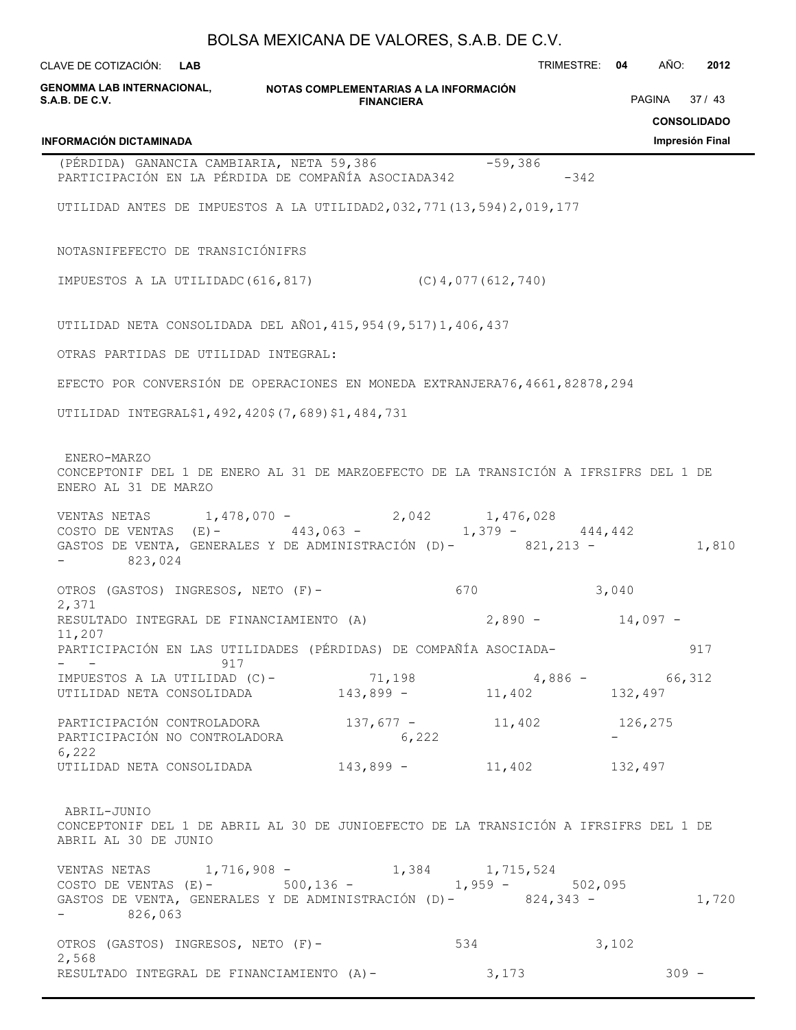(PÉRDIDA) GANANCIA CAMBIARIA, NETA 59,386 -59,386
PARTICIPACIÓN EN LA PÉRDIDA DE COMPAÑÍA ASOCIADA342 -342

UTILIDAD ANTES DE IMPUESTOS A LA UTILIDAD2,032,771(13,594)2,019,177

NOTASNIFEFECTO DE TRANSICIÓNIFRS

IMPUESTOS A LA UTILIDADC(616,817) (C)4,077(612,740)

UTILIDAD NETA CONSOLIDADA DEL AÑO1,415,954(9,517)1,406,437

OTRAS PARTIDAS DE UTILIDAD INTEGRAL:

EFECTO POR CONVERSIÓN DE OPERACIONES EN MONEDA EXTRANJERA76,4661,82878,294

UTILIDAD INTEGRAL$1,492,420$(7,689)$1,484,731

ENERO-MARZO

CONCEPTONIF DEL 1 DE ENERO AL 31 DE MARZOEFECTO DE LA TRANSICIÓN A IFRSIFRS DEL 1 DE ENERO AL 31 DE MARZO

VENTAS NETAS 1,478,070 - 2,042 1,476,028
COSTO DE VENTAS (E)- 443,063 - 1,379 - 444,442
GASTOS DE VENTA, GENERALES Y DE ADMINISTRACIÓN (D)- 821,213 - 1,810 - 823,024

OTROS (GASTOS) INGRESOS, NETO (F)- 670 3,040 2,371
RESULTADO INTEGRAL DE FINANCIAMIENTO (A) 2,890 - 14,097 - 11,207
PARTICIPACIÓN EN LAS UTILIDADES (PÉRDIDAS) DE COMPAÑÍA ASOCIADA- 917 - - 917
IMPUESTOS A LA UTILIDAD (C)- 71,198 4,886 - 66,312
UTILIDAD NETA CONSOLIDADA 143,899 - 11,402 132,497

PARTICIPACIÓN CONTROLADORA 137,677 - 11,402 126,275
PARTICIPACIÓN NO CONTROLADORA 6,222 - 6,222
UTILIDAD NETA CONSOLIDADA 143,899 - 11,402 132,497

ABRIL-JUNIO

CONCEPTONIF DEL 1 DE ABRIL AL 30 DE JUNIOEFECTO DE LA TRANSICIÓN A IFRSIFRS DEL 1 DE ABRIL AL 30 DE JUNIO

VENTAS NETAS 1,716,908 - 1,384 1,715,524
COSTO DE VENTAS (E)- 500,136 - 1,959 - 502,095
GASTOS DE VENTA, GENERALES Y DE ADMINISTRACIÓN (D)- 824,343 - 1,720 - 826,063

OTROS (GASTOS) INGRESOS, NETO (F)- 534 3,102 2,568
RESULTADO INTEGRAL DE FINANCIAMIENTO (A)- 3,173 309 -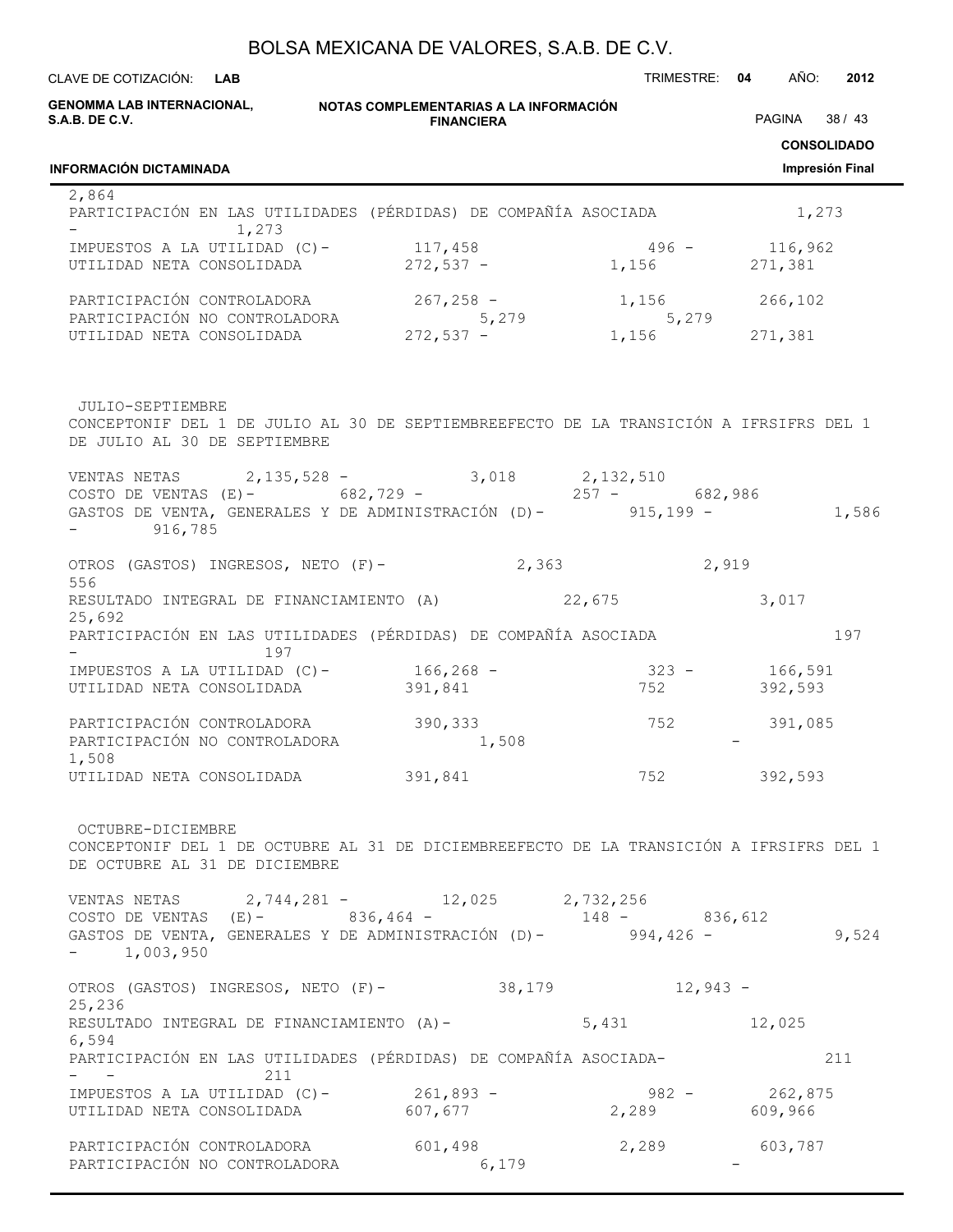2,864

| | | | |
|---|---|---|---|
| PARTICIPACIÓN EN LAS UTILIDADES (PÉRDIDAS) DE COMPAÑÍA ASOCIADA | 1,273 | - | 1,273 |
| IMPUESTOS A LA UTILIDAD (C)- | 117,458 | 496 - | 116,962 |
| UTILIDAD NETA CONSOLIDADA | 272,537 - | 1,156 | 271,381 |
| PARTICIPACIÓN CONTROLADORA | 267,258 - | 1,156 | 266,102 |
| PARTICIPACIÓN NO CONTROLADORA | 5,279 | | 5,279 |
| UTILIDAD NETA CONSOLIDADA | 272,537 - | 1,156 | 271,381 |

JULIO-SEPTIEMBRE

| CONCEPTO | NIF DEL 1 DE JULIO AL 30 DE SEPTIEMBRE | EFECTO DE LA TRANSICIÓN A IFRS | IFRS DEL 1 DE JULIO AL 30 DE SEPTIEMBRE |
|---|---|---|---|
| VENTAS NETAS | 2,135,528 - | 3,018 | 2,132,510 |
| COSTO DE VENTAS (E)- | 682,729 - | 257 - | 682,986 |
| GASTOS DE VENTA, GENERALES Y DE ADMINISTRACIÓN (D)- | 915,199 - | 1,586 - | 916,785 |
| OTROS (GASTOS) INGRESOS, NETO (F)- | 2,363 | 2,919 | 556 |
| RESULTADO INTEGRAL DE FINANCIAMIENTO (A) | 22,675 | 3,017 | 25,692 |
| PARTICIPACIÓN EN LAS UTILIDADES (PÉRDIDAS) DE COMPAÑÍA ASOCIADA | 197 | - | 197 |
| IMPUESTOS A LA UTILIDAD (C)- | 166,268 - | 323 - | 166,591 |
| UTILIDAD NETA CONSOLIDADA | 391,841 | 752 | 392,593 |
| PARTICIPACIÓN CONTROLADORA | 390,333 | 752 | 391,085 |
| PARTICIPACIÓN NO CONTROLADORA | 1,508 | - | 1,508 |
| UTILIDAD NETA CONSOLIDADA | 391,841 | 752 | 392,593 |

OCTUBRE-DICIEMBRE

| CONCEPTO | NIF DEL 1 DE OCTUBRE AL 31 DE DICIEMBRE | EFECTO DE LA TRANSICIÓN A IFRS | IFRS DEL 1 DE OCTUBRE AL 31 DE DICIEMBRE |
|---|---|---|---|
| VENTAS NETAS | 2,744,281 - | 12,025 | 2,732,256 |
| COSTO DE VENTAS (E)- | 836,464 - | 148 - | 836,612 |
| GASTOS DE VENTA, GENERALES Y DE ADMINISTRACIÓN (D)- | 994,426 - | 9,524 - | 1,003,950 |
| OTROS (GASTOS) INGRESOS, NETO (F)- | 38,179 | 12,943 - | 25,236 |
| RESULTADO INTEGRAL DE FINANCIAMIENTO (A)- | 5,431 | 12,025 | 6,594 |
| PARTICIPACIÓN EN LAS UTILIDADES (PÉRDIDAS) DE COMPAÑÍA ASOCIADA- | 211 | - - | 211 |
| IMPUESTOS A LA UTILIDAD (C)- | 261,893 - | 982 - | 262,875 |
| UTILIDAD NETA CONSOLIDADA | 607,677 | 2,289 | 609,966 |
| PARTICIPACIÓN CONTROLADORA | 601,498 | 2,289 | 603,787 |
| PARTICIPACIÓN NO CONTROLADORA | 6,179 | - | |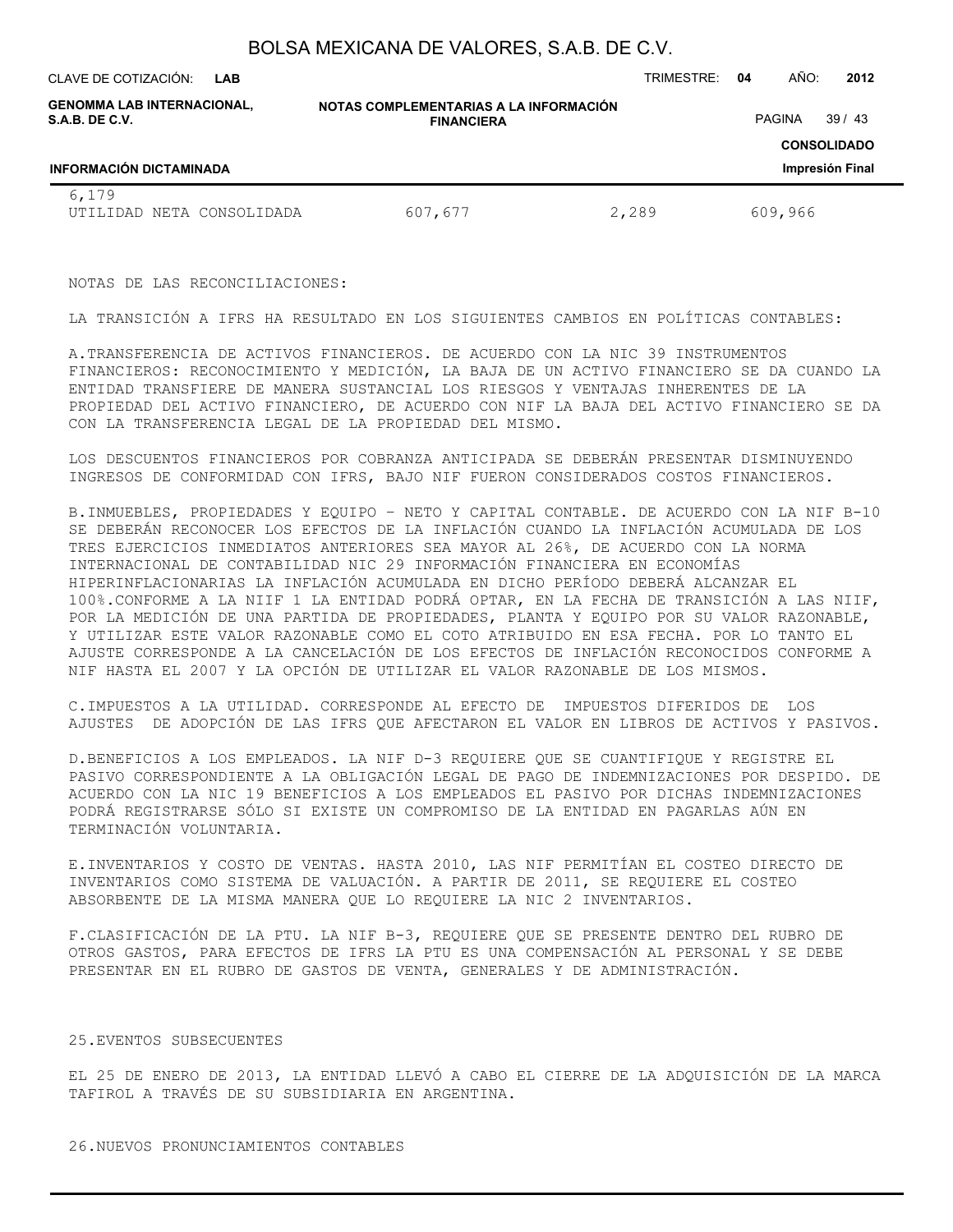| | | | |
|---|---|---|---|
| 6,179 | | | |
| UTILIDAD NETA CONSOLIDADA | 607,677 | 2,289 | 609,966 |

NOTAS DE LAS RECONCILIACIONES:

LA TRANSICIÓN A IFRS HA RESULTADO EN LOS SIGUIENTES CAMBIOS EN POLÍTICAS CONTABLES:

A.TRANSFERENCIA DE ACTIVOS FINANCIEROS. DE ACUERDO CON LA NIC 39 INSTRUMENTOS FINANCIEROS: RECONOCIMIENTO Y MEDICIÓN, LA BAJA DE UN ACTIVO FINANCIERO SE DA CUANDO LA ENTIDAD TRANSFIERE DE MANERA SUSTANCIAL LOS RIESGOS Y VENTAJAS INHERENTES DE LA PROPIEDAD DEL ACTIVO FINANCIERO, DE ACUERDO CON NIF LA BAJA DEL ACTIVO FINANCIERO SE DA CON LA TRANSFERENCIA LEGAL DE LA PROPIEDAD DEL MISMO.

LOS DESCUENTOS FINANCIEROS POR COBRANZA ANTICIPADA SE DEBERÁN PRESENTAR DISMINUYENDO INGRESOS DE CONFORMIDAD CON IFRS, BAJO NIF FUERON CONSIDERADOS COSTOS FINANCIEROS.

B.INMUEBLES, PROPIEDADES Y EQUIPO – NETO Y CAPITAL CONTABLE. DE ACUERDO CON LA NIF B-10 SE DEBERÁN RECONOCER LOS EFECTOS DE LA INFLACIÓN CUANDO LA INFLACIÓN ACUMULADA DE LOS TRES EJERCICIOS INMEDIATOS ANTERIORES SEA MAYOR AL 26%, DE ACUERDO CON LA NORMA INTERNACIONAL DE CONTABILIDAD NIC 29 INFORMACIÓN FINANCIERA EN ECONOMÍAS HIPERINFLACIONARIAS LA INFLACIÓN ACUMULADA EN DICHO PERÍODO DEBERÁ ALCANZAR EL 100%.CONFORME A LA NIIF 1 LA ENTIDAD PODRÁ OPTAR, EN LA FECHA DE TRANSICIÓN A LAS NIIF, POR LA MEDICIÓN DE UNA PARTIDA DE PROPIEDADES, PLANTA Y EQUIPO POR SU VALOR RAZONABLE, Y UTILIZAR ESTE VALOR RAZONABLE COMO EL COTO ATRIBUIDO EN ESA FECHA. POR LO TANTO EL AJUSTE CORRESPONDE A LA CANCELACIÓN DE LOS EFECTOS DE INFLACIÓN RECONOCIDOS CONFORME A NIF HASTA EL 2007 Y LA OPCIÓN DE UTILIZAR EL VALOR RAZONABLE DE LOS MISMOS.

C.IMPUESTOS A LA UTILIDAD. CORRESPONDE AL EFECTO DE IMPUESTOS DIFERIDOS DE LOS AJUSTES DE ADOPCIÓN DE LAS IFRS QUE AFECTARON EL VALOR EN LIBROS DE ACTIVOS Y PASIVOS.

D.BENEFICIOS A LOS EMPLEADOS. LA NIF D-3 REQUIERE QUE SE CUANTIFIQUE Y REGISTRE EL PASIVO CORRESPONDIENTE A LA OBLIGACIÓN LEGAL DE PAGO DE INDEMNIZACIONES POR DESPIDO. DE ACUERDO CON LA NIC 19 BENEFICIOS A LOS EMPLEADOS EL PASIVO POR DICHAS INDEMNIZACIONES PODRÁ REGISTRARSE SÓLO SI EXISTE UN COMPROMISO DE LA ENTIDAD EN PAGARLAS AÚN EN TERMINACIÓN VOLUNTARIA.

E.INVENTARIOS Y COSTO DE VENTAS. HASTA 2010, LAS NIF PERMITÍAN EL COSTEO DIRECTO DE INVENTARIOS COMO SISTEMA DE VALUACIÓN. A PARTIR DE 2011, SE REQUIERE EL COSTEO ABSORBENTE DE LA MISMA MANERA QUE LO REQUIERE LA NIC 2 INVENTARIOS.

F.CLASIFICACIÓN DE LA PTU. LA NIF B-3, REQUIERE QUE SE PRESENTE DENTRO DEL RUBRO DE OTROS GASTOS, PARA EFECTOS DE IFRS LA PTU ES UNA COMPENSACIÓN AL PERSONAL Y SE DEBE PRESENTAR EN EL RUBRO DE GASTOS DE VENTA, GENERALES Y DE ADMINISTRACIÓN.

## 25.EVENTOS SUBSECUENTES

EL 25 DE ENERO DE 2013, LA ENTIDAD LLEVÓ A CABO EL CIERRE DE LA ADQUISICIÓN DE LA MARCA TAFIROL A TRAVÉS DE SU SUBSIDIARIA EN ARGENTINA.

## 26.NUEVOS PRONUNCIAMIENTOS CONTABLES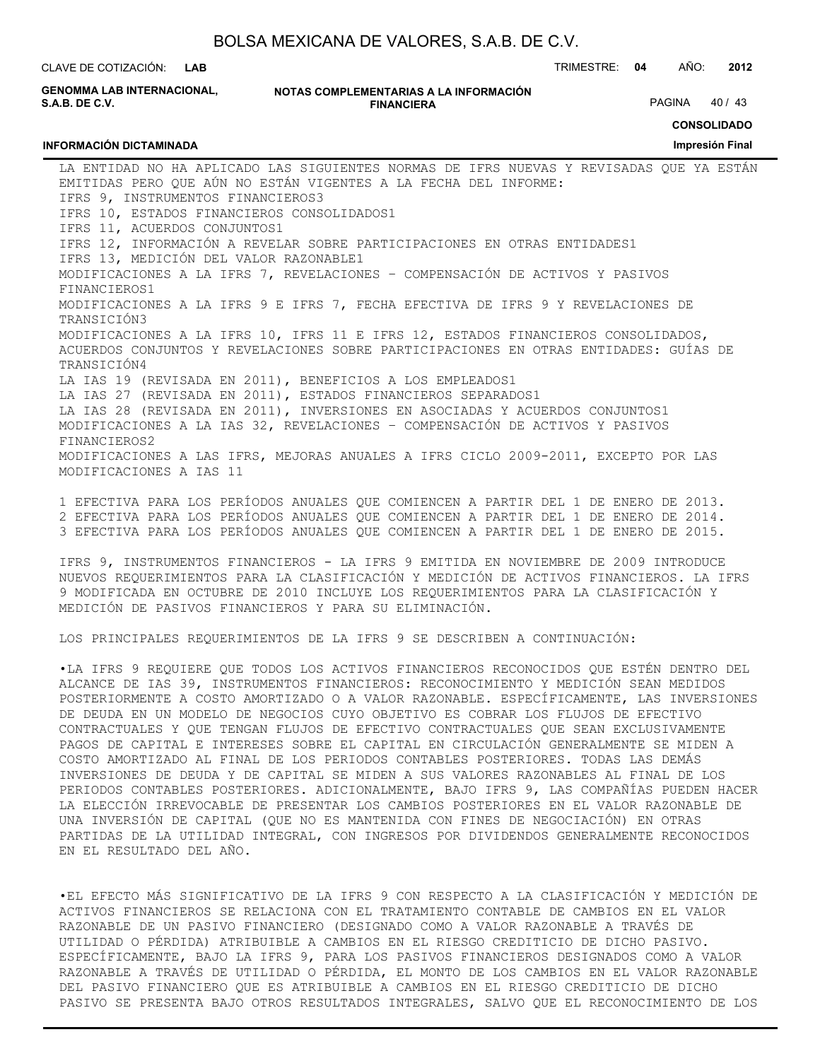LA ENTIDAD NO HA APLICADO LAS SIGUIENTES NORMAS DE IFRS NUEVAS Y REVISADAS QUE YA ESTÁN EMITIDAS PERO QUE AÚN NO ESTÁN VIGENTES A LA FECHA DEL INFORME:

IFRS 9, INSTRUMENTOS FINANCIEROS[3]
IFRS 10, ESTADOS FINANCIEROS CONSOLIDADOS[1]
IFRS 11, ACUERDOS CONJUNTOS[1]
IFRS 12, INFORMACIÓN A REVELAR SOBRE PARTICIPACIONES EN OTRAS ENTIDADES[1]
IFRS 13, MEDICIÓN DEL VALOR RAZONABLE[1]
MODIFICACIONES A LA IFRS 7, REVELACIONES – COMPENSACIÓN DE ACTIVOS Y PASIVOS FINANCIEROS[1]
MODIFICACIONES A LA IFRS 9 E IFRS 7, FECHA EFECTIVA DE IFRS 9 Y REVELACIONES DE TRANSICIÓN[3]
MODIFICACIONES A LA IFRS 10, IFRS 11 E IFRS 12, ESTADOS FINANCIEROS CONSOLIDADOS, ACUERDOS CONJUNTOS Y REVELACIONES SOBRE PARTICIPACIONES EN OTRAS ENTIDADES: GUÍAS DE TRANSICIÓN[4]
LA IAS 19 (REVISADA EN 2011), BENEFICIOS A LOS EMPLEADOS[1]
LA IAS 27 (REVISADA EN 2011), ESTADOS FINANCIEROS SEPARADOS[1]
LA IAS 28 (REVISADA EN 2011), INVERSIONES EN ASOCIADAS Y ACUERDOS CONJUNTOS[1]
MODIFICACIONES A LA IAS 32, REVELACIONES – COMPENSACIÓN DE ACTIVOS Y PASIVOS FINANCIEROS[2]
MODIFICACIONES A LAS IFRS, MEJORAS ANUALES A IFRS CICLO 2009-2011, EXCEPTO POR LAS MODIFICACIONES A IAS 11

1 EFECTIVA PARA LOS PERÍODOS ANUALES QUE COMIENCEN A PARTIR DEL 1 DE ENERO DE 2013.
2 EFECTIVA PARA LOS PERÍODOS ANUALES QUE COMIENCEN A PARTIR DEL 1 DE ENERO DE 2014.
3 EFECTIVA PARA LOS PERÍODOS ANUALES QUE COMIENCEN A PARTIR DEL 1 DE ENERO DE 2015.

IFRS 9, INSTRUMENTOS FINANCIEROS - LA IFRS 9 EMITIDA EN NOVIEMBRE DE 2009 INTRODUCE NUEVOS REQUERIMIENTOS PARA LA CLASIFICACIÓN Y MEDICIÓN DE ACTIVOS FINANCIEROS. LA IFRS 9 MODIFICADA EN OCTUBRE DE 2010 INCLUYE LOS REQUERIMIENTOS PARA LA CLASIFICACIÓN Y MEDICIÓN DE PASIVOS FINANCIEROS Y PARA SU ELIMINACIÓN.

LOS PRINCIPALES REQUERIMIENTOS DE LA IFRS 9 SE DESCRIBEN A CONTINUACIÓN:

•LA IFRS 9 REQUIERE QUE TODOS LOS ACTIVOS FINANCIEROS RECONOCIDOS QUE ESTÉN DENTRO DEL ALCANCE DE IAS 39, INSTRUMENTOS FINANCIEROS: RECONOCIMIENTO Y MEDICIÓN SEAN MEDIDOS POSTERIORMENTE A COSTO AMORTIZADO O A VALOR RAZONABLE. ESPECÍFICAMENTE, LAS INVERSIONES DE DEUDA EN UN MODELO DE NEGOCIOS CUYO OBJETIVO ES COBRAR LOS FLUJOS DE EFECTIVO CONTRACTUALES Y QUE TENGAN FLUJOS DE EFECTIVO CONTRACTUALES QUE SEAN EXCLUSIVAMENTE PAGOS DE CAPITAL E INTERESES SOBRE EL CAPITAL EN CIRCULACIÓN GENERALMENTE SE MIDEN A COSTO AMORTIZADO AL FINAL DE LOS PERIODOS CONTABLES POSTERIORES. TODAS LAS DEMÁS INVERSIONES DE DEUDA Y DE CAPITAL SE MIDEN A SUS VALORES RAZONABLES AL FINAL DE LOS PERIODOS CONTABLES POSTERIORES. ADICIONALMENTE, BAJO IFRS 9, LAS COMPAÑÍAS PUEDEN HACER LA ELECCIÓN IRREVOCABLE DE PRESENTAR LOS CAMBIOS POSTERIORES EN EL VALOR RAZONABLE DE UNA INVERSIÓN DE CAPITAL (QUE NO ES MANTENIDA CON FINES DE NEGOCIACIÓN) EN OTRAS PARTIDAS DE LA UTILIDAD INTEGRAL, CON INGRESOS POR DIVIDENDOS GENERALMENTE RECONOCIDOS EN EL RESULTADO DEL AÑO.

•EL EFECTO MÁS SIGNIFICATIVO DE LA IFRS 9 CON RESPECTO A LA CLASIFICACIÓN Y MEDICIÓN DE ACTIVOS FINANCIEROS SE RELACIONA CON EL TRATAMIENTO CONTABLE DE CAMBIOS EN EL VALOR RAZONABLE DE UN PASIVO FINANCIERO (DESIGNADO COMO A VALOR RAZONABLE A TRAVÉS DE UTILIDAD O PÉRDIDA) ATRIBUIBLE A CAMBIOS EN EL RIESGO CREDITICIO DE DICHO PASIVO. ESPECÍFICAMENTE, BAJO LA IFRS 9, PARA LOS PASIVOS FINANCIEROS DESIGNADOS COMO A VALOR RAZONABLE A TRAVÉS DE UTILIDAD O PÉRDIDA, EL MONTO DE LOS CAMBIOS EN EL VALOR RAZONABLE DEL PASIVO FINANCIERO QUE ES ATRIBUIBLE A CAMBIOS EN EL RIESGO CREDITICIO DE DICHO PASIVO SE PRESENTA BAJO OTROS RESULTADOS INTEGRALES, SALVO QUE EL RECONOCIMIENTO DE LOS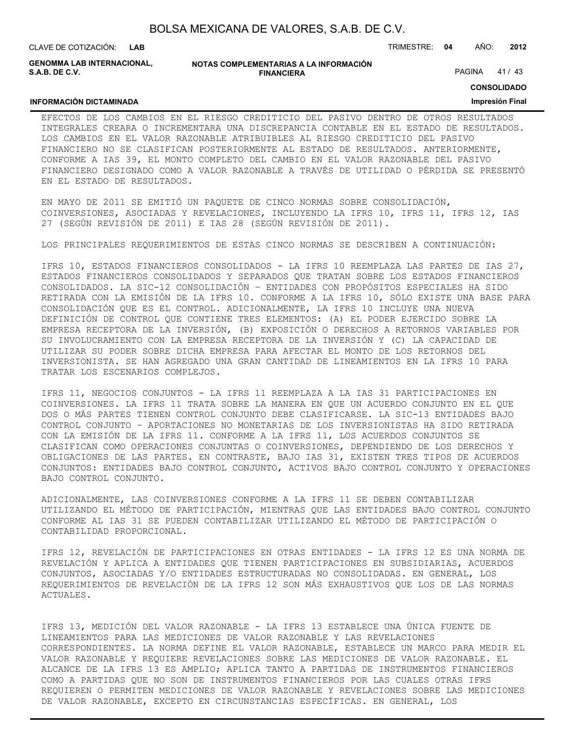EFECTOS DE LOS CAMBIOS EN EL RIESGO CREDITICIO DEL PASIVO DENTRO DE OTROS RESULTADOS INTEGRALES CREARA O INCREMENTARA UNA DISCREPANCIA CONTABLE EN EL ESTADO DE RESULTADOS. LOS CAMBIOS EN EL VALOR RAZONABLE ATRIBUIBLES AL RIESGO CREDITICIO DEL PASIVO FINANCIERO NO SE CLASIFICAN POSTERIORMENTE AL ESTADO DE RESULTADOS. ANTERIORMENTE, CONFORME A IAS 39, EL MONTO COMPLETO DEL CAMBIO EN EL VALOR RAZONABLE DEL PASIVO FINANCIERO DESIGNADO COMO A VALOR RAZONABLE A TRAVÉS DE UTILIDAD O PÉRDIDA SE PRESENTÓ EN EL ESTADO DE RESULTADOS.

EN MAYO DE 2011 SE EMITIÓ UN PAQUETE DE CINCO NORMAS SOBRE CONSOLIDACIÓN, COINVERSIONES, ASOCIADAS Y REVELACIONES, INCLUYENDO LA IFRS 10, IFRS 11, IFRS 12, IAS 27 (SEGÚN REVISIÓN DE 2011) E IAS 28 (SEGÚN REVISIÓN DE 2011).

LOS PRINCIPALES REQUERIMIENTOS DE ESTAS CINCO NORMAS SE DESCRIBEN A CONTINUACIÓN:

IFRS 10, ESTADOS FINANCIEROS CONSOLIDADOS - LA IFRS 10 REEMPLAZA LAS PARTES DE IAS 27, ESTADOS FINANCIEROS CONSOLIDADOS Y SEPARADOS QUE TRATAN SOBRE LOS ESTADOS FINANCIEROS CONSOLIDADOS. LA SIC-12 CONSOLIDACIÓN – ENTIDADES CON PROPÓSITOS ESPECIALES HA SIDO RETIRADA CON LA EMISIÓN DE LA IFRS 10. CONFORME A LA IFRS 10, SÓLO EXISTE UNA BASE PARA CONSOLIDACIÓN QUE ES EL CONTROL. ADICIONALMENTE, LA IFRS 10 INCLUYE UNA NUEVA DEFINICIÓN DE CONTROL QUE CONTIENE TRES ELEMENTOS: (A) EL PODER EJERCIDO SOBRE LA EMPRESA RECEPTORA DE LA INVERSIÓN, (B) EXPOSICIÓN O DERECHOS A RETORNOS VARIABLES POR SU INVOLUCRAMIENTO CON LA EMPRESA RECEPTORA DE LA INVERSIÓN Y (C) LA CAPACIDAD DE UTILIZAR SU PODER SOBRE DICHA EMPRESA PARA AFECTAR EL MONTO DE LOS RETORNOS DEL INVERSIONISTA. SE HAN AGREGADO UNA GRAN CANTIDAD DE LINEAMIENTOS EN LA IFRS 10 PARA TRATAR LOS ESCENARIOS COMPLEJOS.

IFRS 11, NEGOCIOS CONJUNTOS - LA IFRS 11 REEMPLAZA A LA IAS 31 PARTICIPACIONES EN COINVERSIONES. LA IFRS 11 TRATA SOBRE LA MANERA EN QUE UN ACUERDO CONJUNTO EN EL QUE DOS O MÁS PARTES TIENEN CONTROL CONJUNTO DEBE CLASIFICARSE. LA SIC-13 ENTIDADES BAJO CONTROL CONJUNTO – APORTACIONES NO MONETARIAS DE LOS INVERSIONISTAS HA SIDO RETIRADA CON LA EMISIÓN DE LA IFRS 11. CONFORME A LA IFRS 11, LOS ACUERDOS CONJUNTOS SE CLASIFICAN COMO OPERACIONES CONJUNTAS O COINVERSIONES, DEPENDIENDO DE LOS DERECHOS Y OBLIGACIONES DE LAS PARTES. EN CONTRASTE, BAJO IAS 31, EXISTEN TRES TIPOS DE ACUERDOS CONJUNTOS: ENTIDADES BAJO CONTROL CONJUNTO, ACTIVOS BAJO CONTROL CONJUNTO Y OPERACIONES BAJO CONTROL CONJUNTO.

ADICIONALMENTE, LAS COINVERSIONES CONFORME A LA IFRS 11 SE DEBEN CONTABILIZAR UTILIZANDO EL MÉTODO DE PARTICIPACIÓN, MIENTRAS QUE LAS ENTIDADES BAJO CONTROL CONJUNTO CONFORME AL IAS 31 SE PUEDEN CONTABILIZAR UTILIZANDO EL MÉTODO DE PARTICIPACIÓN O CONTABILIDAD PROPORCIONAL.

IFRS 12, REVELACIÓN DE PARTICIPACIONES EN OTRAS ENTIDADES - LA IFRS 12 ES UNA NORMA DE REVELACIÓN Y APLICA A ENTIDADES QUE TIENEN PARTICIPACIONES EN SUBSIDIARIAS, ACUERDOS CONJUNTOS, ASOCIADAS Y/O ENTIDADES ESTRUCTURADAS NO CONSOLIDADAS. EN GENERAL, LOS REQUERIMIENTOS DE REVELACIÓN DE LA IFRS 12 SON MÁS EXHAUSTIVOS QUE LOS DE LAS NORMAS ACTUALES.

IFRS 13, MEDICIÓN DEL VALOR RAZONABLE - LA IFRS 13 ESTABLECE UNA ÚNICA FUENTE DE LINEAMIENTOS PARA LAS MEDICIONES DE VALOR RAZONABLE Y LAS REVELACIONES CORRESPONDIENTES. LA NORMA DEFINE EL VALOR RAZONABLE, ESTABLECE UN MARCO PARA MEDIR EL VALOR RAZONABLE Y REQUIERE REVELACIONES SOBRE LAS MEDICIONES DE VALOR RAZONABLE. EL ALCANCE DE LA IFRS 13 ES AMPLIO; APLICA TANTO A PARTIDAS DE INSTRUMENTOS FINANCIEROS COMO A PARTIDAS QUE NO SON DE INSTRUMENTOS FINANCIEROS POR LAS CUALES OTRAS IFRS REQUIEREN O PERMITEN MEDICIONES DE VALOR RAZONABLE Y REVELACIONES SOBRE LAS MEDICIONES DE VALOR RAZONABLE, EXCEPTO EN CIRCUNSTANCIAS ESPECÍFICAS. EN GENERAL, LOS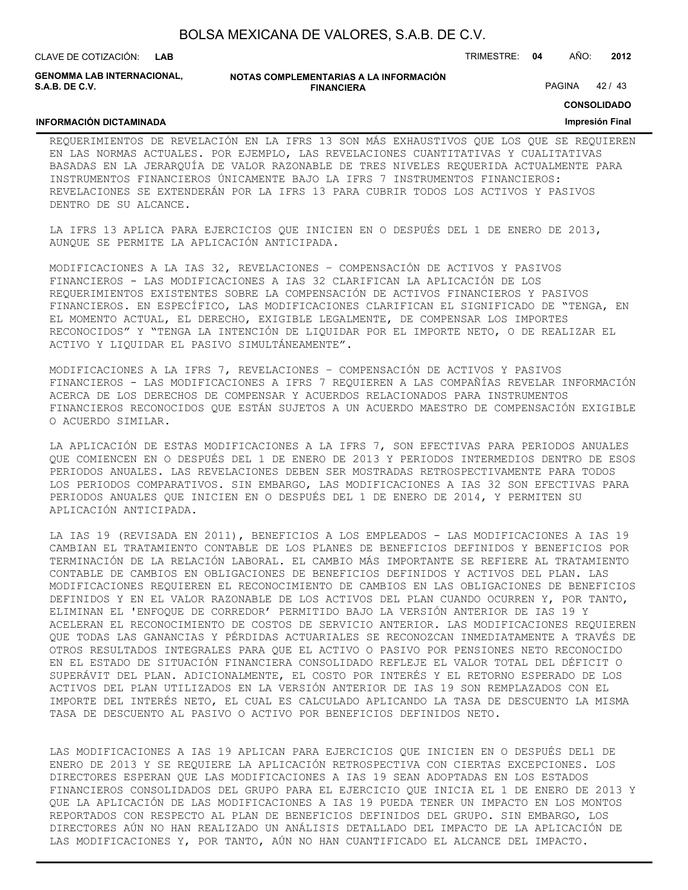REQUERIMIENTOS DE REVELACIÓN EN LA IFRS 13 SON MÁS EXHAUSTIVOS QUE LOS QUE SE REQUIEREN EN LAS NORMAS ACTUALES. POR EJEMPLO, LAS REVELACIONES CUANTITATIVAS Y CUALITATIVAS BASADAS EN LA JERARQUÍA DE VALOR RAZONABLE DE TRES NIVELES REQUERIDA ACTUALMENTE PARA INSTRUMENTOS FINANCIEROS ÚNICAMENTE BAJO LA IFRS 7 INSTRUMENTOS FINANCIEROS: REVELACIONES SE EXTENDERÁN POR LA IFRS 13 PARA CUBRIR TODOS LOS ACTIVOS Y PASIVOS DENTRO DE SU ALCANCE.

LA IFRS 13 APLICA PARA EJERCICIOS QUE INICIEN EN O DESPUÉS DEL 1 DE ENERO DE 2013, AUNQUE SE PERMITE LA APLICACIÓN ANTICIPADA.

MODIFICACIONES A LA IAS 32, REVELACIONES – COMPENSACIÓN DE ACTIVOS Y PASIVOS FINANCIEROS - LAS MODIFICACIONES A IAS 32 CLARIFICAN LA APLICACIÓN DE LOS REQUERIMIENTOS EXISTENTES SOBRE LA COMPENSACIÓN DE ACTIVOS FINANCIEROS Y PASIVOS FINANCIEROS. EN ESPECÍFICO, LAS MODIFICACIONES CLARIFICAN EL SIGNIFICADO DE "TENGA, EN EL MOMENTO ACTUAL, EL DERECHO, EXIGIBLE LEGALMENTE, DE COMPENSAR LOS IMPORTES RECONOCIDOS" Y "TENGA LA INTENCIÓN DE LIQUIDAR POR EL IMPORTE NETO, O DE REALIZAR EL ACTIVO Y LIQUIDAR EL PASIVO SIMULTÁNEAMENTE".

MODIFICACIONES A LA IFRS 7, REVELACIONES – COMPENSACIÓN DE ACTIVOS Y PASIVOS FINANCIEROS - LAS MODIFICACIONES A IFRS 7 REQUIEREN A LAS COMPAÑÍAS REVELAR INFORMACIÓN ACERCA DE LOS DERECHOS DE COMPENSAR Y ACUERDOS RELACIONADOS PARA INSTRUMENTOS FINANCIEROS RECONOCIDOS QUE ESTÁN SUJETOS A UN ACUERDO MAESTRO DE COMPENSACIÓN EXIGIBLE O ACUERDO SIMILAR.

LA APLICACIÓN DE ESTAS MODIFICACIONES A LA IFRS 7, SON EFECTIVAS PARA PERIODOS ANUALES QUE COMIENCEN EN O DESPUÉS DEL 1 DE ENERO DE 2013 Y PERIODOS INTERMEDIOS DENTRO DE ESOS PERIODOS ANUALES. LAS REVELACIONES DEBEN SER MOSTRADAS RETROSPECTIVAMENTE PARA TODOS LOS PERIODOS COMPARATIVOS. SIN EMBARGO, LAS MODIFICACIONES A IAS 32 SON EFECTIVAS PARA PERIODOS ANUALES QUE INICIEN EN O DESPUÉS DEL 1 DE ENERO DE 2014, Y PERMITEN SU APLICACIÓN ANTICIPADA.

LA IAS 19 (REVISADA EN 2011), BENEFICIOS A LOS EMPLEADOS - LAS MODIFICACIONES A IAS 19 CAMBIAN EL TRATAMIENTO CONTABLE DE LOS PLANES DE BENEFICIOS DEFINIDOS Y BENEFICIOS POR TERMINACIÓN DE LA RELACIÓN LABORAL. EL CAMBIO MÁS IMPORTANTE SE REFIERE AL TRATAMIENTO CONTABLE DE CAMBIOS EN OBLIGACIONES DE BENEFICIOS DEFINIDOS Y ACTIVOS DEL PLAN. LAS MODIFICACIONES REQUIEREN EL RECONOCIMIENTO DE CAMBIOS EN LAS OBLIGACIONES DE BENEFICIOS DEFINIDOS Y EN EL VALOR RAZONABLE DE LOS ACTIVOS DEL PLAN CUANDO OCURREN Y, POR TANTO, ELIMINAN EL 'ENFOQUE DE CORREDOR' PERMITIDO BAJO LA VERSIÓN ANTERIOR DE IAS 19 Y ACELERAN EL RECONOCIMIENTO DE COSTOS DE SERVICIO ANTERIOR. LAS MODIFICACIONES REQUIEREN QUE TODAS LAS GANANCIAS Y PÉRDIDAS ACTUARIALES SE RECONOZCAN INMEDIATAMENTE A TRAVÉS DE OTROS RESULTADOS INTEGRALES PARA QUE EL ACTIVO O PASIVO POR PENSIONES NETO RECONOCIDO EN EL ESTADO DE SITUACIÓN FINANCIERA CONSOLIDADO REFLEJE EL VALOR TOTAL DEL DÉFICIT O SUPERÁVIT DEL PLAN. ADICIONALMENTE, EL COSTO POR INTERÉS Y EL RETORNO ESPERADO DE LOS ACTIVOS DEL PLAN UTILIZADOS EN LA VERSIÓN ANTERIOR DE IAS 19 SON REMPLAZADOS CON EL IMPORTE DEL INTERÉS NETO, EL CUAL ES CALCULADO APLICANDO LA TASA DE DESCUENTO LA MISMA TASA DE DESCUENTO AL PASIVO O ACTIVO POR BENEFICIOS DEFINIDOS NETO.

LAS MODIFICACIONES A IAS 19 APLICAN PARA EJERCICIOS QUE INICIEN EN O DESPUÉS DEL1 DE ENERO DE 2013 Y SE REQUIERE LA APLICACIÓN RETROSPECTIVA CON CIERTAS EXCEPCIONES. LOS DIRECTORES ESPERAN QUE LAS MODIFICACIONES A IAS 19 SEAN ADOPTADAS EN LOS ESTADOS FINANCIEROS CONSOLIDADOS DEL GRUPO PARA EL EJERCICIO QUE INICIA EL 1 DE ENERO DE 2013 Y QUE LA APLICACIÓN DE LAS MODIFICACIONES A IAS 19 PUEDA TENER UN IMPACTO EN LOS MONTOS REPORTADOS CON RESPECTO AL PLAN DE BENEFICIOS DEFINIDOS DEL GRUPO. SIN EMBARGO, LOS DIRECTORES AÚN NO HAN REALIZADO UN ANÁLISIS DETALLADO DEL IMPACTO DE LA APLICACIÓN DE LAS MODIFICACIONES Y, POR TANTO, AÚN NO HAN CUANTIFICADO EL ALCANCE DEL IMPACTO.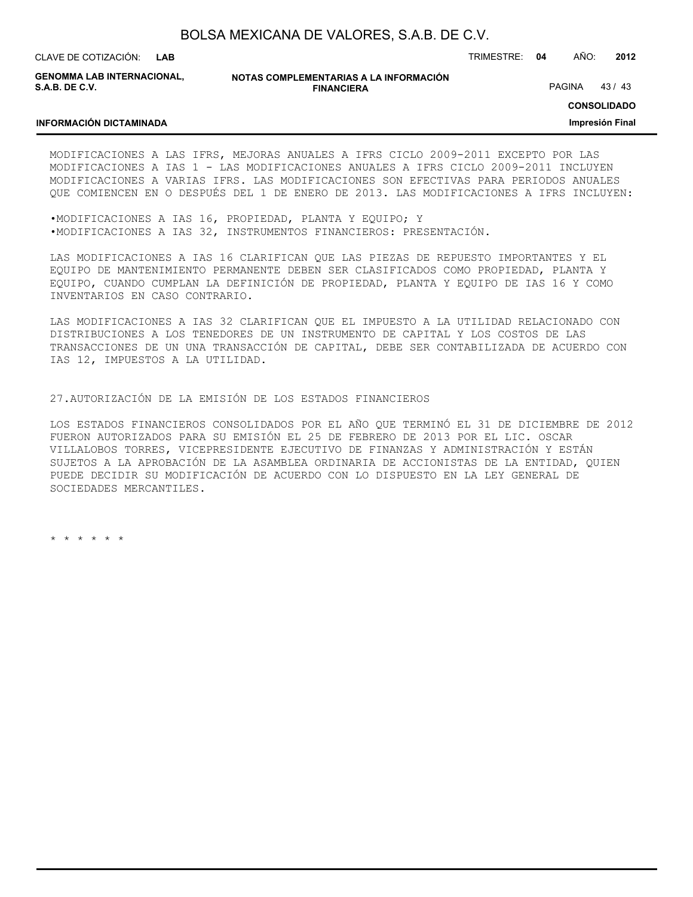MODIFICACIONES A LAS IFRS, MEJORAS ANUALES A IFRS CICLO 2009-2011 EXCEPTO POR LAS MODIFICACIONES A IAS 1 - LAS MODIFICACIONES ANUALES A IFRS CICLO 2009-2011 INCLUYEN MODIFICACIONES A VARIAS IFRS. LAS MODIFICACIONES SON EFECTIVAS PARA PERIODOS ANUALES QUE COMIENCEN EN O DESPUÉS DEL 1 DE ENERO DE 2013. LAS MODIFICACIONES A IFRS INCLUYEN:

- MODIFICACIONES A IAS 16, PROPIEDAD, PLANTA Y EQUIPO; Y
- MODIFICACIONES A IAS 32, INSTRUMENTOS FINANCIEROS: PRESENTACIÓN.

LAS MODIFICACIONES A IAS 16 CLARIFICAN QUE LAS PIEZAS DE REPUESTO IMPORTANTES Y EL EQUIPO DE MANTENIMIENTO PERMANENTE DEBEN SER CLASIFICADOS COMO PROPIEDAD, PLANTA Y EQUIPO, CUANDO CUMPLAN LA DEFINICIÓN DE PROPIEDAD, PLANTA Y EQUIPO DE IAS 16 Y COMO INVENTARIOS EN CASO CONTRARIO.

LAS MODIFICACIONES A IAS 32 CLARIFICAN QUE EL IMPUESTO A LA UTILIDAD RELACIONADO CON DISTRIBUCIONES A LOS TENEDORES DE UN INSTRUMENTO DE CAPITAL Y LOS COSTOS DE LAS TRANSACCIONES DE UN UNA TRANSACCIÓN DE CAPITAL, DEBE SER CONTABILIZADA DE ACUERDO CON IAS 12, IMPUESTOS A LA UTILIDAD.

27.AUTORIZACIÓN DE LA EMISIÓN DE LOS ESTADOS FINANCIEROS

LOS ESTADOS FINANCIEROS CONSOLIDADOS POR EL AÑO QUE TERMINÓ EL 31 DE DICIEMBRE DE 2012 FUERON AUTORIZADOS PARA SU EMISIÓN EL 25 DE FEBRERO DE 2013 POR EL LIC. OSCAR VILLALOBOS TORRES, VICEPRESIDENTE EJECUTIVO DE FINANZAS Y ADMINISTRACIÓN Y ESTÁN SUJETOS A LA APROBACIÓN DE LA ASAMBLEA ORDINARIA DE ACCIONISTAS DE LA ENTIDAD, QUIEN PUEDE DECIDIR SU MODIFICACIÓN DE ACUERDO CON LO DISPUESTO EN LA LEY GENERAL DE SOCIEDADES MERCANTILES.

* * * * * *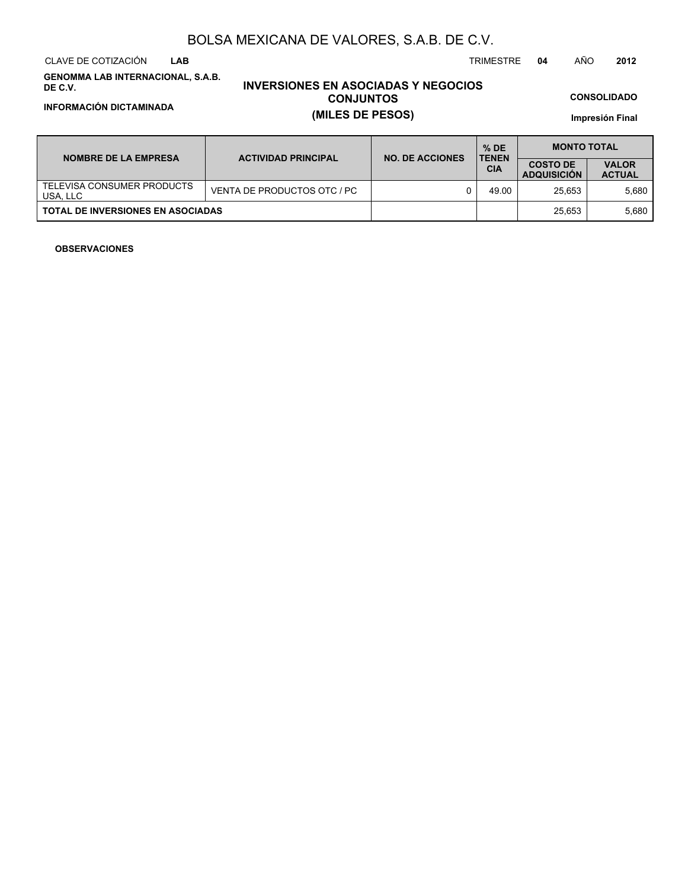# BOLSA MEXICANA DE VALORES, S.A.B. DE C.V.

CLAVE DE COTIZACIÓN **LAB** TRIMESTRE **04** AÑO **2012**

**GENOMMA LAB INTERNACIONAL, S.A.B. DE C.V.**

**INFORMACIÓN DICTAMINADA**

## INVERSIONES EN ASOCIADAS Y NEGOCIOS CONJUNTOS
## (MILES DE PESOS)

**CONSOLIDADO**

**Impresión Final**

| NOMBRE DE LA EMPRESA | ACTIVIDAD PRINCIPAL | NO. DE ACCIONES | % DE TENENCIA | MONTO TOTAL | |
|---|---|---|---|---|---|
| | | | | COSTO DE ADQUISICIÓN | VALOR ACTUAL |
| TELEVISA CONSUMER PRODUCTS USA, LLC | VENTA DE PRODUCTOS OTC / PC | 0 | 49.00 | 25,653 | 5,680 |
| **TOTAL DE INVERSIONES EN ASOCIADAS** | | | | 25,653 | 5,680 |

**OBSERVACIONES**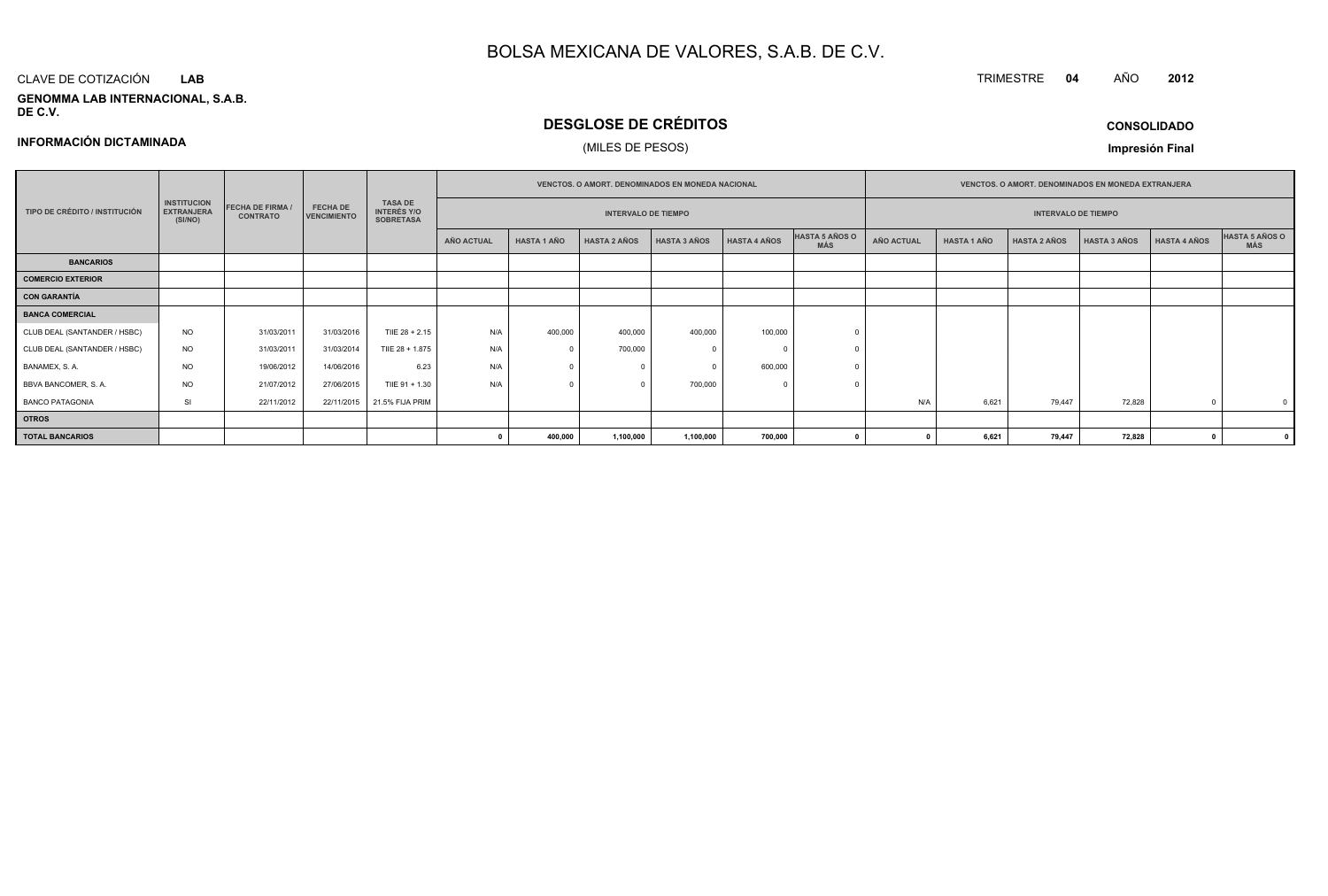# BOLSA MEXICANA DE VALORES, S.A.B. DE C.V.

CLAVE DE COTIZACIÓN **LAB**

TRIMESTRE **04** AÑO **2012**

**GENOMMA LAB INTERNACIONAL, S.A.B. DE C.V.**

## DESGLOSE DE CRÉDITOS

(MILES DE PESOS)

**INFORMACIÓN DICTAMINADA**

**CONSOLIDADO**

**Impresión Final**

| TIPO DE CRÉDITO / INSTITUCIÓN | INSTITUCION EXTRANJERA (SI/NO) | FECHA DE FIRMA / CONTRATO | FECHA DE VENCIMIENTO | TASA DE INTERÉS Y/O SOBRETASA | VENCTOS. O AMORT. DENOMINADOS EN MONEDA NACIONAL | | | | | | VENCTOS. O AMORT. DENOMINADOS EN MONEDA EXTRANJERA | | | | | |
|---|---|---|---|---|---|---|---|---|---|---|---|---|---|---|---|---|
| | | | | | INTERVALO DE TIEMPO | | | | | | INTERVALO DE TIEMPO | | | | | |
| | | | | | AÑO ACTUAL | HASTA 1 AÑO | HASTA 2 AÑOS | HASTA 3 AÑOS | HASTA 4 AÑOS | HASTA 5 AÑOS O MÁS | AÑO ACTUAL | HASTA 1 AÑO | HASTA 2 AÑOS | HASTA 3 AÑOS | HASTA 4 AÑOS | HASTA 5 AÑOS O MÁS |
| **BANCARIOS** | | | | | | | | | | | | | | | | |
| **COMERCIO EXTERIOR** | | | | | | | | | | | | | | | | |
| **CON GARANTÍA** | | | | | | | | | | | | | | | | |
| **BANCA COMERCIAL** | | | | | | | | | | | | | | | | |
| CLUB DEAL (SANTANDER / HSBC) | NO | 31/03/2011 | 31/03/2016 | TIIE 28 + 2.15 | N/A | 400,000 | 400,000 | 400,000 | 100,000 | 0 | | | | | | |
| CLUB DEAL (SANTANDER / HSBC) | NO | 31/03/2011 | 31/03/2014 | TIIE 28 + 1.875 | N/A | 0 | 700,000 | 0 | 0 | 0 | | | | | | |
| BANAMEX, S. A. | NO | 19/06/2012 | 14/06/2016 | 6.23 | N/A | 0 | 0 | 0 | 600,000 | 0 | | | | | | |
| BBVA BANCOMER, S. A. | NO | 21/07/2012 | 27/06/2015 | TIIE 91 + 1.30 | N/A | 0 | 0 | 700,000 | 0 | 0 | | | | | | |
| BANCO PATAGONIA | SI | 22/11/2012 | 22/11/2015 | 21.5% FIJA PRIM | | | | | | | N/A | 6,621 | 79,447 | 72,828 | 0 | 0 |
| **OTROS** | | | | | | | | | | | | | | | | |
| **TOTAL BANCARIOS** | | | | | **0** | **400,000** | **1,100,000** | **1,100,000** | **700,000** | **0** | **0** | **6,621** | **79,447** | **72,828** | **0** | **0** |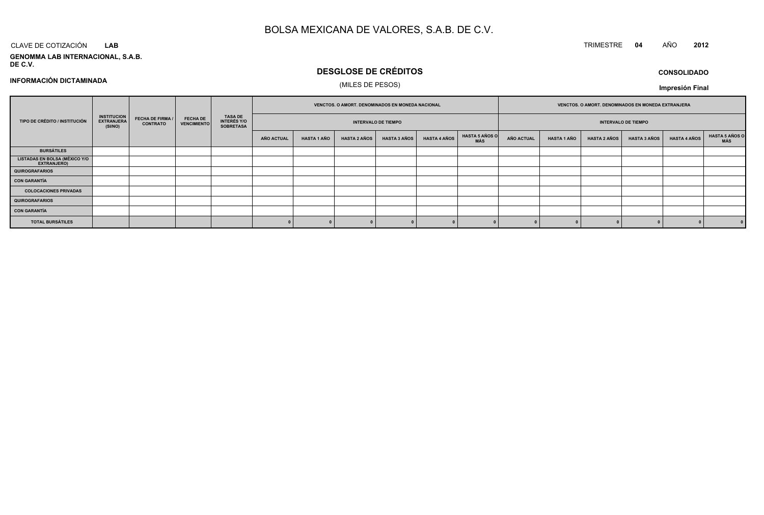# BOLSA MEXICANA DE VALORES, S.A.B. DE C.V.

CLAVE DE COTIZACIÓN **LAB**

TRIMESTRE **04** AÑO **2012**

**GENOMMA LAB INTERNACIONAL, S.A.B. DE C.V.**

## DESGLOSE DE CRÉDITOS

(MILES DE PESOS)

**CONSOLIDADO**

**INFORMACIÓN DICTAMINADA**

**Impresión Final**

| TIPO DE CRÉDITO / INSTITUCIÓN | INSTITUCION EXTRANJERA (SI/NO) | FECHA DE FIRMA / CONTRATO | FECHA DE VENCIMIENTO | TASA DE INTERÉS Y/O SOBRETASA | VENCTOS. O AMORT. DENOMINADOS EN MONEDA NACIONAL | | | | | | VENCTOS. O AMORT. DENOMINADOS EN MONEDA EXTRANJERA | | | | | |
|---|---|---|---|---|---|---|---|---|---|---|---|---|---|---|---|---|
| | | | | | INTERVALO DE TIEMPO | | | | | | INTERVALO DE TIEMPO | | | | | |
| | | | | | AÑO ACTUAL | HASTA 1 AÑO | HASTA 2 AÑOS | HASTA 3 AÑOS | HASTA 4 AÑOS | HASTA 5 AÑOS O MÁS | AÑO ACTUAL | HASTA 1 AÑO | HASTA 2 AÑOS | HASTA 3 AÑOS | HASTA 4 AÑOS | HASTA 5 AÑOS O MÁS |
| **BURSÁTILES** | | | | | | | | | | | | | | | | |
| **LISTADAS EN BOLSA (MÉXICO Y/O EXTRANJERO)** | | | | | | | | | | | | | | | | |
| **QUIROGRAFARIOS** | | | | | | | | | | | | | | | | |
| **CON GARANTÍA** | | | | | | | | | | | | | | | | |
| **COLOCACIONES PRIVADAS** | | | | | | | | | | | | | | | | |
| **QUIROGRAFARIOS** | | | | | | | | | | | | | | | | |
| **CON GARANTÍA** | | | | | | | | | | | | | | | | |
| **TOTAL BURSÁTILES** | | | | | 0 | 0 | 0 | 0 | 0 | 0 | 0 | 0 | 0 | 0 | 0 | 0 |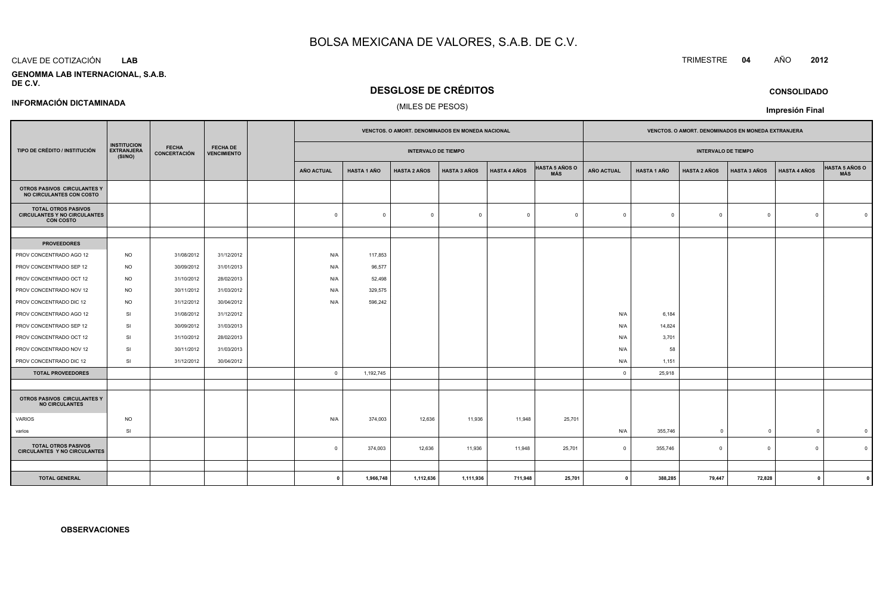# BOLSA MEXICANA DE VALORES, S.A.B. DE C.V.

CLAVE DE COTIZACIÓN **LAB**

TRIMESTRE **04** AÑO **2012**

**GENOMMA LAB INTERNACIONAL, S.A.B. DE C.V.**

## DESGLOSE DE CRÉDITOS

(MILES DE PESOS)

**CONSOLIDADO**

**INFORMACIÓN DICTAMINADA**

**Impresión Final**

| TIPO DE CRÉDITO / INSTITUCIÓN | INSTITUCION EXTRANJERA (SI/NO) | FECHA CONCERTACIÓN | FECHA DE VENCIMIENTO | | VENCTOS. O AMORT. DENOMINADOS EN MONEDA NACIONAL | | | | | | VENCTOS. O AMORT. DENOMINADOS EN MONEDA EXTRANJERA | | | | | |
|---|---|---|---|---|---|---|---|---|---|---|---|---|---|---|---|---|
| | | | | | INTERVALO DE TIEMPO | | | | | | INTERVALO DE TIEMPO | | | | | |
| | | | | | AÑO ACTUAL | HASTA 1 AÑO | HASTA 2 AÑOS | HASTA 3 AÑOS | HASTA 4 AÑOS | HASTA 5 AÑOS O MÁS | AÑO ACTUAL | HASTA 1 AÑO | HASTA 2 AÑOS | HASTA 3 AÑOS | HASTA 4 AÑOS | HASTA 5 AÑOS O MÁS |
| **OTROS PASIVOS CIRCULANTES Y NO CIRCULANTES CON COSTO** | | | | | | | | | | | | | | | | |
| **TOTAL OTROS PASIVOS CIRCULANTES Y NO CIRCULANTES CON COSTO** | | | | | 0 | 0 | 0 | 0 | 0 | 0 | 0 | 0 | 0 | 0 | 0 | 0 |
| | | | | | | | | | | | | | | | | |
| **PROVEEDORES** | | | | | | | | | | | | | | | | |
| PROV CONCENTRADO AGO 12 | NO | 31/08/2012 | 31/12/2012 | | N/A | 117,853 | | | | | | | | | | |
| PROV CONCENTRADO SEP 12 | NO | 30/09/2012 | 31/01/2013 | | N/A | 96,577 | | | | | | | | | | |
| PROV CONCENTRADO OCT 12 | NO | 31/10/2012 | 28/02/2013 | | N/A | 52,498 | | | | | | | | | | |
| PROV CONCENTRADO NOV 12 | NO | 30/11/2012 | 31/03/2012 | | N/A | 329,575 | | | | | | | | | | |
| PROV CONCENTRADO DIC 12 | NO | 31/12/2012 | 30/04/2012 | | N/A | 596,242 | | | | | | | | | | |
| PROV CONCENTRADO AGO 12 | SI | 31/08/2012 | 31/12/2012 | | | | | | | | N/A | 6,184 | | | | |
| PROV CONCENTRADO SEP 12 | SI | 30/09/2012 | 31/03/2013 | | | | | | | | N/A | 14,824 | | | | |
| PROV CONCENTRADO OCT 12 | SI | 31/10/2012 | 28/02/2013 | | | | | | | | N/A | 3,701 | | | | |
| PROV CONCENTRADO NOV 12 | SI | 30/11/2012 | 31/03/2013 | | | | | | | | N/A | 58 | | | | |
| PROV CONCENTRADO DIC 12 | SI | 31/12/2012 | 30/04/2012 | | | | | | | | N/A | 1,151 | | | | |
| **TOTAL PROVEEDORES** | | | | | 0 | 1,192,745 | | | | | 0 | 25,918 | | | | |
| | | | | | | | | | | | | | | | | |
| **OTROS PASIVOS CIRCULANTES Y NO CIRCULANTES** | | | | | | | | | | | | | | | | |
| VARIOS | NO | | | | N/A | 374,003 | 12,636 | 11,936 | 11,948 | 25,701 | | | | | | |
| varios | SI | | | | | | | | | | N/A | 355,746 | 0 | 0 | 0 | 0 |
| **TOTAL OTROS PASIVOS CIRCULANTES Y NO CIRCULANTES** | | | | | 0 | 374,003 | 12,636 | 11,936 | 11,948 | 25,701 | 0 | 355,746 | 0 | 0 | 0 | 0 |
| | | | | | | | | | | | | | | | | |
| **TOTAL GENERAL** | | | | | **0** | **1,966,748** | **1,112,636** | **1,111,936** | **711,948** | **25,701** | **0** | **388,285** | **79,447** | **72,828** | **0** | **0** |

**OBSERVACIONES**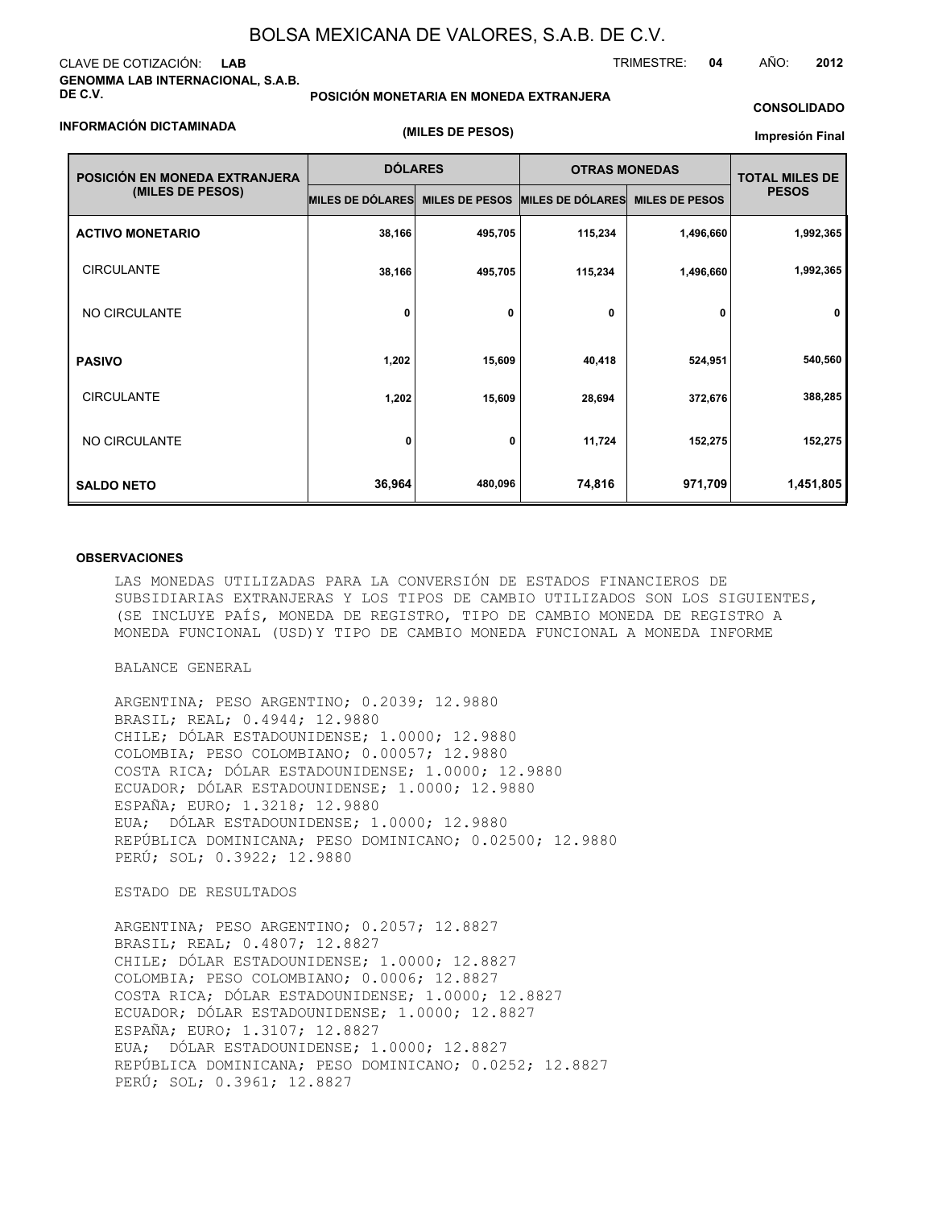# BOLSA MEXICANA DE VALORES, S.A.B. DE C.V.

CLAVE DE COTIZACIÓN: **LAB**

**GENOMMA LAB INTERNACIONAL, S.A.B. DE C.V.**

TRIMESTRE: **04** AÑO: **2012**

**POSICIÓN MONETARIA EN MONEDA EXTRANJERA**

**CONSOLIDADO**

**INFORMACIÓN DICTAMINADA**

**(MILES DE PESOS)**

**Impresión Final**

| POSICIÓN EN MONEDA EXTRANJERA (MILES DE PESOS) | DÓLARES | | OTRAS MONEDAS | | TOTAL MILES DE PESOS |
|---|---|---|---|---|---|
| | MILES DE DÓLARES | MILES DE PESOS | MILES DE DÓLARES | MILES DE PESOS | |
| **ACTIVO MONETARIO** | 38,166 | 495,705 | 115,234 | 1,496,660 | 1,992,365 |
| CIRCULANTE | 38,166 | 495,705 | 115,234 | 1,496,660 | 1,992,365 |
| NO CIRCULANTE | 0 | 0 | 0 | 0 | 0 |
| **PASIVO** | 1,202 | 15,609 | 40,418 | 524,951 | 540,560 |
| CIRCULANTE | 1,202 | 15,609 | 28,694 | 372,676 | 388,285 |
| NO CIRCULANTE | 0 | 0 | 11,724 | 152,275 | 152,275 |
| **SALDO NETO** | 36,964 | 480,096 | 74,816 | 971,709 | 1,451,805 |

**OBSERVACIONES**

LAS MONEDAS UTILIZADAS PARA LA CONVERSIÓN DE ESTADOS FINANCIEROS DE SUBSIDIARIAS EXTRANJERAS Y LOS TIPOS DE CAMBIO UTILIZADOS SON LOS SIGUIENTES, (SE INCLUYE PAÍS, MONEDA DE REGISTRO, TIPO DE CAMBIO MONEDA DE REGISTRO A MONEDA FUNCIONAL (USD)Y TIPO DE CAMBIO MONEDA FUNCIONAL A MONEDA INFORME

BALANCE GENERAL

ARGENTINA; PESO ARGENTINO; 0.2039; 12.9880
BRASIL; REAL; 0.4944; 12.9880
CHILE; DÓLAR ESTADOUNIDENSE; 1.0000; 12.9880
COLOMBIA; PESO COLOMBIANO; 0.00057; 12.9880
COSTA RICA; DÓLAR ESTADOUNIDENSE; 1.0000; 12.9880
ECUADOR; DÓLAR ESTADOUNIDENSE; 1.0000; 12.9880
ESPAÑA; EURO; 1.3218; 12.9880
EUA; DÓLAR ESTADOUNIDENSE; 1.0000; 12.9880
REPÚBLICA DOMINICANA; PESO DOMINICANO; 0.02500; 12.9880
PERÚ; SOL; 0.3922; 12.9880

ESTADO DE RESULTADOS

ARGENTINA; PESO ARGENTINO; 0.2057; 12.8827
BRASIL; REAL; 0.4807; 12.8827
CHILE; DÓLAR ESTADOUNIDENSE; 1.0000; 12.8827
COLOMBIA; PESO COLOMBIANO; 0.0006; 12.8827
COSTA RICA; DÓLAR ESTADOUNIDENSE; 1.0000; 12.8827
ECUADOR; DÓLAR ESTADOUNIDENSE; 1.0000; 12.8827
ESPAÑA; EURO; 1.3107; 12.8827
EUA; DÓLAR ESTADOUNIDENSE; 1.0000; 12.8827
REPÚBLICA DOMINICANA; PESO DOMINICANO; 0.0252; 12.8827
PERÚ; SOL; 0.3961; 12.8827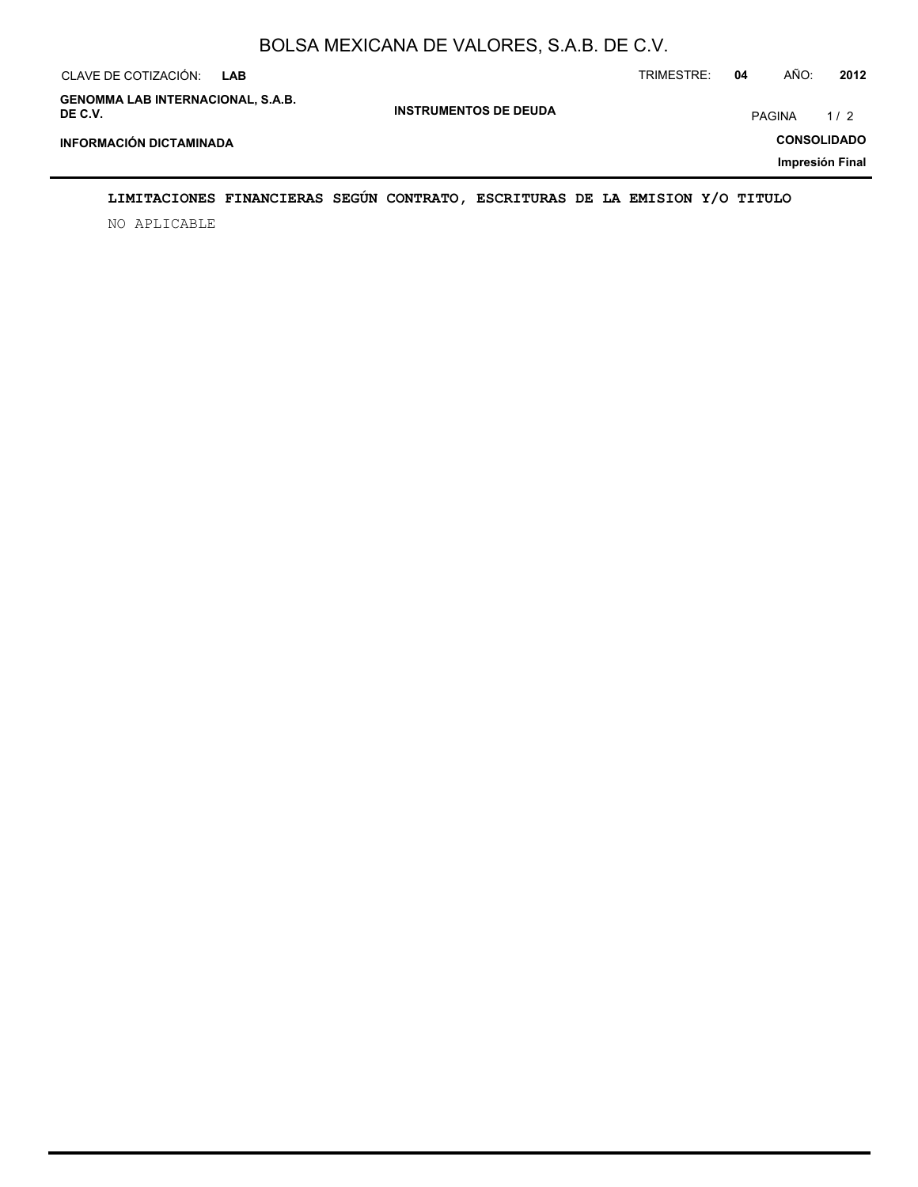**LIMITACIONES FINANCIERAS SEGÚN CONTRATO, ESCRITURAS DE LA EMISION Y/O TITULO**

NO APLICABLE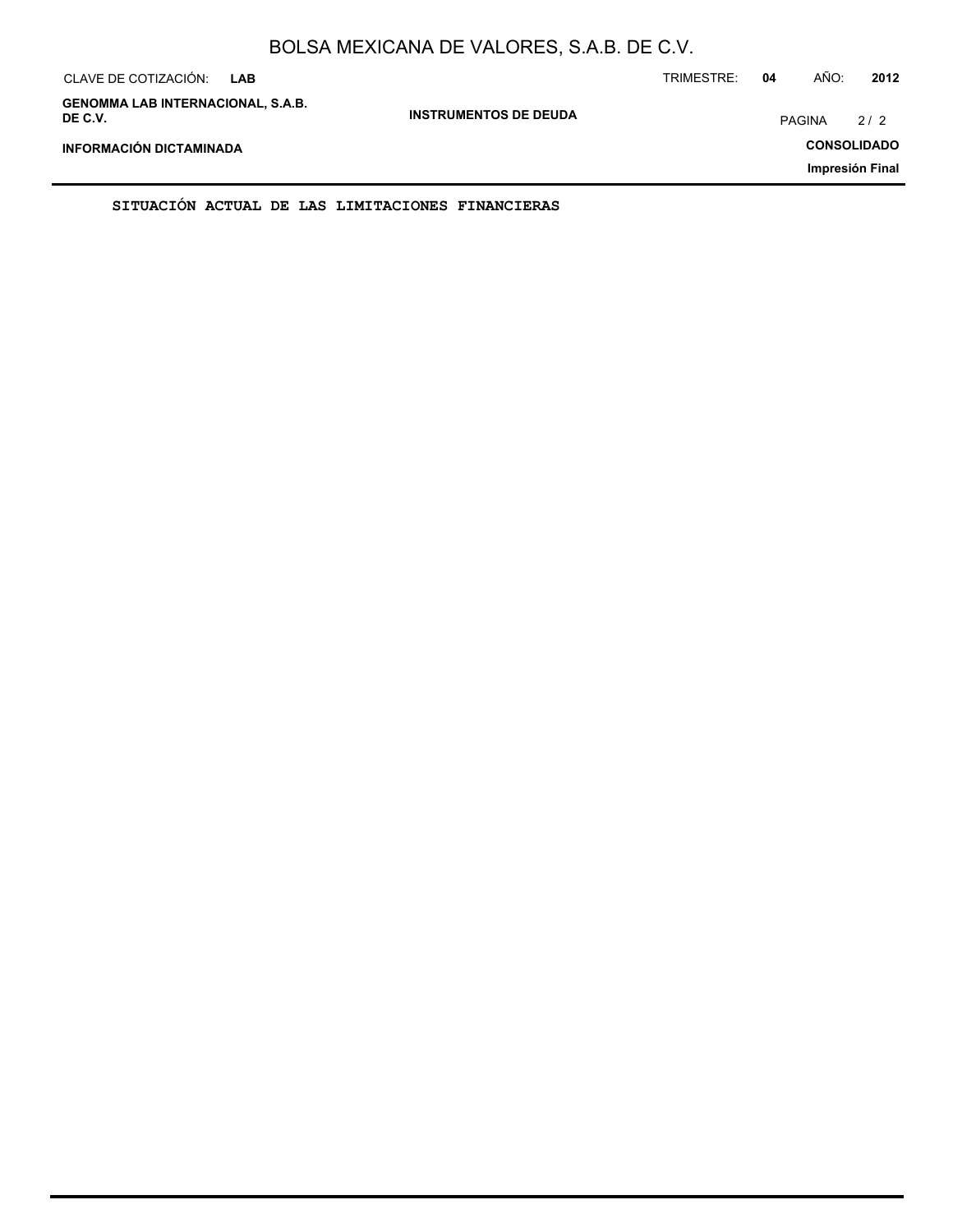**SITUACIÓN ACTUAL DE LAS LIMITACIONES FINANCIERAS**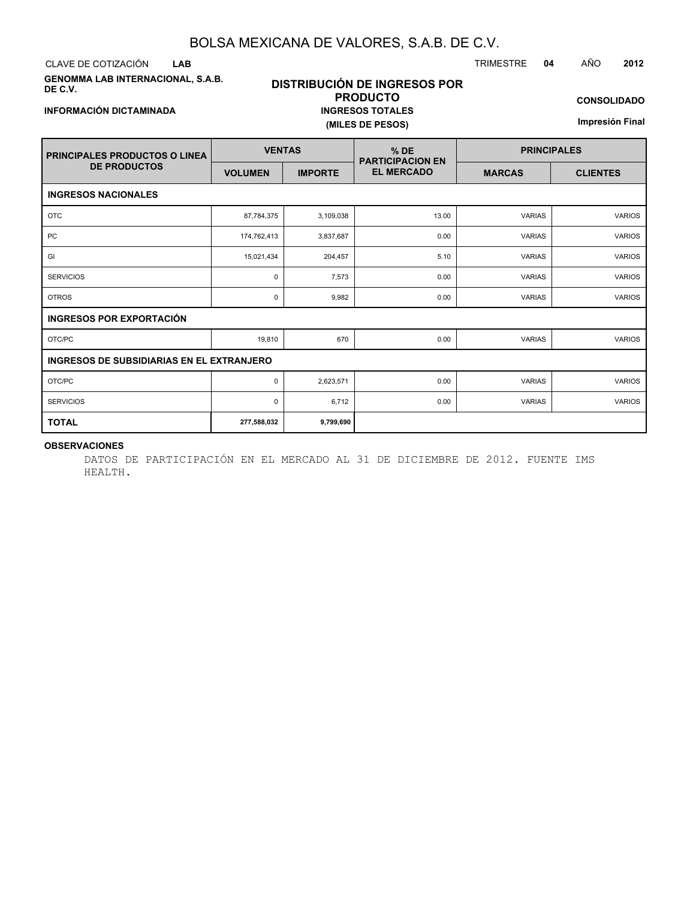# BOLSA MEXICANA DE VALORES, S.A.B. DE C.V.

CLAVE DE COTIZACIÓN **LAB**

TRIMESTRE **04** AÑO **2012**

**GENOMMA LAB INTERNACIONAL, S.A.B. DE C.V.**

**DISTRIBUCIÓN DE INGRESOS POR PRODUCTO**

**INGRESOS TOTALES**

**(MILES DE PESOS)**

**CONSOLIDADO**

**INFORMACIÓN DICTAMINADA**

**Impresión Final**

| PRINCIPALES PRODUCTOS O LINEA DE PRODUCTOS | VENTAS | | % DE PARTICIPACION EN EL MERCADO | PRINCIPALES | |
|---|---|---|---|---|---|
| | VOLUMEN | IMPORTE | | MARCAS | CLIENTES |
| **INGRESOS NACIONALES** | | | | | |
| OTC | 87,784,375 | 3,109,038 | 13.00 | VARIAS | VARIOS |
| PC | 174,762,413 | 3,837,687 | 0.00 | VARIAS | VARIOS |
| GI | 15,021,434 | 204,457 | 5.10 | VARIAS | VARIOS |
| SERVICIOS | 0 | 7,573 | 0.00 | VARIAS | VARIOS |
| OTROS | 0 | 9,982 | 0.00 | VARIAS | VARIOS |
| **INGRESOS POR EXPORTACIÓN** | | | | | |
| OTC/PC | 19,810 | 670 | 0.00 | VARIAS | VARIOS |
| **INGRESOS DE SUBSIDIARIAS EN EL EXTRANJERO** | | | | | |
| OTC/PC | 0 | 2,623,571 | 0.00 | VARIAS | VARIOS |
| SERVICIOS | 0 | 6,712 | 0.00 | VARIAS | VARIOS |
| **TOTAL** | **277,588,032** | **9,799,690** | | | |

**OBSERVACIONES**

DATOS DE PARTICIPACIÓN EN EL MERCADO AL 31 DE DICIEMBRE DE 2012. FUENTE IMS HEALTH.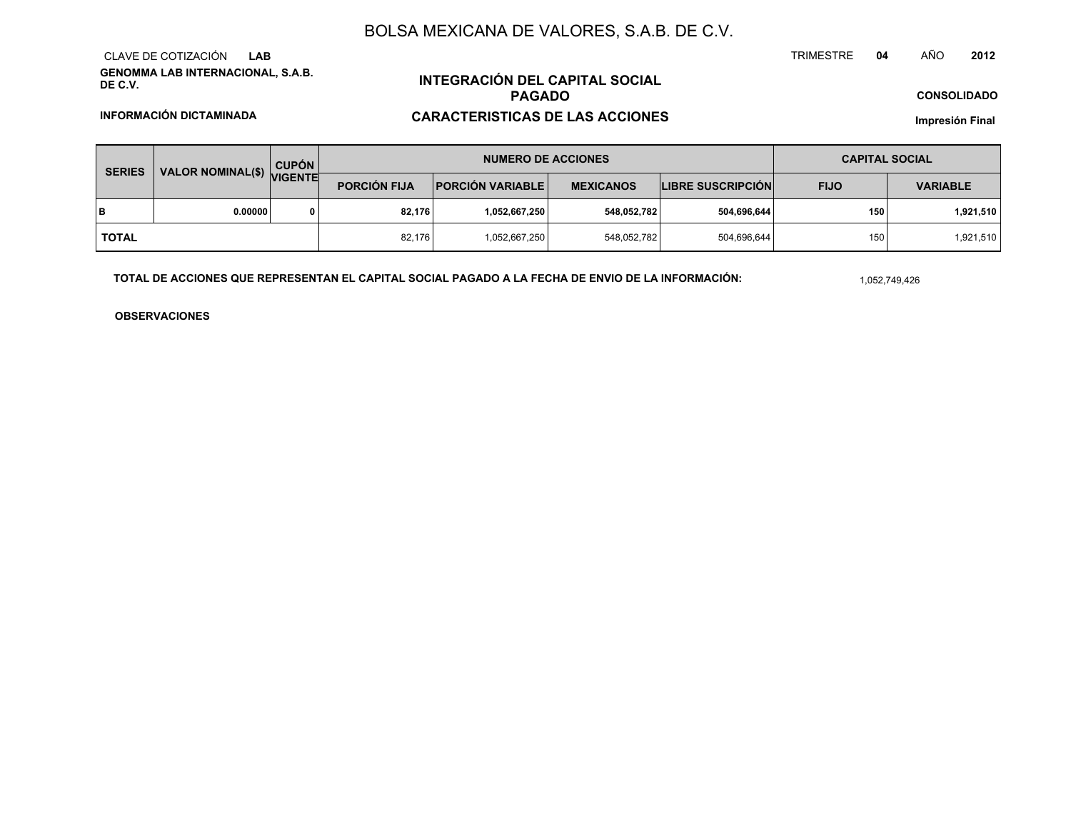# BOLSA MEXICANA DE VALORES, S.A.B. DE C.V.

CLAVE DE COTIZACIÓN **LAB**

TRIMESTRE **04** AÑO **2012**

**GENOMMA LAB INTERNACIONAL, S.A.B. DE C.V.**

## INTEGRACIÓN DEL CAPITAL SOCIAL PAGADO

**CONSOLIDADO**

**INFORMACIÓN DICTAMINADA**

## CARACTERISTICAS DE LAS ACCIONES

**Impresión Final**

| SERIES | VALOR NOMINAL($) | CUPÓN VIGENTE | NUMERO DE ACCIONES | | | | CAPITAL SOCIAL | |
|---|---|---|---|---|---|---|---|---|
| | | | PORCIÓN FIJA | PORCIÓN VARIABLE | MEXICANOS | LIBRE SUSCRIPCIÓN | FIJO | VARIABLE |
| **B** | **0.00000** | **0** | **82,176** | **1,052,667,250** | **548,052,782** | **504,696,644** | **150** | **1,921,510** |
| **TOTAL** | | | 82,176 | 1,052,667,250 | 548,052,782 | 504,696,644 | 150 | 1,921,510 |

**TOTAL DE ACCIONES QUE REPRESENTAN EL CAPITAL SOCIAL PAGADO A LA FECHA DE ENVIO DE LA INFORMACIÓN:** 1,052,749,426

**OBSERVACIONES**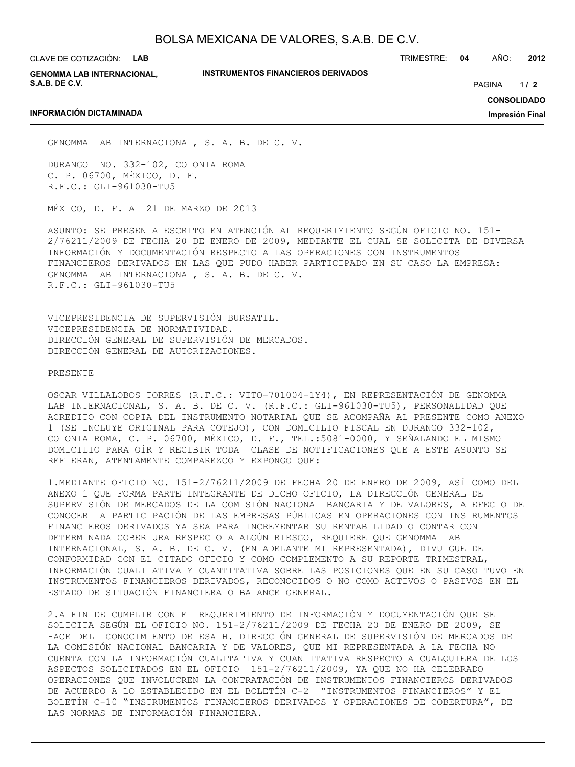GENOMMA LAB INTERNACIONAL, S. A. B. DE C. V.

DURANGO NO. 332-102, COLONIA ROMA
C. P. 06700, MÉXICO, D. F.
R.F.C.: GLI-961030-TU5

MÉXICO, D. F. A 21 DE MARZO DE 2013

ASUNTO: SE PRESENTA ESCRITO EN ATENCIÓN AL REQUERIMIENTO SEGÚN OFICIO NO. 151-2/76211/2009 DE FECHA 20 DE ENERO DE 2009, MEDIANTE EL CUAL SE SOLICITA DE DIVERSA INFORMACIÓN Y DOCUMENTACIÓN RESPECTO A LAS OPERACIONES CON INSTRUMENTOS FINANCIEROS DERIVADOS EN LAS QUE PUDO HABER PARTICIPADO EN SU CASO LA EMPRESA: GENOMMA LAB INTERNACIONAL, S. A. B. DE C. V.
R.F.C.: GLI-961030-TU5

VICEPRESIDENCIA DE SUPERVISIÓN BURSATIL.
VICEPRESIDENCIA DE NORMATIVIDAD.
DIRECCIÓN GENERAL DE SUPERVISIÓN DE MERCADOS.
DIRECCIÓN GENERAL DE AUTORIZACIONES.

PRESENTE

OSCAR VILLALOBOS TORRES (R.F.C.: VITO-701004-1Y4), EN REPRESENTACIÓN DE GENOMMA LAB INTERNACIONAL, S. A. B. DE C. V. (R.F.C.: GLI-961030-TU5), PERSONALIDAD QUE ACREDITO CON COPIA DEL INSTRUMENTO NOTARIAL QUE SE ACOMPAÑA AL PRESENTE COMO ANEXO 1 (SE INCLUYE ORIGINAL PARA COTEJO), CON DOMICILIO FISCAL EN DURANGO 332-102, COLONIA ROMA, C. P. 06700, MÉXICO, D. F., TEL.:5081-0000, Y SEÑALANDO EL MISMO DOMICILIO PARA OÍR Y RECIBIR TODA CLASE DE NOTIFICACIONES QUE A ESTE ASUNTO SE REFIERAN, ATENTAMENTE COMPAREZCO Y EXPONGO QUE:

1.MEDIANTE OFICIO NO. 151-2/76211/2009 DE FECHA 20 DE ENERO DE 2009, ASÍ COMO DEL ANEXO 1 QUE FORMA PARTE INTEGRANTE DE DICHO OFICIO, LA DIRECCIÓN GENERAL DE SUPERVISIÓN DE MERCADOS DE LA COMISIÓN NACIONAL BANCARIA Y DE VALORES, A EFECTO DE CONOCER LA PARTICIPACIÓN DE LAS EMPRESAS PÚBLICAS EN OPERACIONES CON INSTRUMENTOS FINANCIEROS DERIVADOS YA SEA PARA INCREMENTAR SU RENTABILIDAD O CONTAR CON DETERMINADA COBERTURA RESPECTO A ALGÚN RIESGO, REQUIERE QUE GENOMMA LAB INTERNACIONAL, S. A. B. DE C. V. (EN ADELANTE MI REPRESENTADA), DIVULGUE DE CONFORMIDAD CON EL CITADO OFICIO Y COMO COMPLEMENTO A SU REPORTE TRIMESTRAL, INFORMACIÓN CUALITATIVA Y CUANTITATIVA SOBRE LAS POSICIONES QUE EN SU CASO TUVO EN INSTRUMENTOS FINANCIEROS DERIVADOS, RECONOCIDOS O NO COMO ACTIVOS O PASIVOS EN EL ESTADO DE SITUACIÓN FINANCIERA O BALANCE GENERAL.

2.A FIN DE CUMPLIR CON EL REQUERIMIENTO DE INFORMACIÓN Y DOCUMENTACIÓN QUE SE SOLICITA SEGÚN EL OFICIO NO. 151-2/76211/2009 DE FECHA 20 DE ENERO DE 2009, SE HACE DEL CONOCIMIENTO DE ESA H. DIRECCIÓN GENERAL DE SUPERVISIÓN DE MERCADOS DE LA COMISIÓN NACIONAL BANCARIA Y DE VALORES, QUE MI REPRESENTADA A LA FECHA NO CUENTA CON LA INFORMACIÓN CUALITATIVA Y CUANTITATIVA RESPECTO A CUALQUIERA DE LOS ASPECTOS SOLICITADOS EN EL OFICIO 151-2/76211/2009, YA QUE NO HA CELEBRADO OPERACIONES QUE INVOLUCREN LA CONTRATACIÓN DE INSTRUMENTOS FINANCIEROS DERIVADOS DE ACUERDO A LO ESTABLECIDO EN EL BOLETÍN C-2 "INSTRUMENTOS FINANCIEROS" Y EL BOLETÍN C-10 "INSTRUMENTOS FINANCIEROS DERIVADOS Y OPERACIONES DE COBERTURA", DE LAS NORMAS DE INFORMACIÓN FINANCIERA.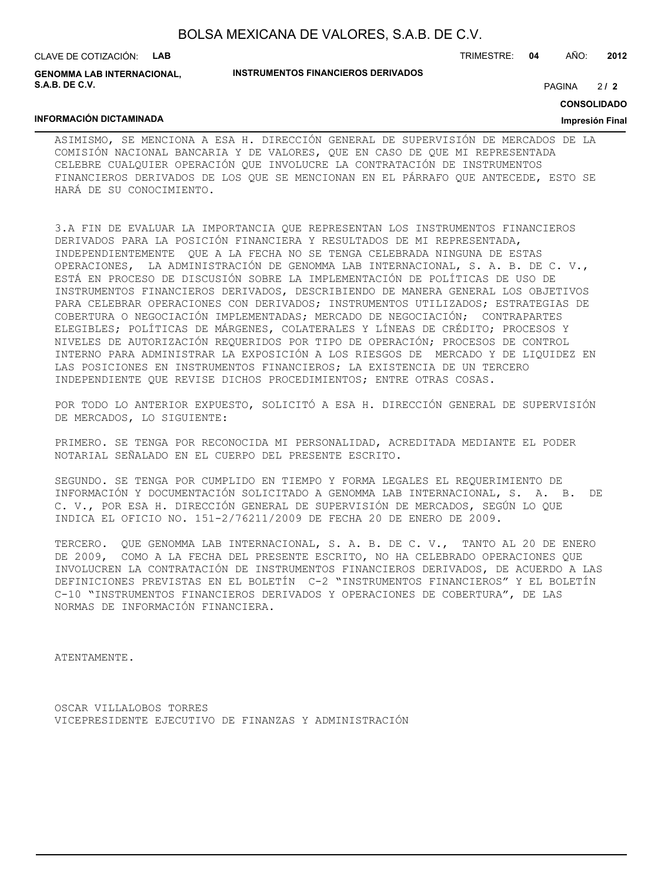ASIMISMO, SE MENCIONA A ESA H. DIRECCIÓN GENERAL DE SUPERVISIÓN DE MERCADOS DE LA COMISIÓN NACIONAL BANCARIA Y DE VALORES, QUE EN CASO DE QUE MI REPRESENTADA CELEBRE CUALQUIER OPERACIÓN QUE INVOLUCRE LA CONTRATACIÓN DE INSTRUMENTOS FINANCIEROS DERIVADOS DE LOS QUE SE MENCIONAN EN EL PÁRRAFO QUE ANTECEDE, ESTO SE HARÁ DE SU CONOCIMIENTO.

3.A FIN DE EVALUAR LA IMPORTANCIA QUE REPRESENTAN LOS INSTRUMENTOS FINANCIEROS DERIVADOS PARA LA POSICIÓN FINANCIERA Y RESULTADOS DE MI REPRESENTADA, INDEPENDIENTEMENTE QUE A LA FECHA NO SE TENGA CELEBRADA NINGUNA DE ESTAS OPERACIONES, LA ADMINISTRACIÓN DE GENOMMA LAB INTERNACIONAL, S. A. B. DE C. V., ESTÁ EN PROCESO DE DISCUSIÓN SOBRE LA IMPLEMENTACIÓN DE POLÍTICAS DE USO DE INSTRUMENTOS FINANCIEROS DERIVADOS, DESCRIBIENDO DE MANERA GENERAL LOS OBJETIVOS PARA CELEBRAR OPERACIONES CON DERIVADOS; INSTRUMENTOS UTILIZADOS; ESTRATEGIAS DE COBERTURA O NEGOCIACIÓN IMPLEMENTADAS; MERCADO DE NEGOCIACIÓN; CONTRAPARTES ELEGIBLES; POLÍTICAS DE MÁRGENES, COLATERALES Y LÍNEAS DE CRÉDITO; PROCESOS Y NIVELES DE AUTORIZACIÓN REQUERIDOS POR TIPO DE OPERACIÓN; PROCESOS DE CONTROL INTERNO PARA ADMINISTRAR LA EXPOSICIÓN A LOS RIESGOS DE MERCADO Y DE LIQUIDEZ EN LAS POSICIONES EN INSTRUMENTOS FINANCIEROS; LA EXISTENCIA DE UN TERCERO INDEPENDIENTE QUE REVISE DICHOS PROCEDIMIENTOS; ENTRE OTRAS COSAS.

POR TODO LO ANTERIOR EXPUESTO, SOLICITÓ A ESA H. DIRECCIÓN GENERAL DE SUPERVISIÓN DE MERCADOS, LO SIGUIENTE:

PRIMERO. SE TENGA POR RECONOCIDA MI PERSONALIDAD, ACREDITADA MEDIANTE EL PODER NOTARIAL SEÑALADO EN EL CUERPO DEL PRESENTE ESCRITO.

SEGUNDO. SE TENGA POR CUMPLIDO EN TIEMPO Y FORMA LEGALES EL REQUERIMIENTO DE INFORMACIÓN Y DOCUMENTACIÓN SOLICITADO A GENOMMA LAB INTERNACIONAL, S. A. B. DE C. V., POR ESA H. DIRECCIÓN GENERAL DE SUPERVISIÓN DE MERCADOS, SEGÚN LO QUE INDICA EL OFICIO NO. 151-2/76211/2009 DE FECHA 20 DE ENERO DE 2009.

TERCERO. QUE GENOMMA LAB INTERNACIONAL, S. A. B. DE C. V., TANTO AL 20 DE ENERO DE 2009, COMO A LA FECHA DEL PRESENTE ESCRITO, NO HA CELEBRADO OPERACIONES QUE INVOLUCREN LA CONTRATACIÓN DE INSTRUMENTOS FINANCIEROS DERIVADOS, DE ACUERDO A LAS DEFINICIONES PREVISTAS EN EL BOLETÍN C-2 "INSTRUMENTOS FINANCIEROS" Y EL BOLETÍN C-10 "INSTRUMENTOS FINANCIEROS DERIVADOS Y OPERACIONES DE COBERTURA", DE LAS NORMAS DE INFORMACIÓN FINANCIERA.

ATENTAMENTE.

OSCAR VILLALOBOS TORRES
VICEPRESIDENTE EJECUTIVO DE FINANZAS Y ADMINISTRACIÓN